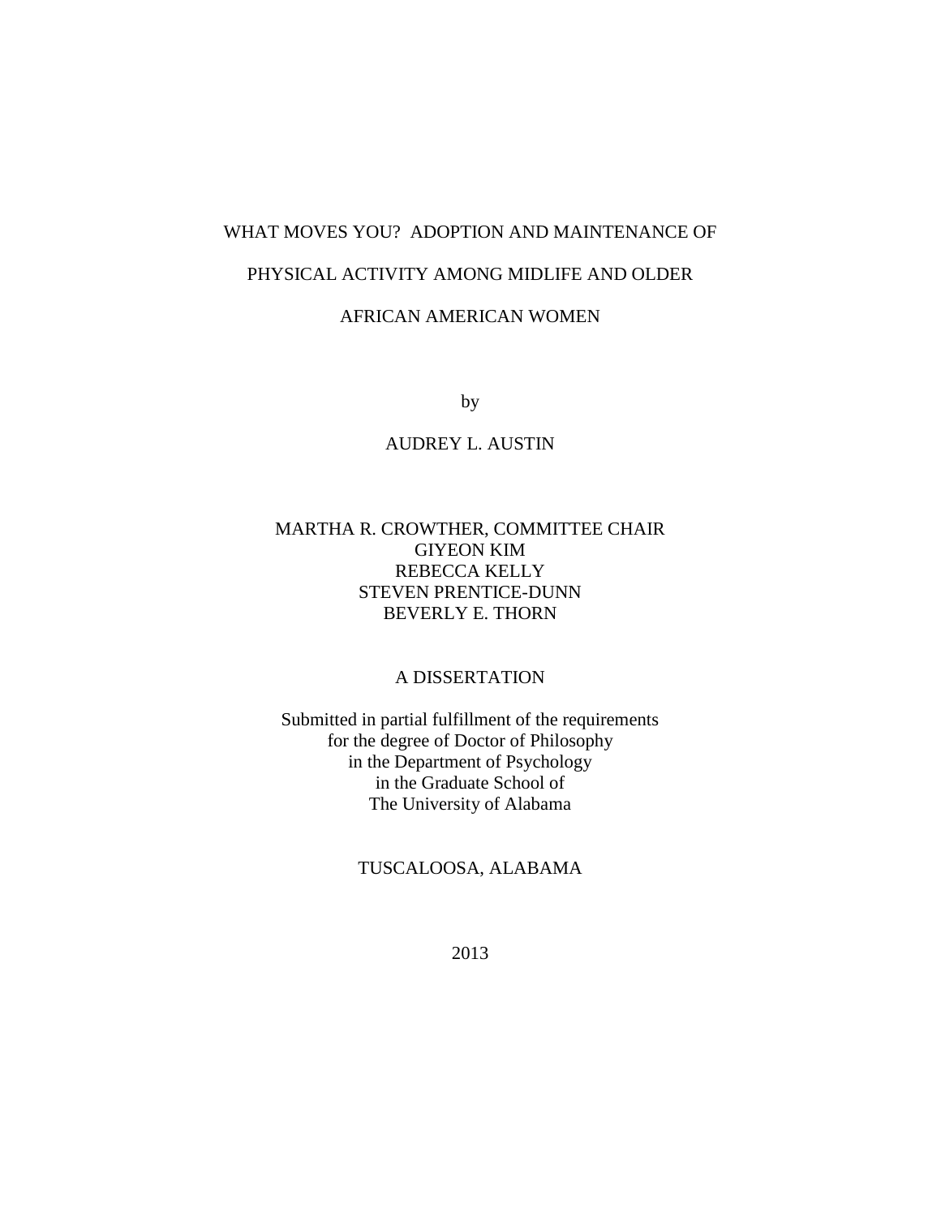# WHAT MOVES YOU? ADOPTION AND MAINTENANCE OF PHYSICAL ACTIVITY AMONG MIDLIFE AND OLDER AFRICAN AMERICAN WOMEN

by

AUDREY L. AUSTIN

MARTHA R. CROWTHER, COMMITTEE CHAIR
GIYEON KIM
REBECCA KELLY
STEVEN PRENTICE-DUNN
BEVERLY E. THORN

A DISSERTATION

Submitted in partial fulfillment of the requirements
for the degree of Doctor of Philosophy
in the Department of Psychology
in the Graduate School of
The University of Alabama

TUSCALOOSA, ALABAMA

2013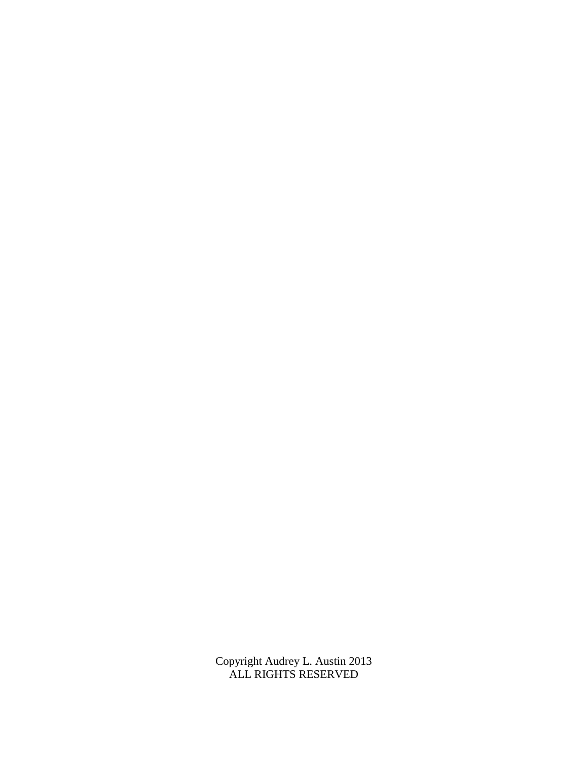Copyright Audrey L. Austin 2013
ALL RIGHTS RESERVED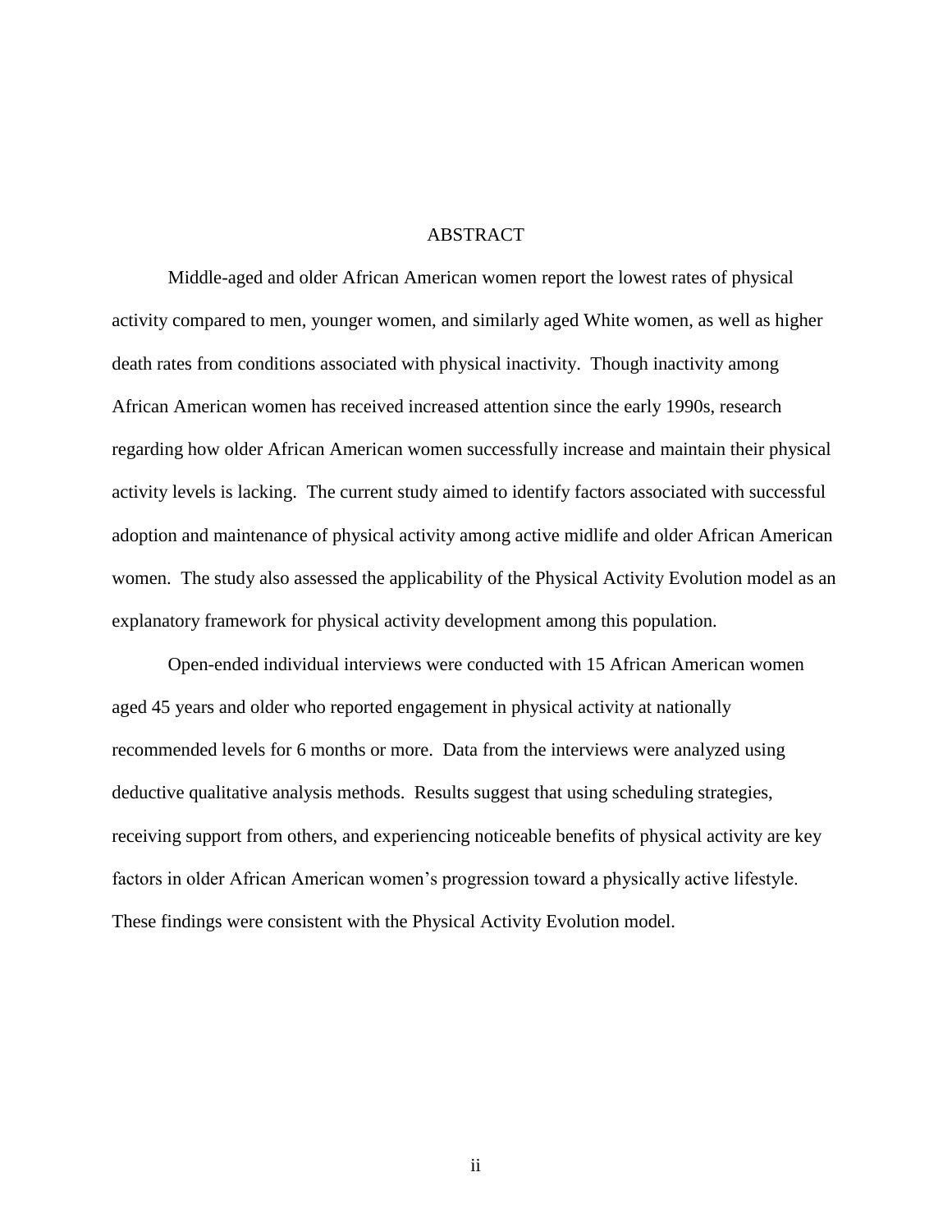# ABSTRACT

Middle-aged and older African American women report the lowest rates of physical activity compared to men, younger women, and similarly aged White women, as well as higher death rates from conditions associated with physical inactivity. Though inactivity among African American women has received increased attention since the early 1990s, research regarding how older African American women successfully increase and maintain their physical activity levels is lacking. The current study aimed to identify factors associated with successful adoption and maintenance of physical activity among active midlife and older African American women. The study also assessed the applicability of the Physical Activity Evolution model as an explanatory framework for physical activity development among this population.

Open-ended individual interviews were conducted with 15 African American women aged 45 years and older who reported engagement in physical activity at nationally recommended levels for 6 months or more. Data from the interviews were analyzed using deductive qualitative analysis methods. Results suggest that using scheduling strategies, receiving support from others, and experiencing noticeable benefits of physical activity are key factors in older African American women's progression toward a physically active lifestyle. These findings were consistent with the Physical Activity Evolution model.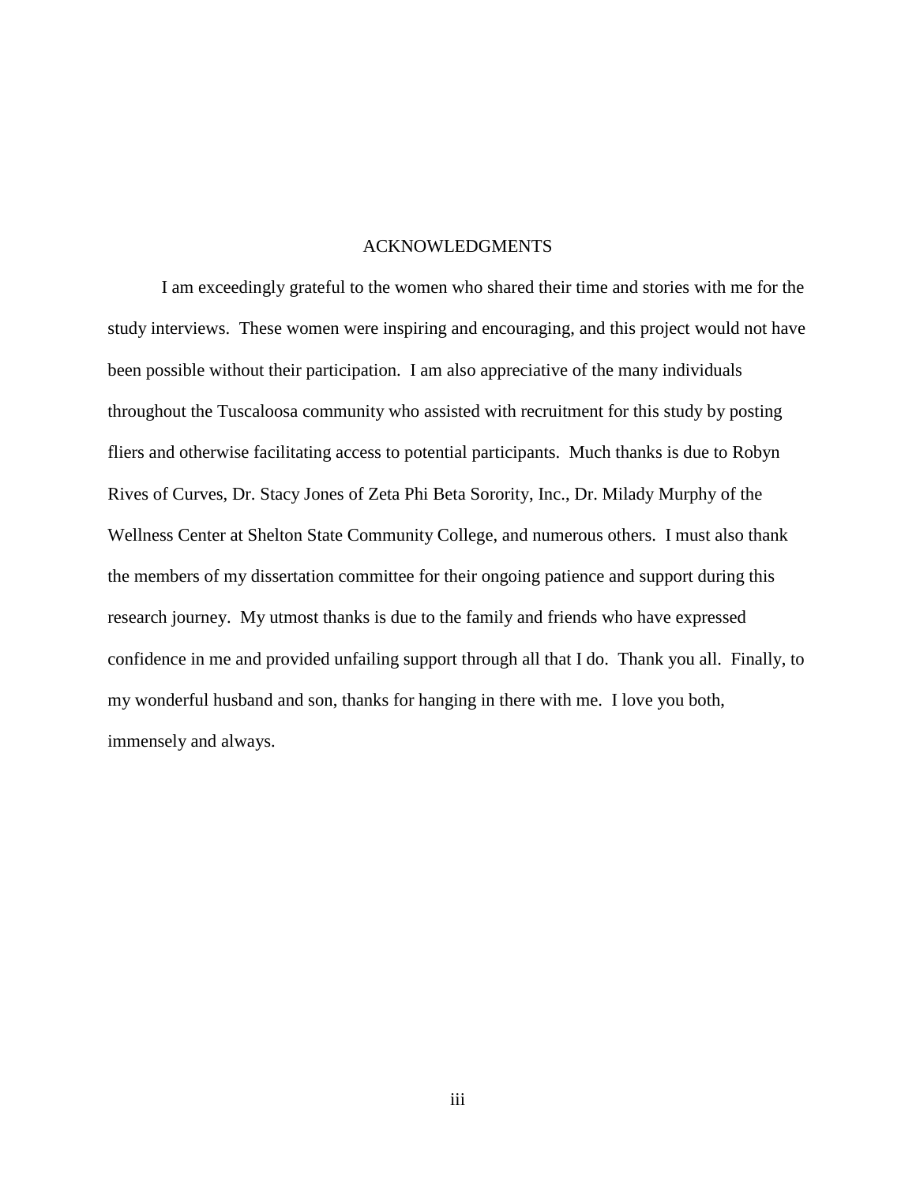# ACKNOWLEDGMENTS

I am exceedingly grateful to the women who shared their time and stories with me for the study interviews. These women were inspiring and encouraging, and this project would not have been possible without their participation. I am also appreciative of the many individuals throughout the Tuscaloosa community who assisted with recruitment for this study by posting fliers and otherwise facilitating access to potential participants. Much thanks is due to Robyn Rives of Curves, Dr. Stacy Jones of Zeta Phi Beta Sorority, Inc., Dr. Milady Murphy of the Wellness Center at Shelton State Community College, and numerous others. I must also thank the members of my dissertation committee for their ongoing patience and support during this research journey. My utmost thanks is due to the family and friends who have expressed confidence in me and provided unfailing support through all that I do. Thank you all. Finally, to my wonderful husband and son, thanks for hanging in there with me. I love you both, immensely and always.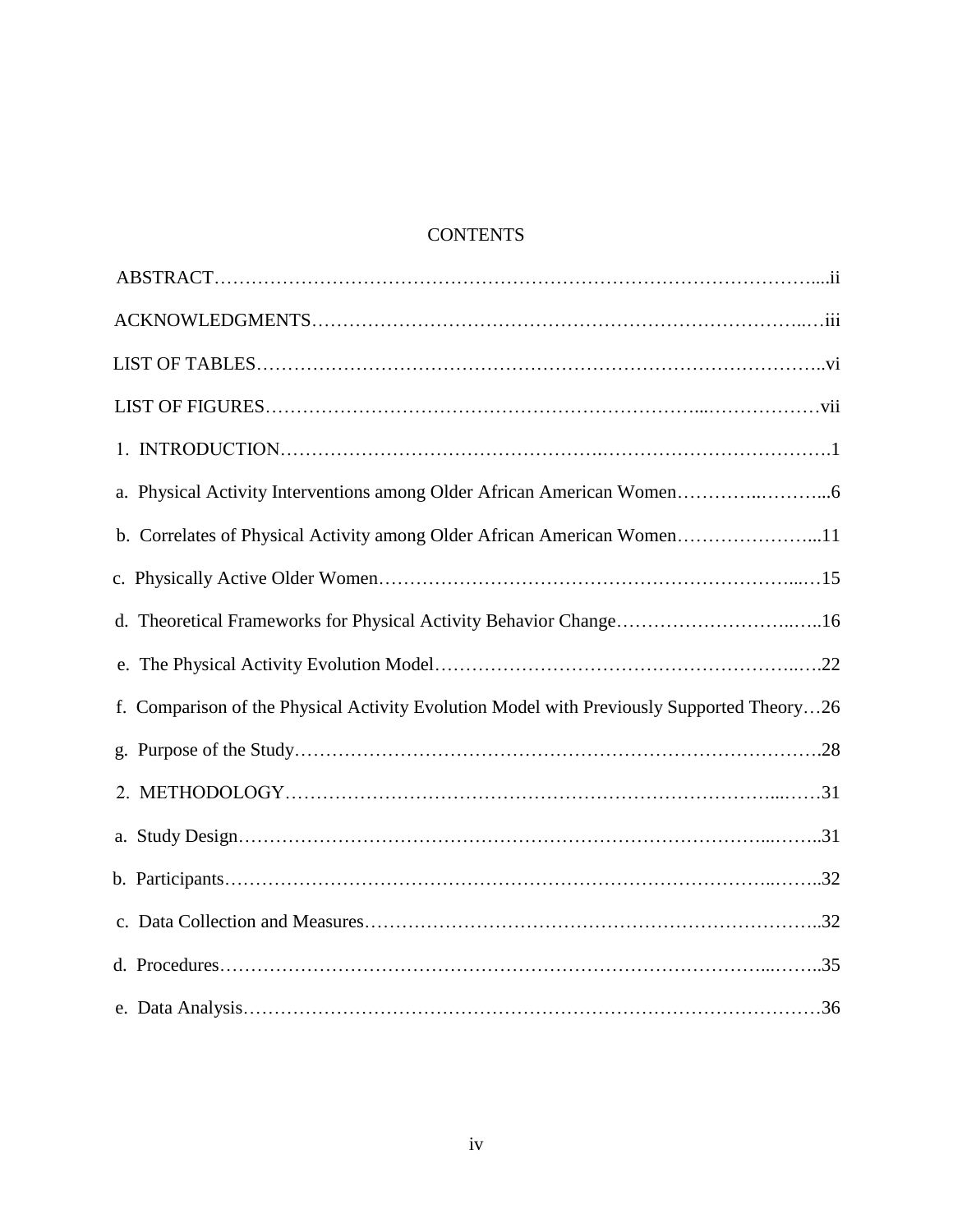# CONTENTS

ABSTRACT....ii

ACKNOWLEDGMENTS....iii

LIST OF TABLES....vi

LIST OF FIGURES....vii

1. INTRODUCTION....1

a. Physical Activity Interventions among Older African American Women....6

b. Correlates of Physical Activity among Older African American Women....11

c. Physically Active Older Women....15

d. Theoretical Frameworks for Physical Activity Behavior Change....16

e. The Physical Activity Evolution Model....22

f. Comparison of the Physical Activity Evolution Model with Previously Supported Theory....26

g. Purpose of the Study....28

2. METHODOLOGY....31

a. Study Design....31

b. Participants....32

c. Data Collection and Measures....32

d. Procedures....35

e. Data Analysis....36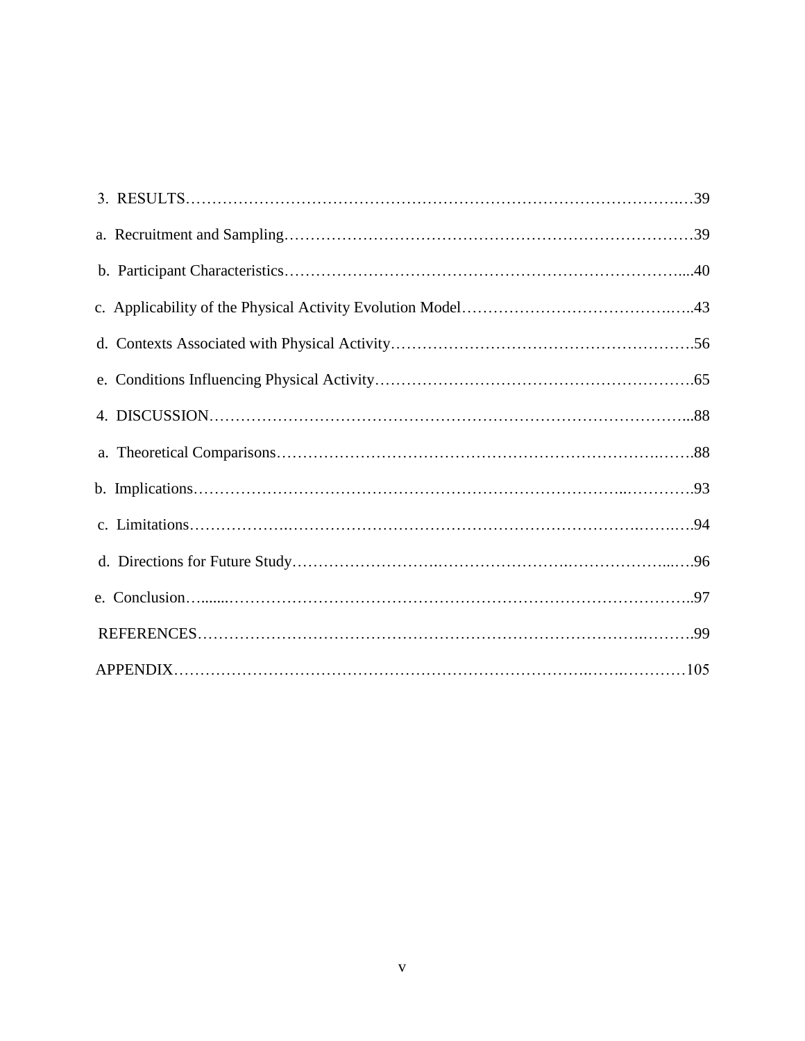3. RESULTS……………………………………………………………………………………39

a. Recruitment and Sampling……………………………………………………………………39

b. Participant Characteristics……………………………………………………………………...40

c. Applicability of the Physical Activity Evolution Model……………………………………..43

d. Contexts Associated with Physical Activity………………………………………………….56

e. Conditions Influencing Physical Activity…………………………………………………….65

4. DISCUSSION…………………………………………………………………………………...88

a. Theoretical Comparisons……………………………………………………………………88

b. Implications………………………………………………………………………………….93

c. Limitations…………………………………………………………………………………..94

d. Directions for Future Study………………………………………………………………….96

e. Conclusion…………………………………………………………………………………..97

REFERENCES……………………………………………………………………………………99

APPENDIX………………………………………………………………………………………105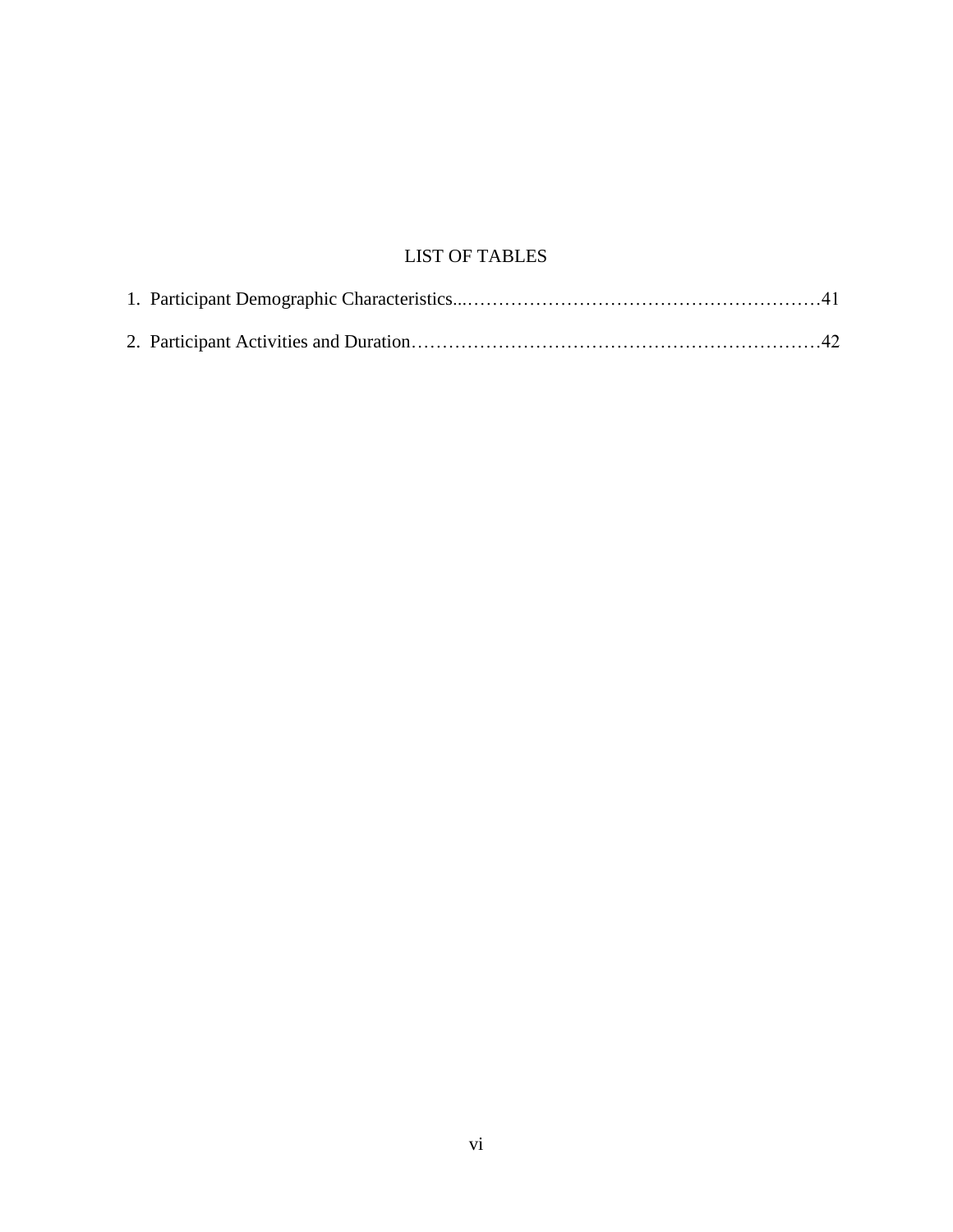# LIST OF TABLES

1. Participant Demographic Characteristics...……………………………………………………41
2. Participant Activities and Duration…………………………………………………………42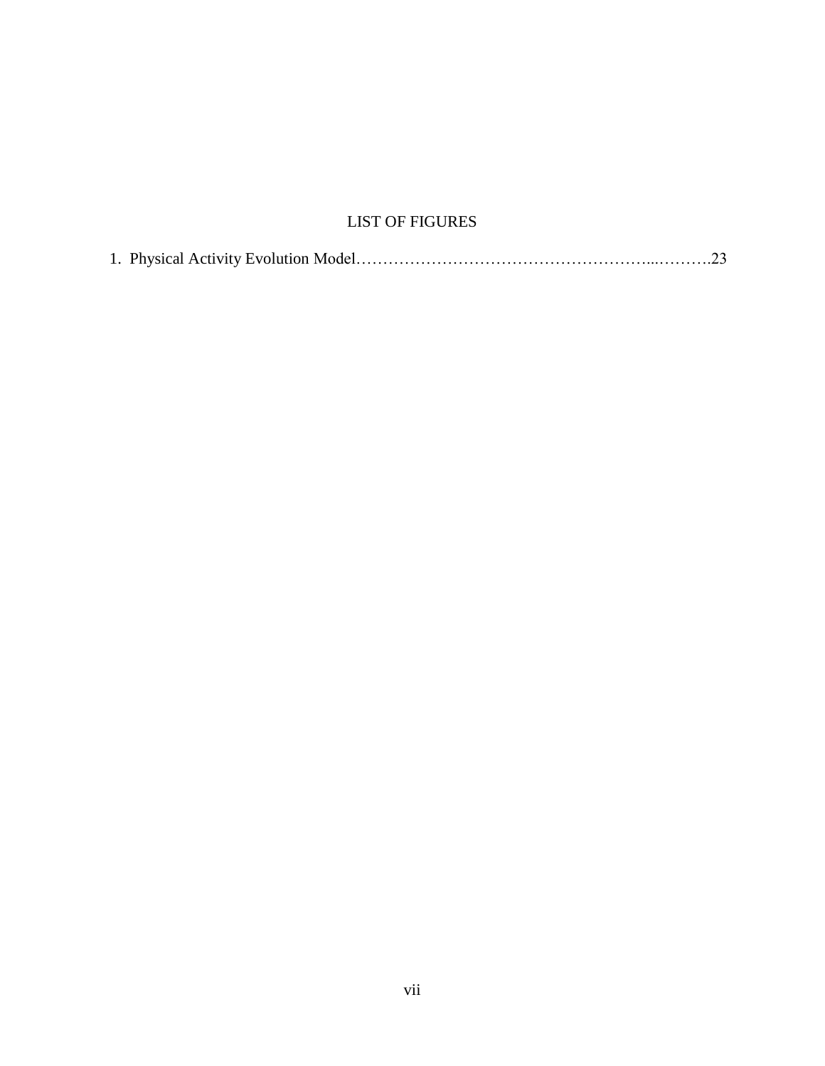# LIST OF FIGURES

1. Physical Activity Evolution Model……………………………………………...……….23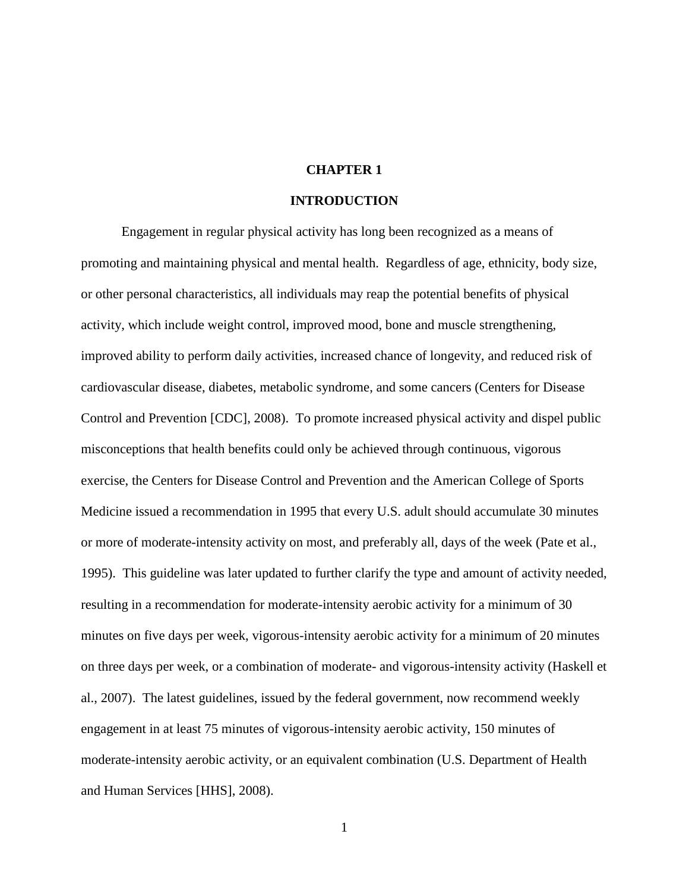# CHAPTER 1

## INTRODUCTION

Engagement in regular physical activity has long been recognized as a means of promoting and maintaining physical and mental health. Regardless of age, ethnicity, body size, or other personal characteristics, all individuals may reap the potential benefits of physical activity, which include weight control, improved mood, bone and muscle strengthening, improved ability to perform daily activities, increased chance of longevity, and reduced risk of cardiovascular disease, diabetes, metabolic syndrome, and some cancers (Centers for Disease Control and Prevention [CDC], 2008). To promote increased physical activity and dispel public misconceptions that health benefits could only be achieved through continuous, vigorous exercise, the Centers for Disease Control and Prevention and the American College of Sports Medicine issued a recommendation in 1995 that every U.S. adult should accumulate 30 minutes or more of moderate-intensity activity on most, and preferably all, days of the week (Pate et al., 1995). This guideline was later updated to further clarify the type and amount of activity needed, resulting in a recommendation for moderate-intensity aerobic activity for a minimum of 30 minutes on five days per week, vigorous-intensity aerobic activity for a minimum of 20 minutes on three days per week, or a combination of moderate- and vigorous-intensity activity (Haskell et al., 2007). The latest guidelines, issued by the federal government, now recommend weekly engagement in at least 75 minutes of vigorous-intensity aerobic activity, 150 minutes of moderate-intensity aerobic activity, or an equivalent combination (U.S. Department of Health and Human Services [HHS], 2008).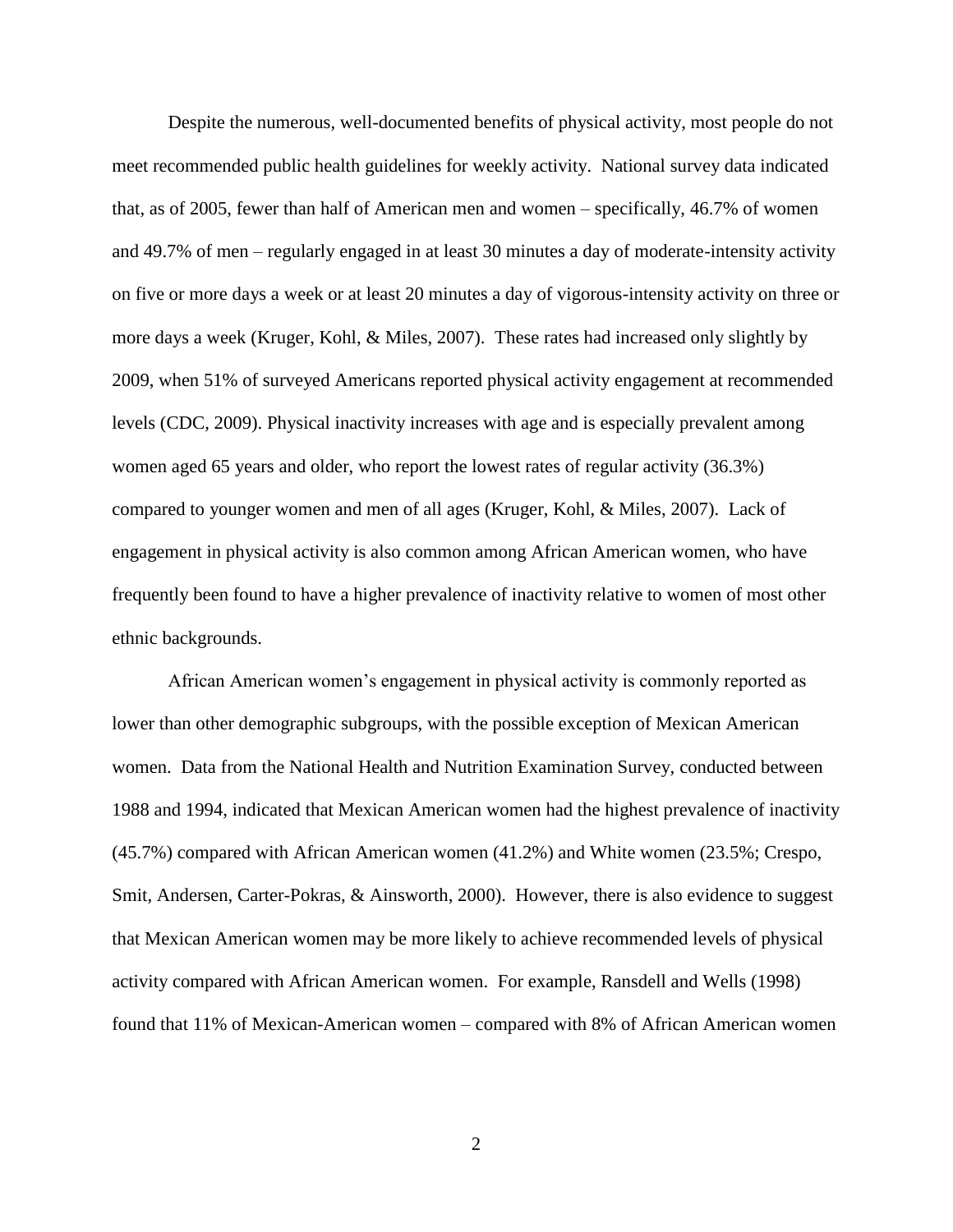Despite the numerous, well-documented benefits of physical activity, most people do not meet recommended public health guidelines for weekly activity. National survey data indicated that, as of 2005, fewer than half of American men and women – specifically, 46.7% of women and 49.7% of men – regularly engaged in at least 30 minutes a day of moderate-intensity activity on five or more days a week or at least 20 minutes a day of vigorous-intensity activity on three or more days a week (Kruger, Kohl, & Miles, 2007). These rates had increased only slightly by 2009, when 51% of surveyed Americans reported physical activity engagement at recommended levels (CDC, 2009). Physical inactivity increases with age and is especially prevalent among women aged 65 years and older, who report the lowest rates of regular activity (36.3%) compared to younger women and men of all ages (Kruger, Kohl, & Miles, 2007). Lack of engagement in physical activity is also common among African American women, who have frequently been found to have a higher prevalence of inactivity relative to women of most other ethnic backgrounds.

African American women's engagement in physical activity is commonly reported as lower than other demographic subgroups, with the possible exception of Mexican American women. Data from the National Health and Nutrition Examination Survey, conducted between 1988 and 1994, indicated that Mexican American women had the highest prevalence of inactivity (45.7%) compared with African American women (41.2%) and White women (23.5%; Crespo, Smit, Andersen, Carter-Pokras, & Ainsworth, 2000). However, there is also evidence to suggest that Mexican American women may be more likely to achieve recommended levels of physical activity compared with African American women. For example, Ransdell and Wells (1998) found that 11% of Mexican-American women – compared with 8% of African American women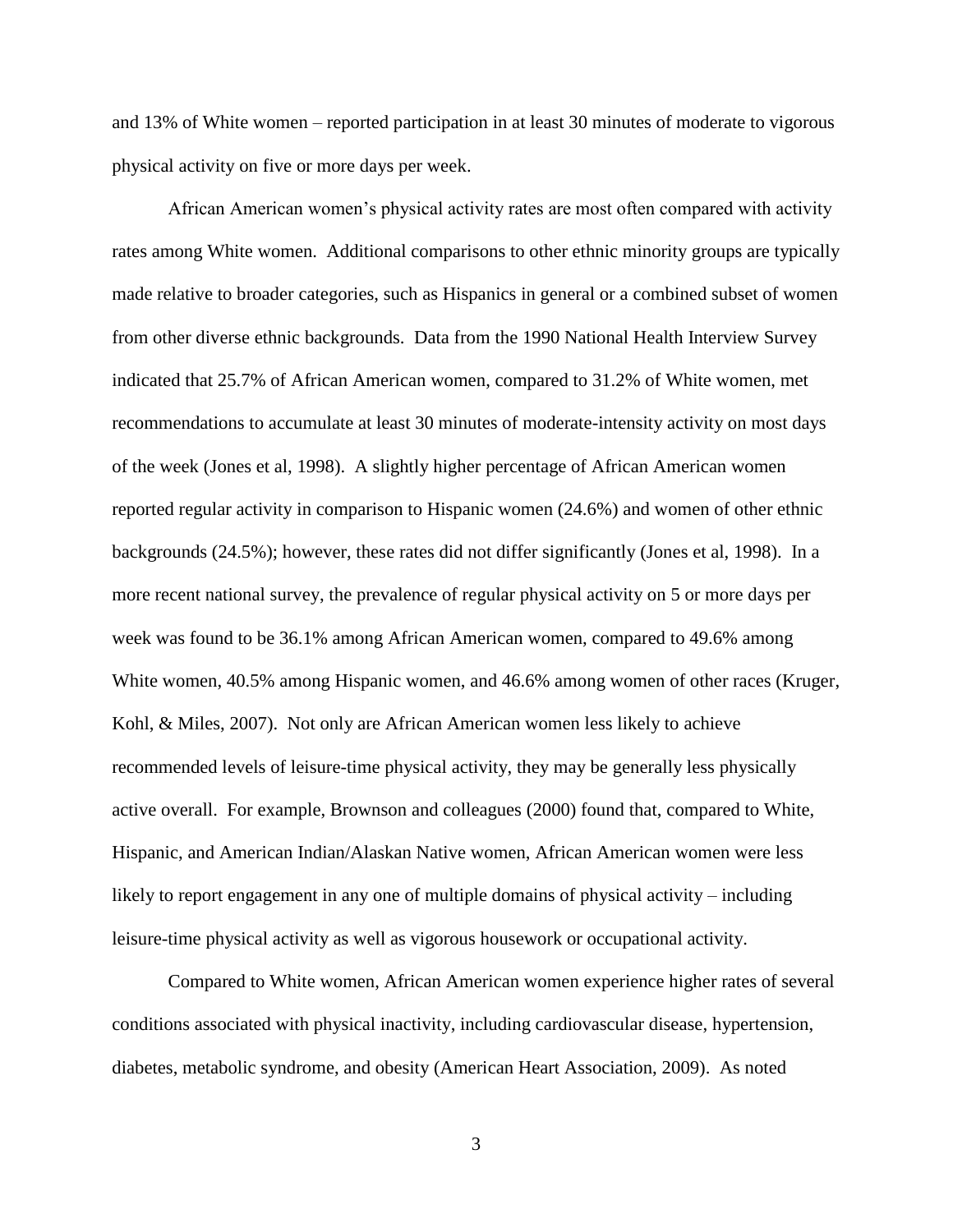and 13% of White women – reported participation in at least 30 minutes of moderate to vigorous physical activity on five or more days per week.

African American women's physical activity rates are most often compared with activity rates among White women. Additional comparisons to other ethnic minority groups are typically made relative to broader categories, such as Hispanics in general or a combined subset of women from other diverse ethnic backgrounds. Data from the 1990 National Health Interview Survey indicated that 25.7% of African American women, compared to 31.2% of White women, met recommendations to accumulate at least 30 minutes of moderate-intensity activity on most days of the week (Jones et al, 1998). A slightly higher percentage of African American women reported regular activity in comparison to Hispanic women (24.6%) and women of other ethnic backgrounds (24.5%); however, these rates did not differ significantly (Jones et al, 1998). In a more recent national survey, the prevalence of regular physical activity on 5 or more days per week was found to be 36.1% among African American women, compared to 49.6% among White women, 40.5% among Hispanic women, and 46.6% among women of other races (Kruger, Kohl, & Miles, 2007). Not only are African American women less likely to achieve recommended levels of leisure-time physical activity, they may be generally less physically active overall. For example, Brownson and colleagues (2000) found that, compared to White, Hispanic, and American Indian/Alaskan Native women, African American women were less likely to report engagement in any one of multiple domains of physical activity – including leisure-time physical activity as well as vigorous housework or occupational activity.

Compared to White women, African American women experience higher rates of several conditions associated with physical inactivity, including cardiovascular disease, hypertension, diabetes, metabolic syndrome, and obesity (American Heart Association, 2009). As noted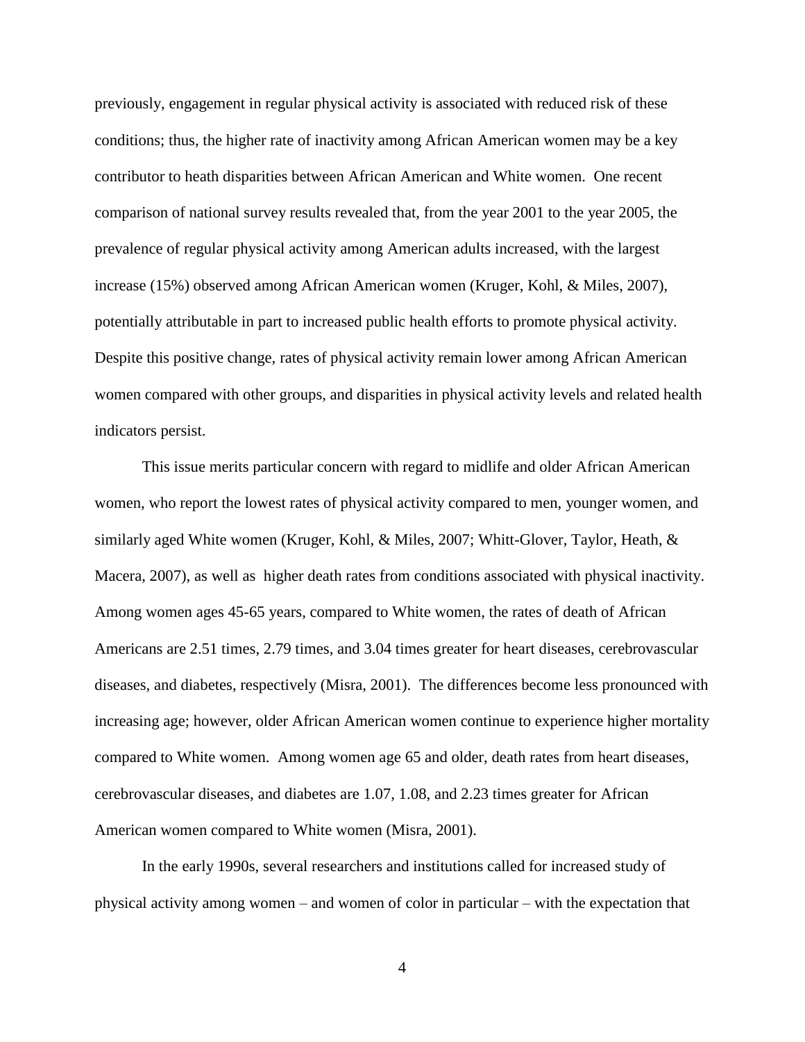previously, engagement in regular physical activity is associated with reduced risk of these conditions; thus, the higher rate of inactivity among African American women may be a key contributor to heath disparities between African American and White women. One recent comparison of national survey results revealed that, from the year 2001 to the year 2005, the prevalence of regular physical activity among American adults increased, with the largest increase (15%) observed among African American women (Kruger, Kohl, & Miles, 2007), potentially attributable in part to increased public health efforts to promote physical activity. Despite this positive change, rates of physical activity remain lower among African American women compared with other groups, and disparities in physical activity levels and related health indicators persist.

This issue merits particular concern with regard to midlife and older African American women, who report the lowest rates of physical activity compared to men, younger women, and similarly aged White women (Kruger, Kohl, & Miles, 2007; Whitt-Glover, Taylor, Heath, & Macera, 2007), as well as higher death rates from conditions associated with physical inactivity. Among women ages 45-65 years, compared to White women, the rates of death of African Americans are 2.51 times, 2.79 times, and 3.04 times greater for heart diseases, cerebrovascular diseases, and diabetes, respectively (Misra, 2001). The differences become less pronounced with increasing age; however, older African American women continue to experience higher mortality compared to White women. Among women age 65 and older, death rates from heart diseases, cerebrovascular diseases, and diabetes are 1.07, 1.08, and 2.23 times greater for African American women compared to White women (Misra, 2001).

In the early 1990s, several researchers and institutions called for increased study of physical activity among women – and women of color in particular – with the expectation that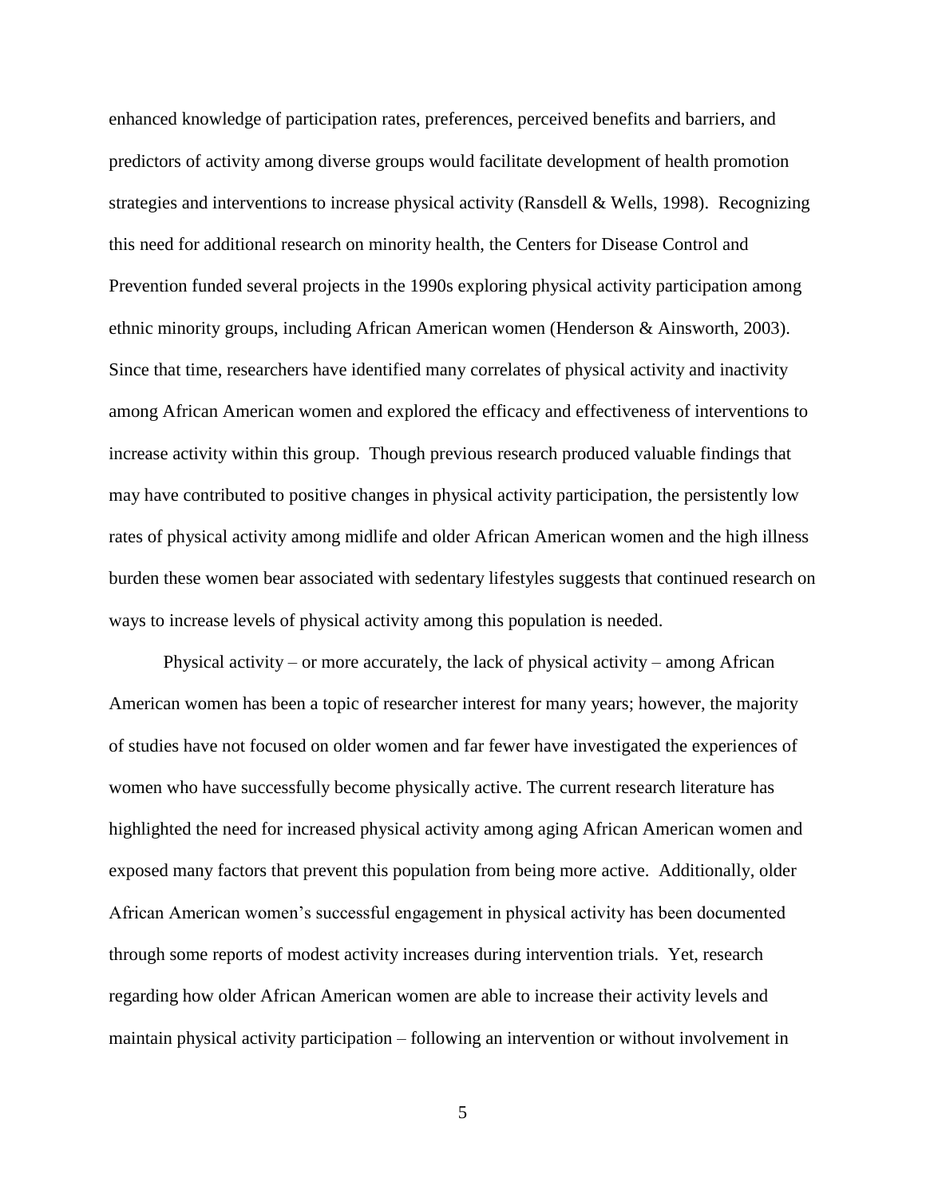enhanced knowledge of participation rates, preferences, perceived benefits and barriers, and predictors of activity among diverse groups would facilitate development of health promotion strategies and interventions to increase physical activity (Ransdell & Wells, 1998). Recognizing this need for additional research on minority health, the Centers for Disease Control and Prevention funded several projects in the 1990s exploring physical activity participation among ethnic minority groups, including African American women (Henderson & Ainsworth, 2003). Since that time, researchers have identified many correlates of physical activity and inactivity among African American women and explored the efficacy and effectiveness of interventions to increase activity within this group. Though previous research produced valuable findings that may have contributed to positive changes in physical activity participation, the persistently low rates of physical activity among midlife and older African American women and the high illness burden these women bear associated with sedentary lifestyles suggests that continued research on ways to increase levels of physical activity among this population is needed.

Physical activity – or more accurately, the lack of physical activity – among African American women has been a topic of researcher interest for many years; however, the majority of studies have not focused on older women and far fewer have investigated the experiences of women who have successfully become physically active. The current research literature has highlighted the need for increased physical activity among aging African American women and exposed many factors that prevent this population from being more active. Additionally, older African American women's successful engagement in physical activity has been documented through some reports of modest activity increases during intervention trials. Yet, research regarding how older African American women are able to increase their activity levels and maintain physical activity participation – following an intervention or without involvement in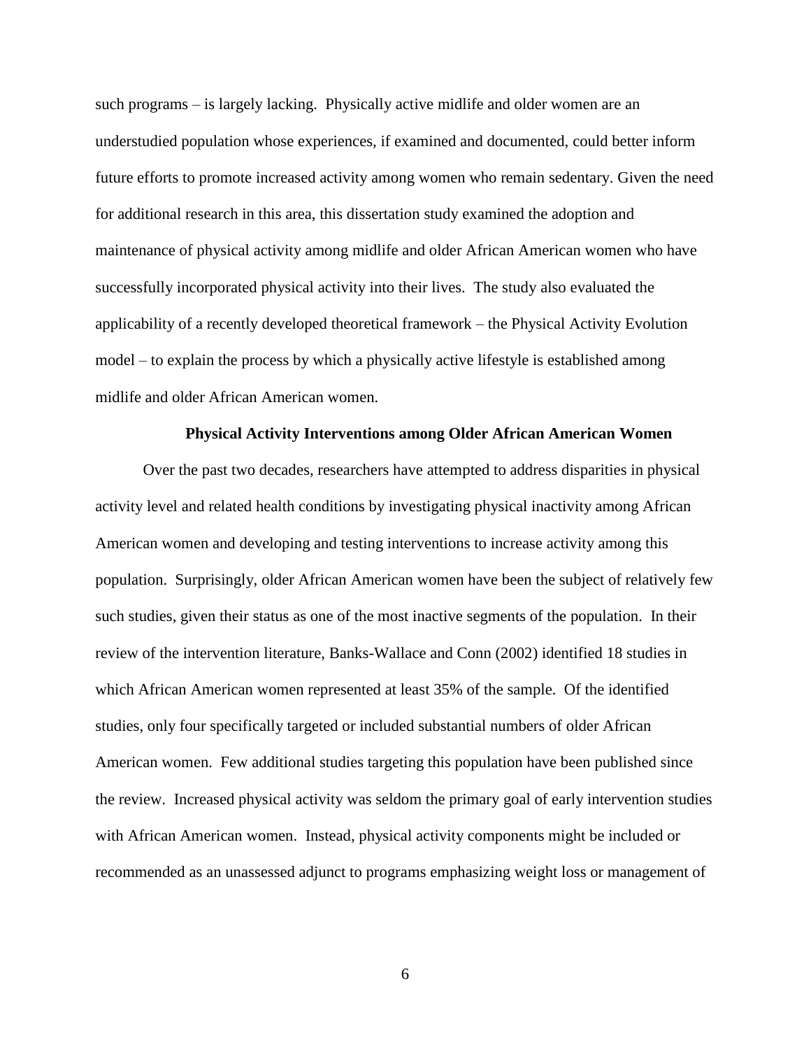such programs – is largely lacking. Physically active midlife and older women are an understudied population whose experiences, if examined and documented, could better inform future efforts to promote increased activity among women who remain sedentary. Given the need for additional research in this area, this dissertation study examined the adoption and maintenance of physical activity among midlife and older African American women who have successfully incorporated physical activity into their lives. The study also evaluated the applicability of a recently developed theoretical framework – the Physical Activity Evolution model – to explain the process by which a physically active lifestyle is established among midlife and older African American women.

## Physical Activity Interventions among Older African American Women

Over the past two decades, researchers have attempted to address disparities in physical activity level and related health conditions by investigating physical inactivity among African American women and developing and testing interventions to increase activity among this population. Surprisingly, older African American women have been the subject of relatively few such studies, given their status as one of the most inactive segments of the population. In their review of the intervention literature, Banks-Wallace and Conn (2002) identified 18 studies in which African American women represented at least 35% of the sample. Of the identified studies, only four specifically targeted or included substantial numbers of older African American women. Few additional studies targeting this population have been published since the review. Increased physical activity was seldom the primary goal of early intervention studies with African American women. Instead, physical activity components might be included or recommended as an unassessed adjunct to programs emphasizing weight loss or management of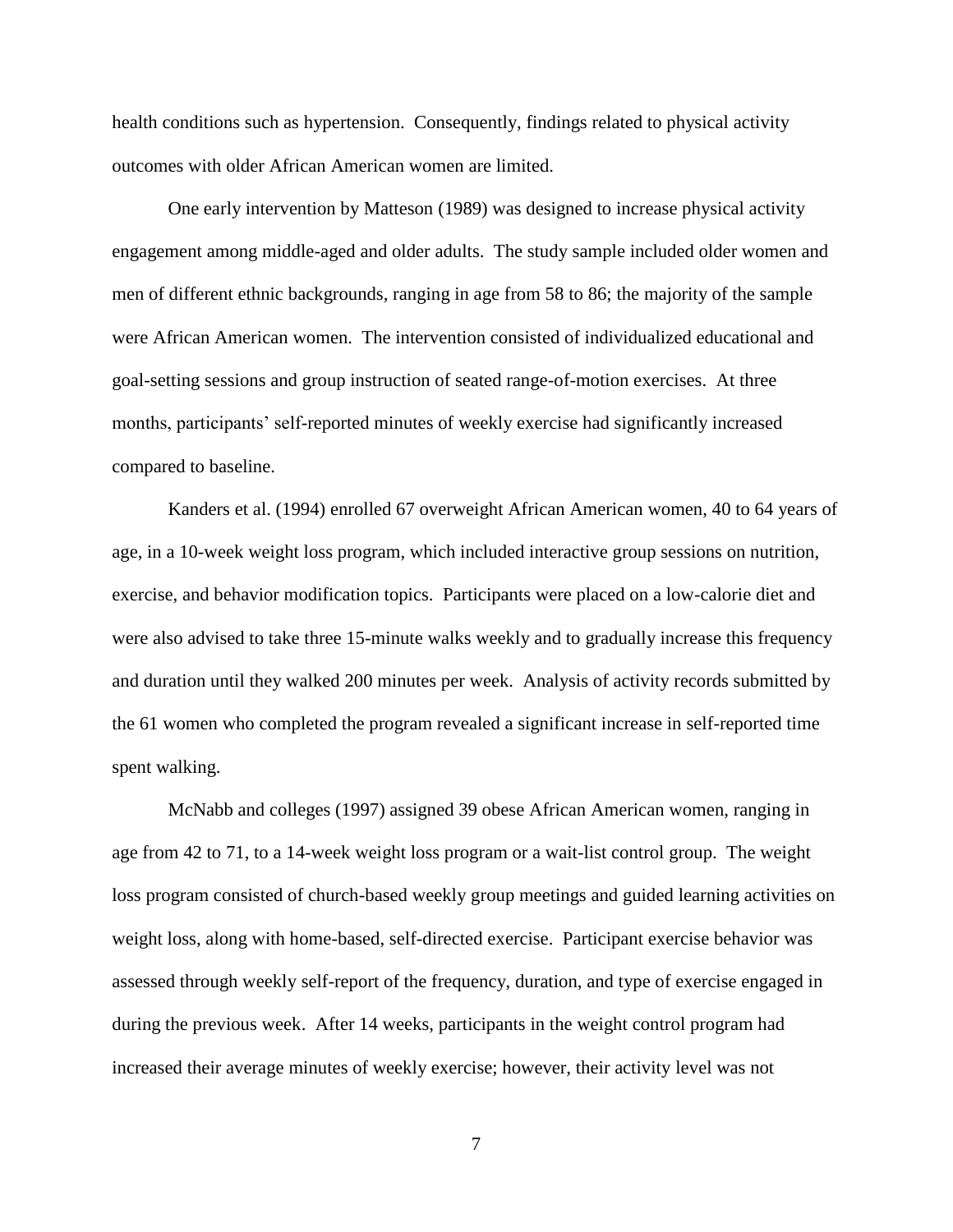health conditions such as hypertension. Consequently, findings related to physical activity outcomes with older African American women are limited.

One early intervention by Matteson (1989) was designed to increase physical activity engagement among middle-aged and older adults. The study sample included older women and men of different ethnic backgrounds, ranging in age from 58 to 86; the majority of the sample were African American women. The intervention consisted of individualized educational and goal-setting sessions and group instruction of seated range-of-motion exercises. At three months, participants' self-reported minutes of weekly exercise had significantly increased compared to baseline.

Kanders et al. (1994) enrolled 67 overweight African American women, 40 to 64 years of age, in a 10-week weight loss program, which included interactive group sessions on nutrition, exercise, and behavior modification topics. Participants were placed on a low-calorie diet and were also advised to take three 15-minute walks weekly and to gradually increase this frequency and duration until they walked 200 minutes per week. Analysis of activity records submitted by the 61 women who completed the program revealed a significant increase in self-reported time spent walking.

McNabb and colleges (1997) assigned 39 obese African American women, ranging in age from 42 to 71, to a 14-week weight loss program or a wait-list control group. The weight loss program consisted of church-based weekly group meetings and guided learning activities on weight loss, along with home-based, self-directed exercise. Participant exercise behavior was assessed through weekly self-report of the frequency, duration, and type of exercise engaged in during the previous week. After 14 weeks, participants in the weight control program had increased their average minutes of weekly exercise; however, their activity level was not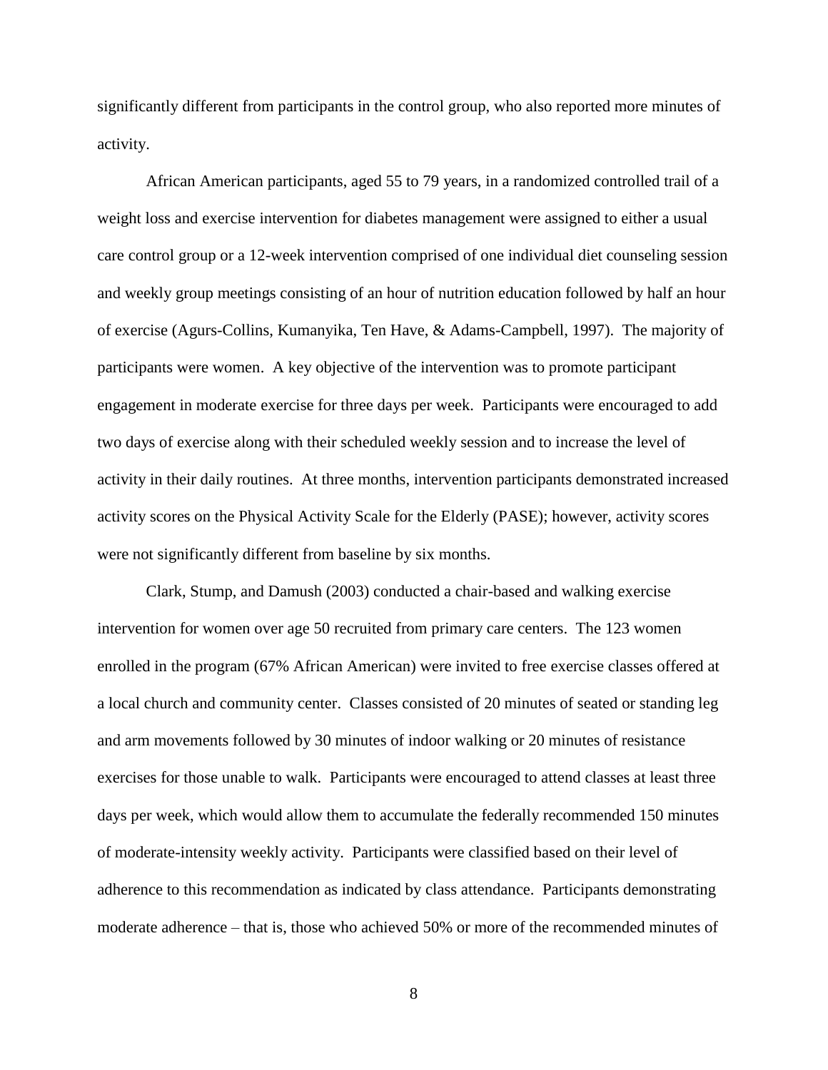significantly different from participants in the control group, who also reported more minutes of activity.

African American participants, aged 55 to 79 years, in a randomized controlled trail of a weight loss and exercise intervention for diabetes management were assigned to either a usual care control group or a 12-week intervention comprised of one individual diet counseling session and weekly group meetings consisting of an hour of nutrition education followed by half an hour of exercise (Agurs-Collins, Kumanyika, Ten Have, & Adams-Campbell, 1997). The majority of participants were women. A key objective of the intervention was to promote participant engagement in moderate exercise for three days per week. Participants were encouraged to add two days of exercise along with their scheduled weekly session and to increase the level of activity in their daily routines. At three months, intervention participants demonstrated increased activity scores on the Physical Activity Scale for the Elderly (PASE); however, activity scores were not significantly different from baseline by six months.

Clark, Stump, and Damush (2003) conducted a chair-based and walking exercise intervention for women over age 50 recruited from primary care centers. The 123 women enrolled in the program (67% African American) were invited to free exercise classes offered at a local church and community center. Classes consisted of 20 minutes of seated or standing leg and arm movements followed by 30 minutes of indoor walking or 20 minutes of resistance exercises for those unable to walk. Participants were encouraged to attend classes at least three days per week, which would allow them to accumulate the federally recommended 150 minutes of moderate-intensity weekly activity. Participants were classified based on their level of adherence to this recommendation as indicated by class attendance. Participants demonstrating moderate adherence – that is, those who achieved 50% or more of the recommended minutes of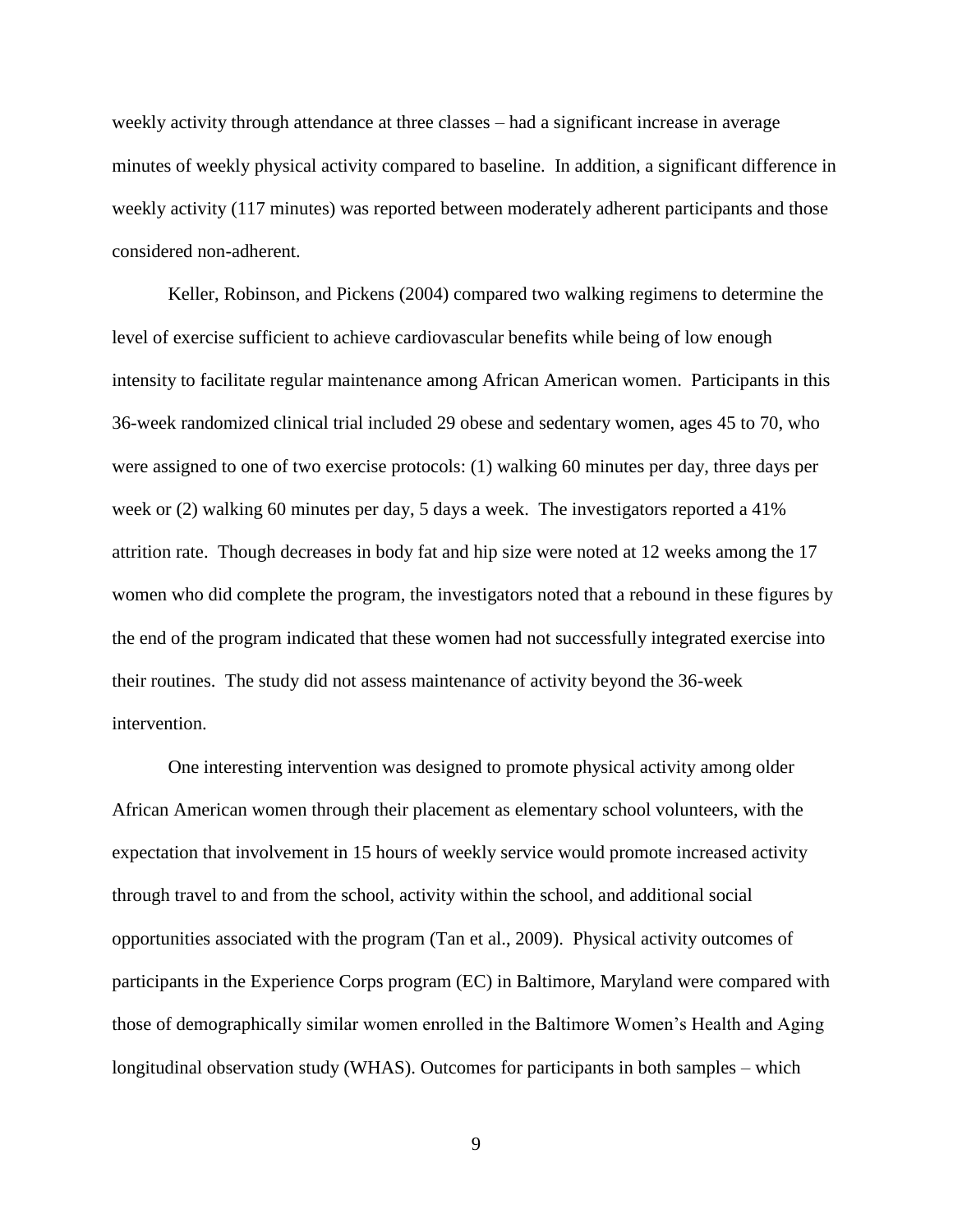weekly activity through attendance at three classes – had a significant increase in average minutes of weekly physical activity compared to baseline. In addition, a significant difference in weekly activity (117 minutes) was reported between moderately adherent participants and those considered non-adherent.

Keller, Robinson, and Pickens (2004) compared two walking regimens to determine the level of exercise sufficient to achieve cardiovascular benefits while being of low enough intensity to facilitate regular maintenance among African American women. Participants in this 36-week randomized clinical trial included 29 obese and sedentary women, ages 45 to 70, who were assigned to one of two exercise protocols: (1) walking 60 minutes per day, three days per week or (2) walking 60 minutes per day, 5 days a week. The investigators reported a 41% attrition rate. Though decreases in body fat and hip size were noted at 12 weeks among the 17 women who did complete the program, the investigators noted that a rebound in these figures by the end of the program indicated that these women had not successfully integrated exercise into their routines. The study did not assess maintenance of activity beyond the 36-week intervention.

One interesting intervention was designed to promote physical activity among older African American women through their placement as elementary school volunteers, with the expectation that involvement in 15 hours of weekly service would promote increased activity through travel to and from the school, activity within the school, and additional social opportunities associated with the program (Tan et al., 2009). Physical activity outcomes of participants in the Experience Corps program (EC) in Baltimore, Maryland were compared with those of demographically similar women enrolled in the Baltimore Women's Health and Aging longitudinal observation study (WHAS). Outcomes for participants in both samples – which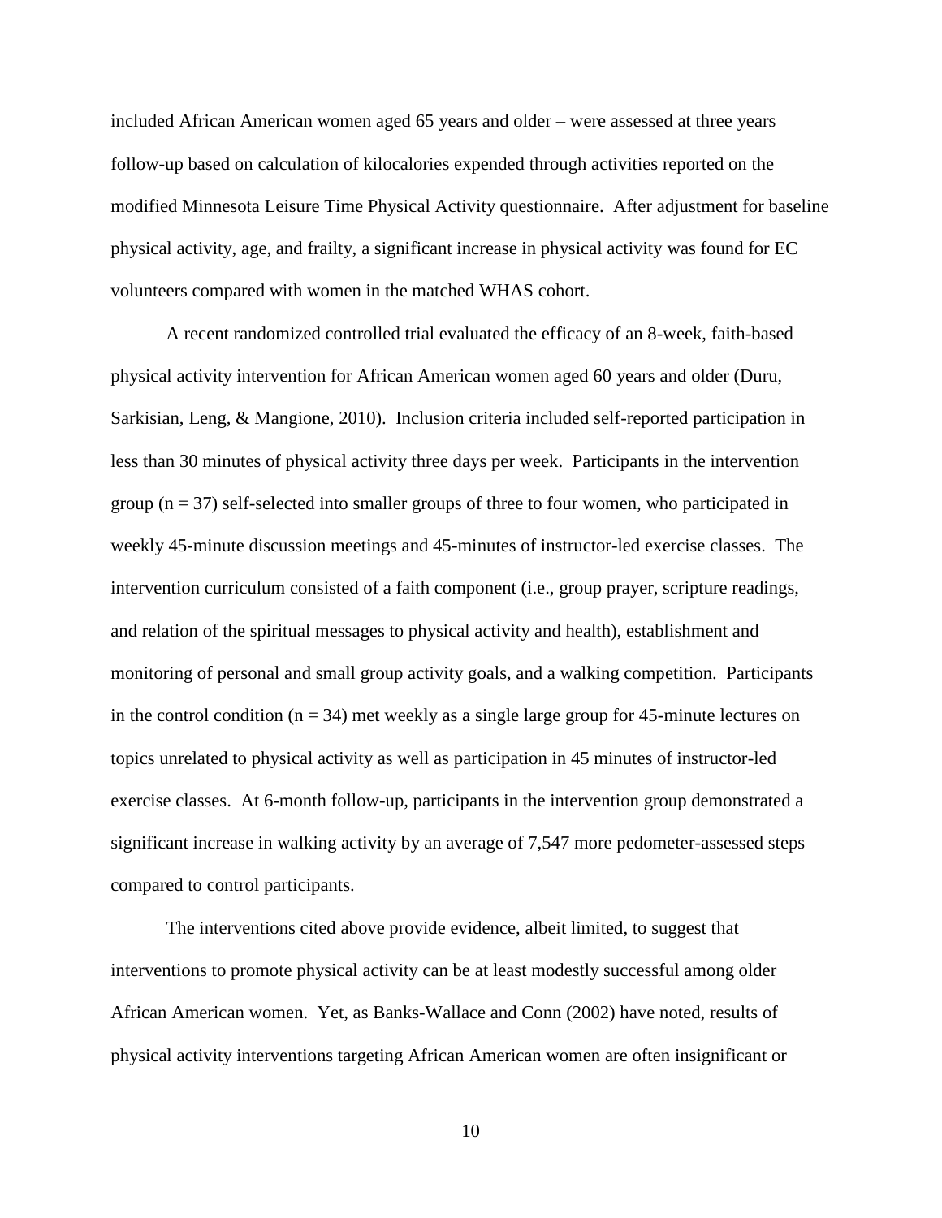included African American women aged 65 years and older – were assessed at three years follow-up based on calculation of kilocalories expended through activities reported on the modified Minnesota Leisure Time Physical Activity questionnaire. After adjustment for baseline physical activity, age, and frailty, a significant increase in physical activity was found for EC volunteers compared with women in the matched WHAS cohort.

A recent randomized controlled trial evaluated the efficacy of an 8-week, faith-based physical activity intervention for African American women aged 60 years and older (Duru, Sarkisian, Leng, & Mangione, 2010). Inclusion criteria included self-reported participation in less than 30 minutes of physical activity three days per week. Participants in the intervention group ($n = 37$) self-selected into smaller groups of three to four women, who participated in weekly 45-minute discussion meetings and 45-minutes of instructor-led exercise classes. The intervention curriculum consisted of a faith component (i.e., group prayer, scripture readings, and relation of the spiritual messages to physical activity and health), establishment and monitoring of personal and small group activity goals, and a walking competition. Participants in the control condition ($n = 34$) met weekly as a single large group for 45-minute lectures on topics unrelated to physical activity as well as participation in 45 minutes of instructor-led exercise classes. At 6-month follow-up, participants in the intervention group demonstrated a significant increase in walking activity by an average of 7,547 more pedometer-assessed steps compared to control participants.

The interventions cited above provide evidence, albeit limited, to suggest that interventions to promote physical activity can be at least modestly successful among older African American women. Yet, as Banks-Wallace and Conn (2002) have noted, results of physical activity interventions targeting African American women are often insignificant or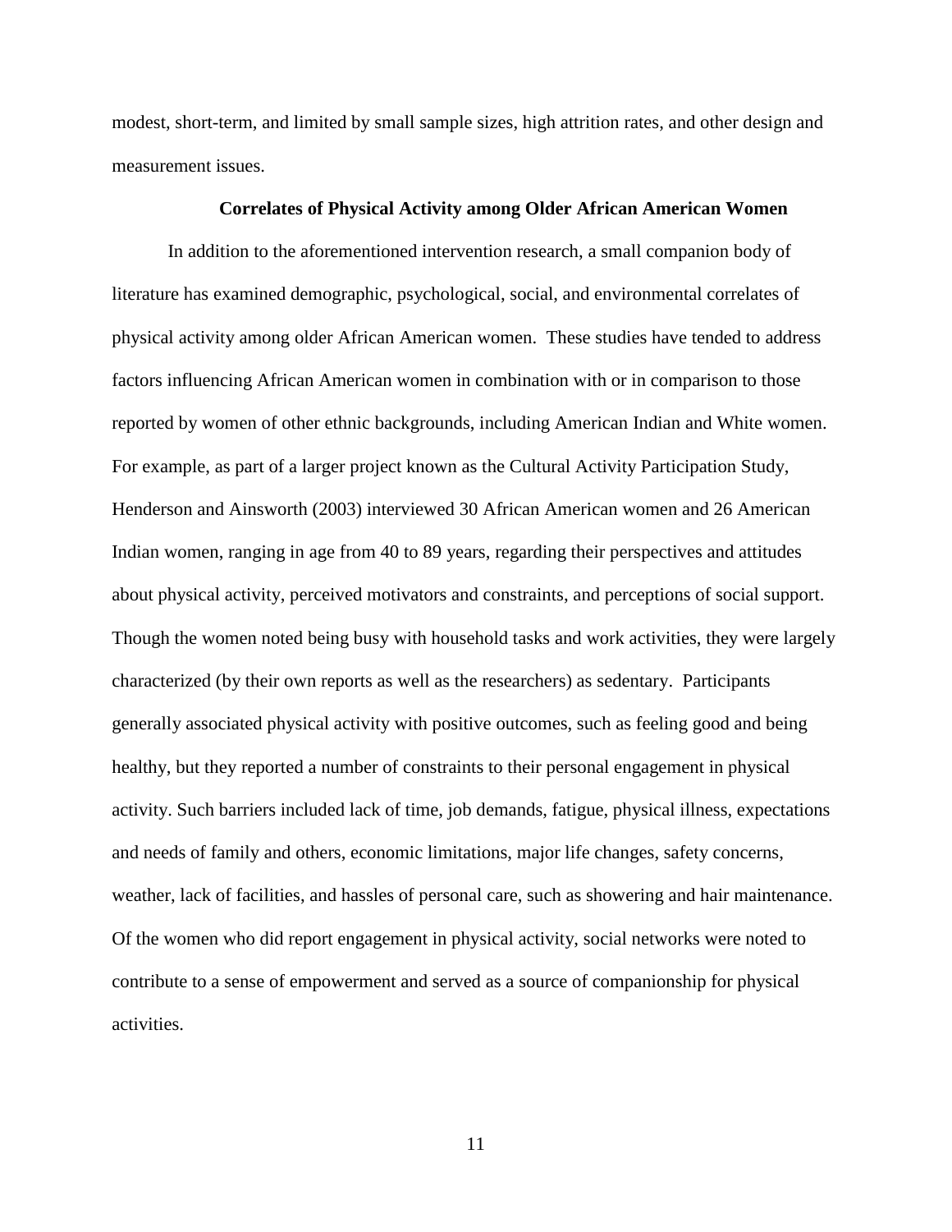modest, short-term, and limited by small sample sizes, high attrition rates, and other design and measurement issues.

## Correlates of Physical Activity among Older African American Women

In addition to the aforementioned intervention research, a small companion body of literature has examined demographic, psychological, social, and environmental correlates of physical activity among older African American women. These studies have tended to address factors influencing African American women in combination with or in comparison to those reported by women of other ethnic backgrounds, including American Indian and White women. For example, as part of a larger project known as the Cultural Activity Participation Study, Henderson and Ainsworth (2003) interviewed 30 African American women and 26 American Indian women, ranging in age from 40 to 89 years, regarding their perspectives and attitudes about physical activity, perceived motivators and constraints, and perceptions of social support. Though the women noted being busy with household tasks and work activities, they were largely characterized (by their own reports as well as the researchers) as sedentary. Participants generally associated physical activity with positive outcomes, such as feeling good and being healthy, but they reported a number of constraints to their personal engagement in physical activity. Such barriers included lack of time, job demands, fatigue, physical illness, expectations and needs of family and others, economic limitations, major life changes, safety concerns, weather, lack of facilities, and hassles of personal care, such as showering and hair maintenance. Of the women who did report engagement in physical activity, social networks were noted to contribute to a sense of empowerment and served as a source of companionship for physical activities.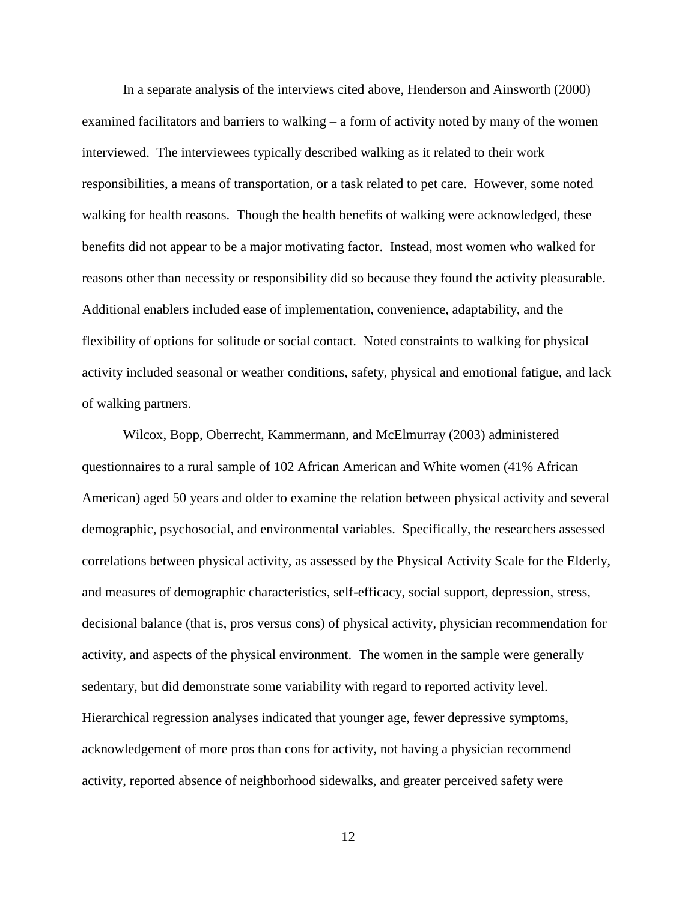In a separate analysis of the interviews cited above, Henderson and Ainsworth (2000) examined facilitators and barriers to walking – a form of activity noted by many of the women interviewed. The interviewees typically described walking as it related to their work responsibilities, a means of transportation, or a task related to pet care. However, some noted walking for health reasons. Though the health benefits of walking were acknowledged, these benefits did not appear to be a major motivating factor. Instead, most women who walked for reasons other than necessity or responsibility did so because they found the activity pleasurable. Additional enablers included ease of implementation, convenience, adaptability, and the flexibility of options for solitude or social contact. Noted constraints to walking for physical activity included seasonal or weather conditions, safety, physical and emotional fatigue, and lack of walking partners.

Wilcox, Bopp, Oberrecht, Kammermann, and McElmurray (2003) administered questionnaires to a rural sample of 102 African American and White women (41% African American) aged 50 years and older to examine the relation between physical activity and several demographic, psychosocial, and environmental variables. Specifically, the researchers assessed correlations between physical activity, as assessed by the Physical Activity Scale for the Elderly, and measures of demographic characteristics, self-efficacy, social support, depression, stress, decisional balance (that is, pros versus cons) of physical activity, physician recommendation for activity, and aspects of the physical environment. The women in the sample were generally sedentary, but did demonstrate some variability with regard to reported activity level. Hierarchical regression analyses indicated that younger age, fewer depressive symptoms, acknowledgement of more pros than cons for activity, not having a physician recommend activity, reported absence of neighborhood sidewalks, and greater perceived safety were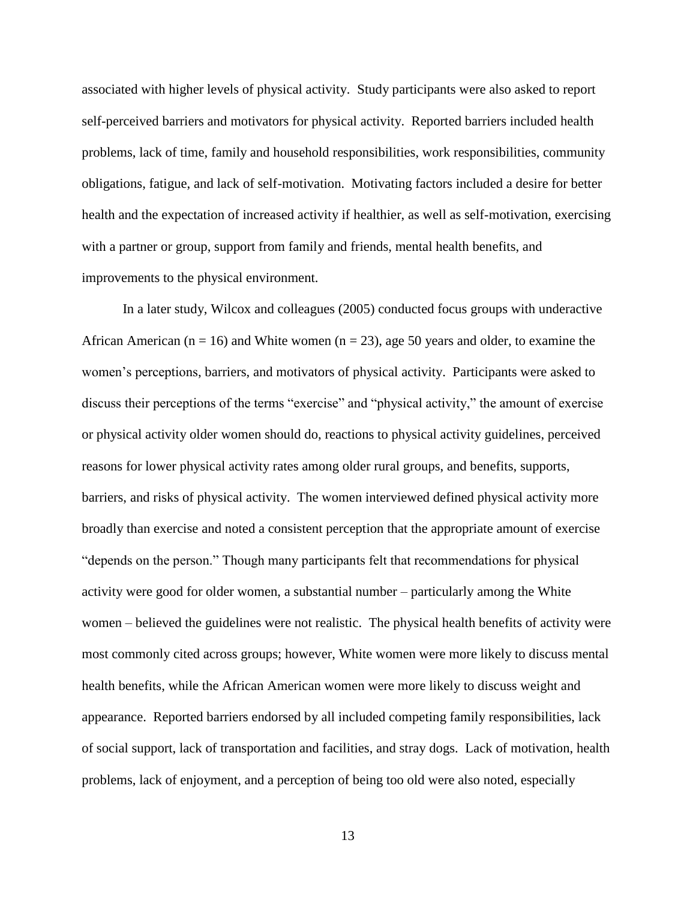associated with higher levels of physical activity. Study participants were also asked to report self-perceived barriers and motivators for physical activity. Reported barriers included health problems, lack of time, family and household responsibilities, work responsibilities, community obligations, fatigue, and lack of self-motivation. Motivating factors included a desire for better health and the expectation of increased activity if healthier, as well as self-motivation, exercising with a partner or group, support from family and friends, mental health benefits, and improvements to the physical environment.

In a later study, Wilcox and colleagues (2005) conducted focus groups with underactive African American ($n = 16$) and White women ($n = 23$), age 50 years and older, to examine the women's perceptions, barriers, and motivators of physical activity. Participants were asked to discuss their perceptions of the terms "exercise" and "physical activity," the amount of exercise or physical activity older women should do, reactions to physical activity guidelines, perceived reasons for lower physical activity rates among older rural groups, and benefits, supports, barriers, and risks of physical activity. The women interviewed defined physical activity more broadly than exercise and noted a consistent perception that the appropriate amount of exercise "depends on the person." Though many participants felt that recommendations for physical activity were good for older women, a substantial number – particularly among the White women – believed the guidelines were not realistic. The physical health benefits of activity were most commonly cited across groups; however, White women were more likely to discuss mental health benefits, while the African American women were more likely to discuss weight and appearance. Reported barriers endorsed by all included competing family responsibilities, lack of social support, lack of transportation and facilities, and stray dogs. Lack of motivation, health problems, lack of enjoyment, and a perception of being too old were also noted, especially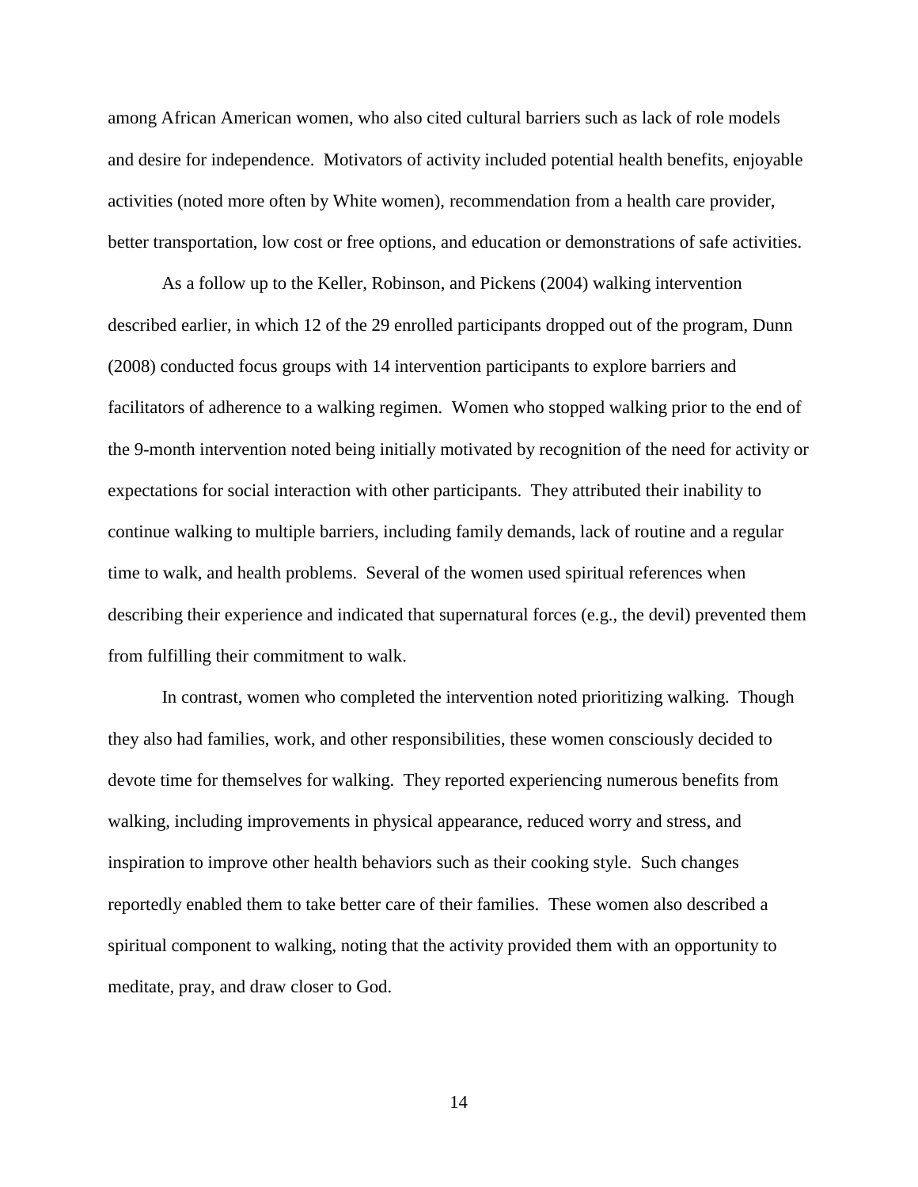among African American women, who also cited cultural barriers such as lack of role models and desire for independence. Motivators of activity included potential health benefits, enjoyable activities (noted more often by White women), recommendation from a health care provider, better transportation, low cost or free options, and education or demonstrations of safe activities.

As a follow up to the Keller, Robinson, and Pickens (2004) walking intervention described earlier, in which 12 of the 29 enrolled participants dropped out of the program, Dunn (2008) conducted focus groups with 14 intervention participants to explore barriers and facilitators of adherence to a walking regimen. Women who stopped walking prior to the end of the 9-month intervention noted being initially motivated by recognition of the need for activity or expectations for social interaction with other participants. They attributed their inability to continue walking to multiple barriers, including family demands, lack of routine and a regular time to walk, and health problems. Several of the women used spiritual references when describing their experience and indicated that supernatural forces (e.g., the devil) prevented them from fulfilling their commitment to walk.

In contrast, women who completed the intervention noted prioritizing walking. Though they also had families, work, and other responsibilities, these women consciously decided to devote time for themselves for walking. They reported experiencing numerous benefits from walking, including improvements in physical appearance, reduced worry and stress, and inspiration to improve other health behaviors such as their cooking style. Such changes reportedly enabled them to take better care of their families. These women also described a spiritual component to walking, noting that the activity provided them with an opportunity to meditate, pray, and draw closer to God.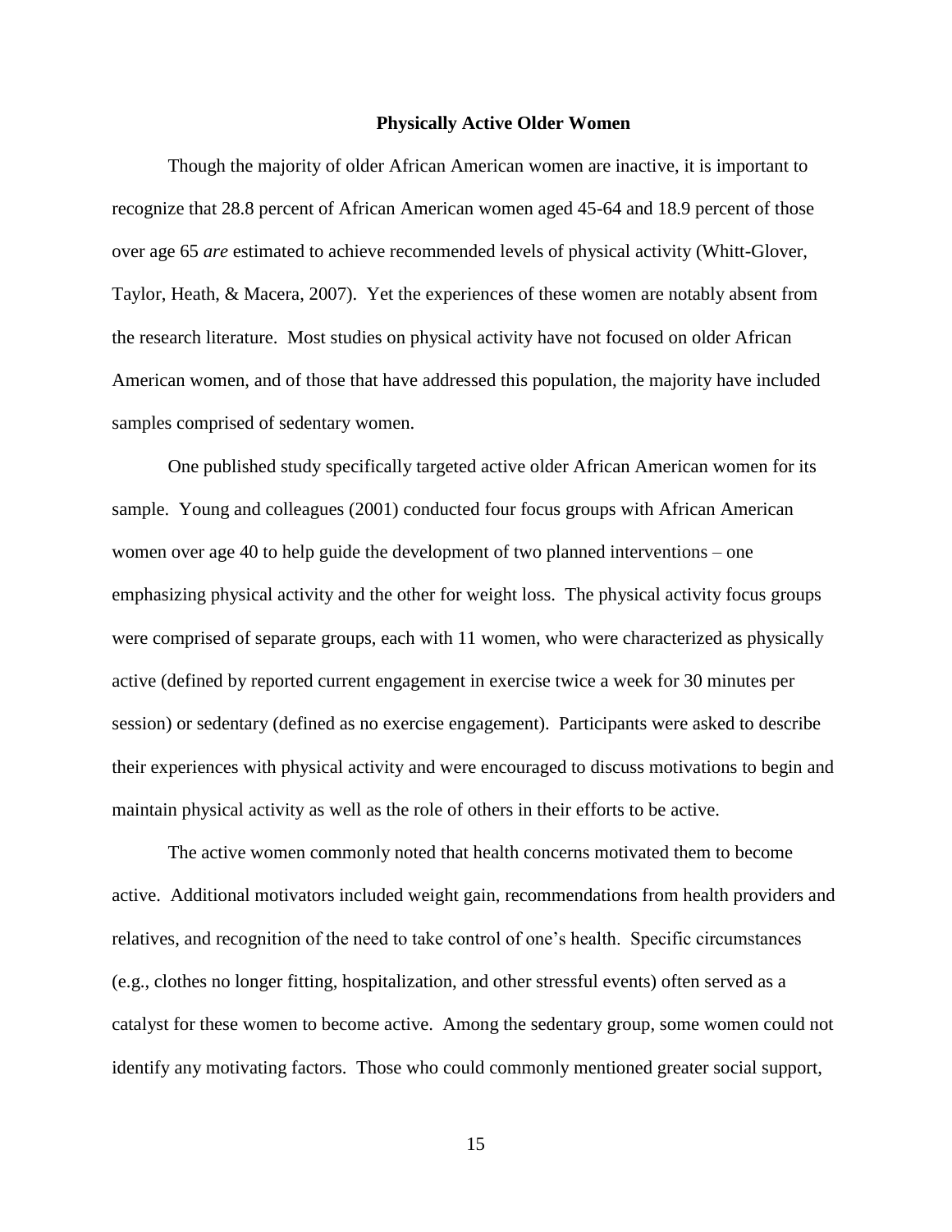## Physically Active Older Women

Though the majority of older African American women are inactive, it is important to recognize that 28.8 percent of African American women aged 45-64 and 18.9 percent of those over age 65 *are* estimated to achieve recommended levels of physical activity (Whitt-Glover, Taylor, Heath, & Macera, 2007). Yet the experiences of these women are notably absent from the research literature. Most studies on physical activity have not focused on older African American women, and of those that have addressed this population, the majority have included samples comprised of sedentary women.

One published study specifically targeted active older African American women for its sample. Young and colleagues (2001) conducted four focus groups with African American women over age 40 to help guide the development of two planned interventions – one emphasizing physical activity and the other for weight loss. The physical activity focus groups were comprised of separate groups, each with 11 women, who were characterized as physically active (defined by reported current engagement in exercise twice a week for 30 minutes per session) or sedentary (defined as no exercise engagement). Participants were asked to describe their experiences with physical activity and were encouraged to discuss motivations to begin and maintain physical activity as well as the role of others in their efforts to be active.

The active women commonly noted that health concerns motivated them to become active. Additional motivators included weight gain, recommendations from health providers and relatives, and recognition of the need to take control of one's health. Specific circumstances (e.g., clothes no longer fitting, hospitalization, and other stressful events) often served as a catalyst for these women to become active. Among the sedentary group, some women could not identify any motivating factors. Those who could commonly mentioned greater social support,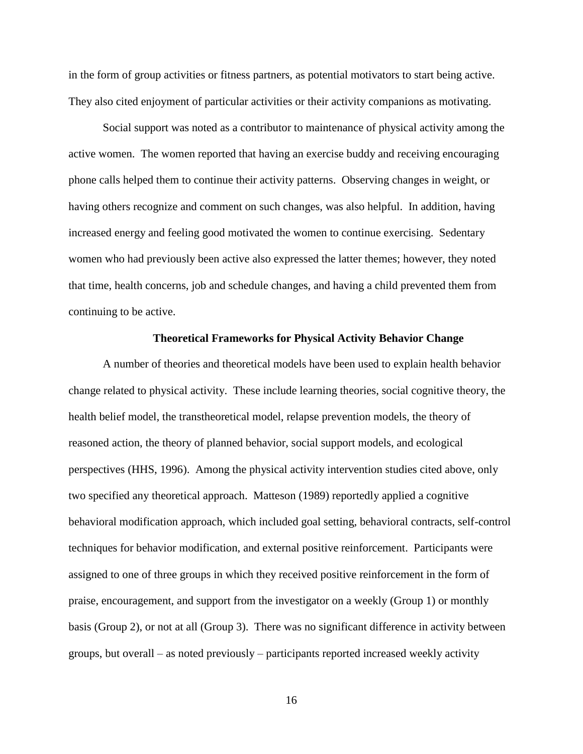in the form of group activities or fitness partners, as potential motivators to start being active. They also cited enjoyment of particular activities or their activity companions as motivating.

Social support was noted as a contributor to maintenance of physical activity among the active women. The women reported that having an exercise buddy and receiving encouraging phone calls helped them to continue their activity patterns. Observing changes in weight, or having others recognize and comment on such changes, was also helpful. In addition, having increased energy and feeling good motivated the women to continue exercising. Sedentary women who had previously been active also expressed the latter themes; however, they noted that time, health concerns, job and schedule changes, and having a child prevented them from continuing to be active.

## Theoretical Frameworks for Physical Activity Behavior Change

A number of theories and theoretical models have been used to explain health behavior change related to physical activity. These include learning theories, social cognitive theory, the health belief model, the transtheoretical model, relapse prevention models, the theory of reasoned action, the theory of planned behavior, social support models, and ecological perspectives (HHS, 1996). Among the physical activity intervention studies cited above, only two specified any theoretical approach. Matteson (1989) reportedly applied a cognitive behavioral modification approach, which included goal setting, behavioral contracts, self-control techniques for behavior modification, and external positive reinforcement. Participants were assigned to one of three groups in which they received positive reinforcement in the form of praise, encouragement, and support from the investigator on a weekly (Group 1) or monthly basis (Group 2), or not at all (Group 3). There was no significant difference in activity between groups, but overall – as noted previously – participants reported increased weekly activity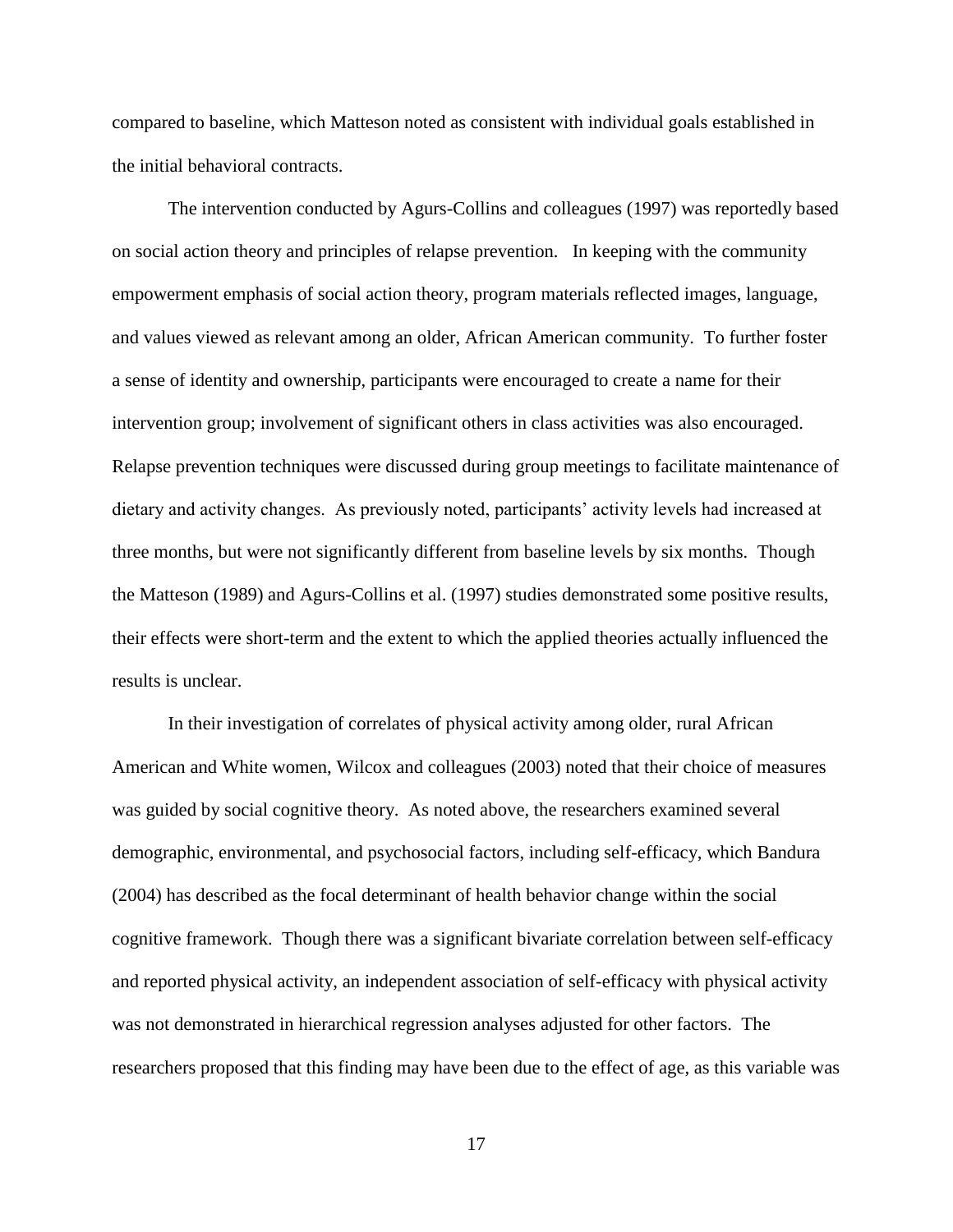compared to baseline, which Matteson noted as consistent with individual goals established in the initial behavioral contracts.

The intervention conducted by Agurs-Collins and colleagues (1997) was reportedly based on social action theory and principles of relapse prevention. In keeping with the community empowerment emphasis of social action theory, program materials reflected images, language, and values viewed as relevant among an older, African American community. To further foster a sense of identity and ownership, participants were encouraged to create a name for their intervention group; involvement of significant others in class activities was also encouraged. Relapse prevention techniques were discussed during group meetings to facilitate maintenance of dietary and activity changes. As previously noted, participants' activity levels had increased at three months, but were not significantly different from baseline levels by six months. Though the Matteson (1989) and Agurs-Collins et al. (1997) studies demonstrated some positive results, their effects were short-term and the extent to which the applied theories actually influenced the results is unclear.

In their investigation of correlates of physical activity among older, rural African American and White women, Wilcox and colleagues (2003) noted that their choice of measures was guided by social cognitive theory. As noted above, the researchers examined several demographic, environmental, and psychosocial factors, including self-efficacy, which Bandura (2004) has described as the focal determinant of health behavior change within the social cognitive framework. Though there was a significant bivariate correlation between self-efficacy and reported physical activity, an independent association of self-efficacy with physical activity was not demonstrated in hierarchical regression analyses adjusted for other factors. The researchers proposed that this finding may have been due to the effect of age, as this variable was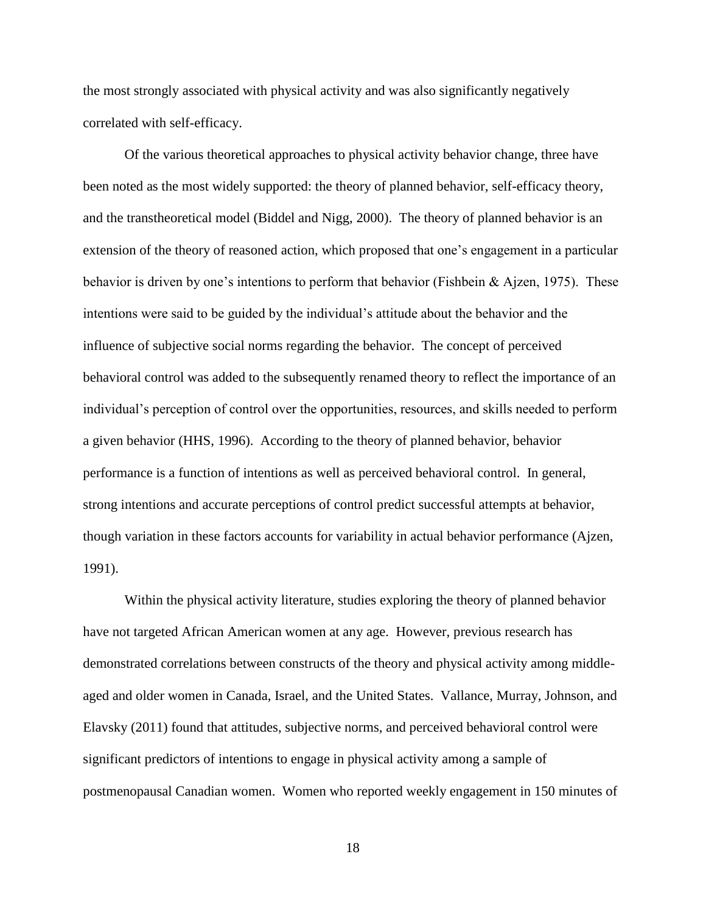the most strongly associated with physical activity and was also significantly negatively correlated with self-efficacy.

Of the various theoretical approaches to physical activity behavior change, three have been noted as the most widely supported: the theory of planned behavior, self-efficacy theory, and the transtheoretical model (Biddel and Nigg, 2000). The theory of planned behavior is an extension of the theory of reasoned action, which proposed that one's engagement in a particular behavior is driven by one's intentions to perform that behavior (Fishbein & Ajzen, 1975). These intentions were said to be guided by the individual's attitude about the behavior and the influence of subjective social norms regarding the behavior. The concept of perceived behavioral control was added to the subsequently renamed theory to reflect the importance of an individual's perception of control over the opportunities, resources, and skills needed to perform a given behavior (HHS, 1996). According to the theory of planned behavior, behavior performance is a function of intentions as well as perceived behavioral control. In general, strong intentions and accurate perceptions of control predict successful attempts at behavior, though variation in these factors accounts for variability in actual behavior performance (Ajzen, 1991).

Within the physical activity literature, studies exploring the theory of planned behavior have not targeted African American women at any age. However, previous research has demonstrated correlations between constructs of the theory and physical activity among middle-aged and older women in Canada, Israel, and the United States. Vallance, Murray, Johnson, and Elavsky (2011) found that attitudes, subjective norms, and perceived behavioral control were significant predictors of intentions to engage in physical activity among a sample of postmenopausal Canadian women. Women who reported weekly engagement in 150 minutes of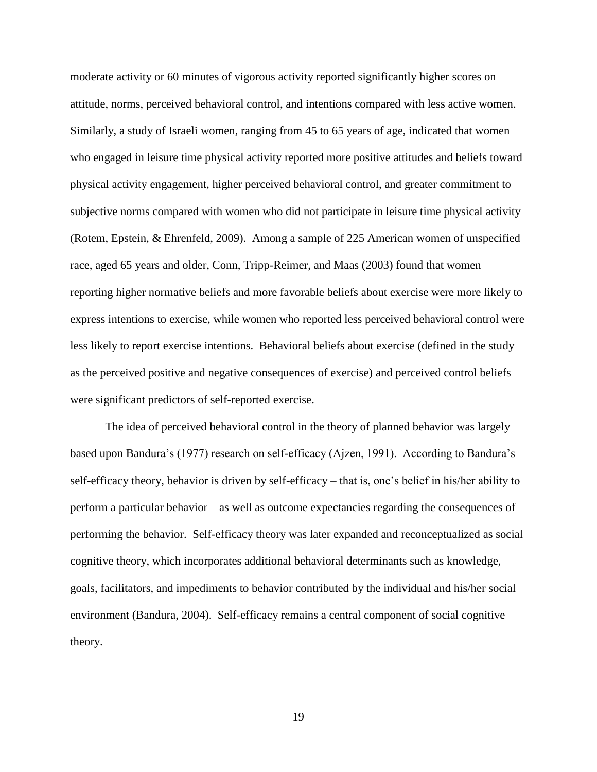moderate activity or 60 minutes of vigorous activity reported significantly higher scores on attitude, norms, perceived behavioral control, and intentions compared with less active women. Similarly, a study of Israeli women, ranging from 45 to 65 years of age, indicated that women who engaged in leisure time physical activity reported more positive attitudes and beliefs toward physical activity engagement, higher perceived behavioral control, and greater commitment to subjective norms compared with women who did not participate in leisure time physical activity (Rotem, Epstein, & Ehrenfeld, 2009). Among a sample of 225 American women of unspecified race, aged 65 years and older, Conn, Tripp-Reimer, and Maas (2003) found that women reporting higher normative beliefs and more favorable beliefs about exercise were more likely to express intentions to exercise, while women who reported less perceived behavioral control were less likely to report exercise intentions. Behavioral beliefs about exercise (defined in the study as the perceived positive and negative consequences of exercise) and perceived control beliefs were significant predictors of self-reported exercise.

The idea of perceived behavioral control in the theory of planned behavior was largely based upon Bandura's (1977) research on self-efficacy (Ajzen, 1991). According to Bandura's self-efficacy theory, behavior is driven by self-efficacy – that is, one's belief in his/her ability to perform a particular behavior – as well as outcome expectancies regarding the consequences of performing the behavior. Self-efficacy theory was later expanded and reconceptualized as social cognitive theory, which incorporates additional behavioral determinants such as knowledge, goals, facilitators, and impediments to behavior contributed by the individual and his/her social environment (Bandura, 2004). Self-efficacy remains a central component of social cognitive theory.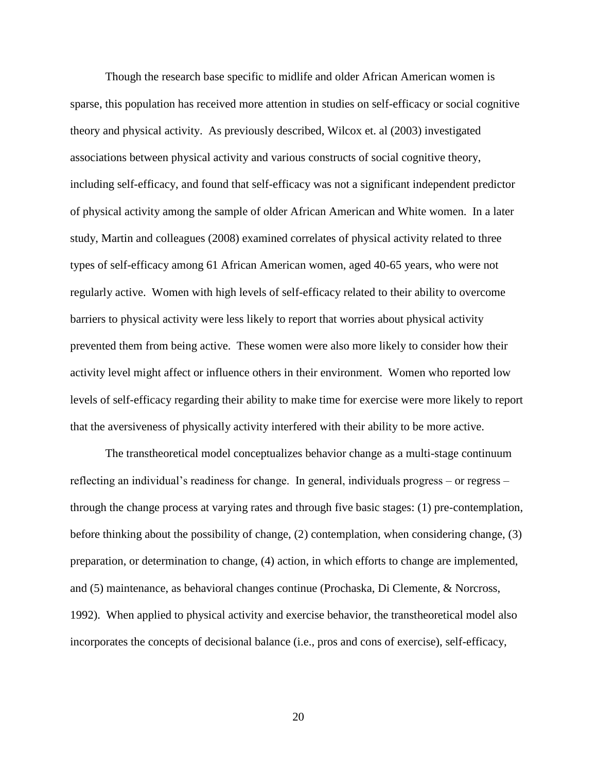Though the research base specific to midlife and older African American women is sparse, this population has received more attention in studies on self-efficacy or social cognitive theory and physical activity. As previously described, Wilcox et. al (2003) investigated associations between physical activity and various constructs of social cognitive theory, including self-efficacy, and found that self-efficacy was not a significant independent predictor of physical activity among the sample of older African American and White women. In a later study, Martin and colleagues (2008) examined correlates of physical activity related to three types of self-efficacy among 61 African American women, aged 40-65 years, who were not regularly active. Women with high levels of self-efficacy related to their ability to overcome barriers to physical activity were less likely to report that worries about physical activity prevented them from being active. These women were also more likely to consider how their activity level might affect or influence others in their environment. Women who reported low levels of self-efficacy regarding their ability to make time for exercise were more likely to report that the aversiveness of physically activity interfered with their ability to be more active.

The transtheoretical model conceptualizes behavior change as a multi-stage continuum reflecting an individual's readiness for change. In general, individuals progress – or regress – through the change process at varying rates and through five basic stages: (1) pre-contemplation, before thinking about the possibility of change, (2) contemplation, when considering change, (3) preparation, or determination to change, (4) action, in which efforts to change are implemented, and (5) maintenance, as behavioral changes continue (Prochaska, Di Clemente, & Norcross, 1992). When applied to physical activity and exercise behavior, the transtheoretical model also incorporates the concepts of decisional balance (i.e., pros and cons of exercise), self-efficacy,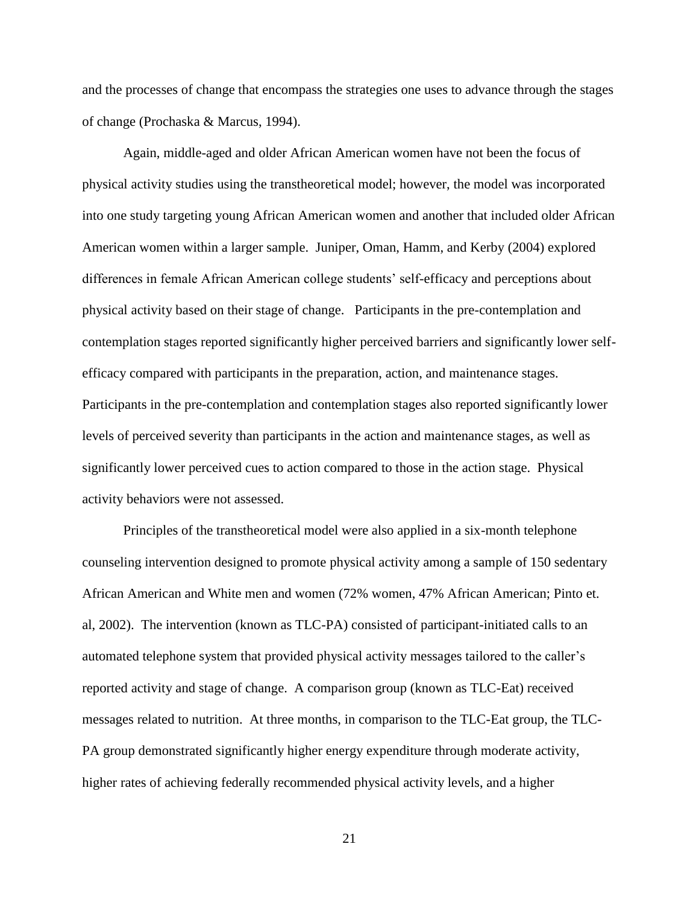and the processes of change that encompass the strategies one uses to advance through the stages of change (Prochaska & Marcus, 1994).

Again, middle-aged and older African American women have not been the focus of physical activity studies using the transtheoretical model; however, the model was incorporated into one study targeting young African American women and another that included older African American women within a larger sample. Juniper, Oman, Hamm, and Kerby (2004) explored differences in female African American college students' self-efficacy and perceptions about physical activity based on their stage of change. Participants in the pre-contemplation and contemplation stages reported significantly higher perceived barriers and significantly lower self-efficacy compared with participants in the preparation, action, and maintenance stages. Participants in the pre-contemplation and contemplation stages also reported significantly lower levels of perceived severity than participants in the action and maintenance stages, as well as significantly lower perceived cues to action compared to those in the action stage. Physical activity behaviors were not assessed.

Principles of the transtheoretical model were also applied in a six-month telephone counseling intervention designed to promote physical activity among a sample of 150 sedentary African American and White men and women (72% women, 47% African American; Pinto et. al, 2002). The intervention (known as TLC-PA) consisted of participant-initiated calls to an automated telephone system that provided physical activity messages tailored to the caller's reported activity and stage of change. A comparison group (known as TLC-Eat) received messages related to nutrition. At three months, in comparison to the TLC-Eat group, the TLC-PA group demonstrated significantly higher energy expenditure through moderate activity, higher rates of achieving federally recommended physical activity levels, and a higher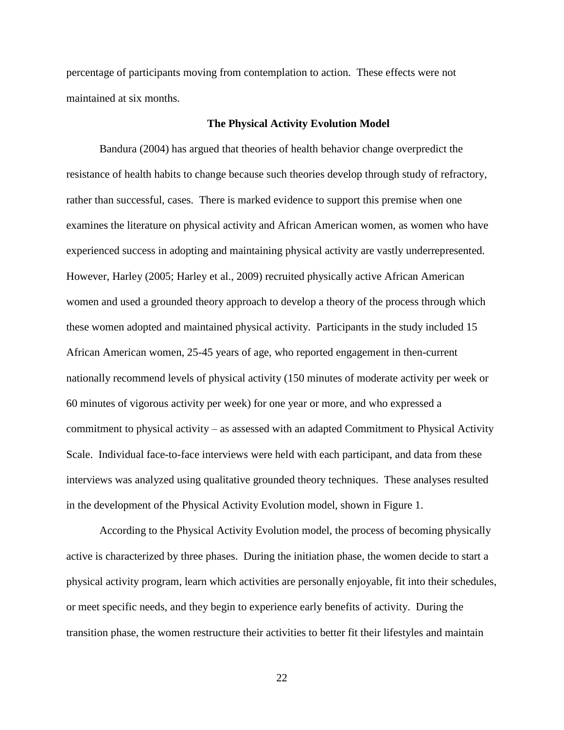percentage of participants moving from contemplation to action. These effects were not maintained at six months.

## The Physical Activity Evolution Model

Bandura (2004) has argued that theories of health behavior change overpredict the resistance of health habits to change because such theories develop through study of refractory, rather than successful, cases. There is marked evidence to support this premise when one examines the literature on physical activity and African American women, as women who have experienced success in adopting and maintaining physical activity are vastly underrepresented. However, Harley (2005; Harley et al., 2009) recruited physically active African American women and used a grounded theory approach to develop a theory of the process through which these women adopted and maintained physical activity. Participants in the study included 15 African American women, 25-45 years of age, who reported engagement in then-current nationally recommend levels of physical activity (150 minutes of moderate activity per week or 60 minutes of vigorous activity per week) for one year or more, and who expressed a commitment to physical activity – as assessed with an adapted Commitment to Physical Activity Scale. Individual face-to-face interviews were held with each participant, and data from these interviews was analyzed using qualitative grounded theory techniques. These analyses resulted in the development of the Physical Activity Evolution model, shown in Figure 1.

According to the Physical Activity Evolution model, the process of becoming physically active is characterized by three phases. During the initiation phase, the women decide to start a physical activity program, learn which activities are personally enjoyable, fit into their schedules, or meet specific needs, and they begin to experience early benefits of activity. During the transition phase, the women restructure their activities to better fit their lifestyles and maintain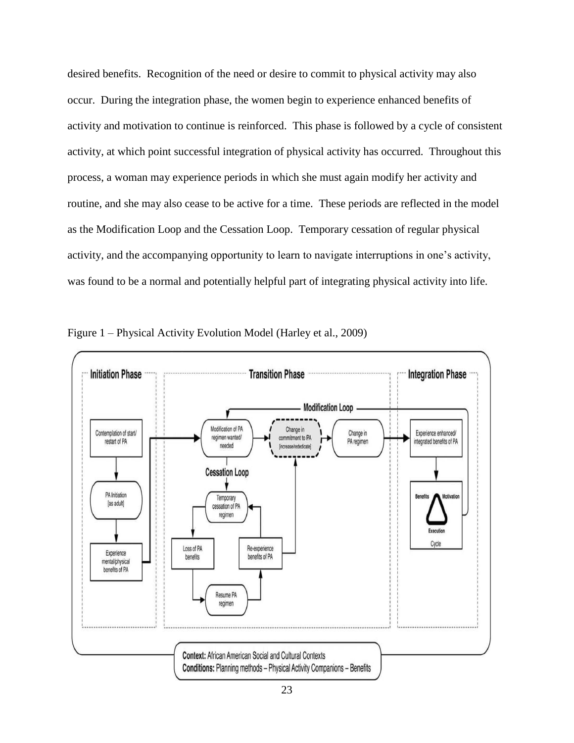desired benefits. Recognition of the need or desire to commit to physical activity may also occur. During the integration phase, the women begin to experience enhanced benefits of activity and motivation to continue is reinforced. This phase is followed by a cycle of consistent activity, at which point successful integration of physical activity has occurred. Throughout this process, a woman may experience periods in which she must again modify her activity and routine, and she may also cease to be active for a time. These periods are reflected in the model as the Modification Loop and the Cessation Loop. Temporary cessation of regular physical activity, and the accompanying opportunity to learn to navigate interruptions in one's activity, was found to be a normal and potentially helpful part of integrating physical activity into life.

Figure 1 – Physical Activity Evolution Model (Harley et al., 2009)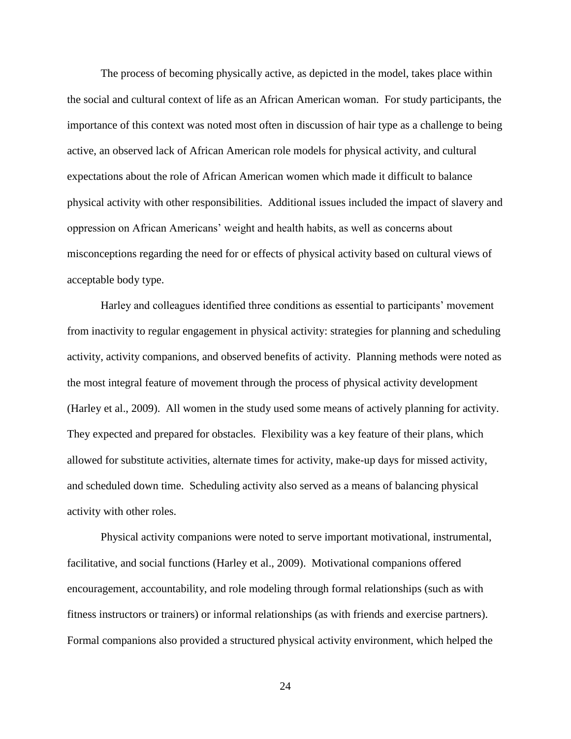The process of becoming physically active, as depicted in the model, takes place within the social and cultural context of life as an African American woman. For study participants, the importance of this context was noted most often in discussion of hair type as a challenge to being active, an observed lack of African American role models for physical activity, and cultural expectations about the role of African American women which made it difficult to balance physical activity with other responsibilities. Additional issues included the impact of slavery and oppression on African Americans' weight and health habits, as well as concerns about misconceptions regarding the need for or effects of physical activity based on cultural views of acceptable body type.

Harley and colleagues identified three conditions as essential to participants' movement from inactivity to regular engagement in physical activity: strategies for planning and scheduling activity, activity companions, and observed benefits of activity. Planning methods were noted as the most integral feature of movement through the process of physical activity development (Harley et al., 2009). All women in the study used some means of actively planning for activity. They expected and prepared for obstacles. Flexibility was a key feature of their plans, which allowed for substitute activities, alternate times for activity, make-up days for missed activity, and scheduled down time. Scheduling activity also served as a means of balancing physical activity with other roles.

Physical activity companions were noted to serve important motivational, instrumental, facilitative, and social functions (Harley et al., 2009). Motivational companions offered encouragement, accountability, and role modeling through formal relationships (such as with fitness instructors or trainers) or informal relationships (as with friends and exercise partners). Formal companions also provided a structured physical activity environment, which helped the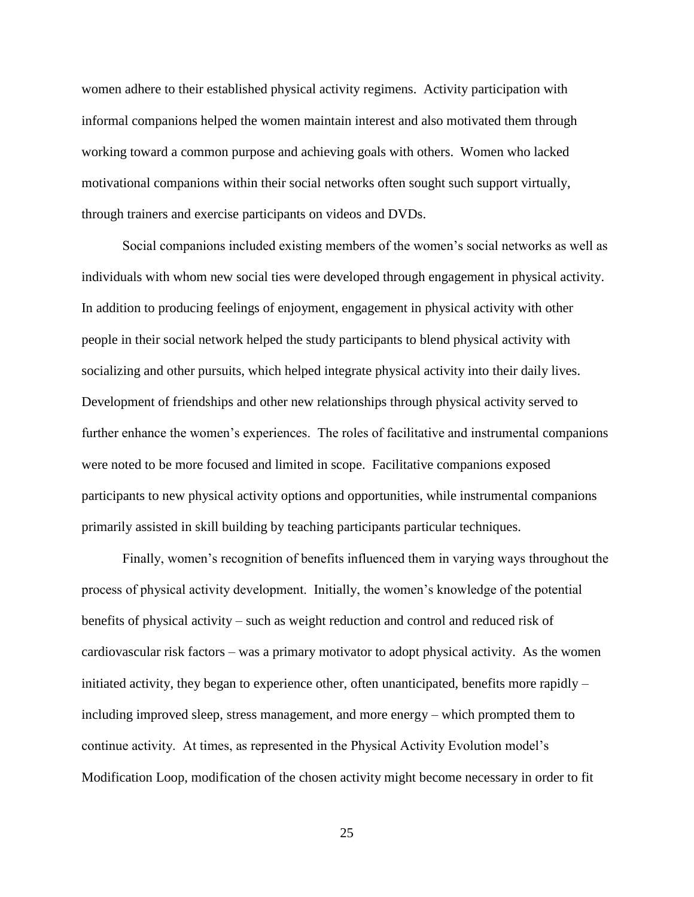women adhere to their established physical activity regimens. Activity participation with informal companions helped the women maintain interest and also motivated them through working toward a common purpose and achieving goals with others. Women who lacked motivational companions within their social networks often sought such support virtually, through trainers and exercise participants on videos and DVDs.

Social companions included existing members of the women's social networks as well as individuals with whom new social ties were developed through engagement in physical activity. In addition to producing feelings of enjoyment, engagement in physical activity with other people in their social network helped the study participants to blend physical activity with socializing and other pursuits, which helped integrate physical activity into their daily lives. Development of friendships and other new relationships through physical activity served to further enhance the women's experiences. The roles of facilitative and instrumental companions were noted to be more focused and limited in scope. Facilitative companions exposed participants to new physical activity options and opportunities, while instrumental companions primarily assisted in skill building by teaching participants particular techniques.

Finally, women's recognition of benefits influenced them in varying ways throughout the process of physical activity development. Initially, the women's knowledge of the potential benefits of physical activity – such as weight reduction and control and reduced risk of cardiovascular risk factors – was a primary motivator to adopt physical activity. As the women initiated activity, they began to experience other, often unanticipated, benefits more rapidly – including improved sleep, stress management, and more energy – which prompted them to continue activity. At times, as represented in the Physical Activity Evolution model's Modification Loop, modification of the chosen activity might become necessary in order to fit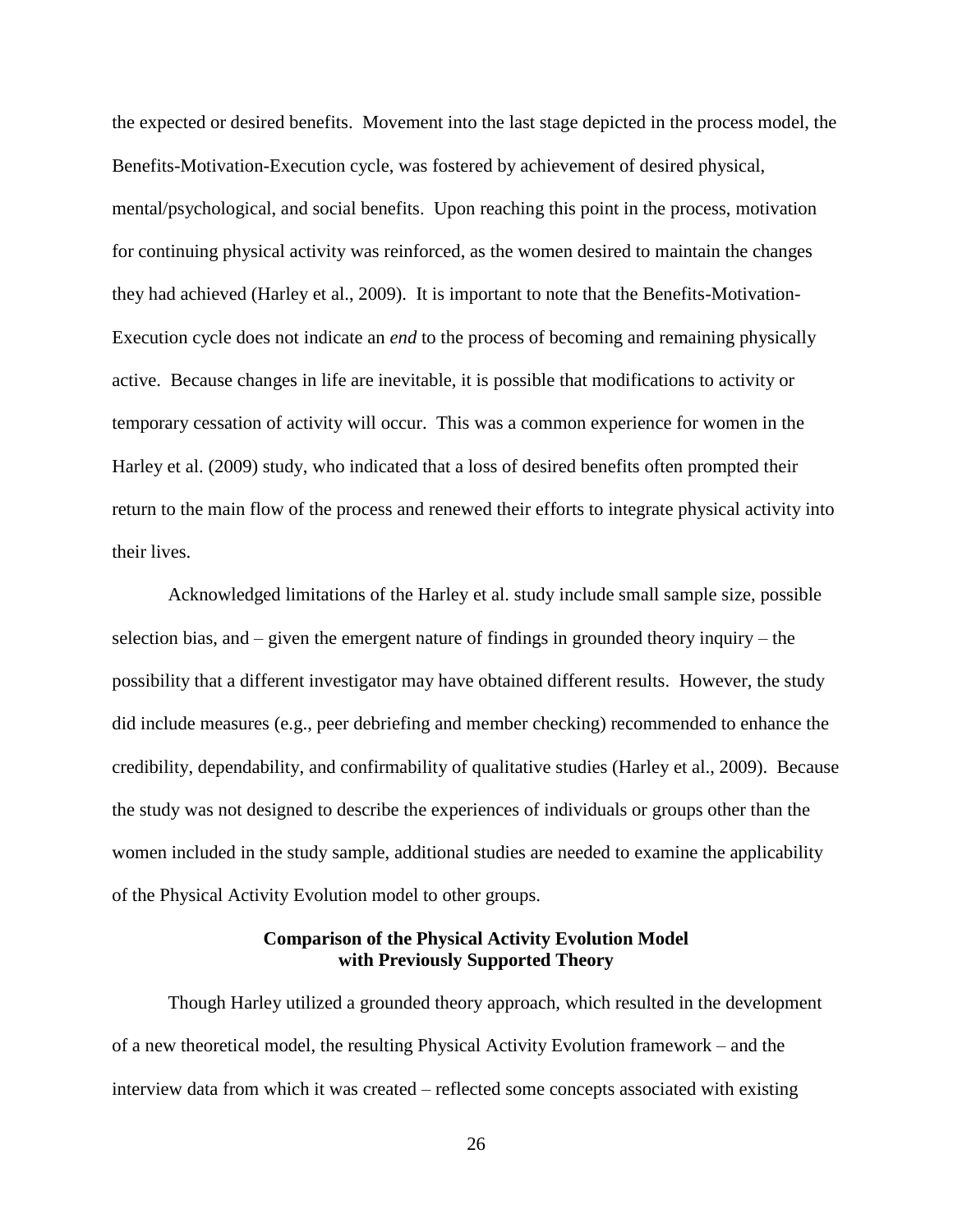the expected or desired benefits. Movement into the last stage depicted in the process model, the Benefits-Motivation-Execution cycle, was fostered by achievement of desired physical, mental/psychological, and social benefits. Upon reaching this point in the process, motivation for continuing physical activity was reinforced, as the women desired to maintain the changes they had achieved (Harley et al., 2009). It is important to note that the Benefits-Motivation-Execution cycle does not indicate an *end* to the process of becoming and remaining physically active. Because changes in life are inevitable, it is possible that modifications to activity or temporary cessation of activity will occur. This was a common experience for women in the Harley et al. (2009) study, who indicated that a loss of desired benefits often prompted their return to the main flow of the process and renewed their efforts to integrate physical activity into their lives.

Acknowledged limitations of the Harley et al. study include small sample size, possible selection bias, and – given the emergent nature of findings in grounded theory inquiry – the possibility that a different investigator may have obtained different results. However, the study did include measures (e.g., peer debriefing and member checking) recommended to enhance the credibility, dependability, and confirmability of qualitative studies (Harley et al., 2009). Because the study was not designed to describe the experiences of individuals or groups other than the women included in the study sample, additional studies are needed to examine the applicability of the Physical Activity Evolution model to other groups.

## Comparison of the Physical Activity Evolution Model with Previously Supported Theory

Though Harley utilized a grounded theory approach, which resulted in the development of a new theoretical model, the resulting Physical Activity Evolution framework – and the interview data from which it was created – reflected some concepts associated with existing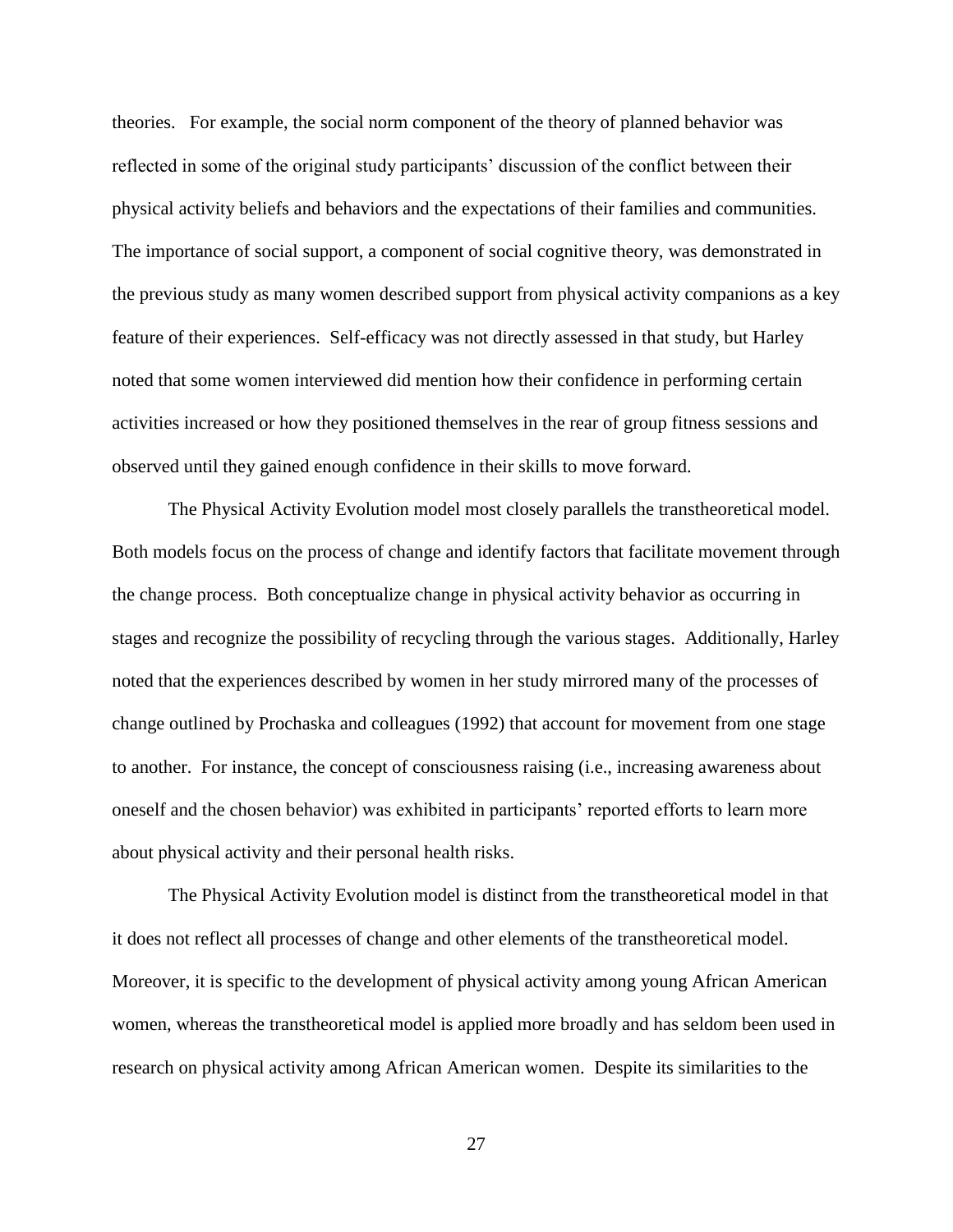theories. For example, the social norm component of the theory of planned behavior was reflected in some of the original study participants' discussion of the conflict between their physical activity beliefs and behaviors and the expectations of their families and communities. The importance of social support, a component of social cognitive theory, was demonstrated in the previous study as many women described support from physical activity companions as a key feature of their experiences. Self-efficacy was not directly assessed in that study, but Harley noted that some women interviewed did mention how their confidence in performing certain activities increased or how they positioned themselves in the rear of group fitness sessions and observed until they gained enough confidence in their skills to move forward.

The Physical Activity Evolution model most closely parallels the transtheoretical model. Both models focus on the process of change and identify factors that facilitate movement through the change process. Both conceptualize change in physical activity behavior as occurring in stages and recognize the possibility of recycling through the various stages. Additionally, Harley noted that the experiences described by women in her study mirrored many of the processes of change outlined by Prochaska and colleagues (1992) that account for movement from one stage to another. For instance, the concept of consciousness raising (i.e., increasing awareness about oneself and the chosen behavior) was exhibited in participants' reported efforts to learn more about physical activity and their personal health risks.

The Physical Activity Evolution model is distinct from the transtheoretical model in that it does not reflect all processes of change and other elements of the transtheoretical model. Moreover, it is specific to the development of physical activity among young African American women, whereas the transtheoretical model is applied more broadly and has seldom been used in research on physical activity among African American women. Despite its similarities to the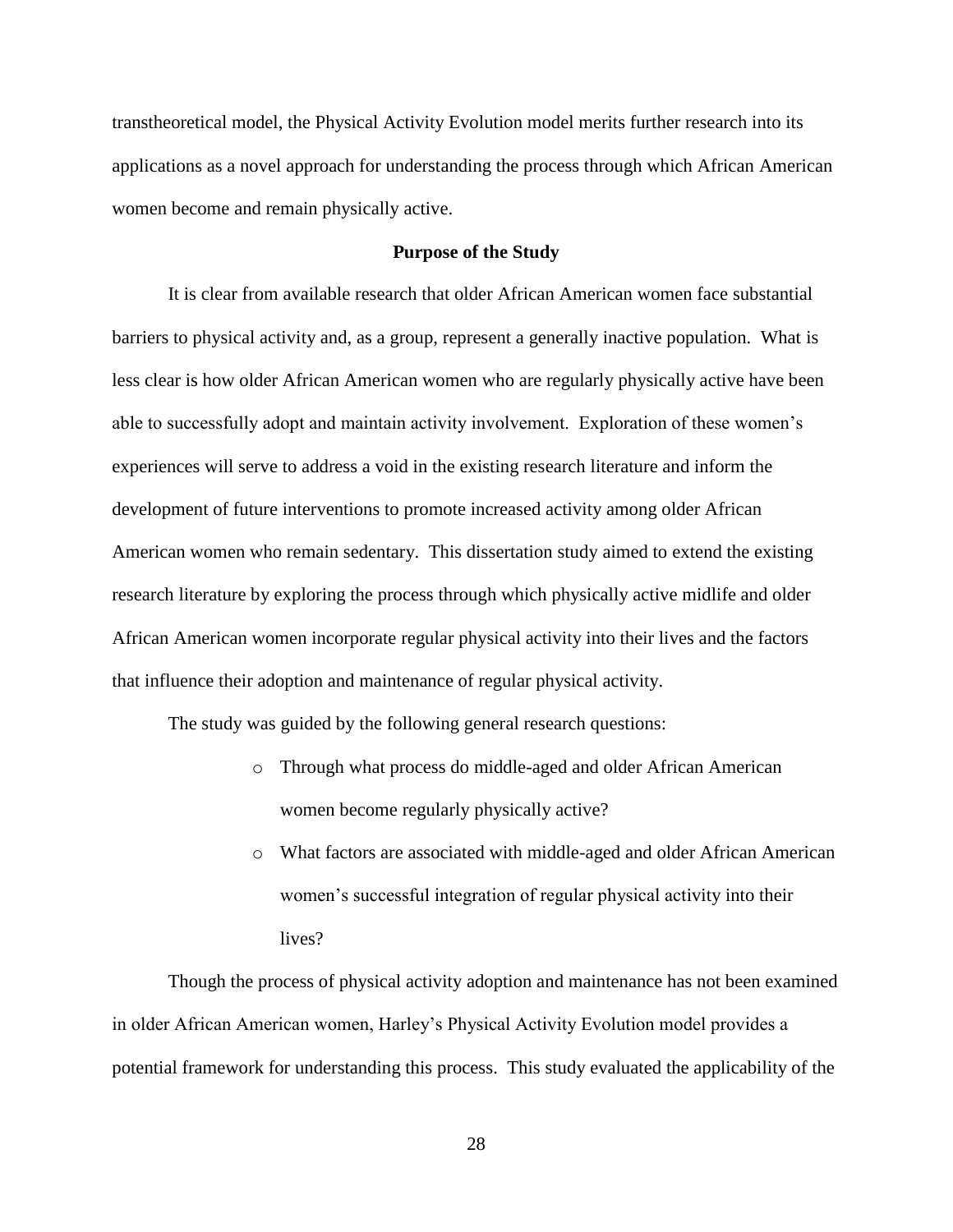transtheoretical model, the Physical Activity Evolution model merits further research into its applications as a novel approach for understanding the process through which African American women become and remain physically active.

## Purpose of the Study

It is clear from available research that older African American women face substantial barriers to physical activity and, as a group, represent a generally inactive population. What is less clear is how older African American women who are regularly physically active have been able to successfully adopt and maintain activity involvement. Exploration of these women's experiences will serve to address a void in the existing research literature and inform the development of future interventions to promote increased activity among older African American women who remain sedentary. This dissertation study aimed to extend the existing research literature by exploring the process through which physically active midlife and older African American women incorporate regular physical activity into their lives and the factors that influence their adoption and maintenance of regular physical activity.

The study was guided by the following general research questions:

- Through what process do middle-aged and older African American women become regularly physically active?
- What factors are associated with middle-aged and older African American women's successful integration of regular physical activity into their lives?

Though the process of physical activity adoption and maintenance has not been examined in older African American women, Harley's Physical Activity Evolution model provides a potential framework for understanding this process. This study evaluated the applicability of the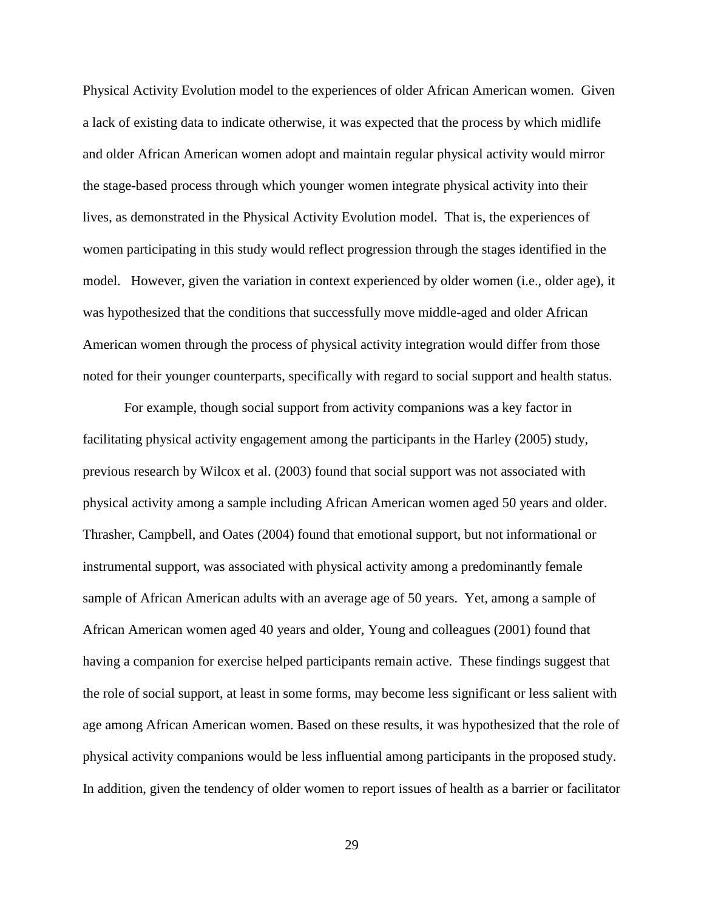Physical Activity Evolution model to the experiences of older African American women. Given a lack of existing data to indicate otherwise, it was expected that the process by which midlife and older African American women adopt and maintain regular physical activity would mirror the stage-based process through which younger women integrate physical activity into their lives, as demonstrated in the Physical Activity Evolution model. That is, the experiences of women participating in this study would reflect progression through the stages identified in the model. However, given the variation in context experienced by older women (i.e., older age), it was hypothesized that the conditions that successfully move middle-aged and older African American women through the process of physical activity integration would differ from those noted for their younger counterparts, specifically with regard to social support and health status.

For example, though social support from activity companions was a key factor in facilitating physical activity engagement among the participants in the Harley (2005) study, previous research by Wilcox et al. (2003) found that social support was not associated with physical activity among a sample including African American women aged 50 years and older. Thrasher, Campbell, and Oates (2004) found that emotional support, but not informational or instrumental support, was associated with physical activity among a predominantly female sample of African American adults with an average age of 50 years. Yet, among a sample of African American women aged 40 years and older, Young and colleagues (2001) found that having a companion for exercise helped participants remain active. These findings suggest that the role of social support, at least in some forms, may become less significant or less salient with age among African American women. Based on these results, it was hypothesized that the role of physical activity companions would be less influential among participants in the proposed study. In addition, given the tendency of older women to report issues of health as a barrier or facilitator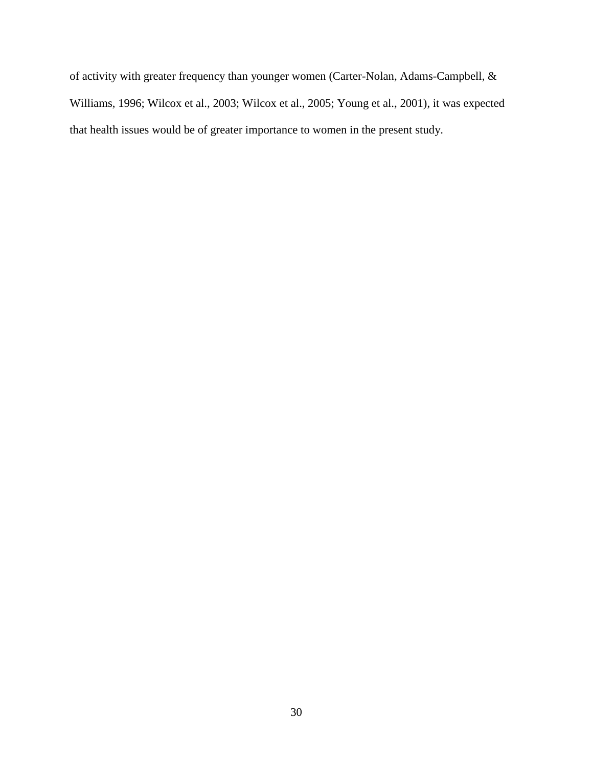of activity with greater frequency than younger women (Carter-Nolan, Adams-Campbell, & Williams, 1996; Wilcox et al., 2003; Wilcox et al., 2005; Young et al., 2001), it was expected that health issues would be of greater importance to women in the present study.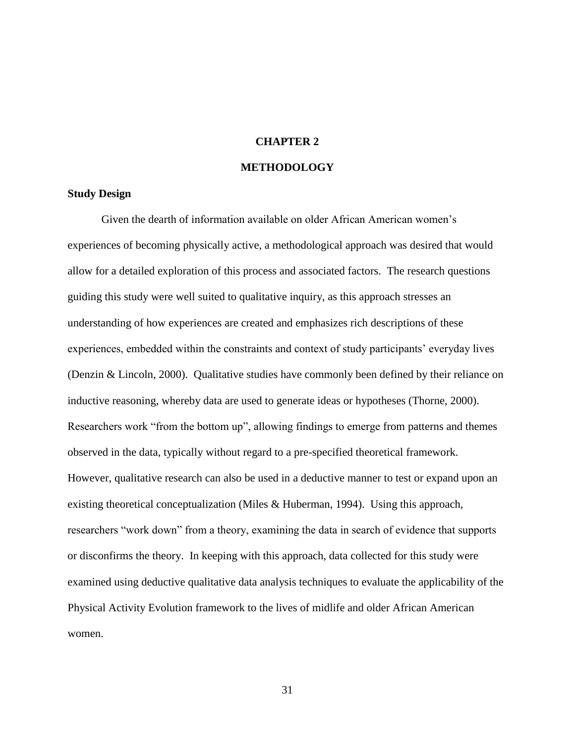# CHAPTER 2

# METHODOLOGY

## Study Design

Given the dearth of information available on older African American women's experiences of becoming physically active, a methodological approach was desired that would allow for a detailed exploration of this process and associated factors. The research questions guiding this study were well suited to qualitative inquiry, as this approach stresses an understanding of how experiences are created and emphasizes rich descriptions of these experiences, embedded within the constraints and context of study participants' everyday lives (Denzin & Lincoln, 2000). Qualitative studies have commonly been defined by their reliance on inductive reasoning, whereby data are used to generate ideas or hypotheses (Thorne, 2000). Researchers work "from the bottom up", allowing findings to emerge from patterns and themes observed in the data, typically without regard to a pre-specified theoretical framework. However, qualitative research can also be used in a deductive manner to test or expand upon an existing theoretical conceptualization (Miles & Huberman, 1994). Using this approach, researchers "work down" from a theory, examining the data in search of evidence that supports or disconfirms the theory. In keeping with this approach, data collected for this study were examined using deductive qualitative data analysis techniques to evaluate the applicability of the Physical Activity Evolution framework to the lives of midlife and older African American women.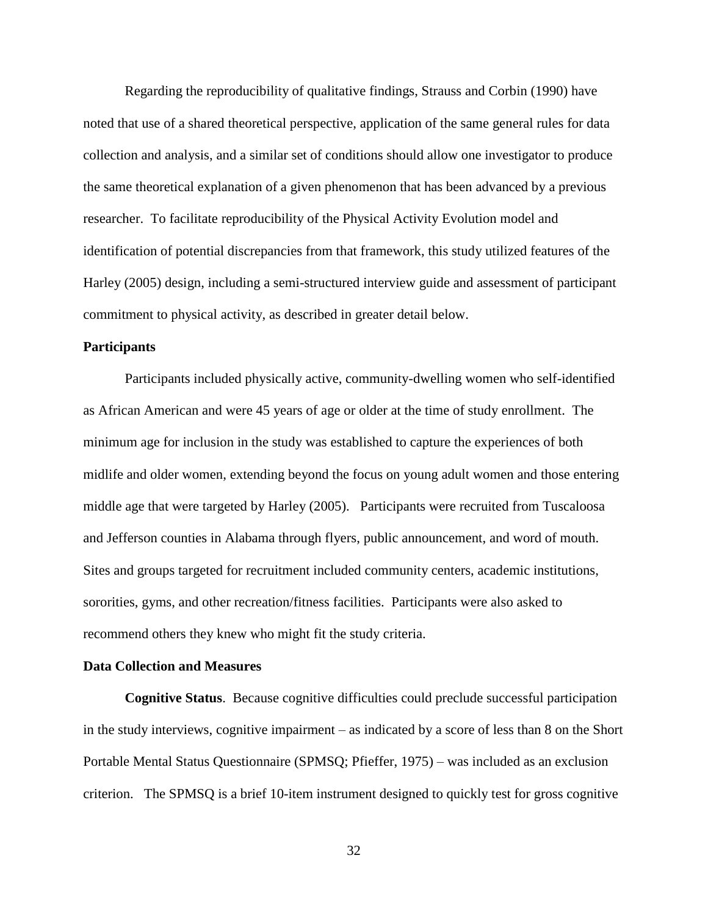Regarding the reproducibility of qualitative findings, Strauss and Corbin (1990) have noted that use of a shared theoretical perspective, application of the same general rules for data collection and analysis, and a similar set of conditions should allow one investigator to produce the same theoretical explanation of a given phenomenon that has been advanced by a previous researcher. To facilitate reproducibility of the Physical Activity Evolution model and identification of potential discrepancies from that framework, this study utilized features of the Harley (2005) design, including a semi-structured interview guide and assessment of participant commitment to physical activity, as described in greater detail below.

## Participants

Participants included physically active, community-dwelling women who self-identified as African American and were 45 years of age or older at the time of study enrollment. The minimum age for inclusion in the study was established to capture the experiences of both midlife and older women, extending beyond the focus on young adult women and those entering middle age that were targeted by Harley (2005). Participants were recruited from Tuscaloosa and Jefferson counties in Alabama through flyers, public announcement, and word of mouth. Sites and groups targeted for recruitment included community centers, academic institutions, sororities, gyms, and other recreation/fitness facilities. Participants were also asked to recommend others they knew who might fit the study criteria.

## Data Collection and Measures

**Cognitive Status**. Because cognitive difficulties could preclude successful participation in the study interviews, cognitive impairment – as indicated by a score of less than 8 on the Short Portable Mental Status Questionnaire (SPMSQ; Pfieffer, 1975) – was included as an exclusion criterion. The SPMSQ is a brief 10-item instrument designed to quickly test for gross cognitive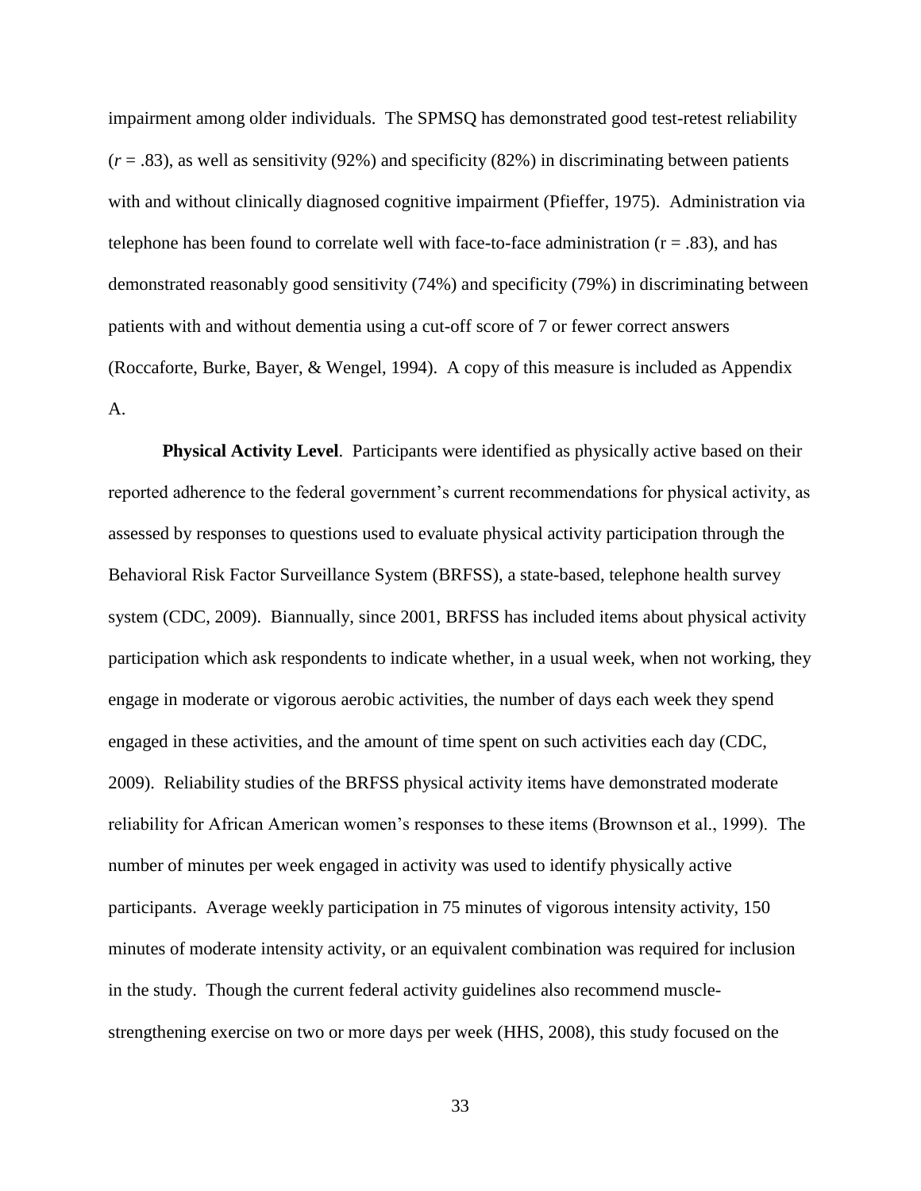impairment among older individuals. The SPMSQ has demonstrated good test-retest reliability ($r$ = .83), as well as sensitivity (92%) and specificity (82%) in discriminating between patients with and without clinically diagnosed cognitive impairment (Pfieffer, 1975). Administration via telephone has been found to correlate well with face-to-face administration (r = .83), and has demonstrated reasonably good sensitivity (74%) and specificity (79%) in discriminating between patients with and without dementia using a cut-off score of 7 or fewer correct answers (Roccaforte, Burke, Bayer, & Wengel, 1994). A copy of this measure is included as Appendix A.

**Physical Activity Level**. Participants were identified as physically active based on their reported adherence to the federal government's current recommendations for physical activity, as assessed by responses to questions used to evaluate physical activity participation through the Behavioral Risk Factor Surveillance System (BRFSS), a state-based, telephone health survey system (CDC, 2009). Biannually, since 2001, BRFSS has included items about physical activity participation which ask respondents to indicate whether, in a usual week, when not working, they engage in moderate or vigorous aerobic activities, the number of days each week they spend engaged in these activities, and the amount of time spent on such activities each day (CDC, 2009). Reliability studies of the BRFSS physical activity items have demonstrated moderate reliability for African American women's responses to these items (Brownson et al., 1999). The number of minutes per week engaged in activity was used to identify physically active participants. Average weekly participation in 75 minutes of vigorous intensity activity, 150 minutes of moderate intensity activity, or an equivalent combination was required for inclusion in the study. Though the current federal activity guidelines also recommend muscle-strengthening exercise on two or more days per week (HHS, 2008), this study focused on the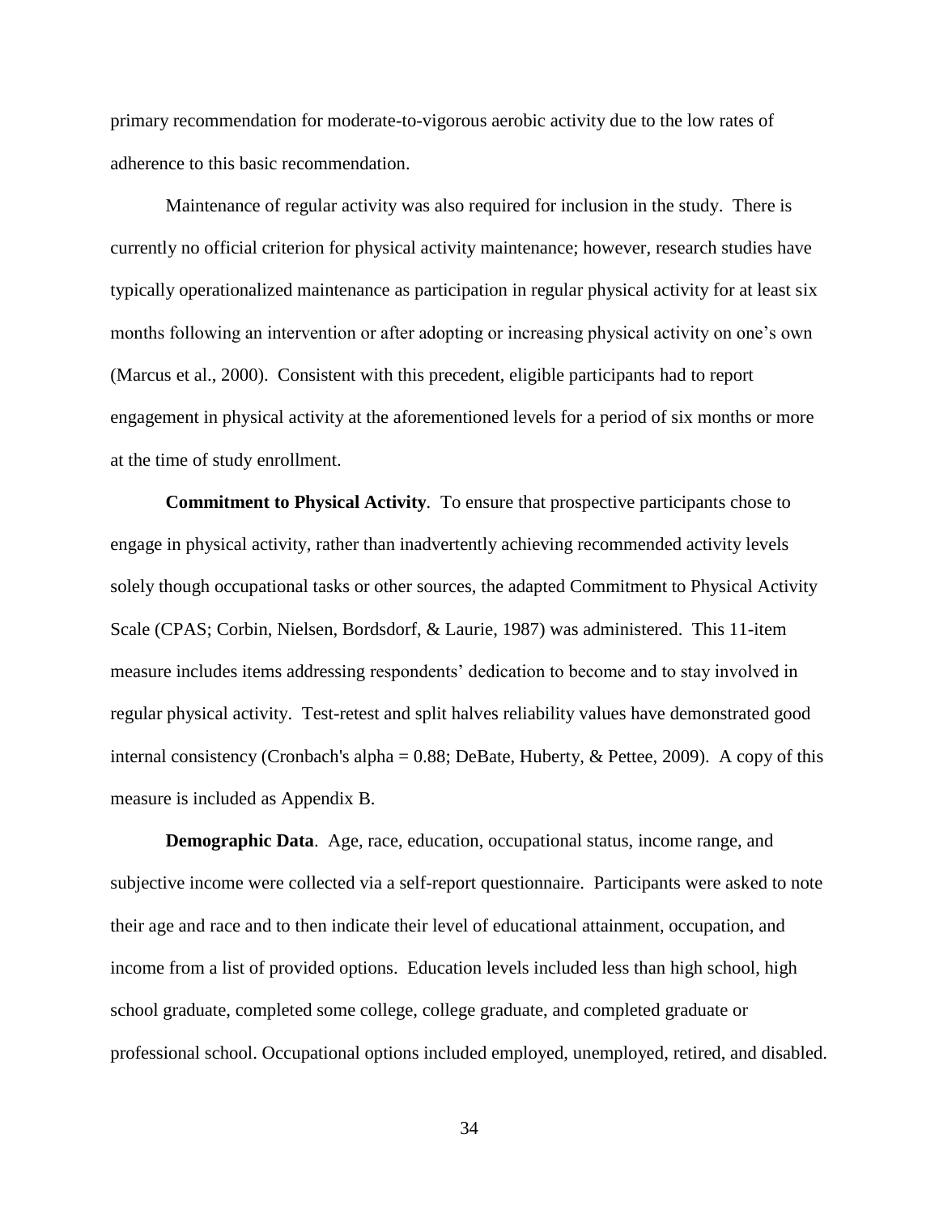primary recommendation for moderate-to-vigorous aerobic activity due to the low rates of adherence to this basic recommendation.

Maintenance of regular activity was also required for inclusion in the study. There is currently no official criterion for physical activity maintenance; however, research studies have typically operationalized maintenance as participation in regular physical activity for at least six months following an intervention or after adopting or increasing physical activity on one's own (Marcus et al., 2000). Consistent with this precedent, eligible participants had to report engagement in physical activity at the aforementioned levels for a period of six months or more at the time of study enrollment.

**Commitment to Physical Activity**. To ensure that prospective participants chose to engage in physical activity, rather than inadvertently achieving recommended activity levels solely though occupational tasks or other sources, the adapted Commitment to Physical Activity Scale (CPAS; Corbin, Nielsen, Bordsdorf, & Laurie, 1987) was administered. This 11-item measure includes items addressing respondents' dedication to become and to stay involved in regular physical activity. Test-retest and split halves reliability values have demonstrated good internal consistency (Cronbach's alpha = 0.88; DeBate, Huberty, & Pettee, 2009). A copy of this measure is included as Appendix B.

**Demographic Data**. Age, race, education, occupational status, income range, and subjective income were collected via a self-report questionnaire. Participants were asked to note their age and race and to then indicate their level of educational attainment, occupation, and income from a list of provided options. Education levels included less than high school, high school graduate, completed some college, college graduate, and completed graduate or professional school. Occupational options included employed, unemployed, retired, and disabled.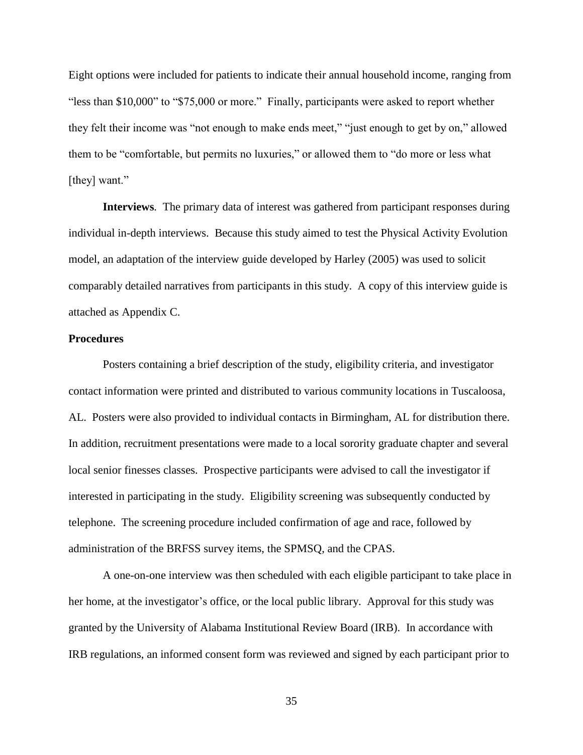Eight options were included for patients to indicate their annual household income, ranging from "less than $10,000" to "$75,000 or more." Finally, participants were asked to report whether they felt their income was "not enough to make ends meet," "just enough to get by on," allowed them to be "comfortable, but permits no luxuries," or allowed them to "do more or less what [they] want."

**Interviews**. The primary data of interest was gathered from participant responses during individual in-depth interviews. Because this study aimed to test the Physical Activity Evolution model, an adaptation of the interview guide developed by Harley (2005) was used to solicit comparably detailed narratives from participants in this study. A copy of this interview guide is attached as Appendix C.

**Procedures**

Posters containing a brief description of the study, eligibility criteria, and investigator contact information were printed and distributed to various community locations in Tuscaloosa, AL. Posters were also provided to individual contacts in Birmingham, AL for distribution there. In addition, recruitment presentations were made to a local sorority graduate chapter and several local senior finesses classes. Prospective participants were advised to call the investigator if interested in participating in the study. Eligibility screening was subsequently conducted by telephone. The screening procedure included confirmation of age and race, followed by administration of the BRFSS survey items, the SPMSQ, and the CPAS.

A one-on-one interview was then scheduled with each eligible participant to take place in her home, at the investigator's office, or the local public library. Approval for this study was granted by the University of Alabama Institutional Review Board (IRB). In accordance with IRB regulations, an informed consent form was reviewed and signed by each participant prior to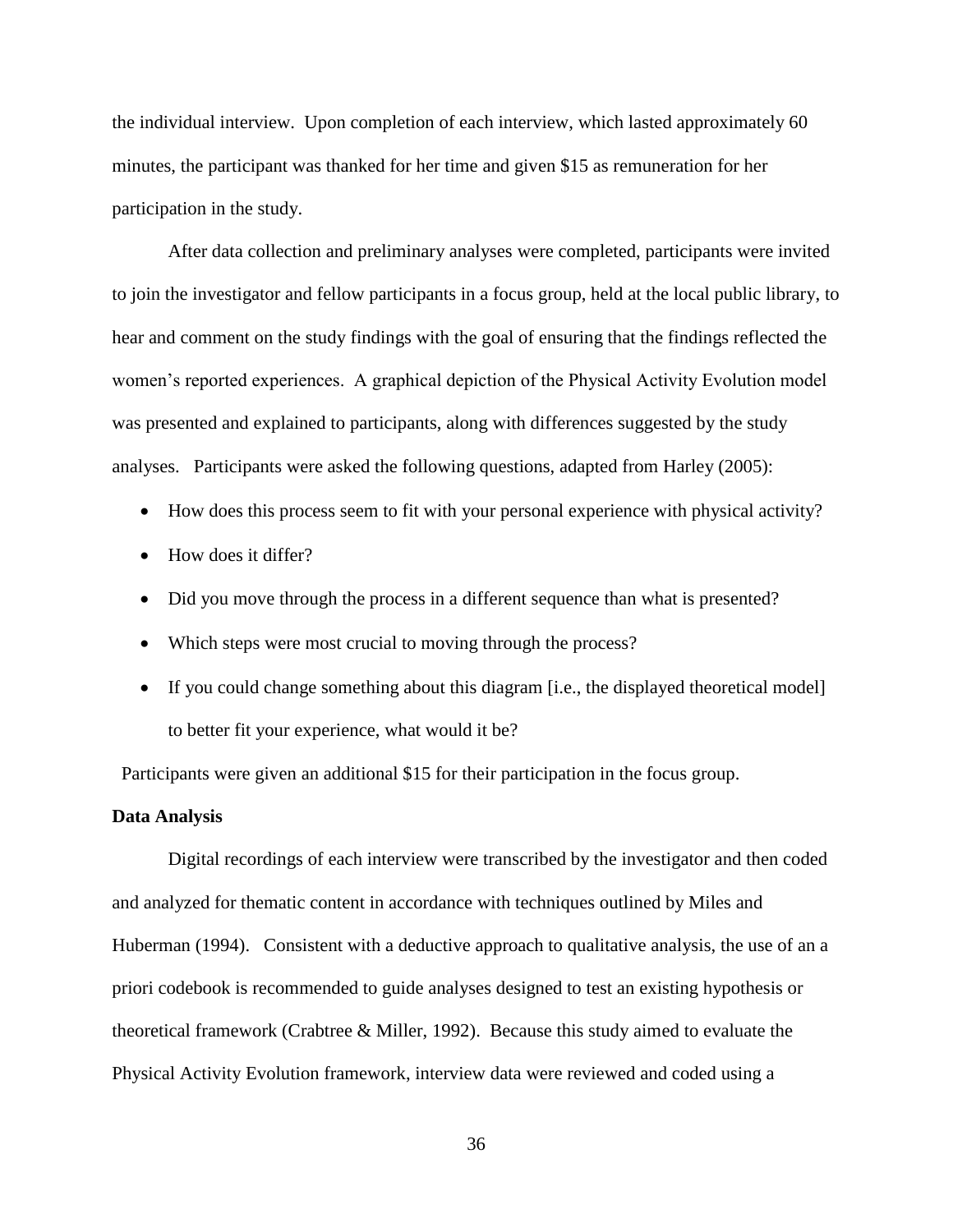the individual interview. Upon completion of each interview, which lasted approximately 60 minutes, the participant was thanked for her time and given $15 as remuneration for her participation in the study.

After data collection and preliminary analyses were completed, participants were invited to join the investigator and fellow participants in a focus group, held at the local public library, to hear and comment on the study findings with the goal of ensuring that the findings reflected the women's reported experiences. A graphical depiction of the Physical Activity Evolution model was presented and explained to participants, along with differences suggested by the study analyses. Participants were asked the following questions, adapted from Harley (2005):

- How does this process seem to fit with your personal experience with physical activity?
- How does it differ?
- Did you move through the process in a different sequence than what is presented?
- Which steps were most crucial to moving through the process?
- If you could change something about this diagram [i.e., the displayed theoretical model] to better fit your experience, what would it be?

Participants were given an additional $15 for their participation in the focus group.

**Data Analysis**

Digital recordings of each interview were transcribed by the investigator and then coded and analyzed for thematic content in accordance with techniques outlined by Miles and Huberman (1994). Consistent with a deductive approach to qualitative analysis, the use of an a priori codebook is recommended to guide analyses designed to test an existing hypothesis or theoretical framework (Crabtree & Miller, 1992). Because this study aimed to evaluate the Physical Activity Evolution framework, interview data were reviewed and coded using a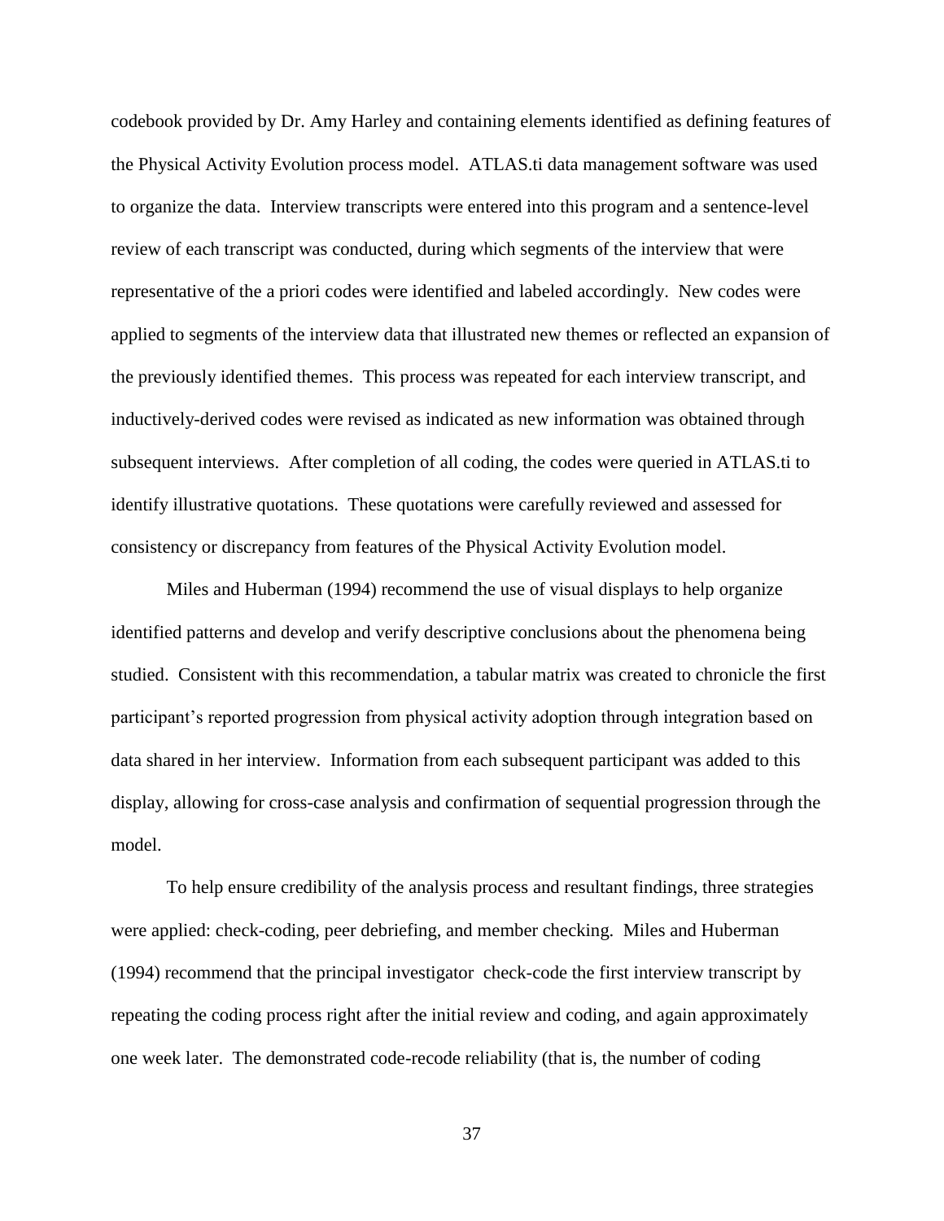codebook provided by Dr. Amy Harley and containing elements identified as defining features of the Physical Activity Evolution process model. ATLAS.ti data management software was used to organize the data. Interview transcripts were entered into this program and a sentence-level review of each transcript was conducted, during which segments of the interview that were representative of the a priori codes were identified and labeled accordingly. New codes were applied to segments of the interview data that illustrated new themes or reflected an expansion of the previously identified themes. This process was repeated for each interview transcript, and inductively-derived codes were revised as indicated as new information was obtained through subsequent interviews. After completion of all coding, the codes were queried in ATLAS.ti to identify illustrative quotations. These quotations were carefully reviewed and assessed for consistency or discrepancy from features of the Physical Activity Evolution model.

Miles and Huberman (1994) recommend the use of visual displays to help organize identified patterns and develop and verify descriptive conclusions about the phenomena being studied. Consistent with this recommendation, a tabular matrix was created to chronicle the first participant's reported progression from physical activity adoption through integration based on data shared in her interview. Information from each subsequent participant was added to this display, allowing for cross-case analysis and confirmation of sequential progression through the model.

To help ensure credibility of the analysis process and resultant findings, three strategies were applied: check-coding, peer debriefing, and member checking. Miles and Huberman (1994) recommend that the principal investigator check-code the first interview transcript by repeating the coding process right after the initial review and coding, and again approximately one week later. The demonstrated code-recode reliability (that is, the number of coding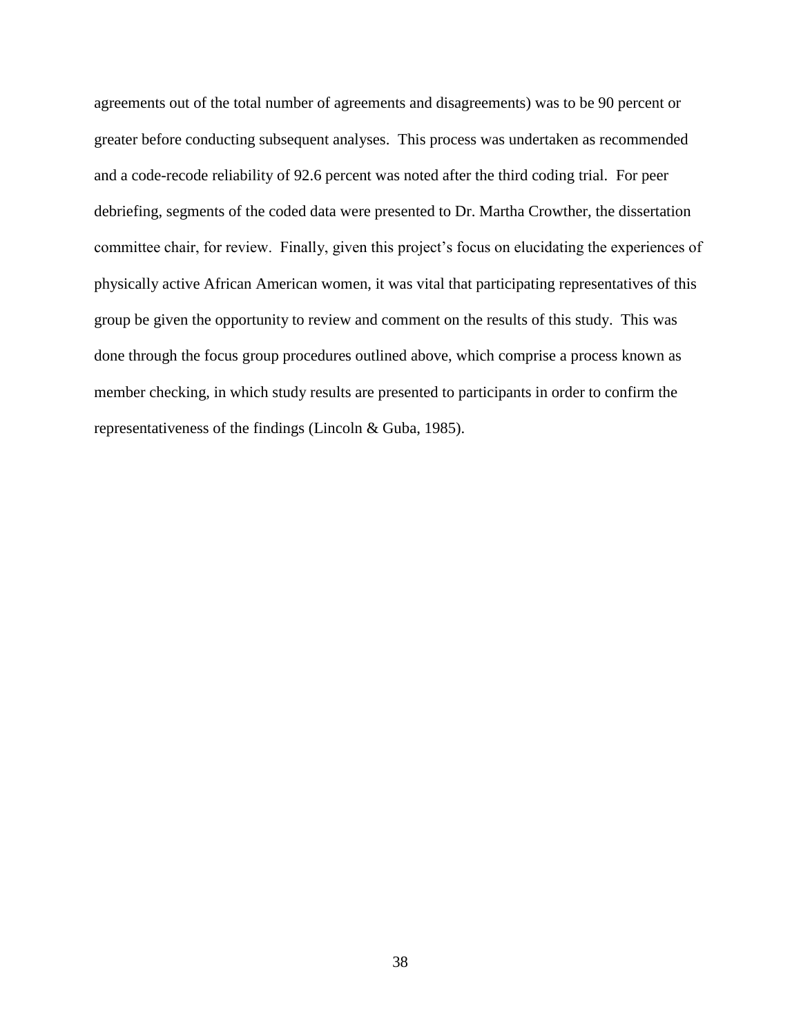agreements out of the total number of agreements and disagreements) was to be 90 percent or greater before conducting subsequent analyses. This process was undertaken as recommended and a code-recode reliability of 92.6 percent was noted after the third coding trial. For peer debriefing, segments of the coded data were presented to Dr. Martha Crowther, the dissertation committee chair, for review. Finally, given this project's focus on elucidating the experiences of physically active African American women, it was vital that participating representatives of this group be given the opportunity to review and comment on the results of this study. This was done through the focus group procedures outlined above, which comprise a process known as member checking, in which study results are presented to participants in order to confirm the representativeness of the findings (Lincoln & Guba, 1985).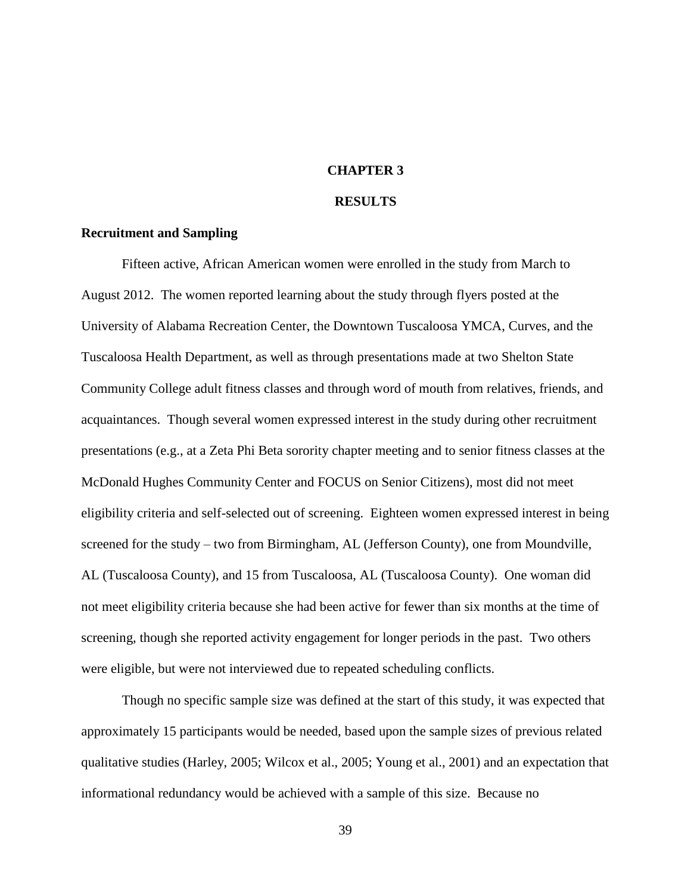# CHAPTER 3

# RESULTS

## Recruitment and Sampling

Fifteen active, African American women were enrolled in the study from March to August 2012. The women reported learning about the study through flyers posted at the University of Alabama Recreation Center, the Downtown Tuscaloosa YMCA, Curves, and the Tuscaloosa Health Department, as well as through presentations made at two Shelton State Community College adult fitness classes and through word of mouth from relatives, friends, and acquaintances. Though several women expressed interest in the study during other recruitment presentations (e.g., at a Zeta Phi Beta sorority chapter meeting and to senior fitness classes at the McDonald Hughes Community Center and FOCUS on Senior Citizens), most did not meet eligibility criteria and self-selected out of screening. Eighteen women expressed interest in being screened for the study – two from Birmingham, AL (Jefferson County), one from Moundville, AL (Tuscaloosa County), and 15 from Tuscaloosa, AL (Tuscaloosa County). One woman did not meet eligibility criteria because she had been active for fewer than six months at the time of screening, though she reported activity engagement for longer periods in the past. Two others were eligible, but were not interviewed due to repeated scheduling conflicts.

Though no specific sample size was defined at the start of this study, it was expected that approximately 15 participants would be needed, based upon the sample sizes of previous related qualitative studies (Harley, 2005; Wilcox et al., 2005; Young et al., 2001) and an expectation that informational redundancy would be achieved with a sample of this size. Because no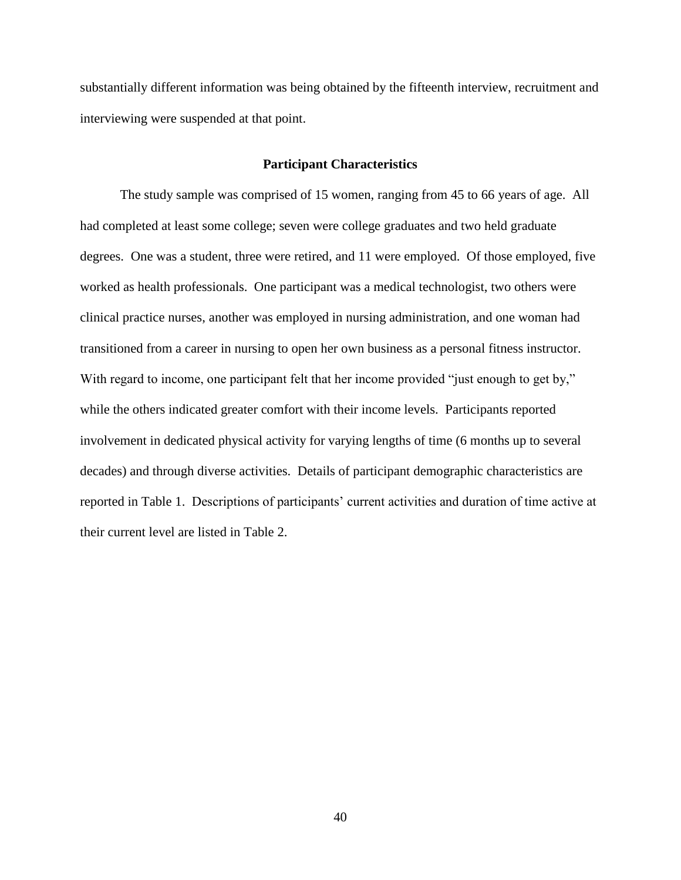substantially different information was being obtained by the fifteenth interview, recruitment and interviewing were suspended at that point.

## Participant Characteristics

The study sample was comprised of 15 women, ranging from 45 to 66 years of age. All had completed at least some college; seven were college graduates and two held graduate degrees. One was a student, three were retired, and 11 were employed. Of those employed, five worked as health professionals. One participant was a medical technologist, two others were clinical practice nurses, another was employed in nursing administration, and one woman had transitioned from a career in nursing to open her own business as a personal fitness instructor. With regard to income, one participant felt that her income provided "just enough to get by," while the others indicated greater comfort with their income levels. Participants reported involvement in dedicated physical activity for varying lengths of time (6 months up to several decades) and through diverse activities. Details of participant demographic characteristics are reported in Table 1. Descriptions of participants' current activities and duration of time active at their current level are listed in Table 2.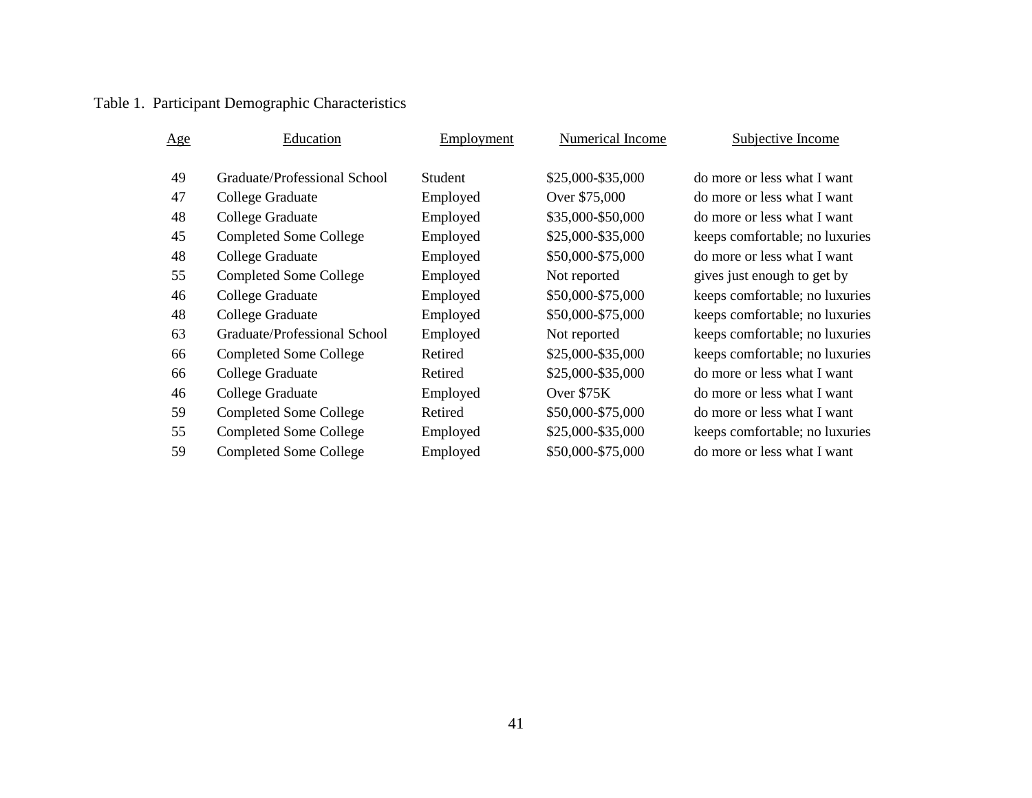Table 1.  Participant Demographic Characteristics

| Age | Education | Employment | Numerical Income | Subjective Income |
|---|---|---|---|---|
| 49 | Graduate/Professional School | Student | $25,000-$35,000 | do more or less what I want |
| 47 | College Graduate | Employed | Over $75,000 | do more or less what I want |
| 48 | College Graduate | Employed | $35,000-$50,000 | do more or less what I want |
| 45 | Completed Some College | Employed | $25,000-$35,000 | keeps comfortable; no luxuries |
| 48 | College Graduate | Employed | $50,000-$75,000 | do more or less what I want |
| 55 | Completed Some College | Employed | Not reported | gives just enough to get by |
| 46 | College Graduate | Employed | $50,000-$75,000 | keeps comfortable; no luxuries |
| 48 | College Graduate | Employed | $50,000-$75,000 | keeps comfortable; no luxuries |
| 63 | Graduate/Professional School | Employed | Not reported | keeps comfortable; no luxuries |
| 66 | Completed Some College | Retired | $25,000-$35,000 | keeps comfortable; no luxuries |
| 66 | College Graduate | Retired | $25,000-$35,000 | do more or less what I want |
| 46 | College Graduate | Employed | Over $75K | do more or less what I want |
| 59 | Completed Some College | Retired | $50,000-$75,000 | do more or less what I want |
| 55 | Completed Some College | Employed | $25,000-$35,000 | keeps comfortable; no luxuries |
| 59 | Completed Some College | Employed | $50,000-$75,000 | do more or less what I want |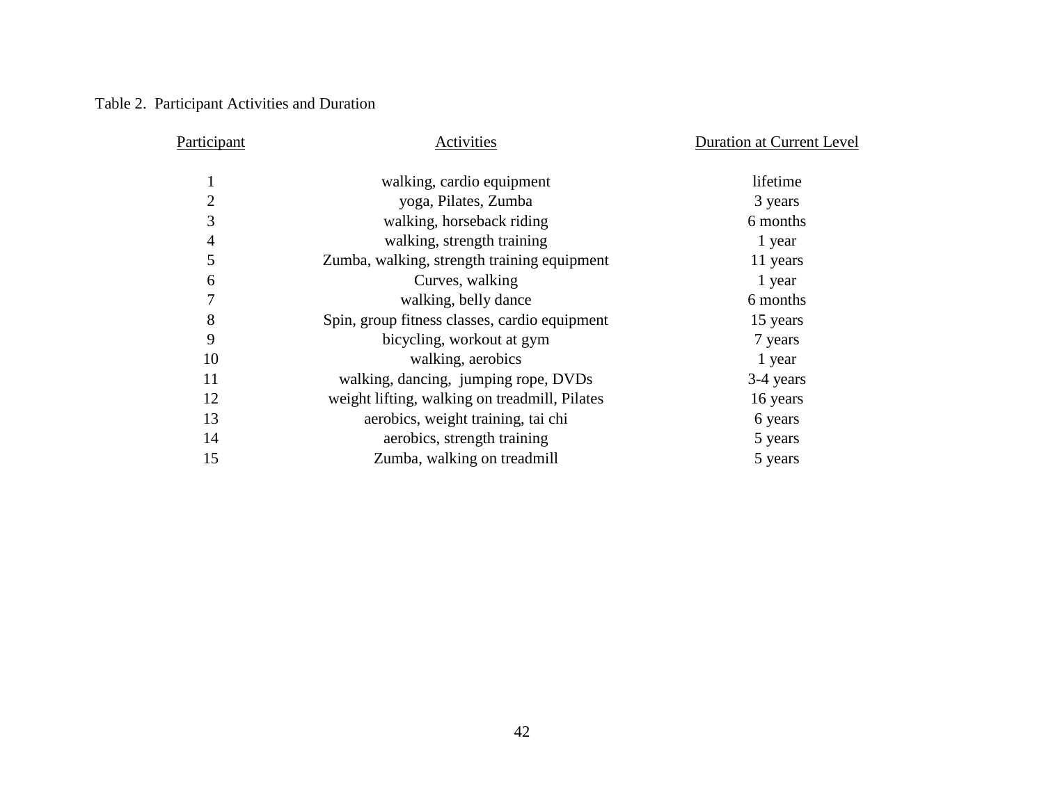Table 2. Participant Activities and Duration

| Participant | Activities | Duration at Current Level |
|---|---|---|
| 1 | walking, cardio equipment | lifetime |
| 2 | yoga, Pilates, Zumba | 3 years |
| 3 | walking, horseback riding | 6 months |
| 4 | walking, strength training | 1 year |
| 5 | Zumba, walking, strength training equipment | 11 years |
| 6 | Curves, walking | 1 year |
| 7 | walking, belly dance | 6 months |
| 8 | Spin, group fitness classes, cardio equipment | 15 years |
| 9 | bicycling, workout at gym | 7 years |
| 10 | walking, aerobics | 1 year |
| 11 | walking, dancing, jumping rope, DVDs | 3-4 years |
| 12 | weight lifting, walking on treadmill, Pilates | 16 years |
| 13 | aerobics, weight training, tai chi | 6 years |
| 14 | aerobics, strength training | 5 years |
| 15 | Zumba, walking on treadmill | 5 years |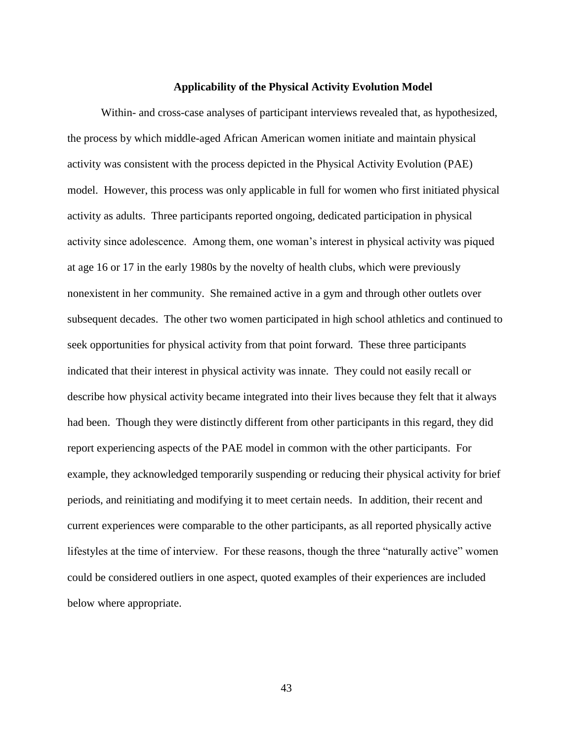## Applicability of the Physical Activity Evolution Model

Within- and cross-case analyses of participant interviews revealed that, as hypothesized, the process by which middle-aged African American women initiate and maintain physical activity was consistent with the process depicted in the Physical Activity Evolution (PAE) model. However, this process was only applicable in full for women who first initiated physical activity as adults. Three participants reported ongoing, dedicated participation in physical activity since adolescence. Among them, one woman's interest in physical activity was piqued at age 16 or 17 in the early 1980s by the novelty of health clubs, which were previously nonexistent in her community. She remained active in a gym and through other outlets over subsequent decades. The other two women participated in high school athletics and continued to seek opportunities for physical activity from that point forward. These three participants indicated that their interest in physical activity was innate. They could not easily recall or describe how physical activity became integrated into their lives because they felt that it always had been. Though they were distinctly different from other participants in this regard, they did report experiencing aspects of the PAE model in common with the other participants. For example, they acknowledged temporarily suspending or reducing their physical activity for brief periods, and reinitiating and modifying it to meet certain needs. In addition, their recent and current experiences were comparable to the other participants, as all reported physically active lifestyles at the time of interview. For these reasons, though the three "naturally active" women could be considered outliers in one aspect, quoted examples of their experiences are included below where appropriate.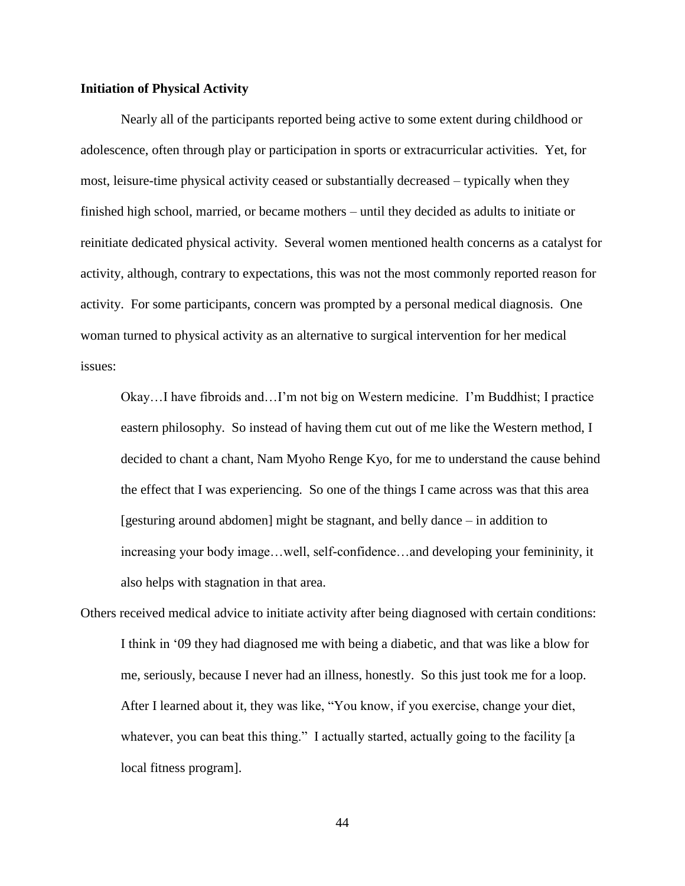**Initiation of Physical Activity**

Nearly all of the participants reported being active to some extent during childhood or adolescence, often through play or participation in sports or extracurricular activities. Yet, for most, leisure-time physical activity ceased or substantially decreased – typically when they finished high school, married, or became mothers – until they decided as adults to initiate or reinitiate dedicated physical activity. Several women mentioned health concerns as a catalyst for activity, although, contrary to expectations, this was not the most commonly reported reason for activity. For some participants, concern was prompted by a personal medical diagnosis. One woman turned to physical activity as an alternative to surgical intervention for her medical issues:

> Okay…I have fibroids and…I'm not big on Western medicine. I'm Buddhist; I practice eastern philosophy. So instead of having them cut out of me like the Western method, I decided to chant a chant, Nam Myoho Renge Kyo, for me to understand the cause behind the effect that I was experiencing. So one of the things I came across was that this area [gesturing around abdomen] might be stagnant, and belly dance – in addition to increasing your body image…well, self-confidence…and developing your femininity, it also helps with stagnation in that area.

Others received medical advice to initiate activity after being diagnosed with certain conditions:

> I think in '09 they had diagnosed me with being a diabetic, and that was like a blow for me, seriously, because I never had an illness, honestly. So this just took me for a loop. After I learned about it, they was like, "You know, if you exercise, change your diet, whatever, you can beat this thing." I actually started, actually going to the facility [a local fitness program].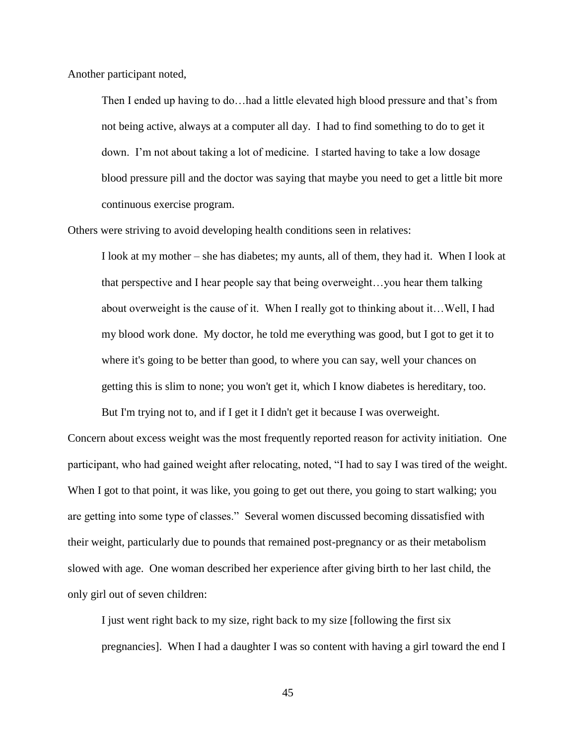Another participant noted,

> Then I ended up having to do…had a little elevated high blood pressure and that's from not being active, always at a computer all day. I had to find something to do to get it down. I'm not about taking a lot of medicine. I started having to take a low dosage blood pressure pill and the doctor was saying that maybe you need to get a little bit more continuous exercise program.

Others were striving to avoid developing health conditions seen in relatives:

> I look at my mother – she has diabetes; my aunts, all of them, they had it. When I look at that perspective and I hear people say that being overweight…you hear them talking about overweight is the cause of it. When I really got to thinking about it…Well, I had my blood work done. My doctor, he told me everything was good, but I got to get it to where it's going to be better than good, to where you can say, well your chances on getting this is slim to none; you won't get it, which I know diabetes is hereditary, too.
>
> But I'm trying not to, and if I get it I didn't get it because I was overweight.

Concern about excess weight was the most frequently reported reason for activity initiation. One participant, who had gained weight after relocating, noted, "I had to say I was tired of the weight. When I got to that point, it was like, you going to get out there, you going to start walking; you are getting into some type of classes." Several women discussed becoming dissatisfied with their weight, particularly due to pounds that remained post-pregnancy or as their metabolism slowed with age. One woman described her experience after giving birth to her last child, the only girl out of seven children:

> I just went right back to my size, right back to my size [following the first six pregnancies]. When I had a daughter I was so content with having a girl toward the end I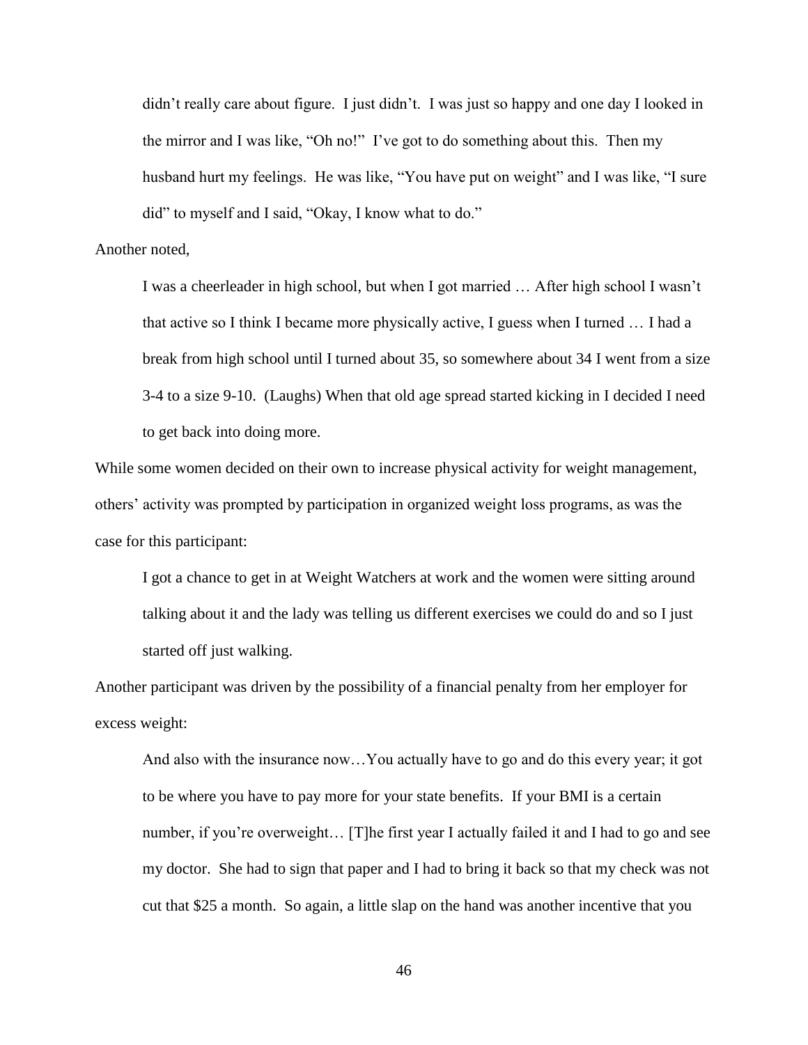> didn't really care about figure. I just didn't. I was just so happy and one day I looked in the mirror and I was like, "Oh no!" I've got to do something about this. Then my husband hurt my feelings. He was like, "You have put on weight" and I was like, "I sure did" to myself and I said, "Okay, I know what to do."

Another noted,

> I was a cheerleader in high school, but when I got married … After high school I wasn't that active so I think I became more physically active, I guess when I turned … I had a break from high school until I turned about 35, so somewhere about 34 I went from a size 3-4 to a size 9-10. (Laughs) When that old age spread started kicking in I decided I need to get back into doing more.

While some women decided on their own to increase physical activity for weight management, others' activity was prompted by participation in organized weight loss programs, as was the case for this participant:

> I got a chance to get in at Weight Watchers at work and the women were sitting around talking about it and the lady was telling us different exercises we could do and so I just started off just walking.

Another participant was driven by the possibility of a financial penalty from her employer for excess weight:

> And also with the insurance now…You actually have to go and do this every year; it got to be where you have to pay more for your state benefits. If your BMI is a certain number, if you're overweight… [T]he first year I actually failed it and I had to go and see my doctor. She had to sign that paper and I had to bring it back so that my check was not cut that $25 a month. So again, a little slap on the hand was another incentive that you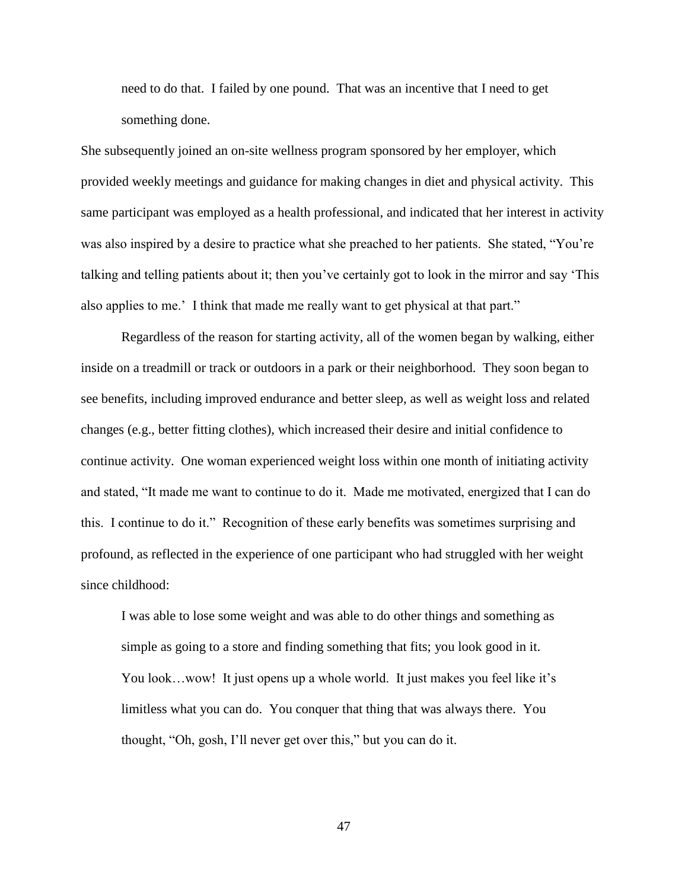> need to do that. I failed by one pound. That was an incentive that I need to get something done.

She subsequently joined an on-site wellness program sponsored by her employer, which provided weekly meetings and guidance for making changes in diet and physical activity. This same participant was employed as a health professional, and indicated that her interest in activity was also inspired by a desire to practice what she preached to her patients. She stated, "You're talking and telling patients about it; then you've certainly got to look in the mirror and say 'This also applies to me.' I think that made me really want to get physical at that part."

Regardless of the reason for starting activity, all of the women began by walking, either inside on a treadmill or track or outdoors in a park or their neighborhood. They soon began to see benefits, including improved endurance and better sleep, as well as weight loss and related changes (e.g., better fitting clothes), which increased their desire and initial confidence to continue activity. One woman experienced weight loss within one month of initiating activity and stated, "It made me want to continue to do it. Made me motivated, energized that I can do this. I continue to do it." Recognition of these early benefits was sometimes surprising and profound, as reflected in the experience of one participant who had struggled with her weight since childhood:

> I was able to lose some weight and was able to do other things and something as simple as going to a store and finding something that fits; you look good in it. You look…wow! It just opens up a whole world. It just makes you feel like it's limitless what you can do. You conquer that thing that was always there. You thought, "Oh, gosh, I'll never get over this," but you can do it.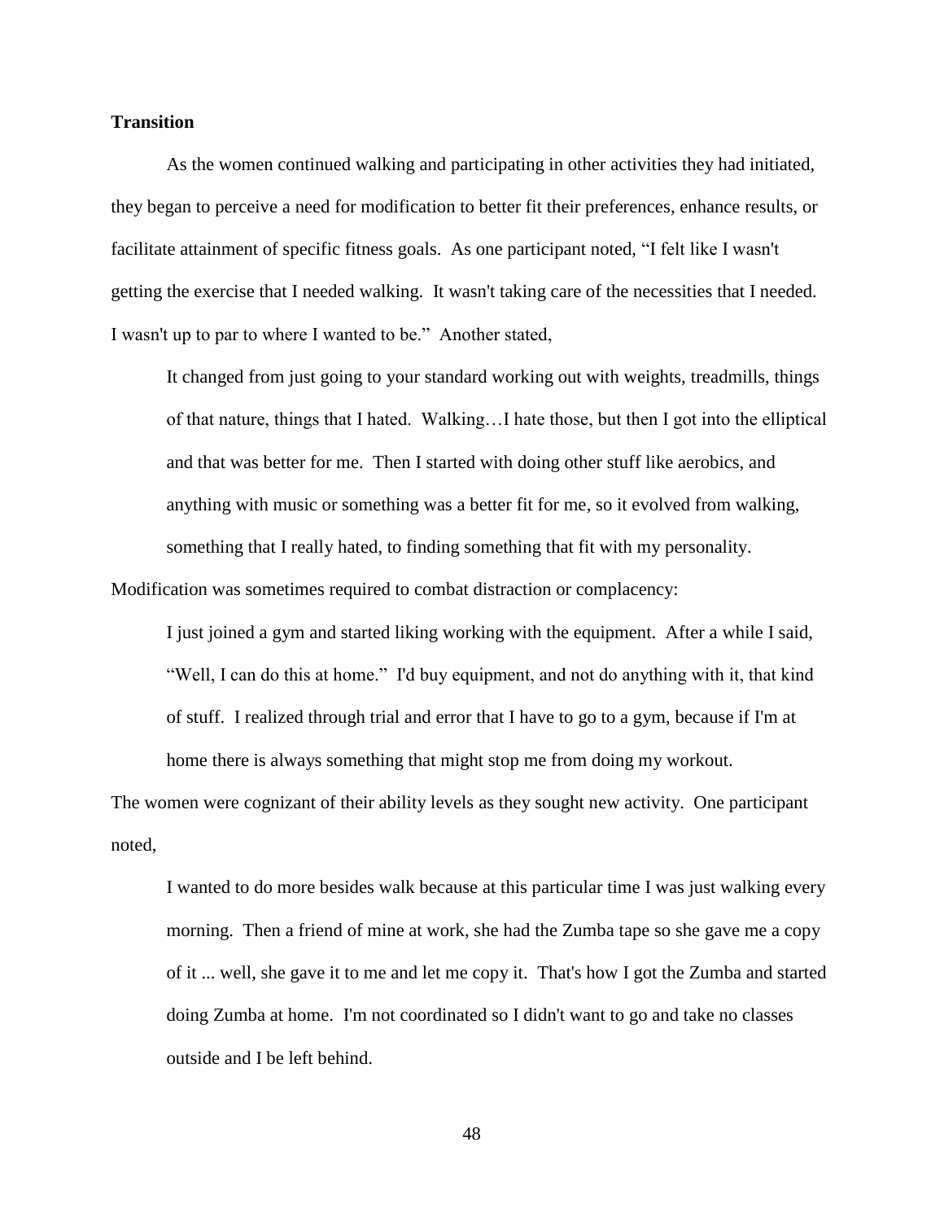**Transition**

As the women continued walking and participating in other activities they had initiated, they began to perceive a need for modification to better fit their preferences, enhance results, or facilitate attainment of specific fitness goals. As one participant noted, "I felt like I wasn't getting the exercise that I needed walking. It wasn't taking care of the necessities that I needed. I wasn't up to par to where I wanted to be." Another stated,

> It changed from just going to your standard working out with weights, treadmills, things of that nature, things that I hated. Walking…I hate those, but then I got into the elliptical and that was better for me. Then I started with doing other stuff like aerobics, and anything with music or something was a better fit for me, so it evolved from walking, something that I really hated, to finding something that fit with my personality.

Modification was sometimes required to combat distraction or complacency:

> I just joined a gym and started liking working with the equipment. After a while I said, "Well, I can do this at home." I'd buy equipment, and not do anything with it, that kind of stuff. I realized through trial and error that I have to go to a gym, because if I'm at home there is always something that might stop me from doing my workout.

The women were cognizant of their ability levels as they sought new activity. One participant noted,

> I wanted to do more besides walk because at this particular time I was just walking every morning. Then a friend of mine at work, she had the Zumba tape so she gave me a copy of it ... well, she gave it to me and let me copy it. That's how I got the Zumba and started doing Zumba at home. I'm not coordinated so I didn't want to go and take no classes outside and I be left behind.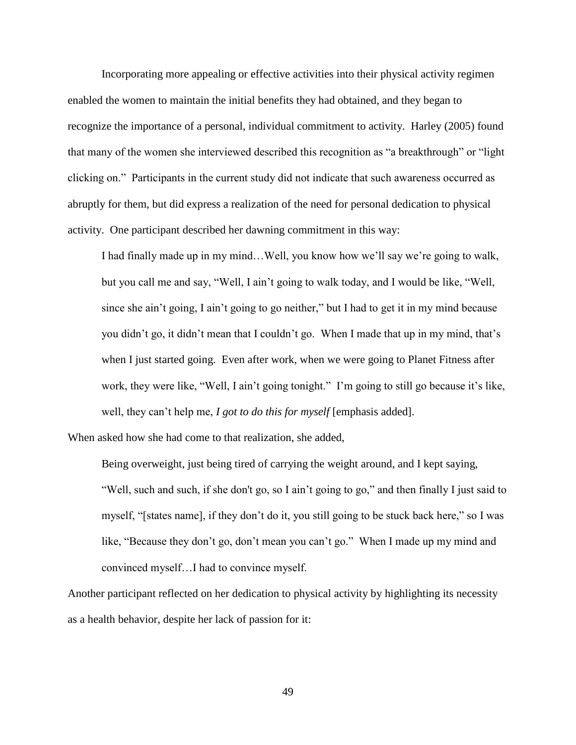Incorporating more appealing or effective activities into their physical activity regimen enabled the women to maintain the initial benefits they had obtained, and they began to recognize the importance of a personal, individual commitment to activity. Harley (2005) found that many of the women she interviewed described this recognition as "a breakthrough" or "light clicking on." Participants in the current study did not indicate that such awareness occurred as abruptly for them, but did express a realization of the need for personal dedication to physical activity. One participant described her dawning commitment in this way:

> I had finally made up in my mind…Well, you know how we'll say we're going to walk, but you call me and say, "Well, I ain't going to walk today, and I would be like, "Well, since she ain't going, I ain't going to go neither," but I had to get it in my mind because you didn't go, it didn't mean that I couldn't go. When I made that up in my mind, that's when I just started going. Even after work, when we were going to Planet Fitness after work, they were like, "Well, I ain't going tonight." I'm going to still go because it's like, well, they can't help me, *I got to do this for myself* [emphasis added].

When asked how she had come to that realization, she added,

> Being overweight, just being tired of carrying the weight around, and I kept saying, "Well, such and such, if she don't go, so I ain't going to go," and then finally I just said to myself, "[states name], if they don't do it, you still going to be stuck back here," so I was like, "Because they don't go, don't mean you can't go." When I made up my mind and convinced myself…I had to convince myself.

Another participant reflected on her dedication to physical activity by highlighting its necessity as a health behavior, despite her lack of passion for it: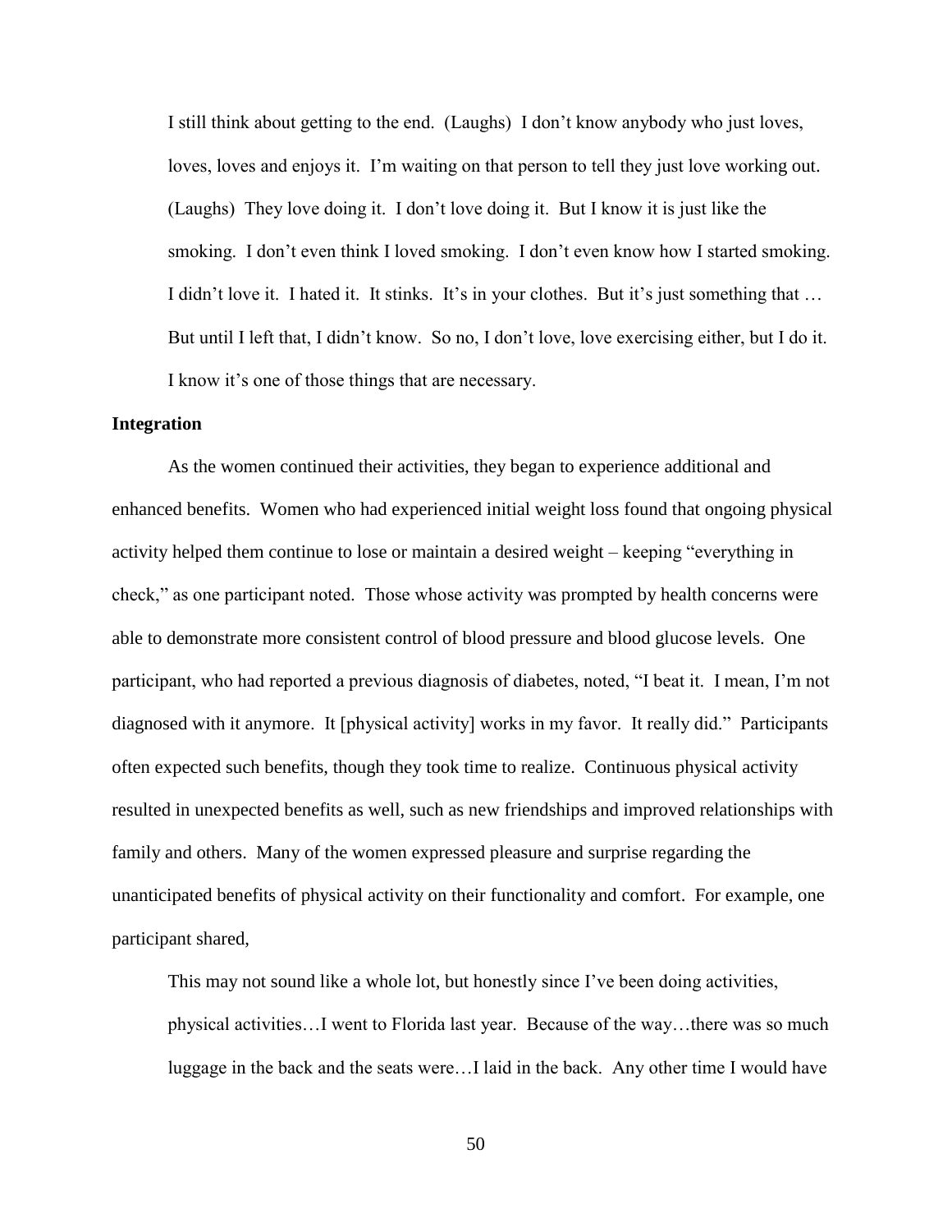> I still think about getting to the end. (Laughs) I don't know anybody who just loves, loves, loves and enjoys it. I'm waiting on that person to tell they just love working out. (Laughs) They love doing it. I don't love doing it. But I know it is just like the smoking. I don't even think I loved smoking. I don't even know how I started smoking. I didn't love it. I hated it. It stinks. It's in your clothes. But it's just something that … But until I left that, I didn't know. So no, I don't love, love exercising either, but I do it. I know it's one of those things that are necessary.

**Integration**

As the women continued their activities, they began to experience additional and enhanced benefits. Women who had experienced initial weight loss found that ongoing physical activity helped them continue to lose or maintain a desired weight – keeping "everything in check," as one participant noted. Those whose activity was prompted by health concerns were able to demonstrate more consistent control of blood pressure and blood glucose levels. One participant, who had reported a previous diagnosis of diabetes, noted, "I beat it. I mean, I'm not diagnosed with it anymore. It [physical activity] works in my favor. It really did." Participants often expected such benefits, though they took time to realize. Continuous physical activity resulted in unexpected benefits as well, such as new friendships and improved relationships with family and others. Many of the women expressed pleasure and surprise regarding the unanticipated benefits of physical activity on their functionality and comfort. For example, one participant shared,

> This may not sound like a whole lot, but honestly since I've been doing activities, physical activities…I went to Florida last year. Because of the way…there was so much luggage in the back and the seats were…I laid in the back. Any other time I would have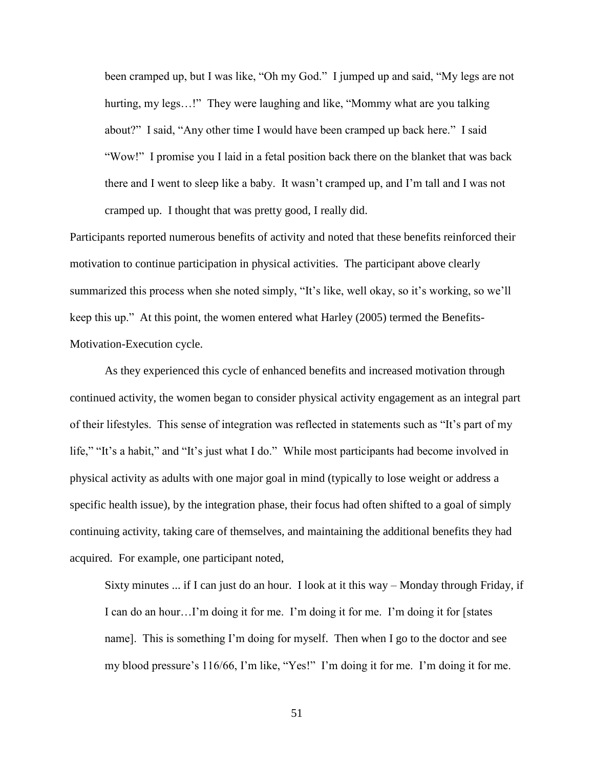> been cramped up, but I was like, "Oh my God." I jumped up and said, "My legs are not hurting, my legs…!" They were laughing and like, "Mommy what are you talking about?" I said, "Any other time I would have been cramped up back here." I said "Wow!" I promise you I laid in a fetal position back there on the blanket that was back there and I went to sleep like a baby. It wasn't cramped up, and I'm tall and I was not cramped up. I thought that was pretty good, I really did.

Participants reported numerous benefits of activity and noted that these benefits reinforced their motivation to continue participation in physical activities. The participant above clearly summarized this process when she noted simply, "It's like, well okay, so it's working, so we'll keep this up." At this point, the women entered what Harley (2005) termed the Benefits-Motivation-Execution cycle.

As they experienced this cycle of enhanced benefits and increased motivation through continued activity, the women began to consider physical activity engagement as an integral part of their lifestyles. This sense of integration was reflected in statements such as "It's part of my life," "It's a habit," and "It's just what I do." While most participants had become involved in physical activity as adults with one major goal in mind (typically to lose weight or address a specific health issue), by the integration phase, their focus had often shifted to a goal of simply continuing activity, taking care of themselves, and maintaining the additional benefits they had acquired. For example, one participant noted,

> Sixty minutes ... if I can just do an hour. I look at it this way – Monday through Friday, if I can do an hour…I'm doing it for me. I'm doing it for me. I'm doing it for [states name]. This is something I'm doing for myself. Then when I go to the doctor and see my blood pressure's 116/66, I'm like, "Yes!" I'm doing it for me. I'm doing it for me.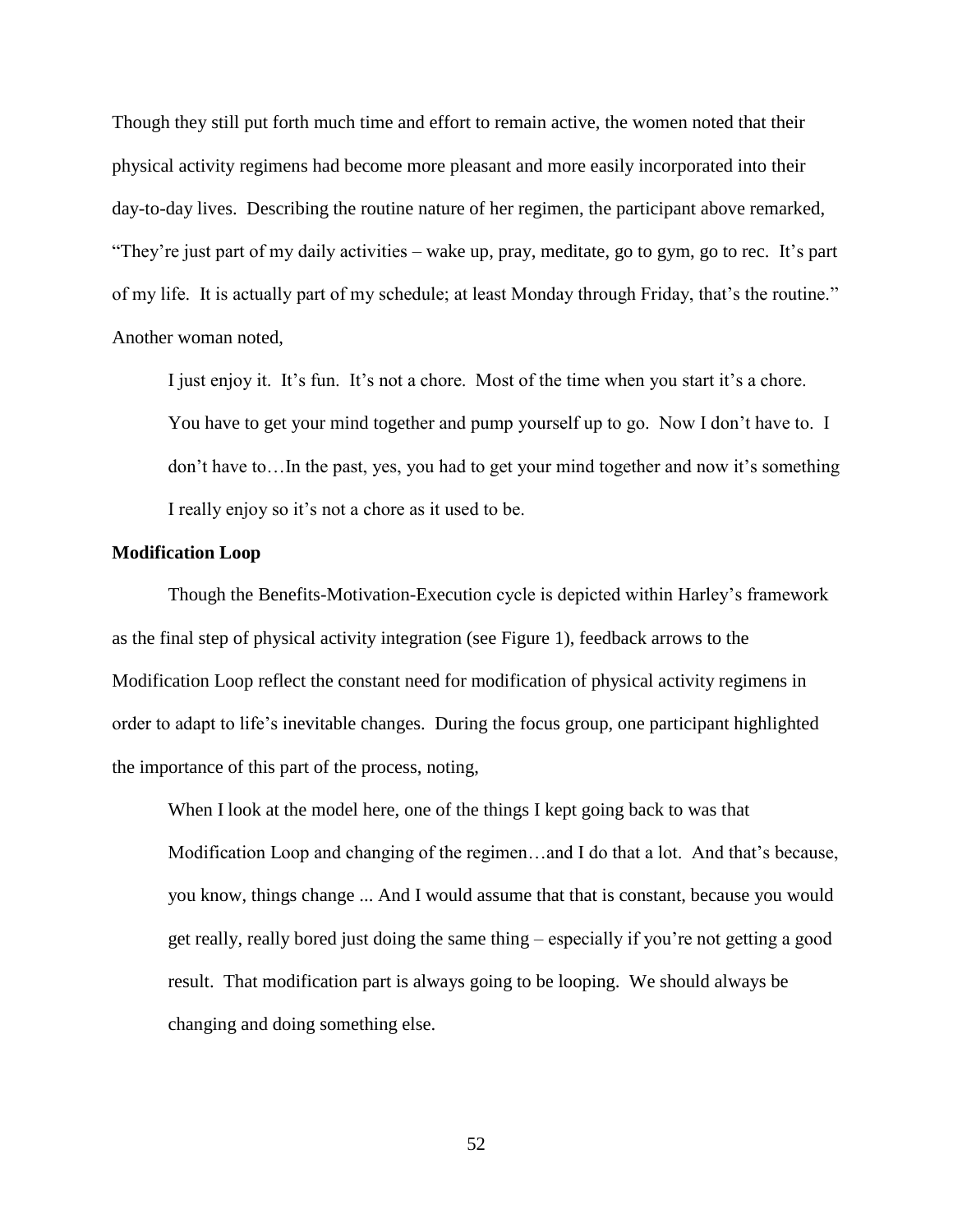Though they still put forth much time and effort to remain active, the women noted that their physical activity regimens had become more pleasant and more easily incorporated into their day-to-day lives. Describing the routine nature of her regimen, the participant above remarked, "They're just part of my daily activities – wake up, pray, meditate, go to gym, go to rec. It's part of my life. It is actually part of my schedule; at least Monday through Friday, that's the routine." Another woman noted,

> I just enjoy it. It's fun. It's not a chore. Most of the time when you start it's a chore. You have to get your mind together and pump yourself up to go. Now I don't have to. I don't have to…In the past, yes, you had to get your mind together and now it's something I really enjoy so it's not a chore as it used to be.

**Modification Loop**

Though the Benefits-Motivation-Execution cycle is depicted within Harley's framework as the final step of physical activity integration (see Figure 1), feedback arrows to the Modification Loop reflect the constant need for modification of physical activity regimens in order to adapt to life's inevitable changes. During the focus group, one participant highlighted the importance of this part of the process, noting,

> When I look at the model here, one of the things I kept going back to was that Modification Loop and changing of the regimen…and I do that a lot. And that's because, you know, things change ... And I would assume that that is constant, because you would get really, really bored just doing the same thing – especially if you're not getting a good result. That modification part is always going to be looping. We should always be changing and doing something else.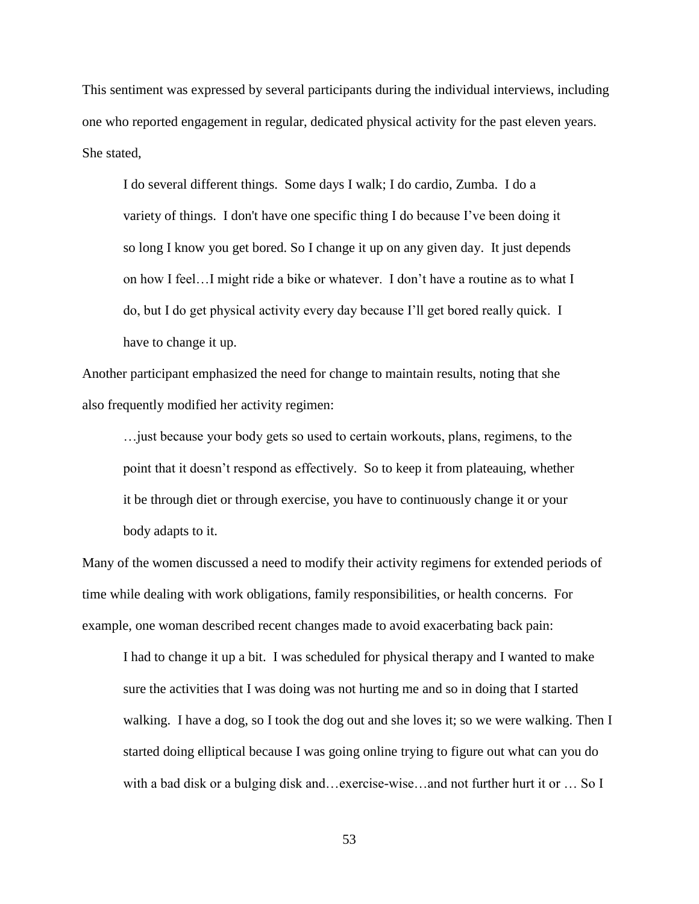This sentiment was expressed by several participants during the individual interviews, including one who reported engagement in regular, dedicated physical activity for the past eleven years. She stated,

> I do several different things. Some days I walk; I do cardio, Zumba. I do a variety of things. I don't have one specific thing I do because I've been doing it so long I know you get bored. So I change it up on any given day. It just depends on how I feel…I might ride a bike or whatever. I don't have a routine as to what I do, but I do get physical activity every day because I'll get bored really quick. I have to change it up.

Another participant emphasized the need for change to maintain results, noting that she also frequently modified her activity regimen:

> …just because your body gets so used to certain workouts, plans, regimens, to the point that it doesn't respond as effectively. So to keep it from plateauing, whether it be through diet or through exercise, you have to continuously change it or your body adapts to it.

Many of the women discussed a need to modify their activity regimens for extended periods of time while dealing with work obligations, family responsibilities, or health concerns. For example, one woman described recent changes made to avoid exacerbating back pain:

> I had to change it up a bit. I was scheduled for physical therapy and I wanted to make sure the activities that I was doing was not hurting me and so in doing that I started walking. I have a dog, so I took the dog out and she loves it; so we were walking. Then I started doing elliptical because I was going online trying to figure out what can you do with a bad disk or a bulging disk and…exercise-wise…and not further hurt it or … So I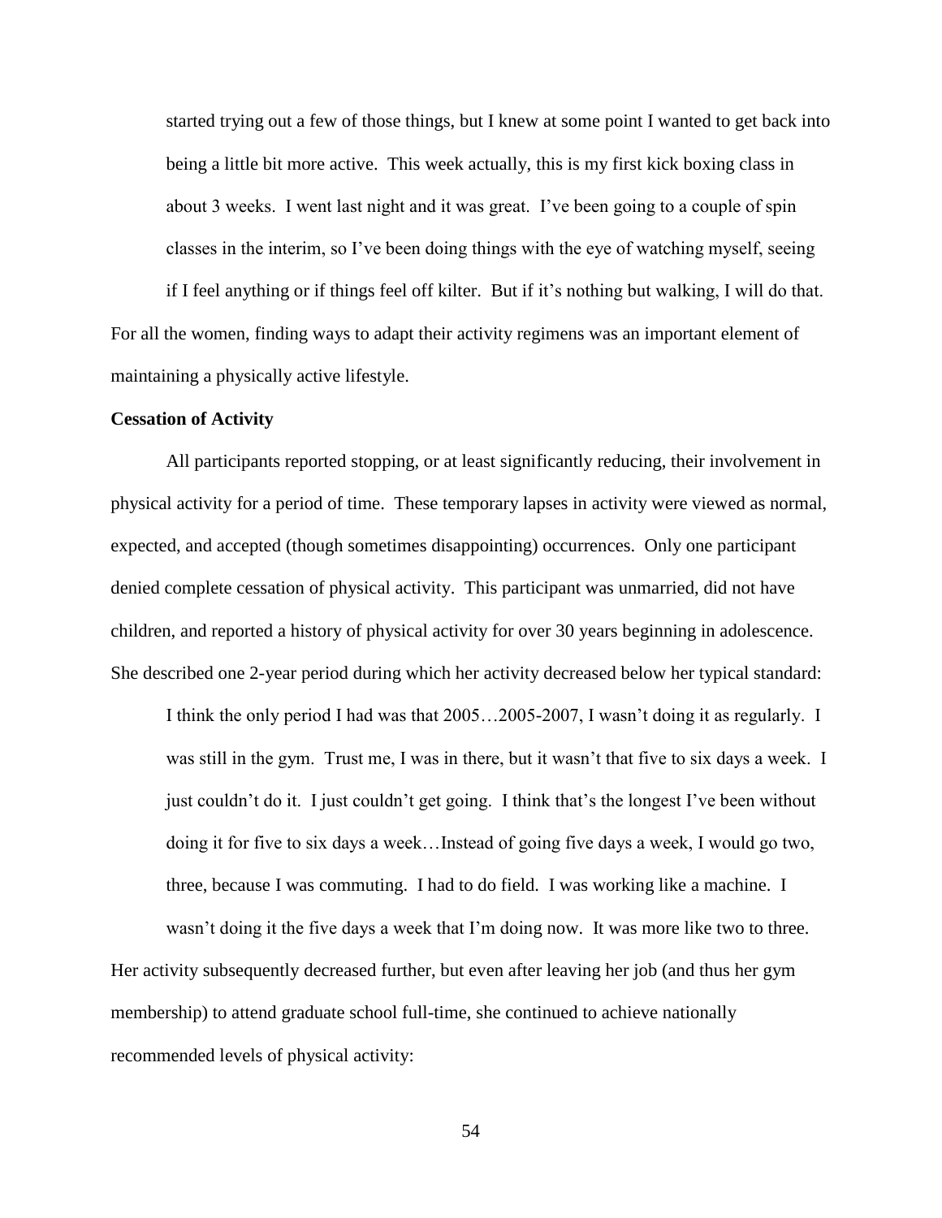> started trying out a few of those things, but I knew at some point I wanted to get back into being a little bit more active. This week actually, this is my first kick boxing class in about 3 weeks. I went last night and it was great. I've been going to a couple of spin classes in the interim, so I've been doing things with the eye of watching myself, seeing if I feel anything or if things feel off kilter. But if it's nothing but walking, I will do that.

For all the women, finding ways to adapt their activity regimens was an important element of maintaining a physically active lifestyle.

**Cessation of Activity**

All participants reported stopping, or at least significantly reducing, their involvement in physical activity for a period of time. These temporary lapses in activity were viewed as normal, expected, and accepted (though sometimes disappointing) occurrences. Only one participant denied complete cessation of physical activity. This participant was unmarried, did not have children, and reported a history of physical activity for over 30 years beginning in adolescence. She described one 2-year period during which her activity decreased below her typical standard:

> I think the only period I had was that 2005…2005-2007, I wasn't doing it as regularly. I was still in the gym. Trust me, I was in there, but it wasn't that five to six days a week. I just couldn't do it. I just couldn't get going. I think that's the longest I've been without doing it for five to six days a week…Instead of going five days a week, I would go two, three, because I was commuting. I had to do field. I was working like a machine. I wasn't doing it the five days a week that I'm doing now. It was more like two to three.

Her activity subsequently decreased further, but even after leaving her job (and thus her gym membership) to attend graduate school full-time, she continued to achieve nationally recommended levels of physical activity: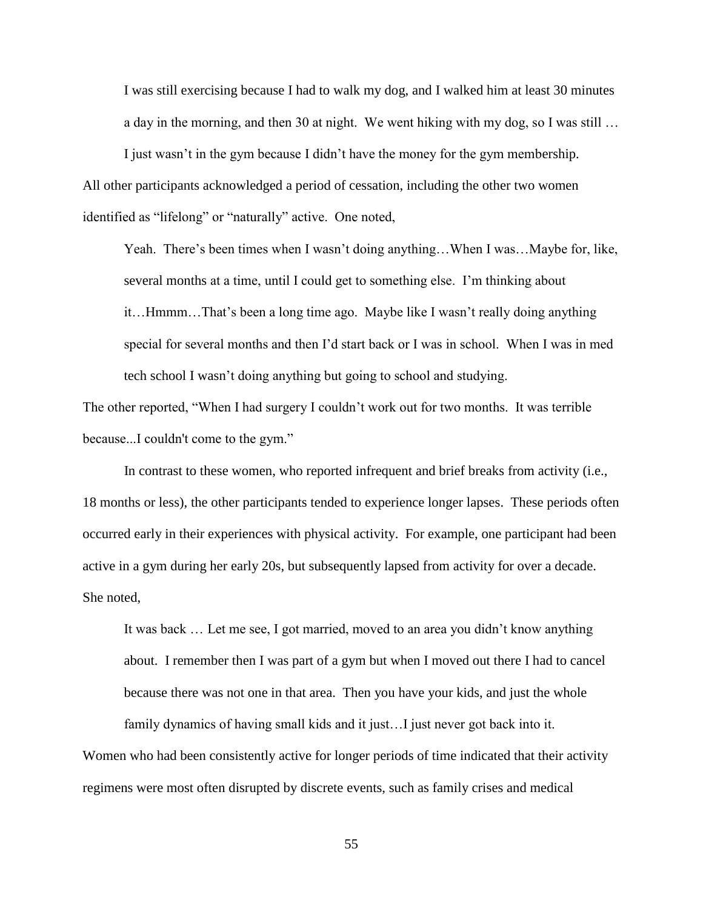> I was still exercising because I had to walk my dog, and I walked him at least 30 minutes a day in the morning, and then 30 at night. We went hiking with my dog, so I was still … I just wasn't in the gym because I didn't have the money for the gym membership.

All other participants acknowledged a period of cessation, including the other two women identified as "lifelong" or "naturally" active. One noted,

> Yeah. There's been times when I wasn't doing anything…When I was…Maybe for, like, several months at a time, until I could get to something else. I'm thinking about it…Hmmm…That's been a long time ago. Maybe like I wasn't really doing anything special for several months and then I'd start back or I was in school. When I was in med tech school I wasn't doing anything but going to school and studying.

The other reported, "When I had surgery I couldn't work out for two months. It was terrible because...I couldn't come to the gym."

In contrast to these women, who reported infrequent and brief breaks from activity (i.e., 18 months or less), the other participants tended to experience longer lapses. These periods often occurred early in their experiences with physical activity. For example, one participant had been active in a gym during her early 20s, but subsequently lapsed from activity for over a decade. She noted,

> It was back … Let me see, I got married, moved to an area you didn't know anything about. I remember then I was part of a gym but when I moved out there I had to cancel because there was not one in that area. Then you have your kids, and just the whole family dynamics of having small kids and it just…I just never got back into it.

Women who had been consistently active for longer periods of time indicated that their activity regimens were most often disrupted by discrete events, such as family crises and medical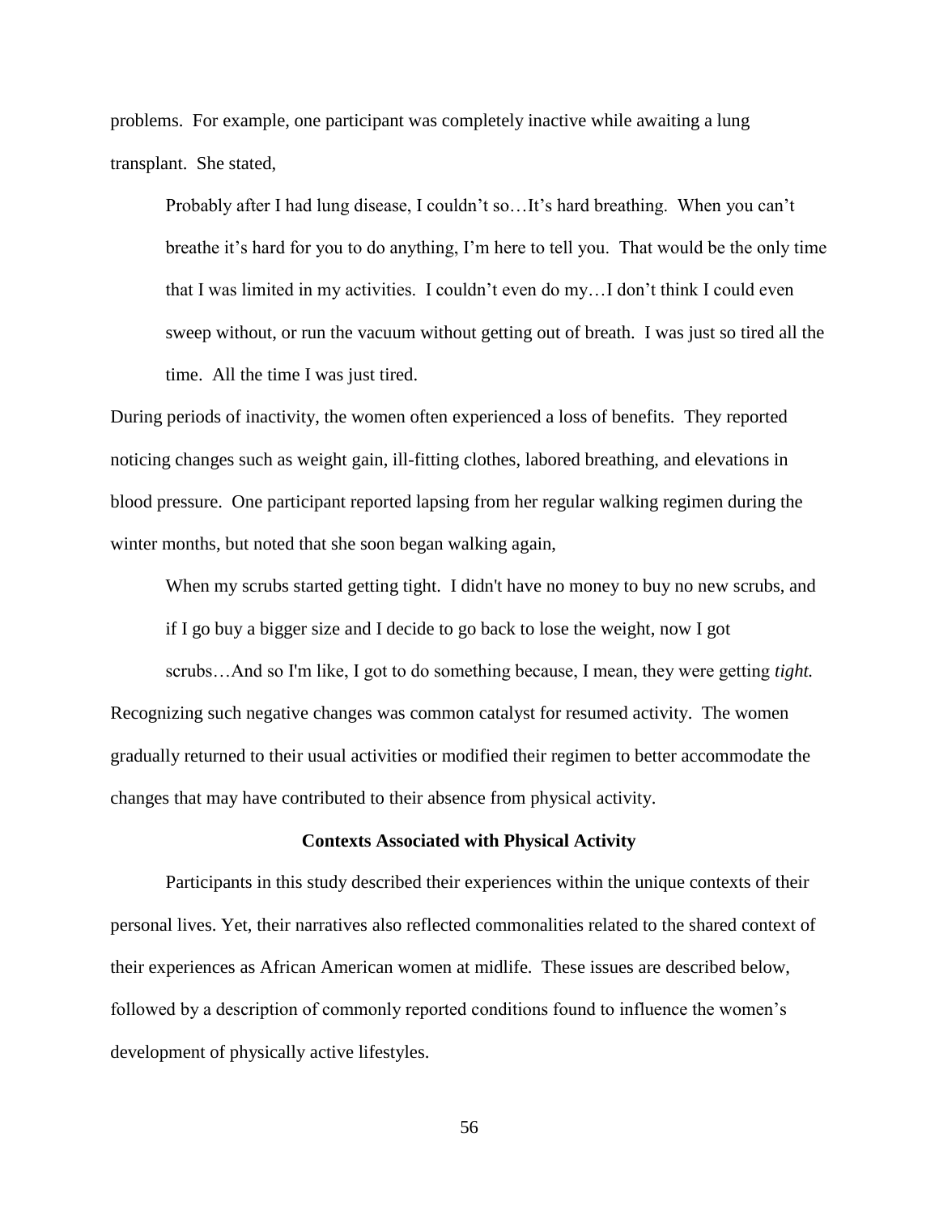problems. For example, one participant was completely inactive while awaiting a lung transplant. She stated,

> Probably after I had lung disease, I couldn't so…It's hard breathing. When you can't breathe it's hard for you to do anything, I'm here to tell you. That would be the only time that I was limited in my activities. I couldn't even do my…I don't think I could even sweep without, or run the vacuum without getting out of breath. I was just so tired all the time. All the time I was just tired.

During periods of inactivity, the women often experienced a loss of benefits. They reported noticing changes such as weight gain, ill-fitting clothes, labored breathing, and elevations in blood pressure. One participant reported lapsing from her regular walking regimen during the winter months, but noted that she soon began walking again,

> When my scrubs started getting tight. I didn't have no money to buy no new scrubs, and if I go buy a bigger size and I decide to go back to lose the weight, now I got scrubs…And so I'm like, I got to do something because, I mean, they were getting *tight.*

Recognizing such negative changes was common catalyst for resumed activity. The women gradually returned to their usual activities or modified their regimen to better accommodate the changes that may have contributed to their absence from physical activity.

## Contexts Associated with Physical Activity

Participants in this study described their experiences within the unique contexts of their personal lives. Yet, their narratives also reflected commonalities related to the shared context of their experiences as African American women at midlife. These issues are described below, followed by a description of commonly reported conditions found to influence the women's development of physically active lifestyles.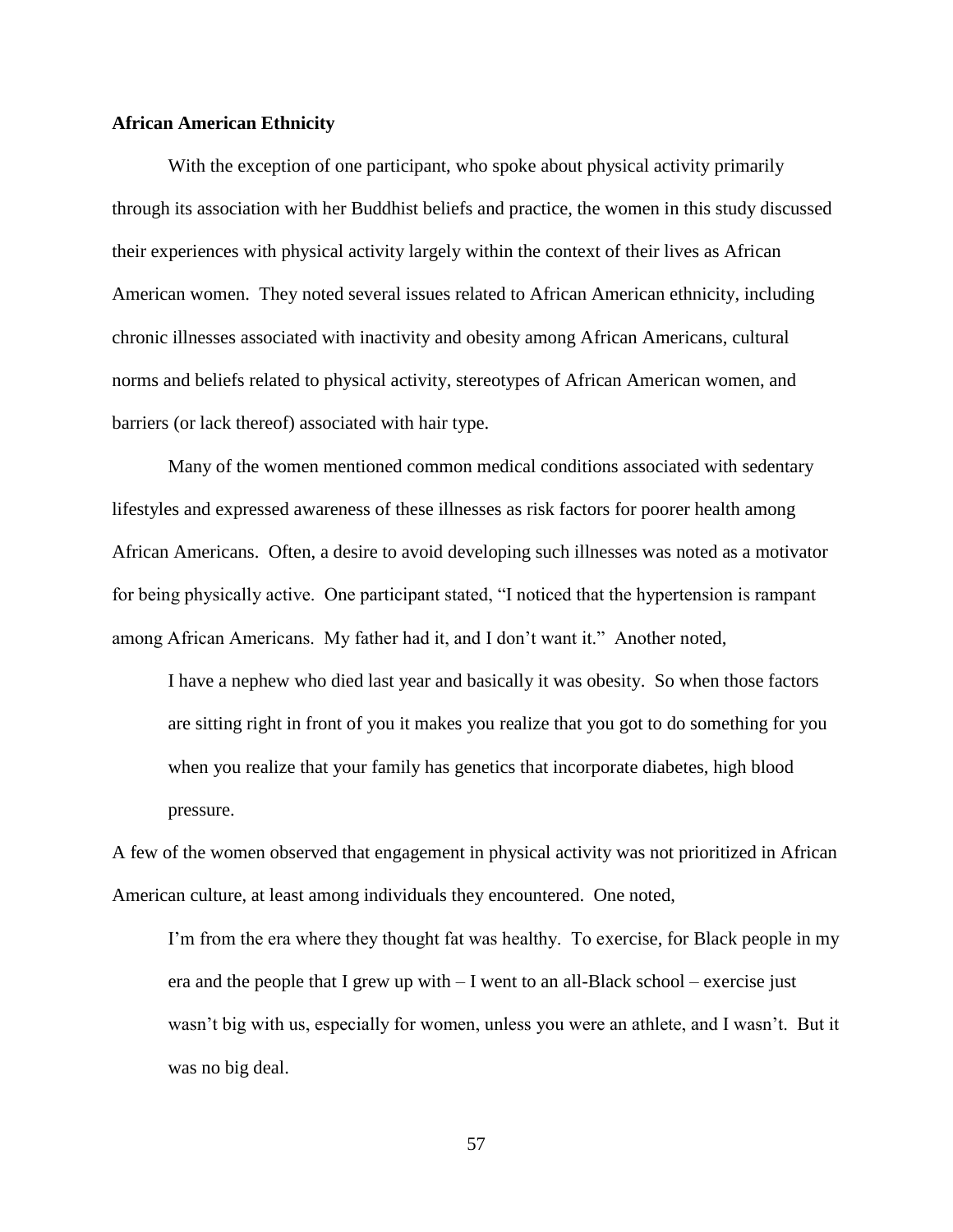**African American Ethnicity**

With the exception of one participant, who spoke about physical activity primarily through its association with her Buddhist beliefs and practice, the women in this study discussed their experiences with physical activity largely within the context of their lives as African American women. They noted several issues related to African American ethnicity, including chronic illnesses associated with inactivity and obesity among African Americans, cultural norms and beliefs related to physical activity, stereotypes of African American women, and barriers (or lack thereof) associated with hair type.

Many of the women mentioned common medical conditions associated with sedentary lifestyles and expressed awareness of these illnesses as risk factors for poorer health among African Americans. Often, a desire to avoid developing such illnesses was noted as a motivator for being physically active. One participant stated, "I noticed that the hypertension is rampant among African Americans. My father had it, and I don't want it." Another noted,

> I have a nephew who died last year and basically it was obesity. So when those factors are sitting right in front of you it makes you realize that you got to do something for you when you realize that your family has genetics that incorporate diabetes, high blood pressure.

A few of the women observed that engagement in physical activity was not prioritized in African American culture, at least among individuals they encountered. One noted,

> I'm from the era where they thought fat was healthy. To exercise, for Black people in my era and the people that I grew up with – I went to an all-Black school – exercise just wasn't big with us, especially for women, unless you were an athlete, and I wasn't. But it was no big deal.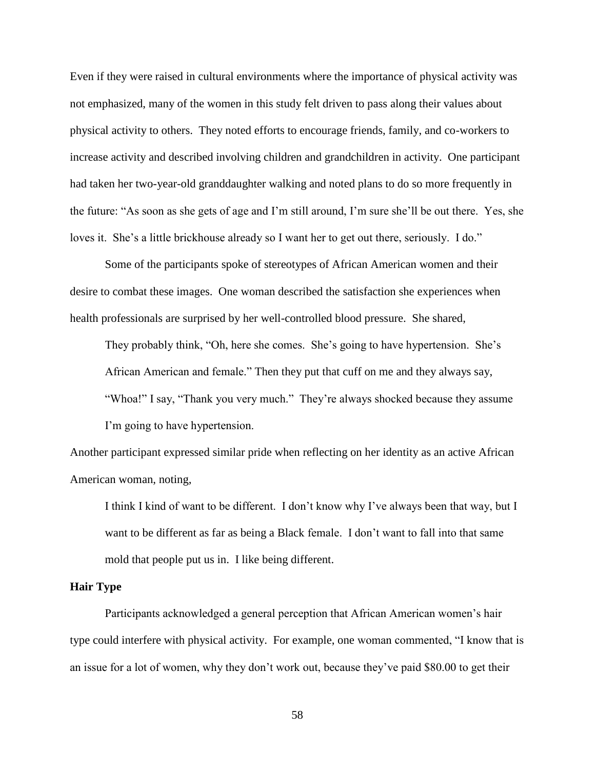Even if they were raised in cultural environments where the importance of physical activity was not emphasized, many of the women in this study felt driven to pass along their values about physical activity to others. They noted efforts to encourage friends, family, and co-workers to increase activity and described involving children and grandchildren in activity. One participant had taken her two-year-old granddaughter walking and noted plans to do so more frequently in the future: "As soon as she gets of age and I'm still around, I'm sure she'll be out there. Yes, she loves it. She's a little brickhouse already so I want her to get out there, seriously. I do."

Some of the participants spoke of stereotypes of African American women and their desire to combat these images. One woman described the satisfaction she experiences when health professionals are surprised by her well-controlled blood pressure. She shared,

> They probably think, "Oh, here she comes. She's going to have hypertension. She's African American and female." Then they put that cuff on me and they always say, "Whoa!" I say, "Thank you very much." They're always shocked because they assume I'm going to have hypertension.

Another participant expressed similar pride when reflecting on her identity as an active African American woman, noting,

> I think I kind of want to be different. I don't know why I've always been that way, but I want to be different as far as being a Black female. I don't want to fall into that same mold that people put us in. I like being different.

**Hair Type**

Participants acknowledged a general perception that African American women's hair type could interfere with physical activity. For example, one woman commented, "I know that is an issue for a lot of women, why they don't work out, because they've paid $80.00 to get their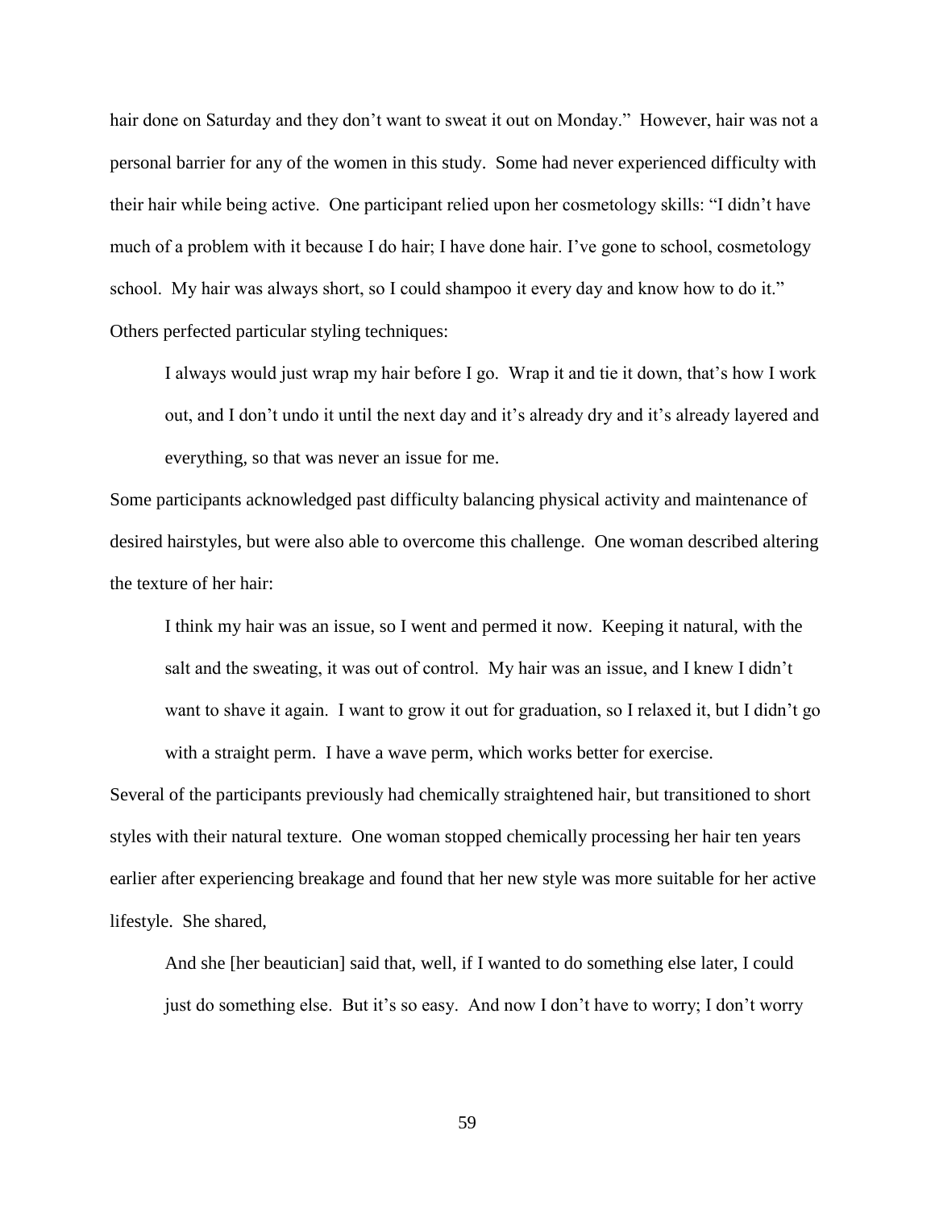hair done on Saturday and they don't want to sweat it out on Monday." However, hair was not a personal barrier for any of the women in this study. Some had never experienced difficulty with their hair while being active. One participant relied upon her cosmetology skills: "I didn't have much of a problem with it because I do hair; I have done hair. I've gone to school, cosmetology school. My hair was always short, so I could shampoo it every day and know how to do it." Others perfected particular styling techniques:

> I always would just wrap my hair before I go. Wrap it and tie it down, that's how I work out, and I don't undo it until the next day and it's already dry and it's already layered and everything, so that was never an issue for me.

Some participants acknowledged past difficulty balancing physical activity and maintenance of desired hairstyles, but were also able to overcome this challenge. One woman described altering the texture of her hair:

> I think my hair was an issue, so I went and permed it now. Keeping it natural, with the salt and the sweating, it was out of control. My hair was an issue, and I knew I didn't want to shave it again. I want to grow it out for graduation, so I relaxed it, but I didn't go with a straight perm. I have a wave perm, which works better for exercise.

Several of the participants previously had chemically straightened hair, but transitioned to short styles with their natural texture. One woman stopped chemically processing her hair ten years earlier after experiencing breakage and found that her new style was more suitable for her active lifestyle. She shared,

> And she [her beautician] said that, well, if I wanted to do something else later, I could just do something else. But it's so easy. And now I don't have to worry; I don't worry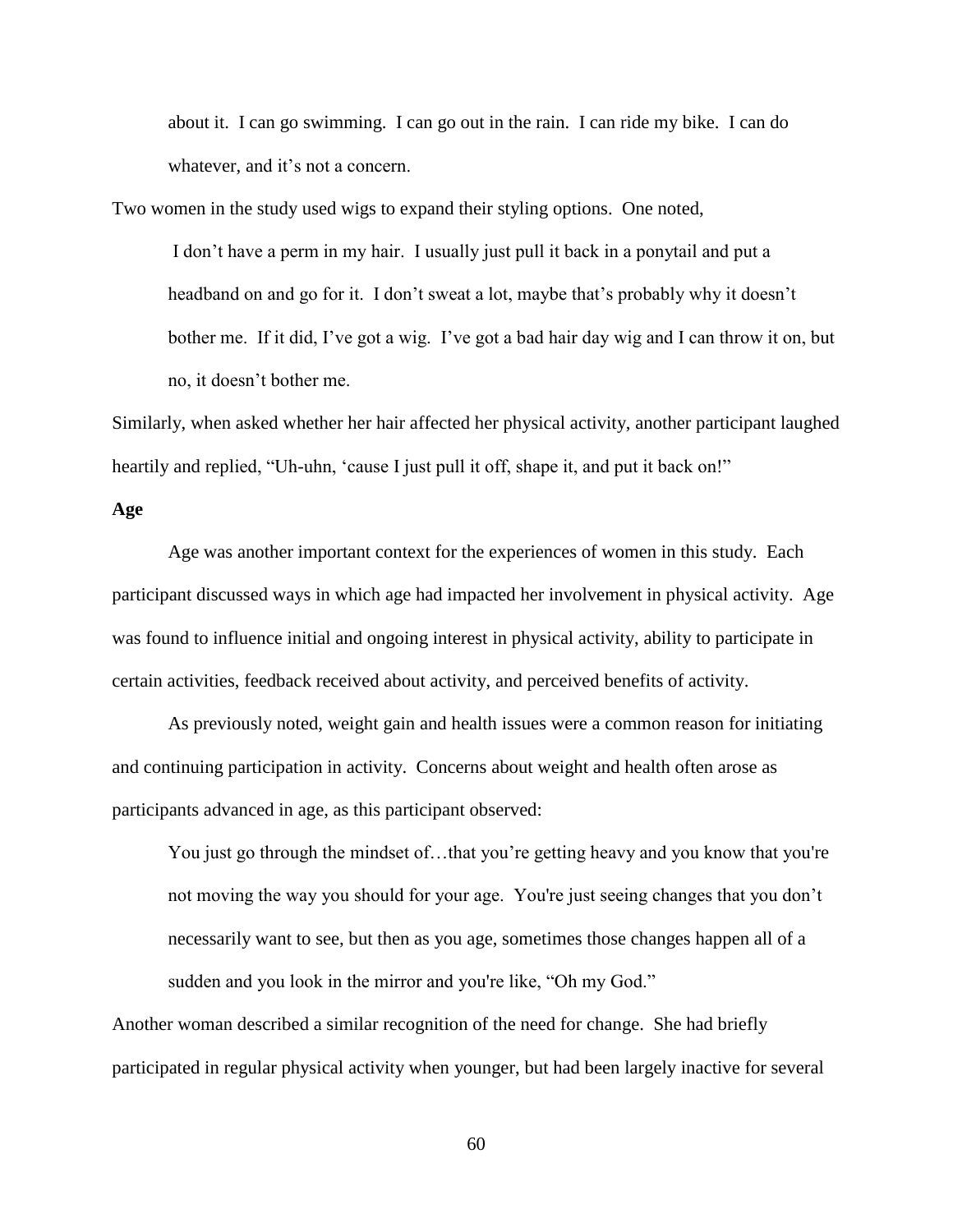> about it. I can go swimming. I can go out in the rain. I can ride my bike. I can do whatever, and it's not a concern.

Two women in the study used wigs to expand their styling options. One noted,

> I don't have a perm in my hair. I usually just pull it back in a ponytail and put a headband on and go for it. I don't sweat a lot, maybe that's probably why it doesn't bother me. If it did, I've got a wig. I've got a bad hair day wig and I can throw it on, but no, it doesn't bother me.

Similarly, when asked whether her hair affected her physical activity, another participant laughed heartily and replied, "Uh-uhn, 'cause I just pull it off, shape it, and put it back on!"

**Age**

Age was another important context for the experiences of women in this study. Each participant discussed ways in which age had impacted her involvement in physical activity. Age was found to influence initial and ongoing interest in physical activity, ability to participate in certain activities, feedback received about activity, and perceived benefits of activity.

As previously noted, weight gain and health issues were a common reason for initiating and continuing participation in activity. Concerns about weight and health often arose as participants advanced in age, as this participant observed:

> You just go through the mindset of…that you're getting heavy and you know that you're not moving the way you should for your age. You're just seeing changes that you don't necessarily want to see, but then as you age, sometimes those changes happen all of a sudden and you look in the mirror and you're like, "Oh my God."

Another woman described a similar recognition of the need for change. She had briefly participated in regular physical activity when younger, but had been largely inactive for several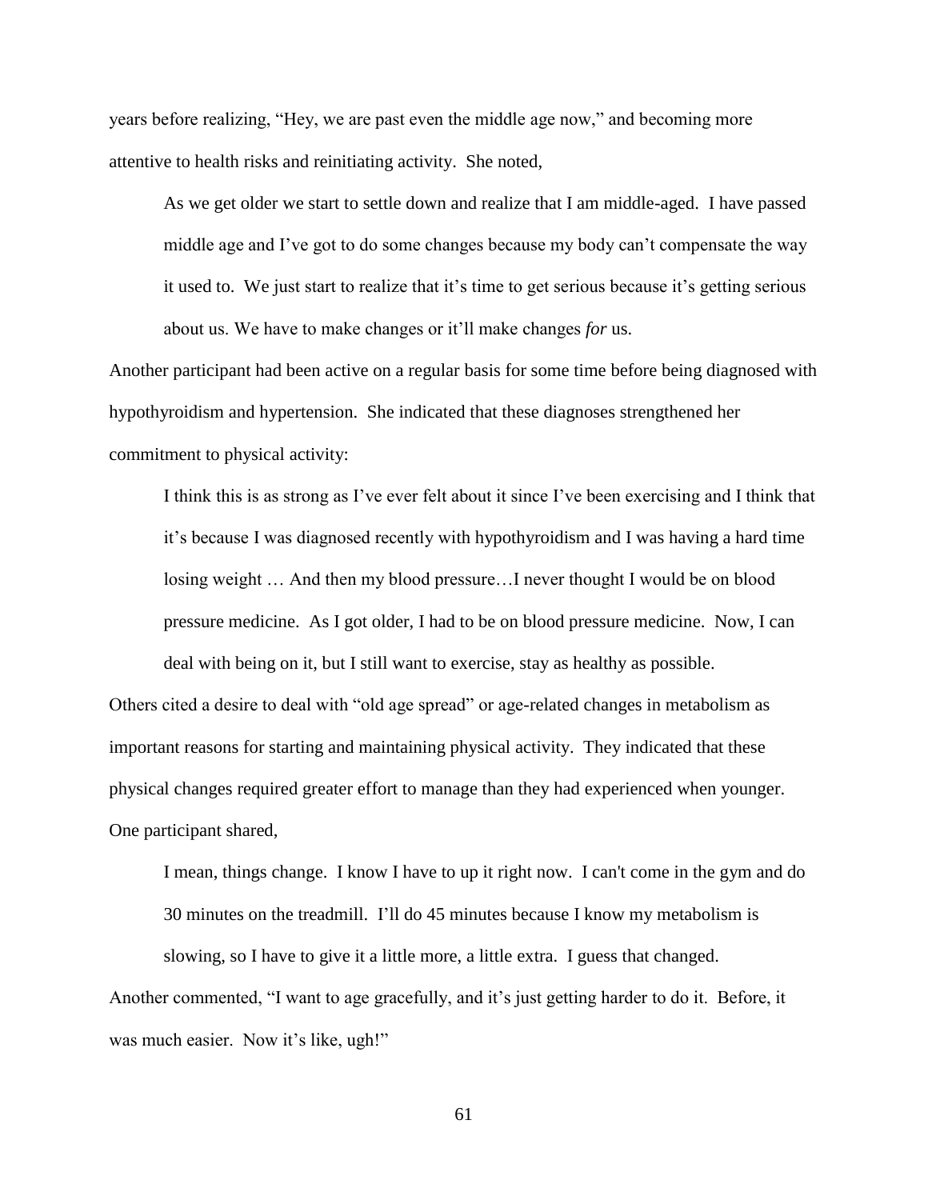years before realizing, “Hey, we are past even the middle age now,” and becoming more attentive to health risks and reinitiating activity. She noted,

> As we get older we start to settle down and realize that I am middle-aged. I have passed middle age and I’ve got to do some changes because my body can’t compensate the way it used to. We just start to realize that it’s time to get serious because it’s getting serious about us. We have to make changes or it’ll make changes *for* us.

Another participant had been active on a regular basis for some time before being diagnosed with hypothyroidism and hypertension. She indicated that these diagnoses strengthened her commitment to physical activity:

> I think this is as strong as I’ve ever felt about it since I’ve been exercising and I think that it’s because I was diagnosed recently with hypothyroidism and I was having a hard time losing weight … And then my blood pressure…I never thought I would be on blood pressure medicine. As I got older, I had to be on blood pressure medicine. Now, I can deal with being on it, but I still want to exercise, stay as healthy as possible.

Others cited a desire to deal with “old age spread” or age-related changes in metabolism as important reasons for starting and maintaining physical activity. They indicated that these physical changes required greater effort to manage than they had experienced when younger. One participant shared,

> I mean, things change. I know I have to up it right now. I can't come in the gym and do 30 minutes on the treadmill. I’ll do 45 minutes because I know my metabolism is slowing, so I have to give it a little more, a little extra. I guess that changed.

Another commented, “I want to age gracefully, and it’s just getting harder to do it. Before, it was much easier. Now it’s like, ugh!”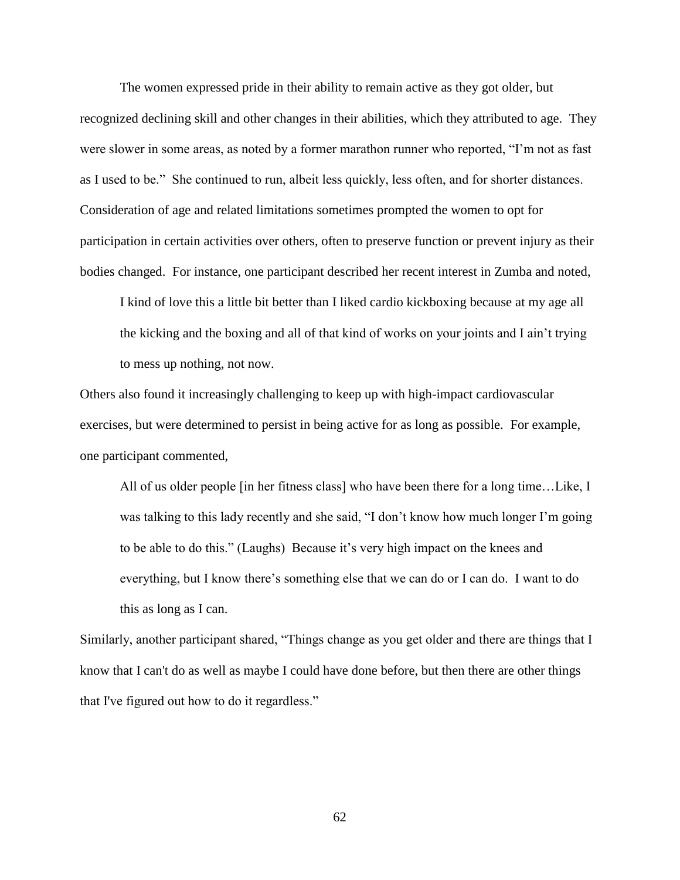The women expressed pride in their ability to remain active as they got older, but recognized declining skill and other changes in their abilities, which they attributed to age. They were slower in some areas, as noted by a former marathon runner who reported, "I'm not as fast as I used to be." She continued to run, albeit less quickly, less often, and for shorter distances. Consideration of age and related limitations sometimes prompted the women to opt for participation in certain activities over others, often to preserve function or prevent injury as their bodies changed. For instance, one participant described her recent interest in Zumba and noted,

> I kind of love this a little bit better than I liked cardio kickboxing because at my age all the kicking and the boxing and all of that kind of works on your joints and I ain't trying to mess up nothing, not now.

Others also found it increasingly challenging to keep up with high-impact cardiovascular exercises, but were determined to persist in being active for as long as possible. For example, one participant commented,

> All of us older people [in her fitness class] who have been there for a long time…Like, I was talking to this lady recently and she said, "I don't know how much longer I'm going to be able to do this." (Laughs) Because it's very high impact on the knees and everything, but I know there's something else that we can do or I can do. I want to do this as long as I can.

Similarly, another participant shared, "Things change as you get older and there are things that I know that I can't do as well as maybe I could have done before, but then there are other things that I've figured out how to do it regardless."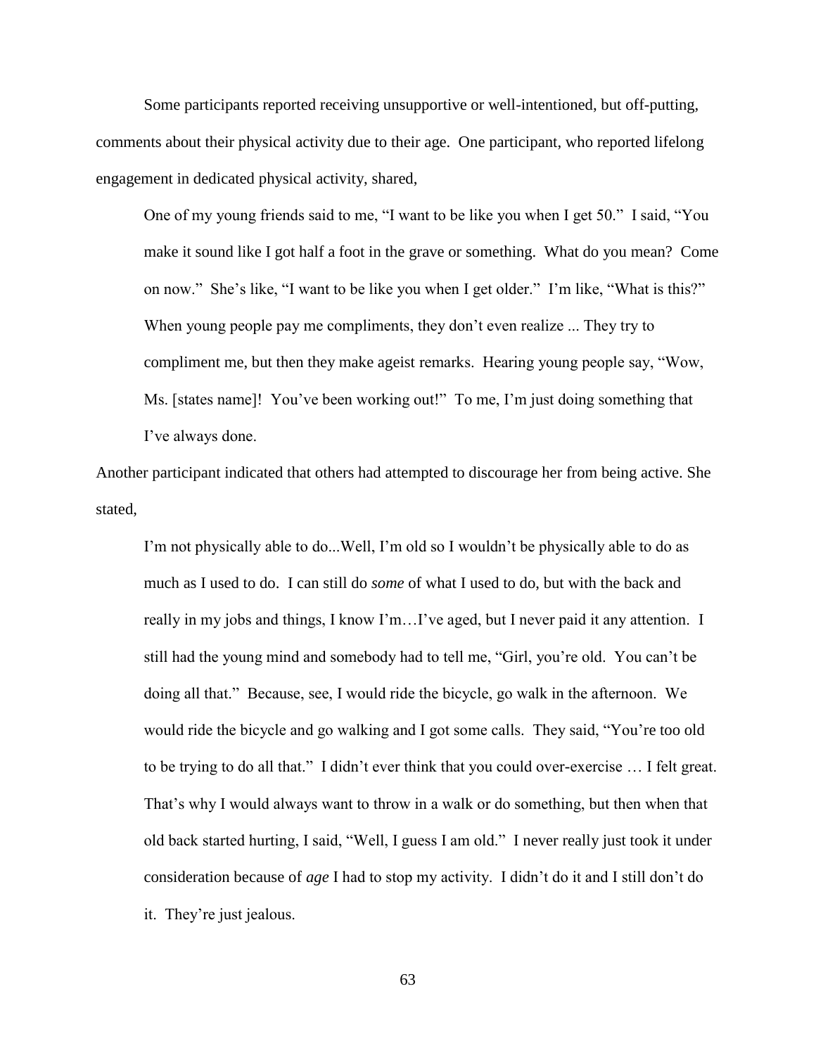Some participants reported receiving unsupportive or well-intentioned, but off-putting, comments about their physical activity due to their age. One participant, who reported lifelong engagement in dedicated physical activity, shared,

> One of my young friends said to me, "I want to be like you when I get 50." I said, "You make it sound like I got half a foot in the grave or something. What do you mean? Come on now." She's like, "I want to be like you when I get older." I'm like, "What is this?" When young people pay me compliments, they don't even realize ... They try to compliment me, but then they make ageist remarks. Hearing young people say, "Wow, Ms. [states name]! You've been working out!" To me, I'm just doing something that I've always done.

Another participant indicated that others had attempted to discourage her from being active. She stated,

> I'm not physically able to do...Well, I'm old so I wouldn't be physically able to do as much as I used to do. I can still do *some* of what I used to do, but with the back and really in my jobs and things, I know I'm…I've aged, but I never paid it any attention. I still had the young mind and somebody had to tell me, "Girl, you're old. You can't be doing all that." Because, see, I would ride the bicycle, go walk in the afternoon. We would ride the bicycle and go walking and I got some calls. They said, "You're too old to be trying to do all that." I didn't ever think that you could over-exercise … I felt great. That's why I would always want to throw in a walk or do something, but then when that old back started hurting, I said, "Well, I guess I am old." I never really just took it under consideration because of *age* I had to stop my activity. I didn't do it and I still don't do it. They're just jealous.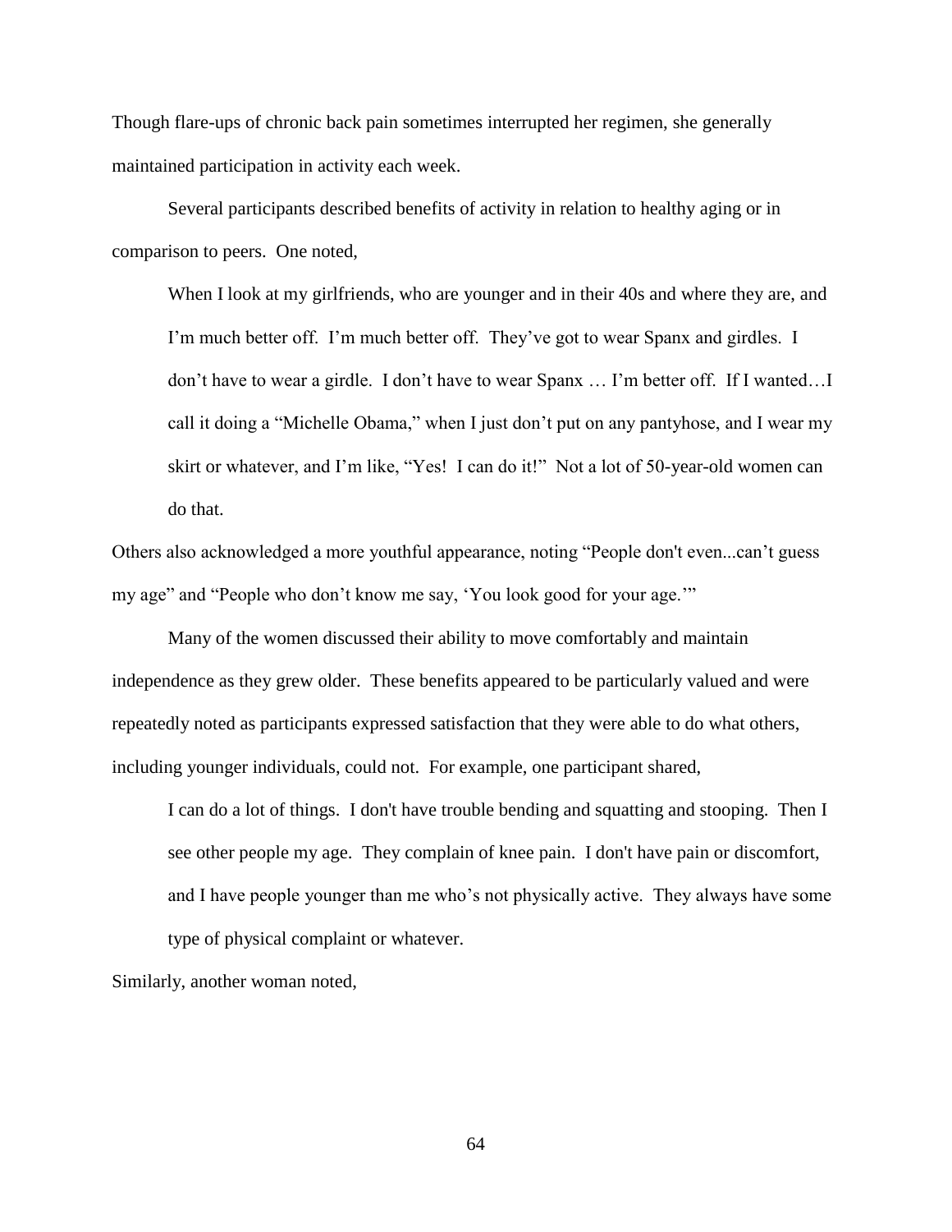Though flare-ups of chronic back pain sometimes interrupted her regimen, she generally maintained participation in activity each week.

Several participants described benefits of activity in relation to healthy aging or in comparison to peers. One noted,

> When I look at my girlfriends, who are younger and in their 40s and where they are, and I'm much better off. I'm much better off. They've got to wear Spanx and girdles. I don't have to wear a girdle. I don't have to wear Spanx … I'm better off. If I wanted…I call it doing a "Michelle Obama," when I just don't put on any pantyhose, and I wear my skirt or whatever, and I'm like, "Yes! I can do it!" Not a lot of 50-year-old women can do that.

Others also acknowledged a more youthful appearance, noting "People don't even...can't guess my age" and "People who don't know me say, 'You look good for your age.'"

Many of the women discussed their ability to move comfortably and maintain independence as they grew older. These benefits appeared to be particularly valued and were repeatedly noted as participants expressed satisfaction that they were able to do what others, including younger individuals, could not. For example, one participant shared,

> I can do a lot of things. I don't have trouble bending and squatting and stooping. Then I see other people my age. They complain of knee pain. I don't have pain or discomfort, and I have people younger than me who's not physically active. They always have some type of physical complaint or whatever.

Similarly, another woman noted,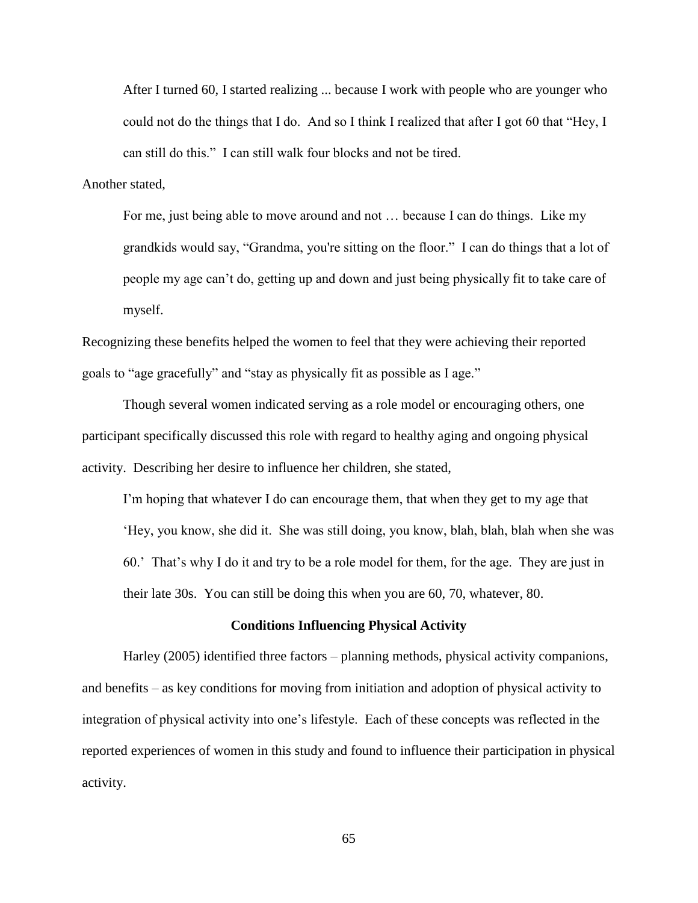> After I turned 60, I started realizing ... because I work with people who are younger who could not do the things that I do. And so I think I realized that after I got 60 that "Hey, I can still do this." I can still walk four blocks and not be tired.

Another stated,

> For me, just being able to move around and not … because I can do things. Like my grandkids would say, "Grandma, you're sitting on the floor." I can do things that a lot of people my age can't do, getting up and down and just being physically fit to take care of myself.

Recognizing these benefits helped the women to feel that they were achieving their reported goals to "age gracefully" and "stay as physically fit as possible as I age."

Though several women indicated serving as a role model or encouraging others, one participant specifically discussed this role with regard to healthy aging and ongoing physical activity. Describing her desire to influence her children, she stated,

> I'm hoping that whatever I do can encourage them, that when they get to my age that 'Hey, you know, she did it. She was still doing, you know, blah, blah, blah when she was 60.' That's why I do it and try to be a role model for them, for the age. They are just in their late 30s. You can still be doing this when you are 60, 70, whatever, 80.

## Conditions Influencing Physical Activity

Harley (2005) identified three factors – planning methods, physical activity companions, and benefits – as key conditions for moving from initiation and adoption of physical activity to integration of physical activity into one's lifestyle. Each of these concepts was reflected in the reported experiences of women in this study and found to influence their participation in physical activity.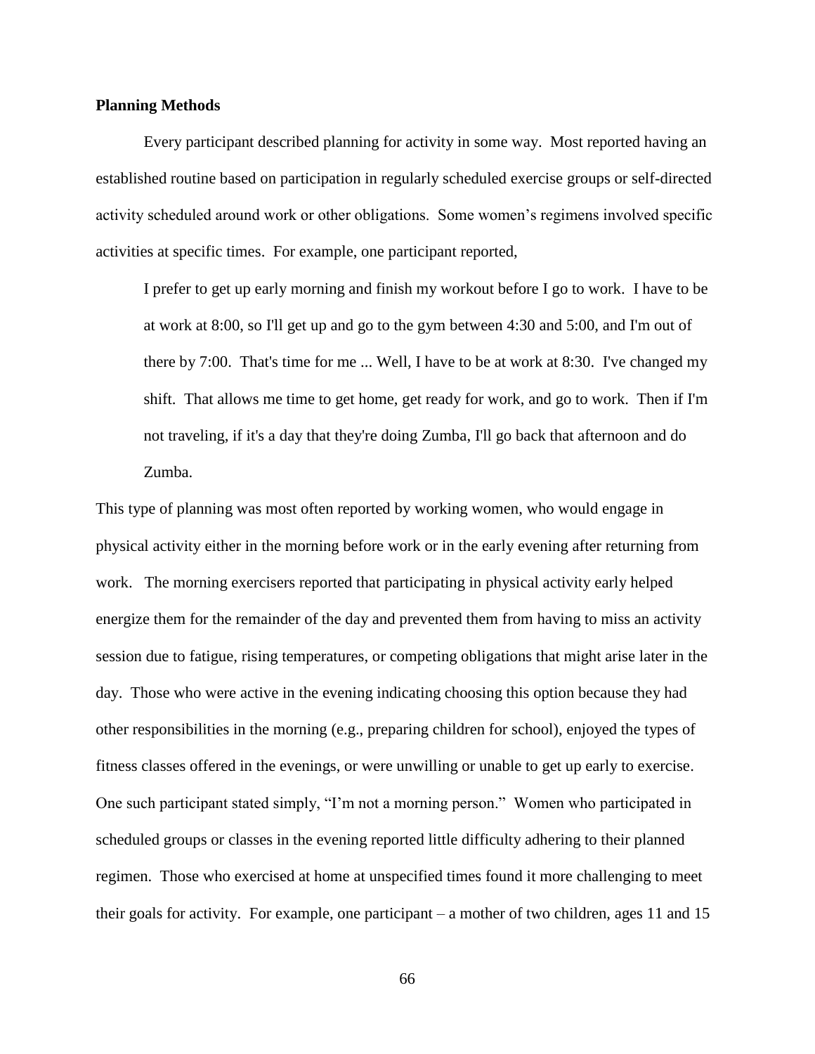**Planning Methods**

Every participant described planning for activity in some way. Most reported having an established routine based on participation in regularly scheduled exercise groups or self-directed activity scheduled around work or other obligations. Some women's regimens involved specific activities at specific times. For example, one participant reported,

> I prefer to get up early morning and finish my workout before I go to work. I have to be at work at 8:00, so I'll get up and go to the gym between 4:30 and 5:00, and I'm out of there by 7:00. That's time for me ... Well, I have to be at work at 8:30. I've changed my shift. That allows me time to get home, get ready for work, and go to work. Then if I'm not traveling, if it's a day that they're doing Zumba, I'll go back that afternoon and do Zumba.

This type of planning was most often reported by working women, who would engage in physical activity either in the morning before work or in the early evening after returning from work. The morning exercisers reported that participating in physical activity early helped energize them for the remainder of the day and prevented them from having to miss an activity session due to fatigue, rising temperatures, or competing obligations that might arise later in the day. Those who were active in the evening indicating choosing this option because they had other responsibilities in the morning (e.g., preparing children for school), enjoyed the types of fitness classes offered in the evenings, or were unwilling or unable to get up early to exercise. One such participant stated simply, "I'm not a morning person." Women who participated in scheduled groups or classes in the evening reported little difficulty adhering to their planned regimen. Those who exercised at home at unspecified times found it more challenging to meet their goals for activity. For example, one participant – a mother of two children, ages 11 and 15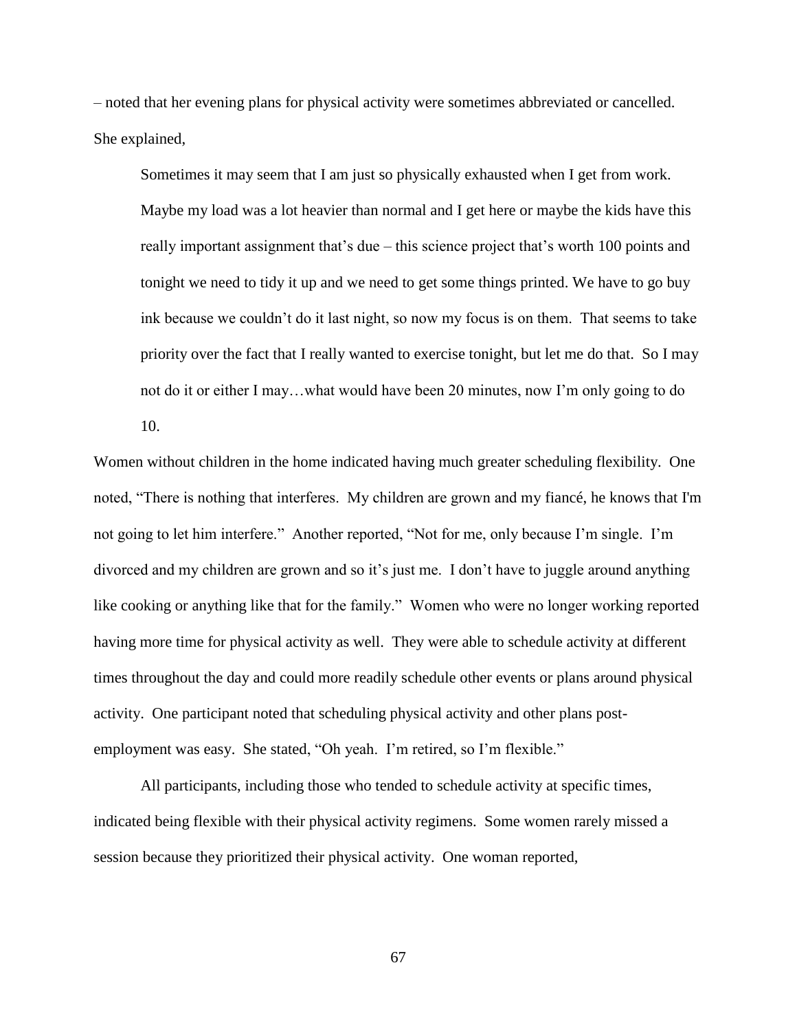– noted that her evening plans for physical activity were sometimes abbreviated or cancelled. She explained,

> Sometimes it may seem that I am just so physically exhausted when I get from work. Maybe my load was a lot heavier than normal and I get here or maybe the kids have this really important assignment that's due – this science project that's worth 100 points and tonight we need to tidy it up and we need to get some things printed. We have to go buy ink because we couldn't do it last night, so now my focus is on them. That seems to take priority over the fact that I really wanted to exercise tonight, but let me do that. So I may not do it or either I may…what would have been 20 minutes, now I'm only going to do 10.

Women without children in the home indicated having much greater scheduling flexibility. One noted, "There is nothing that interferes. My children are grown and my fiancé, he knows that I'm not going to let him interfere." Another reported, "Not for me, only because I'm single. I'm divorced and my children are grown and so it's just me. I don't have to juggle around anything like cooking or anything like that for the family." Women who were no longer working reported having more time for physical activity as well. They were able to schedule activity at different times throughout the day and could more readily schedule other events or plans around physical activity. One participant noted that scheduling physical activity and other plans post-employment was easy. She stated, "Oh yeah. I'm retired, so I'm flexible."

All participants, including those who tended to schedule activity at specific times, indicated being flexible with their physical activity regimens. Some women rarely missed a session because they prioritized their physical activity. One woman reported,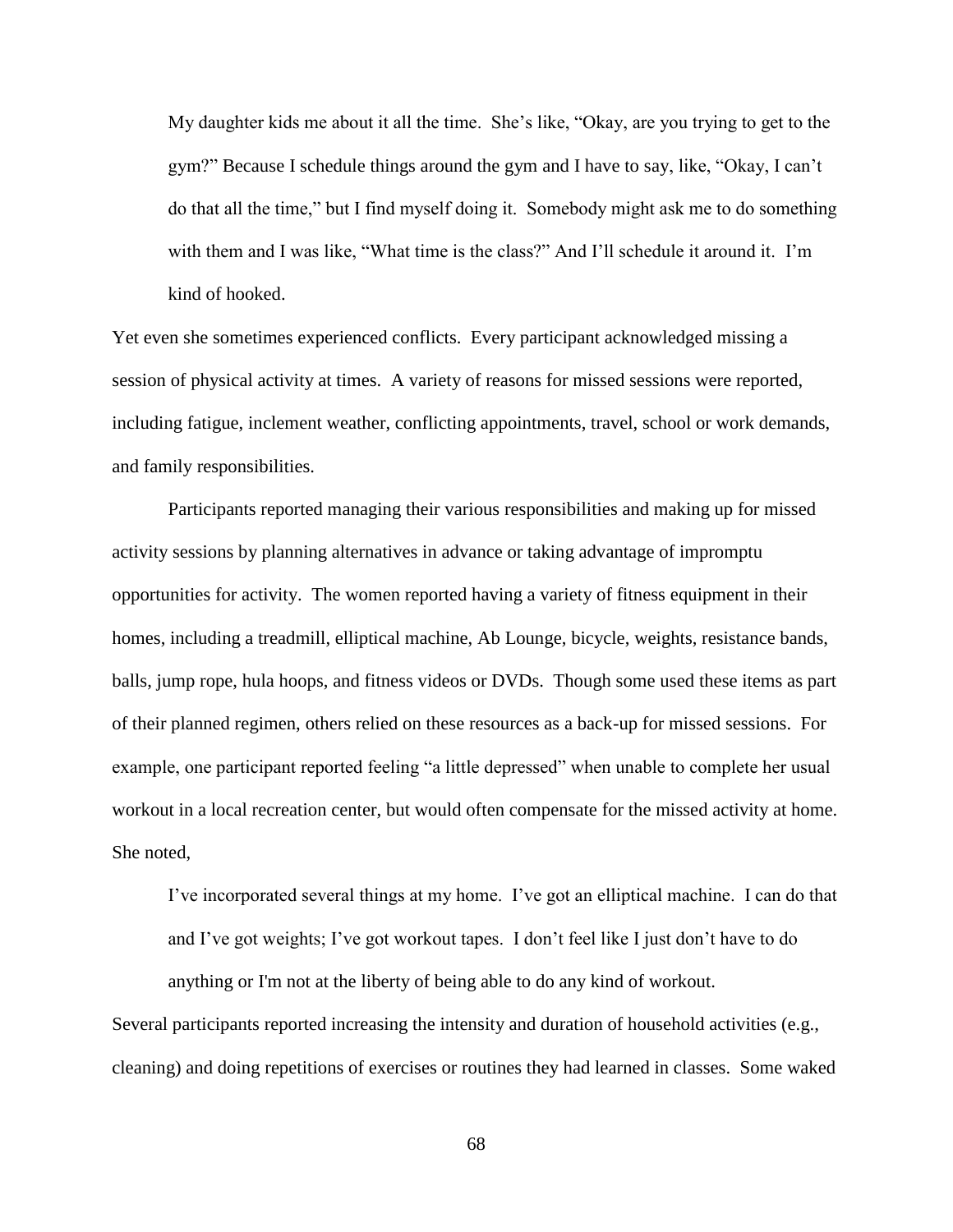> My daughter kids me about it all the time. She's like, "Okay, are you trying to get to the gym?" Because I schedule things around the gym and I have to say, like, "Okay, I can't do that all the time," but I find myself doing it. Somebody might ask me to do something with them and I was like, "What time is the class?" And I'll schedule it around it. I'm kind of hooked.

Yet even she sometimes experienced conflicts. Every participant acknowledged missing a session of physical activity at times. A variety of reasons for missed sessions were reported, including fatigue, inclement weather, conflicting appointments, travel, school or work demands, and family responsibilities.

Participants reported managing their various responsibilities and making up for missed activity sessions by planning alternatives in advance or taking advantage of impromptu opportunities for activity. The women reported having a variety of fitness equipment in their homes, including a treadmill, elliptical machine, Ab Lounge, bicycle, weights, resistance bands, balls, jump rope, hula hoops, and fitness videos or DVDs. Though some used these items as part of their planned regimen, others relied on these resources as a back-up for missed sessions. For example, one participant reported feeling "a little depressed" when unable to complete her usual workout in a local recreation center, but would often compensate for the missed activity at home. She noted,

> I've incorporated several things at my home. I've got an elliptical machine. I can do that and I've got weights; I've got workout tapes. I don't feel like I just don't have to do anything or I'm not at the liberty of being able to do any kind of workout.

Several participants reported increasing the intensity and duration of household activities (e.g., cleaning) and doing repetitions of exercises or routines they had learned in classes. Some waked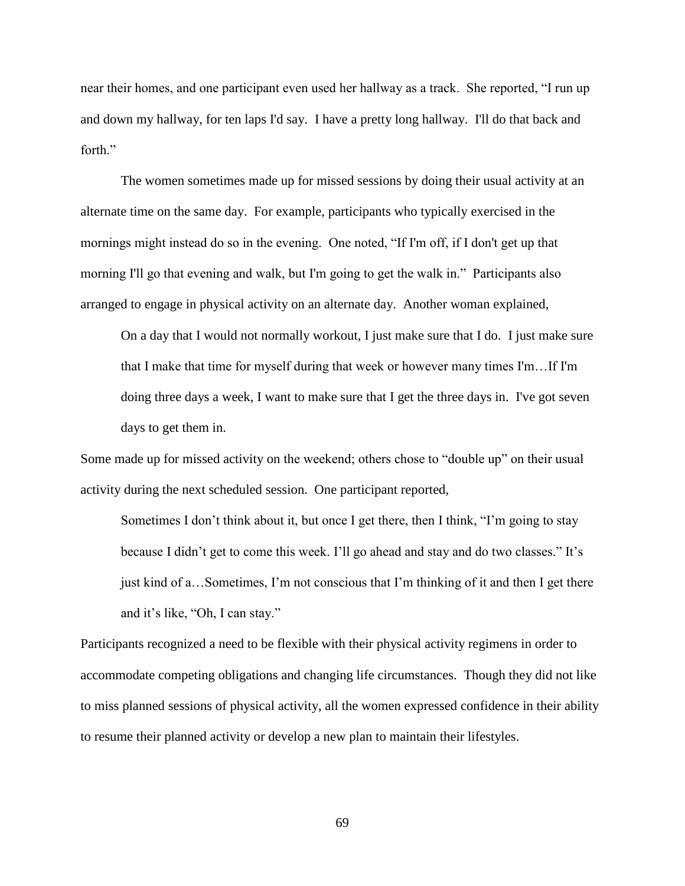near their homes, and one participant even used her hallway as a track. She reported, "I run up and down my hallway, for ten laps I'd say. I have a pretty long hallway. I'll do that back and forth."

The women sometimes made up for missed sessions by doing their usual activity at an alternate time on the same day. For example, participants who typically exercised in the mornings might instead do so in the evening. One noted, "If I'm off, if I don't get up that morning I'll go that evening and walk, but I'm going to get the walk in." Participants also arranged to engage in physical activity on an alternate day. Another woman explained,

> On a day that I would not normally workout, I just make sure that I do. I just make sure that I make that time for myself during that week or however many times I'm…If I'm doing three days a week, I want to make sure that I get the three days in. I've got seven days to get them in.

Some made up for missed activity on the weekend; others chose to "double up" on their usual activity during the next scheduled session. One participant reported,

> Sometimes I don't think about it, but once I get there, then I think, "I'm going to stay because I didn't get to come this week. I'll go ahead and stay and do two classes." It's just kind of a…Sometimes, I'm not conscious that I'm thinking of it and then I get there and it's like, "Oh, I can stay."

Participants recognized a need to be flexible with their physical activity regimens in order to accommodate competing obligations and changing life circumstances. Though they did not like to miss planned sessions of physical activity, all the women expressed confidence in their ability to resume their planned activity or develop a new plan to maintain their lifestyles.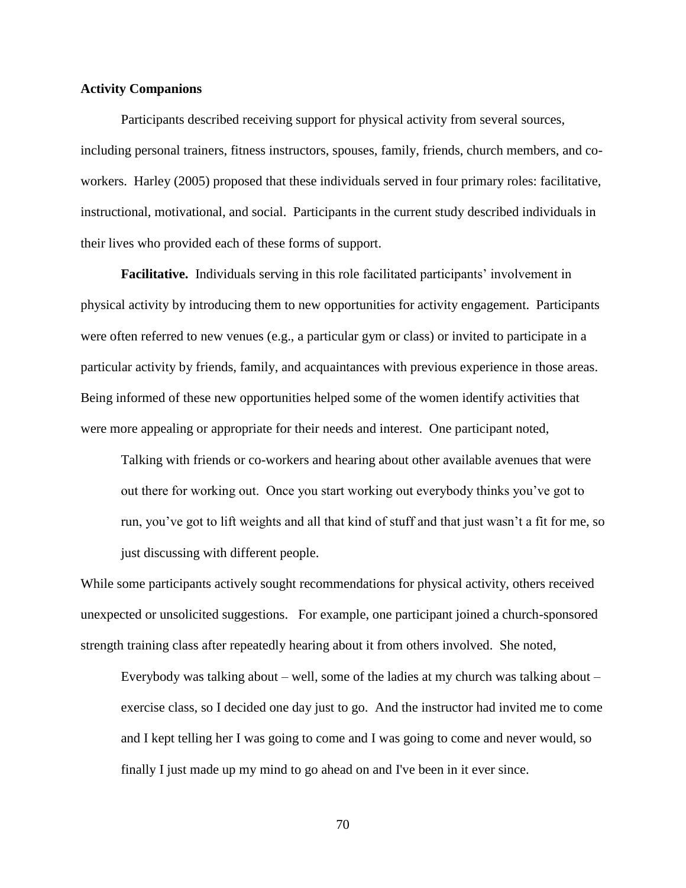### Activity Companions

Participants described receiving support for physical activity from several sources, including personal trainers, fitness instructors, spouses, family, friends, church members, and co-workers. Harley (2005) proposed that these individuals served in four primary roles: facilitative, instructional, motivational, and social. Participants in the current study described individuals in their lives who provided each of these forms of support.

**Facilitative.** Individuals serving in this role facilitated participants' involvement in physical activity by introducing them to new opportunities for activity engagement. Participants were often referred to new venues (e.g., a particular gym or class) or invited to participate in a particular activity by friends, family, and acquaintances with previous experience in those areas. Being informed of these new opportunities helped some of the women identify activities that were more appealing or appropriate for their needs and interest. One participant noted,

> Talking with friends or co-workers and hearing about other available avenues that were out there for working out. Once you start working out everybody thinks you've got to run, you've got to lift weights and all that kind of stuff and that just wasn't a fit for me, so just discussing with different people.

While some participants actively sought recommendations for physical activity, others received unexpected or unsolicited suggestions. For example, one participant joined a church-sponsored strength training class after repeatedly hearing about it from others involved. She noted,

> Everybody was talking about – well, some of the ladies at my church was talking about – exercise class, so I decided one day just to go. And the instructor had invited me to come and I kept telling her I was going to come and I was going to come and never would, so finally I just made up my mind to go ahead on and I've been in it ever since.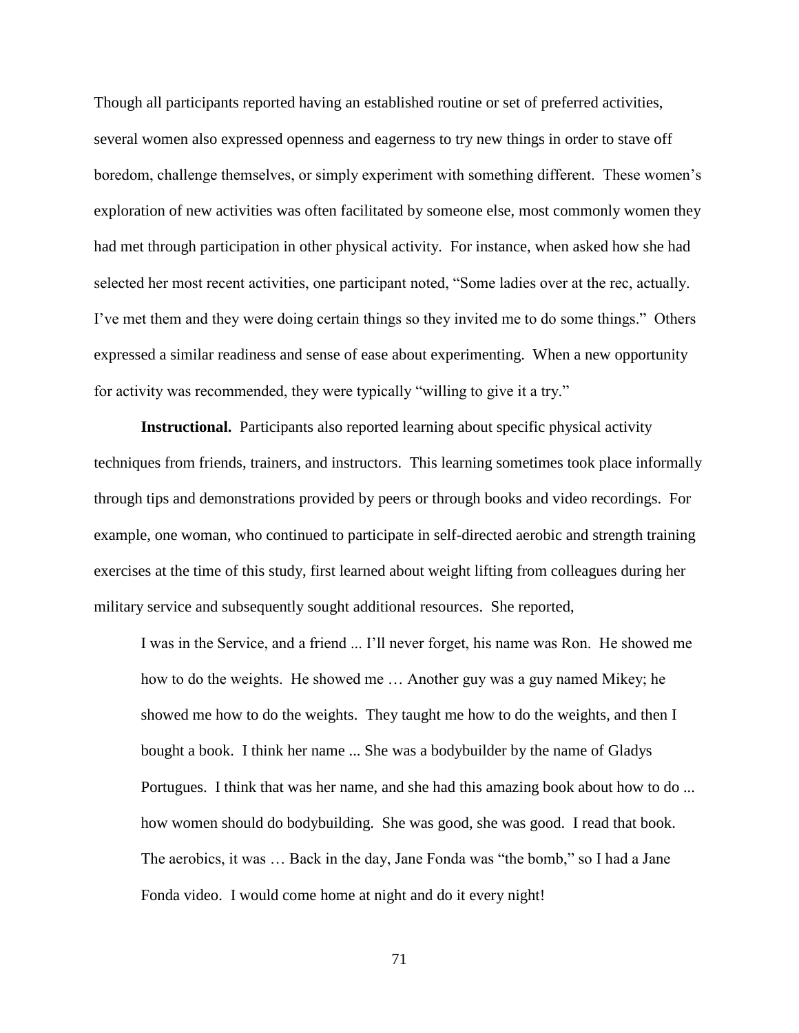Though all participants reported having an established routine or set of preferred activities, several women also expressed openness and eagerness to try new things in order to stave off boredom, challenge themselves, or simply experiment with something different. These women's exploration of new activities was often facilitated by someone else, most commonly women they had met through participation in other physical activity. For instance, when asked how she had selected her most recent activities, one participant noted, "Some ladies over at the rec, actually. I've met them and they were doing certain things so they invited me to do some things." Others expressed a similar readiness and sense of ease about experimenting. When a new opportunity for activity was recommended, they were typically "willing to give it a try."

**Instructional.** Participants also reported learning about specific physical activity techniques from friends, trainers, and instructors. This learning sometimes took place informally through tips and demonstrations provided by peers or through books and video recordings. For example, one woman, who continued to participate in self-directed aerobic and strength training exercises at the time of this study, first learned about weight lifting from colleagues during her military service and subsequently sought additional resources. She reported,

> I was in the Service, and a friend ... I'll never forget, his name was Ron. He showed me how to do the weights. He showed me … Another guy was a guy named Mikey; he showed me how to do the weights. They taught me how to do the weights, and then I bought a book. I think her name ... She was a bodybuilder by the name of Gladys Portugues. I think that was her name, and she had this amazing book about how to do ... how women should do bodybuilding. She was good, she was good. I read that book. The aerobics, it was … Back in the day, Jane Fonda was "the bomb," so I had a Jane Fonda video. I would come home at night and do it every night!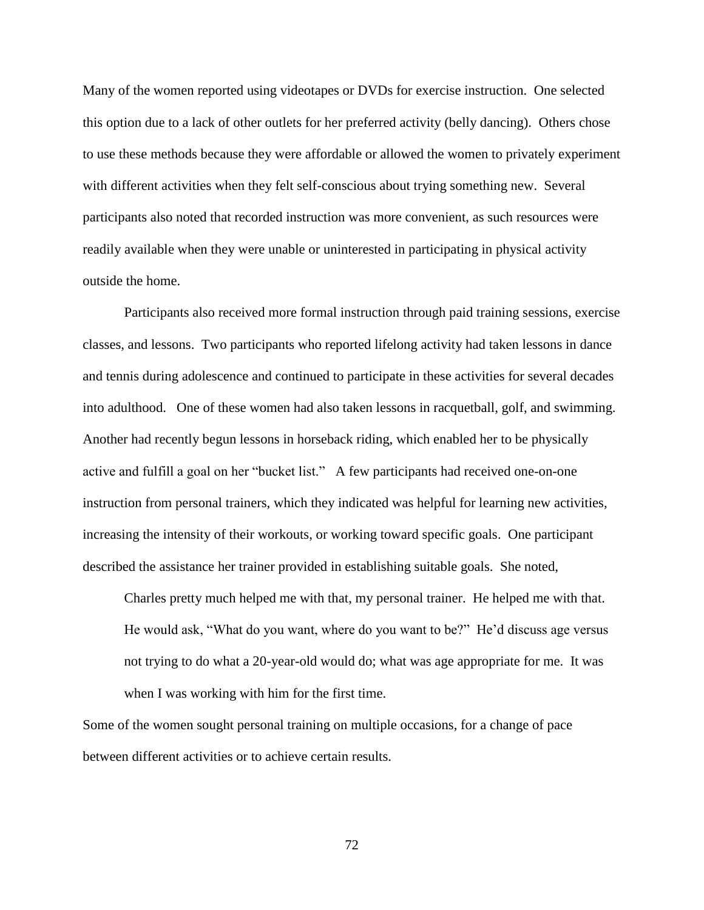Many of the women reported using videotapes or DVDs for exercise instruction. One selected this option due to a lack of other outlets for her preferred activity (belly dancing). Others chose to use these methods because they were affordable or allowed the women to privately experiment with different activities when they felt self-conscious about trying something new. Several participants also noted that recorded instruction was more convenient, as such resources were readily available when they were unable or uninterested in participating in physical activity outside the home.

Participants also received more formal instruction through paid training sessions, exercise classes, and lessons. Two participants who reported lifelong activity had taken lessons in dance and tennis during adolescence and continued to participate in these activities for several decades into adulthood. One of these women had also taken lessons in racquetball, golf, and swimming. Another had recently begun lessons in horseback riding, which enabled her to be physically active and fulfill a goal on her "bucket list." A few participants had received one-on-one instruction from personal trainers, which they indicated was helpful for learning new activities, increasing the intensity of their workouts, or working toward specific goals. One participant described the assistance her trainer provided in establishing suitable goals. She noted,

> Charles pretty much helped me with that, my personal trainer. He helped me with that. He would ask, "What do you want, where do you want to be?" He'd discuss age versus not trying to do what a 20-year-old would do; what was age appropriate for me. It was when I was working with him for the first time.

Some of the women sought personal training on multiple occasions, for a change of pace between different activities or to achieve certain results.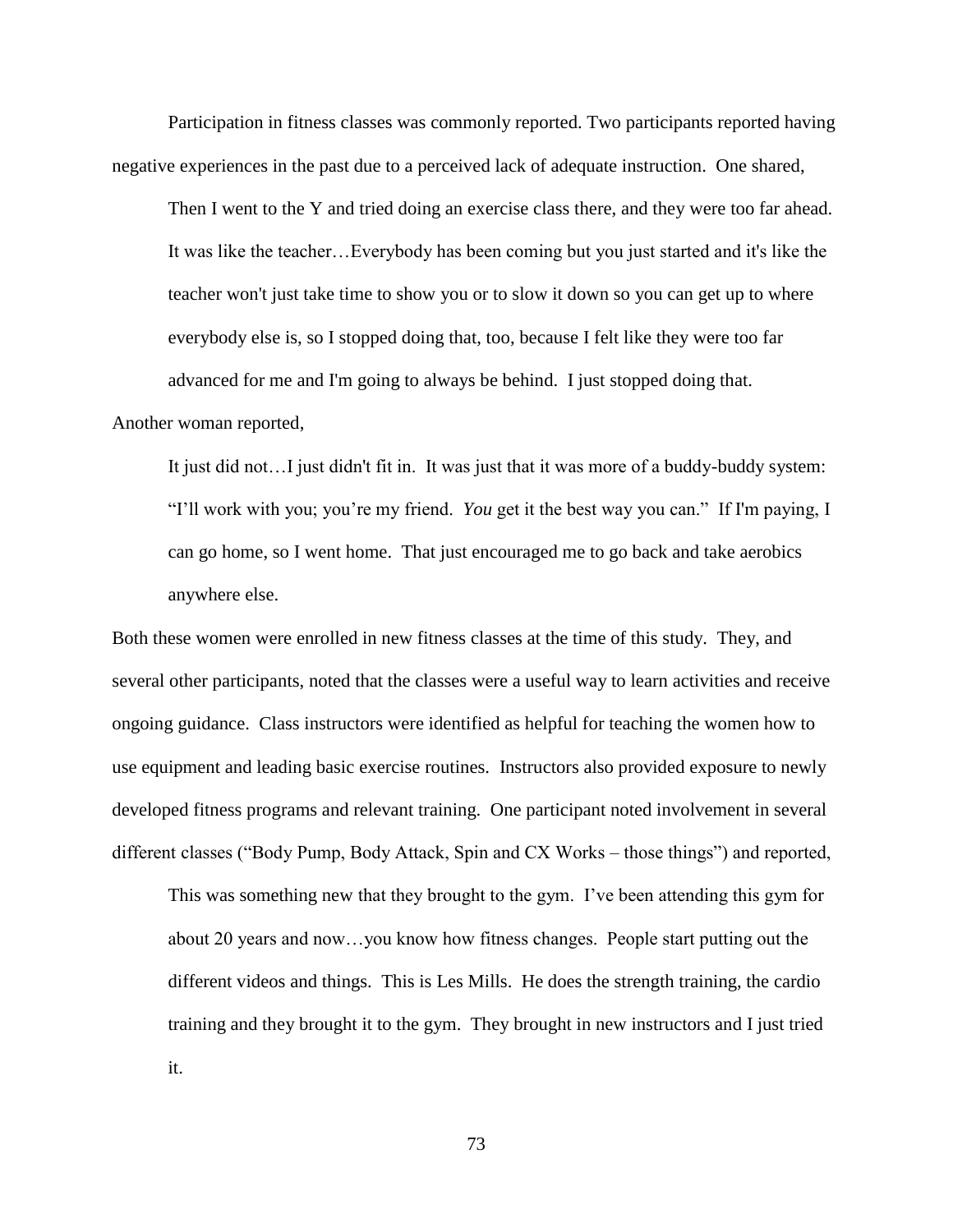Participation in fitness classes was commonly reported. Two participants reported having negative experiences in the past due to a perceived lack of adequate instruction. One shared,

> Then I went to the Y and tried doing an exercise class there, and they were too far ahead. It was like the teacher…Everybody has been coming but you just started and it's like the teacher won't just take time to show you or to slow it down so you can get up to where everybody else is, so I stopped doing that, too, because I felt like they were too far advanced for me and I'm going to always be behind. I just stopped doing that.

Another woman reported,

> It just did not…I just didn't fit in. It was just that it was more of a buddy-buddy system: "I'll work with you; you're my friend. *You* get it the best way you can." If I'm paying, I can go home, so I went home. That just encouraged me to go back and take aerobics anywhere else.

Both these women were enrolled in new fitness classes at the time of this study. They, and several other participants, noted that the classes were a useful way to learn activities and receive ongoing guidance. Class instructors were identified as helpful for teaching the women how to use equipment and leading basic exercise routines. Instructors also provided exposure to newly developed fitness programs and relevant training. One participant noted involvement in several different classes ("Body Pump, Body Attack, Spin and CX Works – those things") and reported,

> This was something new that they brought to the gym. I've been attending this gym for about 20 years and now…you know how fitness changes. People start putting out the different videos and things. This is Les Mills. He does the strength training, the cardio training and they brought it to the gym. They brought in new instructors and I just tried it.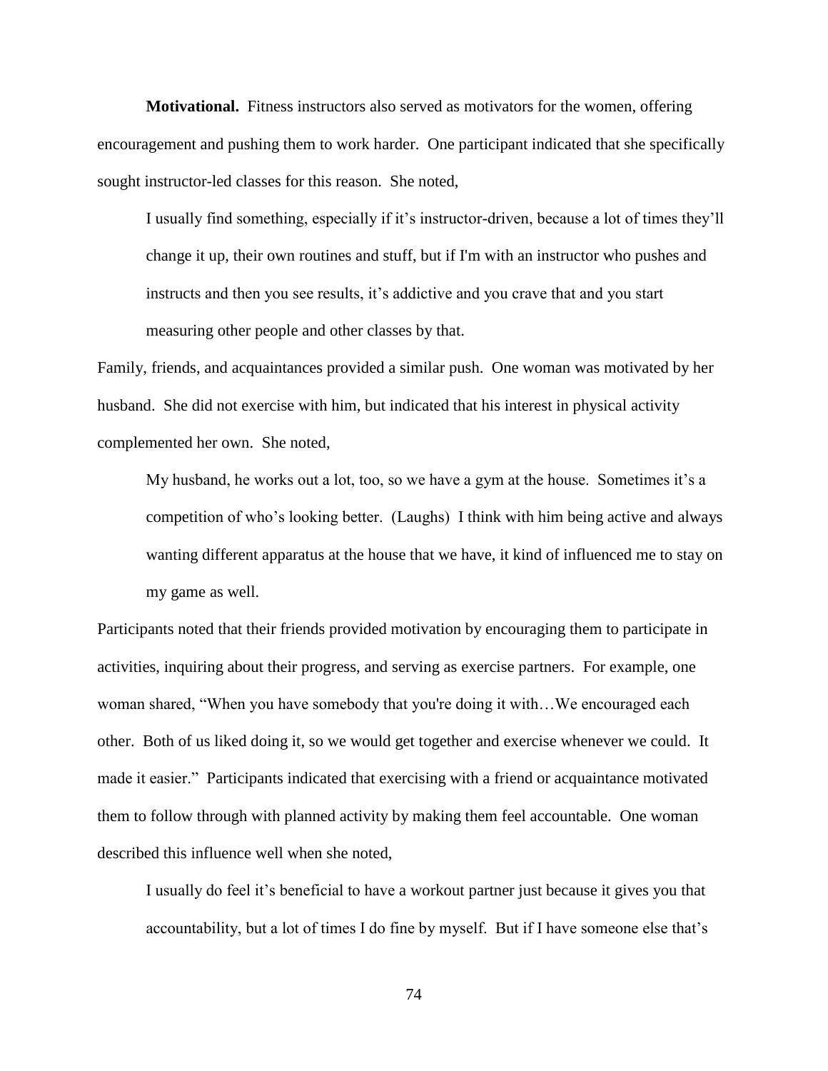**Motivational.** Fitness instructors also served as motivators for the women, offering encouragement and pushing them to work harder. One participant indicated that she specifically sought instructor-led classes for this reason. She noted,

> I usually find something, especially if it's instructor-driven, because a lot of times they'll change it up, their own routines and stuff, but if I'm with an instructor who pushes and instructs and then you see results, it's addictive and you crave that and you start measuring other people and other classes by that.

Family, friends, and acquaintances provided a similar push. One woman was motivated by her husband. She did not exercise with him, but indicated that his interest in physical activity complemented her own. She noted,

> My husband, he works out a lot, too, so we have a gym at the house. Sometimes it's a competition of who's looking better. (Laughs) I think with him being active and always wanting different apparatus at the house that we have, it kind of influenced me to stay on my game as well.

Participants noted that their friends provided motivation by encouraging them to participate in activities, inquiring about their progress, and serving as exercise partners. For example, one woman shared, "When you have somebody that you're doing it with…We encouraged each other. Both of us liked doing it, so we would get together and exercise whenever we could. It made it easier." Participants indicated that exercising with a friend or acquaintance motivated them to follow through with planned activity by making them feel accountable. One woman described this influence well when she noted,

> I usually do feel it's beneficial to have a workout partner just because it gives you that accountability, but a lot of times I do fine by myself. But if I have someone else that's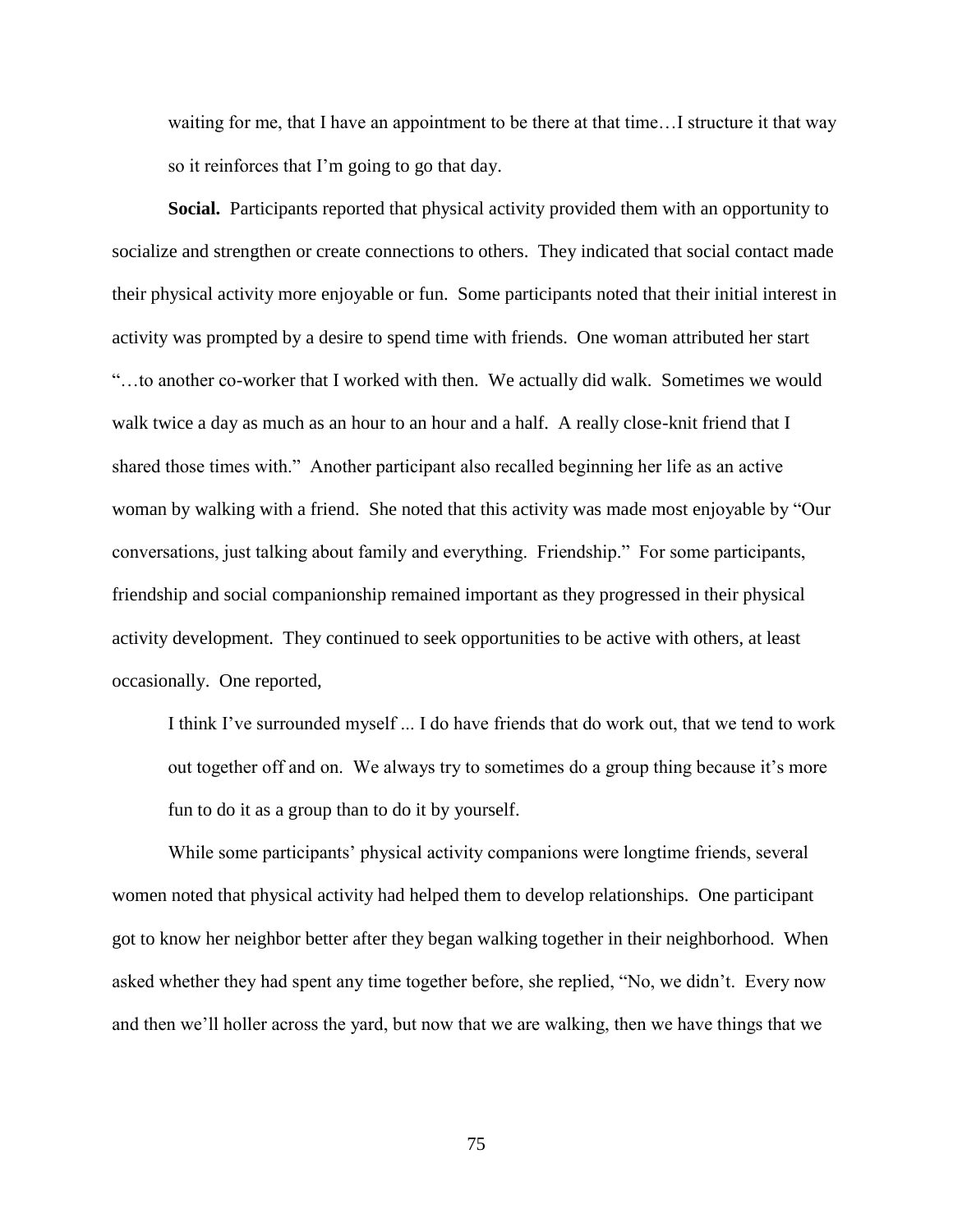waiting for me, that I have an appointment to be there at that time…I structure it that way so it reinforces that I'm going to go that day.

**Social.** Participants reported that physical activity provided them with an opportunity to socialize and strengthen or create connections to others. They indicated that social contact made their physical activity more enjoyable or fun. Some participants noted that their initial interest in activity was prompted by a desire to spend time with friends. One woman attributed her start "…to another co-worker that I worked with then. We actually did walk. Sometimes we would walk twice a day as much as an hour to an hour and a half. A really close-knit friend that I shared those times with." Another participant also recalled beginning her life as an active woman by walking with a friend. She noted that this activity was made most enjoyable by "Our conversations, just talking about family and everything. Friendship." For some participants, friendship and social companionship remained important as they progressed in their physical activity development. They continued to seek opportunities to be active with others, at least occasionally. One reported,

> I think I've surrounded myself ... I do have friends that do work out, that we tend to work out together off and on. We always try to sometimes do a group thing because it's more fun to do it as a group than to do it by yourself.

While some participants' physical activity companions were longtime friends, several women noted that physical activity had helped them to develop relationships. One participant got to know her neighbor better after they began walking together in their neighborhood. When asked whether they had spent any time together before, she replied, "No, we didn't. Every now and then we'll holler across the yard, but now that we are walking, then we have things that we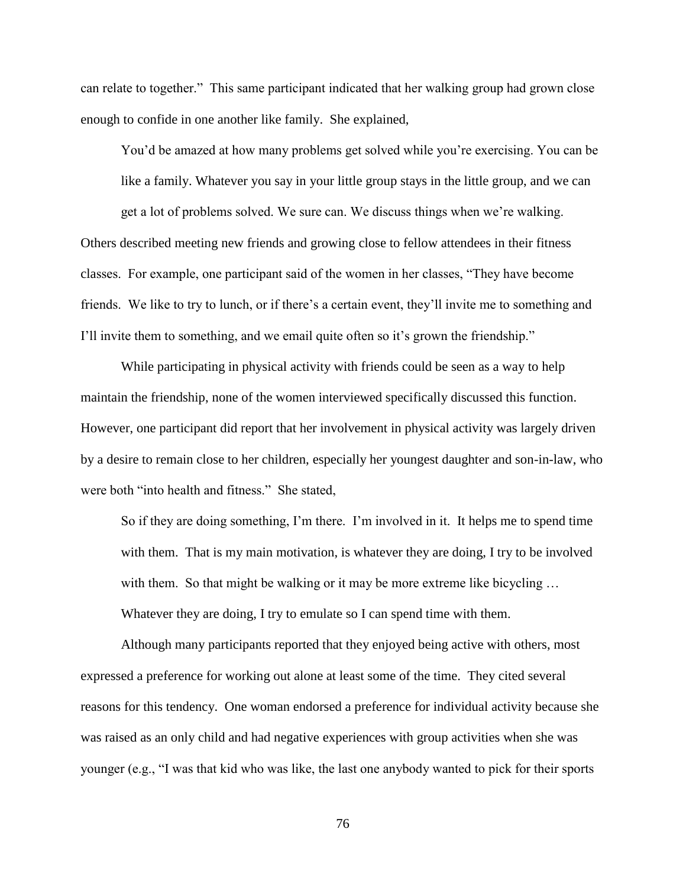can relate to together." This same participant indicated that her walking group had grown close enough to confide in one another like family. She explained,

> You'd be amazed at how many problems get solved while you're exercising. You can be like a family. Whatever you say in your little group stays in the little group, and we can get a lot of problems solved. We sure can. We discuss things when we're walking.

Others described meeting new friends and growing close to fellow attendees in their fitness classes. For example, one participant said of the women in her classes, "They have become friends. We like to try to lunch, or if there's a certain event, they'll invite me to something and I'll invite them to something, and we email quite often so it's grown the friendship."

While participating in physical activity with friends could be seen as a way to help maintain the friendship, none of the women interviewed specifically discussed this function. However, one participant did report that her involvement in physical activity was largely driven by a desire to remain close to her children, especially her youngest daughter and son-in-law, who were both "into health and fitness." She stated,

> So if they are doing something, I'm there. I'm involved in it. It helps me to spend time with them. That is my main motivation, is whatever they are doing, I try to be involved with them. So that might be walking or it may be more extreme like bicycling … Whatever they are doing, I try to emulate so I can spend time with them.

Although many participants reported that they enjoyed being active with others, most expressed a preference for working out alone at least some of the time. They cited several reasons for this tendency. One woman endorsed a preference for individual activity because she was raised as an only child and had negative experiences with group activities when she was younger (e.g., "I was that kid who was like, the last one anybody wanted to pick for their sports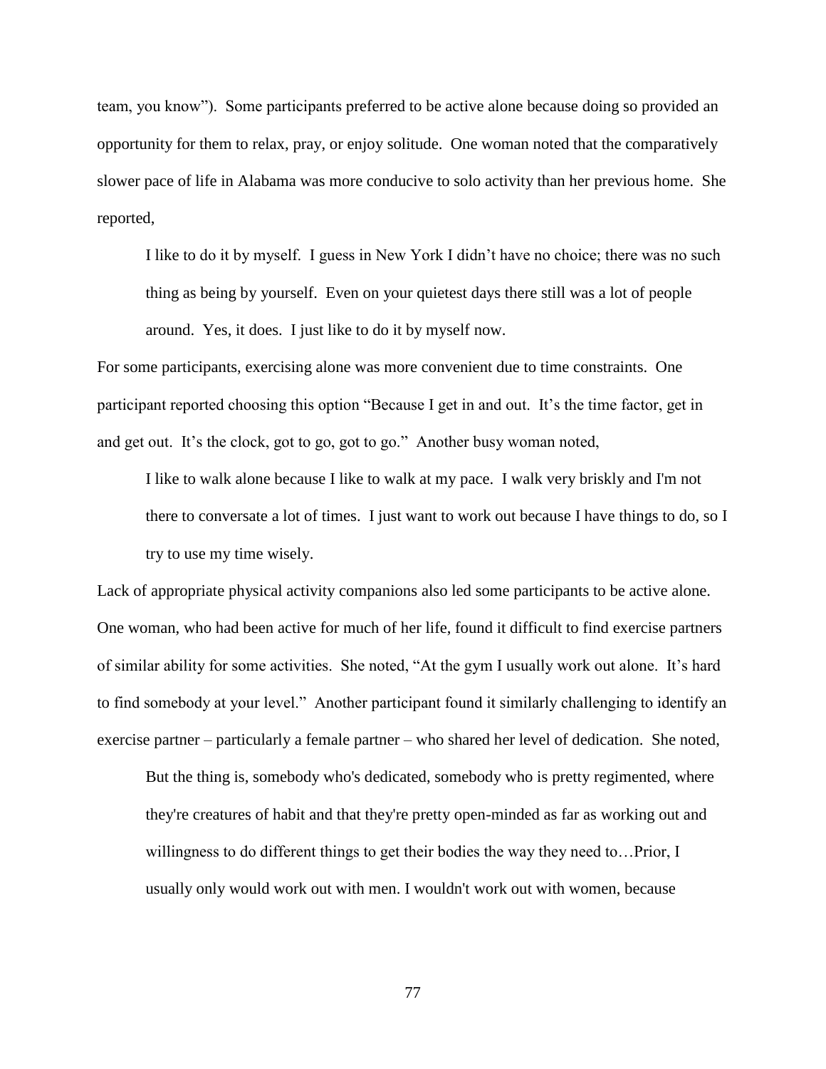team, you know"). Some participants preferred to be active alone because doing so provided an opportunity for them to relax, pray, or enjoy solitude. One woman noted that the comparatively slower pace of life in Alabama was more conducive to solo activity than her previous home. She reported,

> I like to do it by myself. I guess in New York I didn't have no choice; there was no such thing as being by yourself. Even on your quietest days there still was a lot of people around. Yes, it does. I just like to do it by myself now.

For some participants, exercising alone was more convenient due to time constraints. One participant reported choosing this option "Because I get in and out. It's the time factor, get in and get out. It's the clock, got to go, got to go." Another busy woman noted,

> I like to walk alone because I like to walk at my pace. I walk very briskly and I'm not there to conversate a lot of times. I just want to work out because I have things to do, so I try to use my time wisely.

Lack of appropriate physical activity companions also led some participants to be active alone. One woman, who had been active for much of her life, found it difficult to find exercise partners of similar ability for some activities. She noted, "At the gym I usually work out alone. It's hard to find somebody at your level." Another participant found it similarly challenging to identify an exercise partner – particularly a female partner – who shared her level of dedication. She noted,

> But the thing is, somebody who's dedicated, somebody who is pretty regimented, where they're creatures of habit and that they're pretty open-minded as far as working out and willingness to do different things to get their bodies the way they need to…Prior, I usually only would work out with men. I wouldn't work out with women, because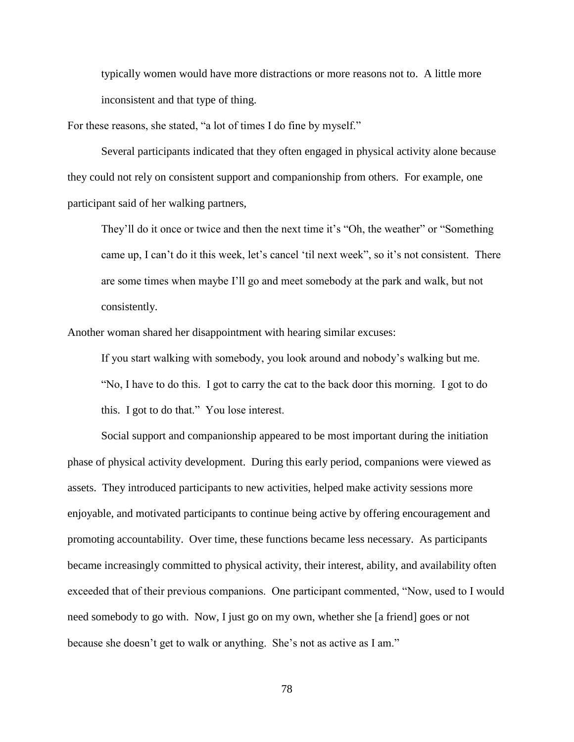> typically women would have more distractions or more reasons not to. A little more inconsistent and that type of thing.

For these reasons, she stated, "a lot of times I do fine by myself."

Several participants indicated that they often engaged in physical activity alone because they could not rely on consistent support and companionship from others. For example, one participant said of her walking partners,

> They'll do it once or twice and then the next time it's "Oh, the weather" or "Something came up, I can't do it this week, let's cancel 'til next week", so it's not consistent. There are some times when maybe I'll go and meet somebody at the park and walk, but not consistently.

Another woman shared her disappointment with hearing similar excuses:

> If you start walking with somebody, you look around and nobody's walking but me. "No, I have to do this. I got to carry the cat to the back door this morning. I got to do this. I got to do that." You lose interest.

Social support and companionship appeared to be most important during the initiation phase of physical activity development. During this early period, companions were viewed as assets. They introduced participants to new activities, helped make activity sessions more enjoyable, and motivated participants to continue being active by offering encouragement and promoting accountability. Over time, these functions became less necessary. As participants became increasingly committed to physical activity, their interest, ability, and availability often exceeded that of their previous companions. One participant commented, "Now, used to I would need somebody to go with. Now, I just go on my own, whether she [a friend] goes or not because she doesn't get to walk or anything. She's not as active as I am."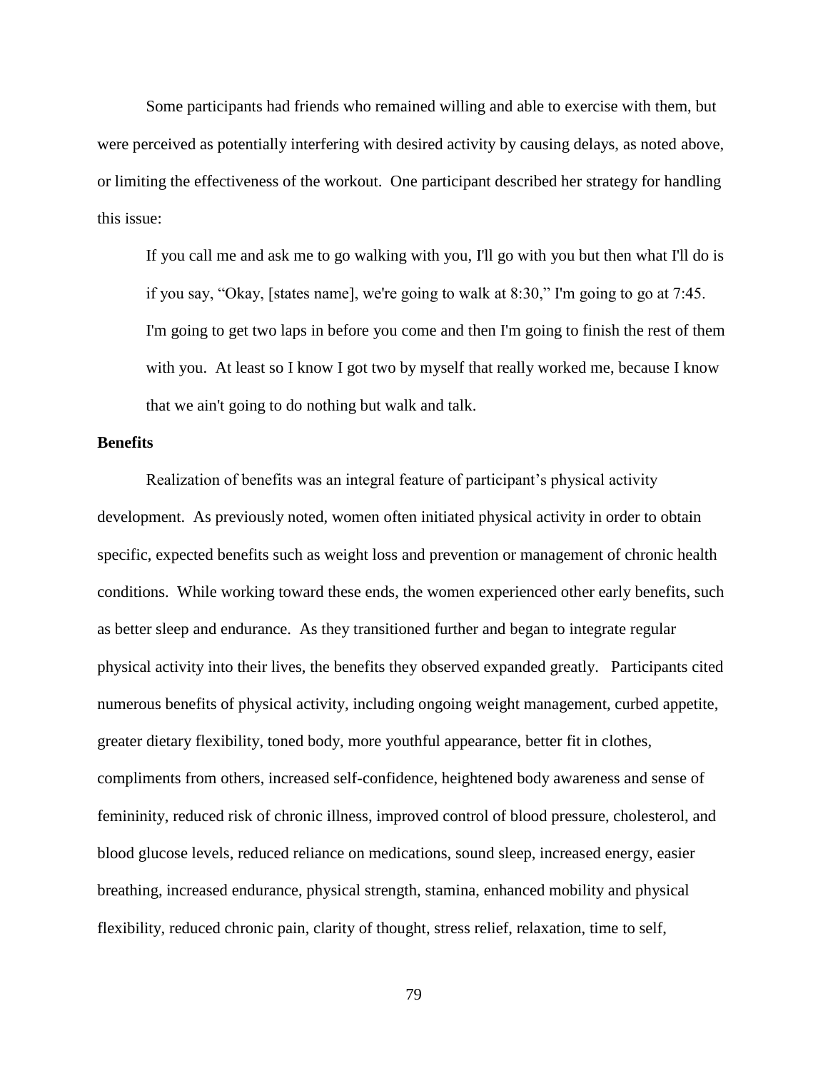Some participants had friends who remained willing and able to exercise with them, but were perceived as potentially interfering with desired activity by causing delays, as noted above, or limiting the effectiveness of the workout. One participant described her strategy for handling this issue:

> If you call me and ask me to go walking with you, I'll go with you but then what I'll do is if you say, "Okay, [states name], we're going to walk at 8:30," I'm going to go at 7:45. I'm going to get two laps in before you come and then I'm going to finish the rest of them with you. At least so I know I got two by myself that really worked me, because I know that we ain't going to do nothing but walk and talk.

**Benefits**

Realization of benefits was an integral feature of participant's physical activity development. As previously noted, women often initiated physical activity in order to obtain specific, expected benefits such as weight loss and prevention or management of chronic health conditions. While working toward these ends, the women experienced other early benefits, such as better sleep and endurance. As they transitioned further and began to integrate regular physical activity into their lives, the benefits they observed expanded greatly. Participants cited numerous benefits of physical activity, including ongoing weight management, curbed appetite, greater dietary flexibility, toned body, more youthful appearance, better fit in clothes, compliments from others, increased self-confidence, heightened body awareness and sense of femininity, reduced risk of chronic illness, improved control of blood pressure, cholesterol, and blood glucose levels, reduced reliance on medications, sound sleep, increased energy, easier breathing, increased endurance, physical strength, stamina, enhanced mobility and physical flexibility, reduced chronic pain, clarity of thought, stress relief, relaxation, time to self,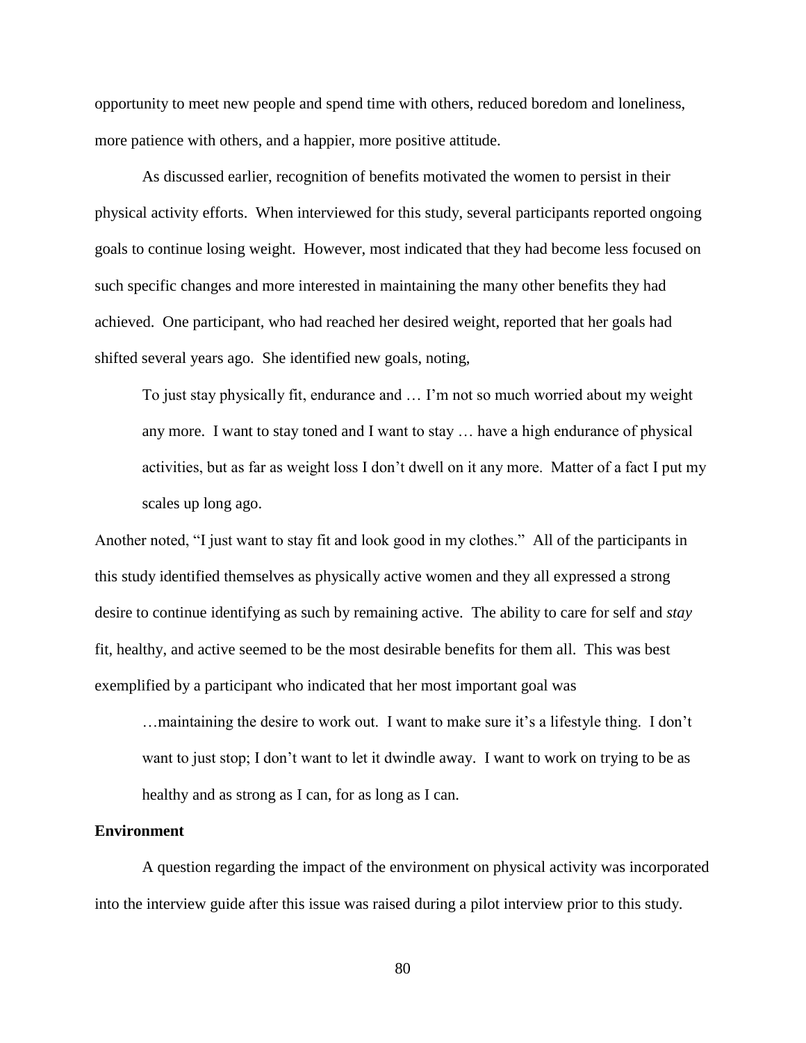opportunity to meet new people and spend time with others, reduced boredom and loneliness, more patience with others, and a happier, more positive attitude.

As discussed earlier, recognition of benefits motivated the women to persist in their physical activity efforts. When interviewed for this study, several participants reported ongoing goals to continue losing weight. However, most indicated that they had become less focused on such specific changes and more interested in maintaining the many other benefits they had achieved. One participant, who had reached her desired weight, reported that her goals had shifted several years ago. She identified new goals, noting,

> To just stay physically fit, endurance and … I'm not so much worried about my weight any more. I want to stay toned and I want to stay … have a high endurance of physical activities, but as far as weight loss I don't dwell on it any more. Matter of a fact I put my scales up long ago.

Another noted, "I just want to stay fit and look good in my clothes." All of the participants in this study identified themselves as physically active women and they all expressed a strong desire to continue identifying as such by remaining active. The ability to care for self and *stay* fit, healthy, and active seemed to be the most desirable benefits for them all. This was best exemplified by a participant who indicated that her most important goal was

> …maintaining the desire to work out. I want to make sure it's a lifestyle thing. I don't want to just stop; I don't want to let it dwindle away. I want to work on trying to be as healthy and as strong as I can, for as long as I can.

**Environment**

A question regarding the impact of the environment on physical activity was incorporated into the interview guide after this issue was raised during a pilot interview prior to this study.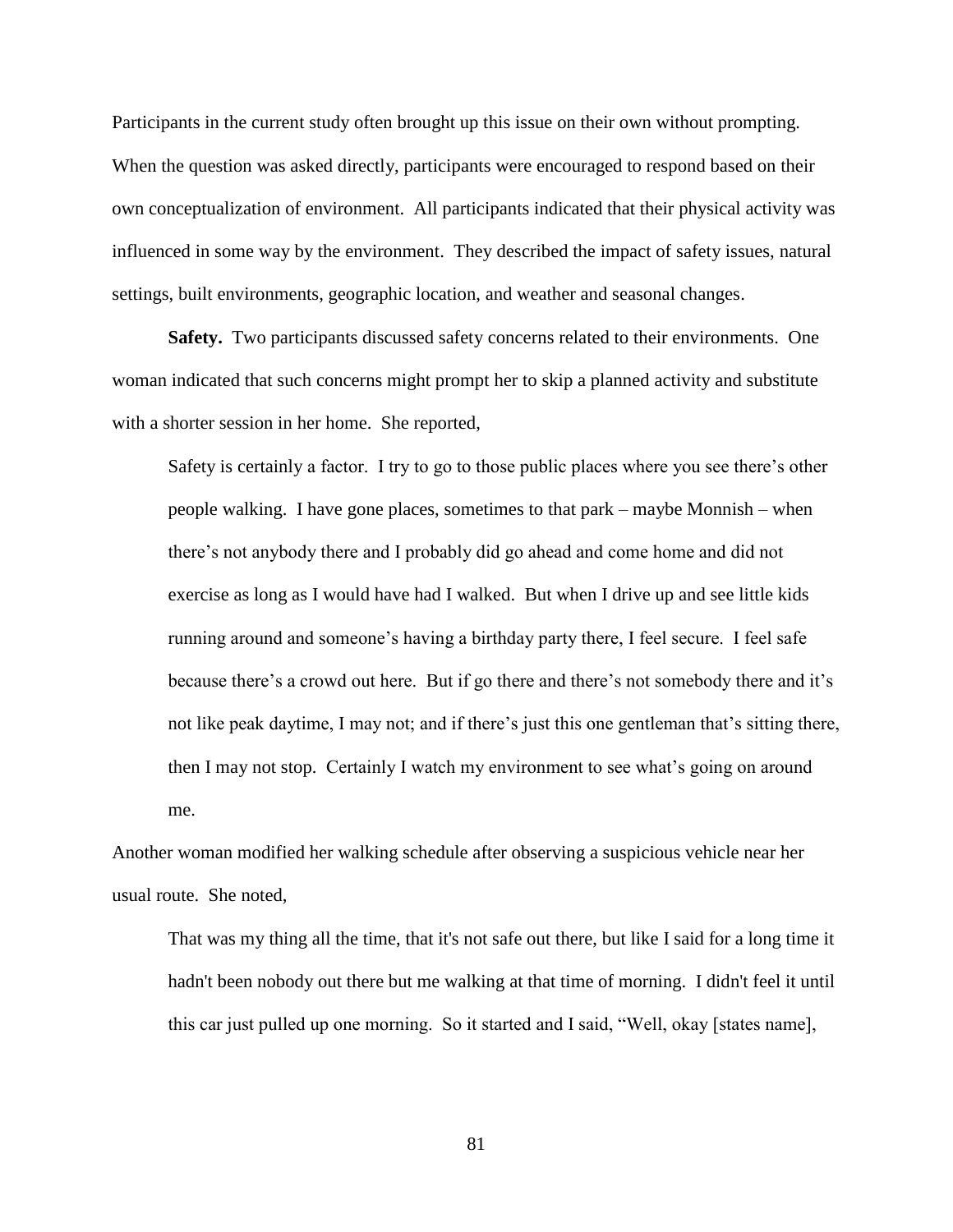Participants in the current study often brought up this issue on their own without prompting. When the question was asked directly, participants were encouraged to respond based on their own conceptualization of environment. All participants indicated that their physical activity was influenced in some way by the environment. They described the impact of safety issues, natural settings, built environments, geographic location, and weather and seasonal changes.

**Safety.** Two participants discussed safety concerns related to their environments. One woman indicated that such concerns might prompt her to skip a planned activity and substitute with a shorter session in her home. She reported,

> Safety is certainly a factor. I try to go to those public places where you see there's other people walking. I have gone places, sometimes to that park – maybe Monnish – when there's not anybody there and I probably did go ahead and come home and did not exercise as long as I would have had I walked. But when I drive up and see little kids running around and someone's having a birthday party there, I feel secure. I feel safe because there's a crowd out here. But if go there and there's not somebody there and it's not like peak daytime, I may not; and if there's just this one gentleman that's sitting there, then I may not stop. Certainly I watch my environment to see what's going on around me.

Another woman modified her walking schedule after observing a suspicious vehicle near her usual route. She noted,

> That was my thing all the time, that it's not safe out there, but like I said for a long time it hadn't been nobody out there but me walking at that time of morning. I didn't feel it until this car just pulled up one morning. So it started and I said, "Well, okay [states name],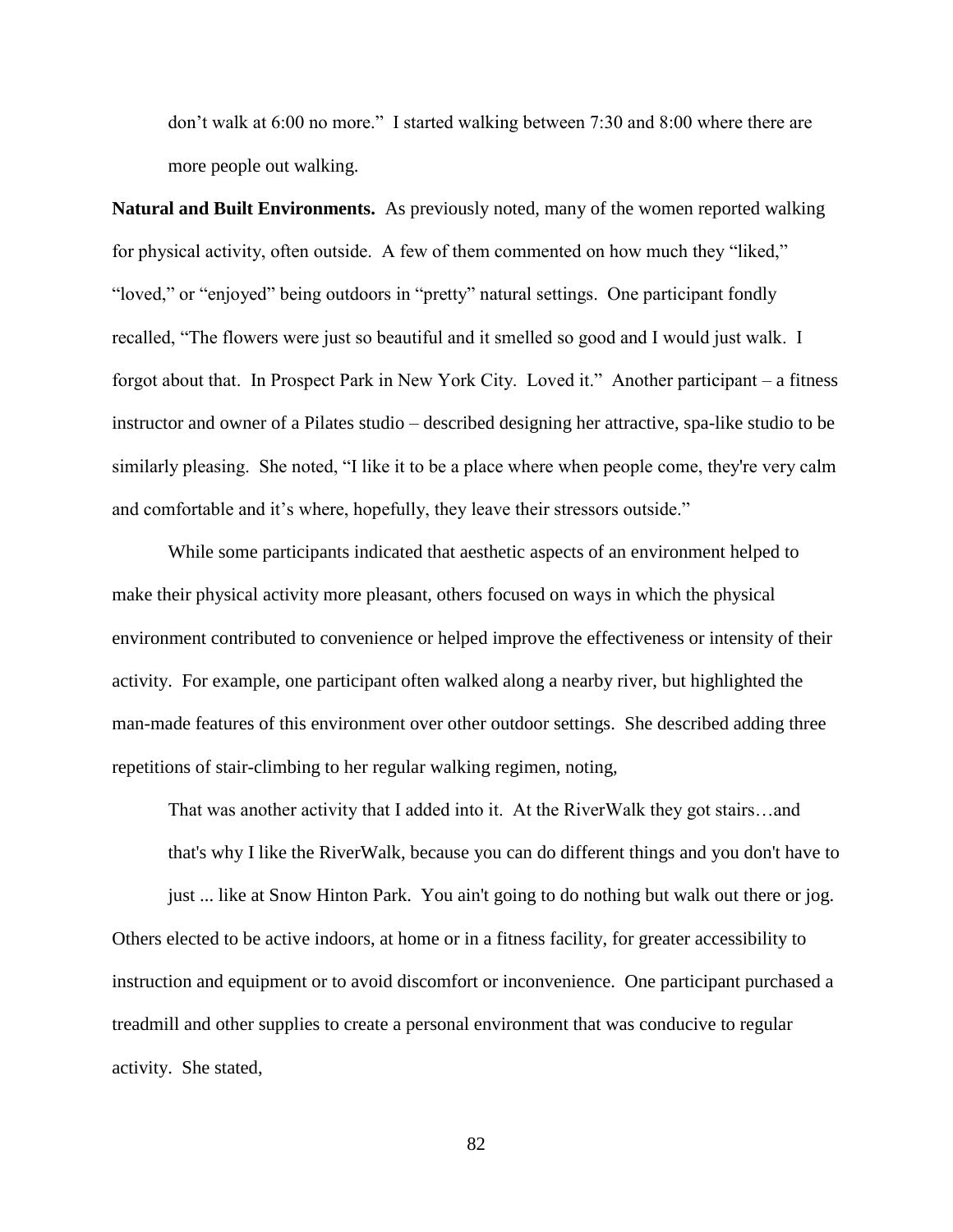> don't walk at 6:00 no more." I started walking between 7:30 and 8:00 where there are more people out walking.

**Natural and Built Environments.** As previously noted, many of the women reported walking for physical activity, often outside. A few of them commented on how much they "liked," "loved," or "enjoyed" being outdoors in "pretty" natural settings. One participant fondly recalled, "The flowers were just so beautiful and it smelled so good and I would just walk. I forgot about that. In Prospect Park in New York City. Loved it." Another participant – a fitness instructor and owner of a Pilates studio – described designing her attractive, spa-like studio to be similarly pleasing. She noted, "I like it to be a place where when people come, they're very calm and comfortable and it's where, hopefully, they leave their stressors outside."

While some participants indicated that aesthetic aspects of an environment helped to make their physical activity more pleasant, others focused on ways in which the physical environment contributed to convenience or helped improve the effectiveness or intensity of their activity. For example, one participant often walked along a nearby river, but highlighted the man-made features of this environment over other outdoor settings. She described adding three repetitions of stair-climbing to her regular walking regimen, noting,

> That was another activity that I added into it. At the RiverWalk they got stairs…and that's why I like the RiverWalk, because you can do different things and you don't have to just ... like at Snow Hinton Park. You ain't going to do nothing but walk out there or jog.

Others elected to be active indoors, at home or in a fitness facility, for greater accessibility to instruction and equipment or to avoid discomfort or inconvenience. One participant purchased a treadmill and other supplies to create a personal environment that was conducive to regular activity. She stated,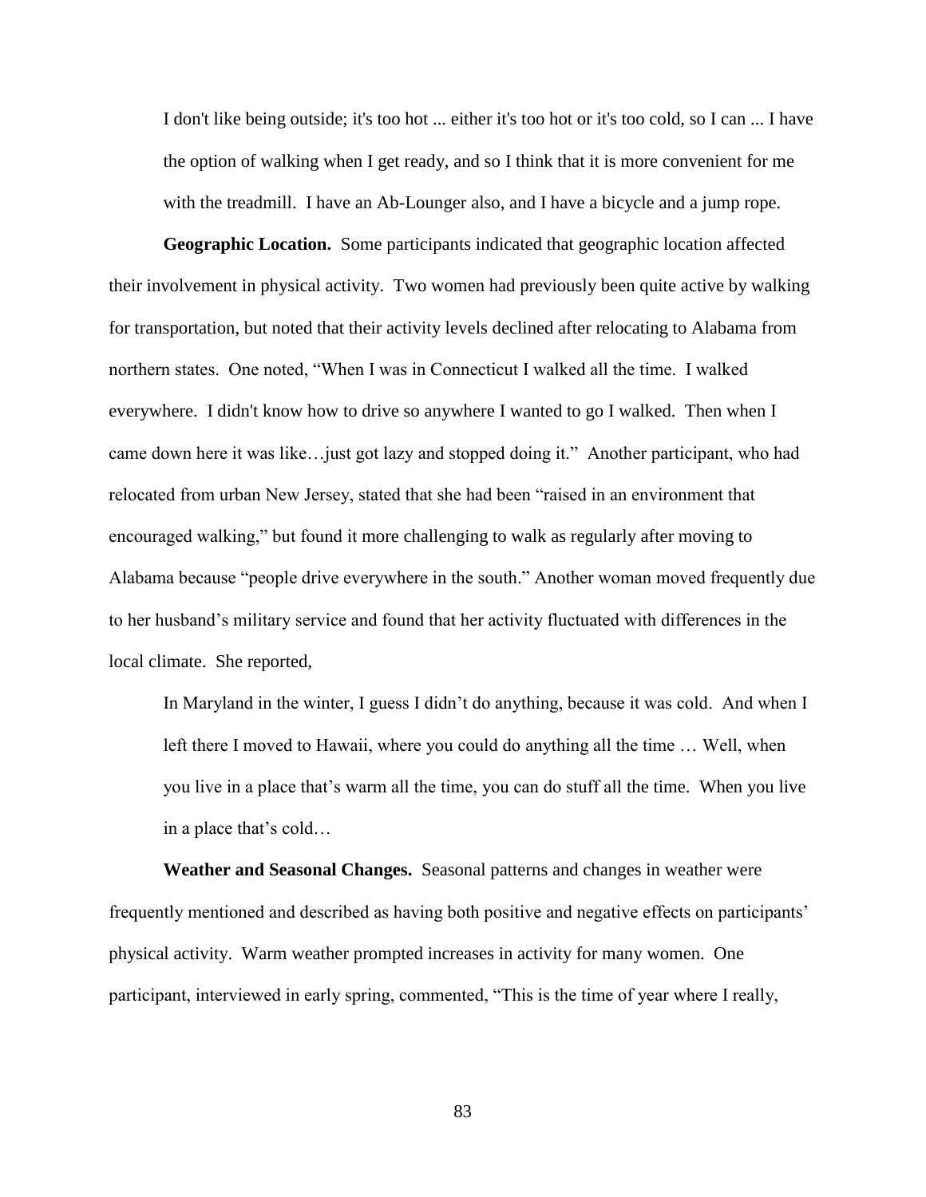> I don't like being outside; it's too hot ... either it's too hot or it's too cold, so I can ... I have the option of walking when I get ready, and so I think that it is more convenient for me with the treadmill. I have an Ab-Lounger also, and I have a bicycle and a jump rope.

**Geographic Location.** Some participants indicated that geographic location affected their involvement in physical activity. Two women had previously been quite active by walking for transportation, but noted that their activity levels declined after relocating to Alabama from northern states. One noted, "When I was in Connecticut I walked all the time. I walked everywhere. I didn't know how to drive so anywhere I wanted to go I walked. Then when I came down here it was like…just got lazy and stopped doing it." Another participant, who had relocated from urban New Jersey, stated that she had been "raised in an environment that encouraged walking," but found it more challenging to walk as regularly after moving to Alabama because "people drive everywhere in the south." Another woman moved frequently due to her husband's military service and found that her activity fluctuated with differences in the local climate. She reported,

> In Maryland in the winter, I guess I didn't do anything, because it was cold. And when I left there I moved to Hawaii, where you could do anything all the time … Well, when you live in a place that's warm all the time, you can do stuff all the time. When you live in a place that's cold…

**Weather and Seasonal Changes.** Seasonal patterns and changes in weather were frequently mentioned and described as having both positive and negative effects on participants' physical activity. Warm weather prompted increases in activity for many women. One participant, interviewed in early spring, commented, "This is the time of year where I really,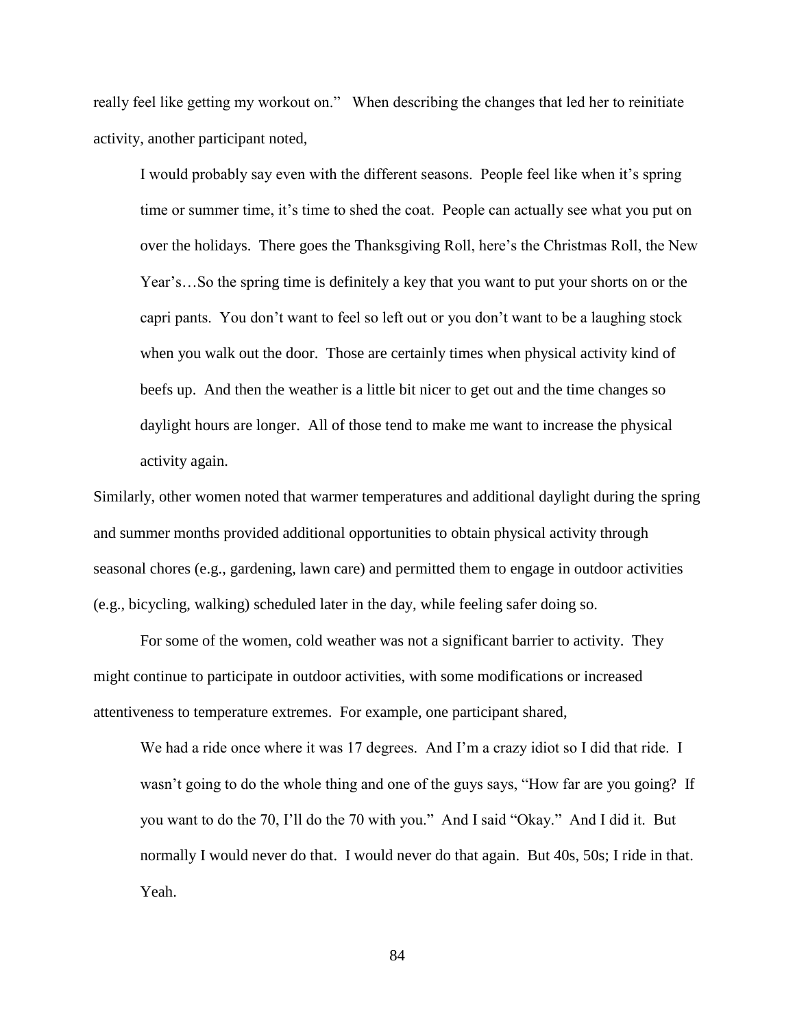really feel like getting my workout on." When describing the changes that led her to reinitiate activity, another participant noted,

> I would probably say even with the different seasons. People feel like when it's spring time or summer time, it's time to shed the coat. People can actually see what you put on over the holidays. There goes the Thanksgiving Roll, here's the Christmas Roll, the New Year's…So the spring time is definitely a key that you want to put your shorts on or the capri pants. You don't want to feel so left out or you don't want to be a laughing stock when you walk out the door. Those are certainly times when physical activity kind of beefs up. And then the weather is a little bit nicer to get out and the time changes so daylight hours are longer. All of those tend to make me want to increase the physical activity again.

Similarly, other women noted that warmer temperatures and additional daylight during the spring and summer months provided additional opportunities to obtain physical activity through seasonal chores (e.g., gardening, lawn care) and permitted them to engage in outdoor activities (e.g., bicycling, walking) scheduled later in the day, while feeling safer doing so.

For some of the women, cold weather was not a significant barrier to activity. They might continue to participate in outdoor activities, with some modifications or increased attentiveness to temperature extremes. For example, one participant shared,

> We had a ride once where it was 17 degrees. And I'm a crazy idiot so I did that ride. I wasn't going to do the whole thing and one of the guys says, "How far are you going? If you want to do the 70, I'll do the 70 with you." And I said "Okay." And I did it. But normally I would never do that. I would never do that again. But 40s, 50s; I ride in that. Yeah.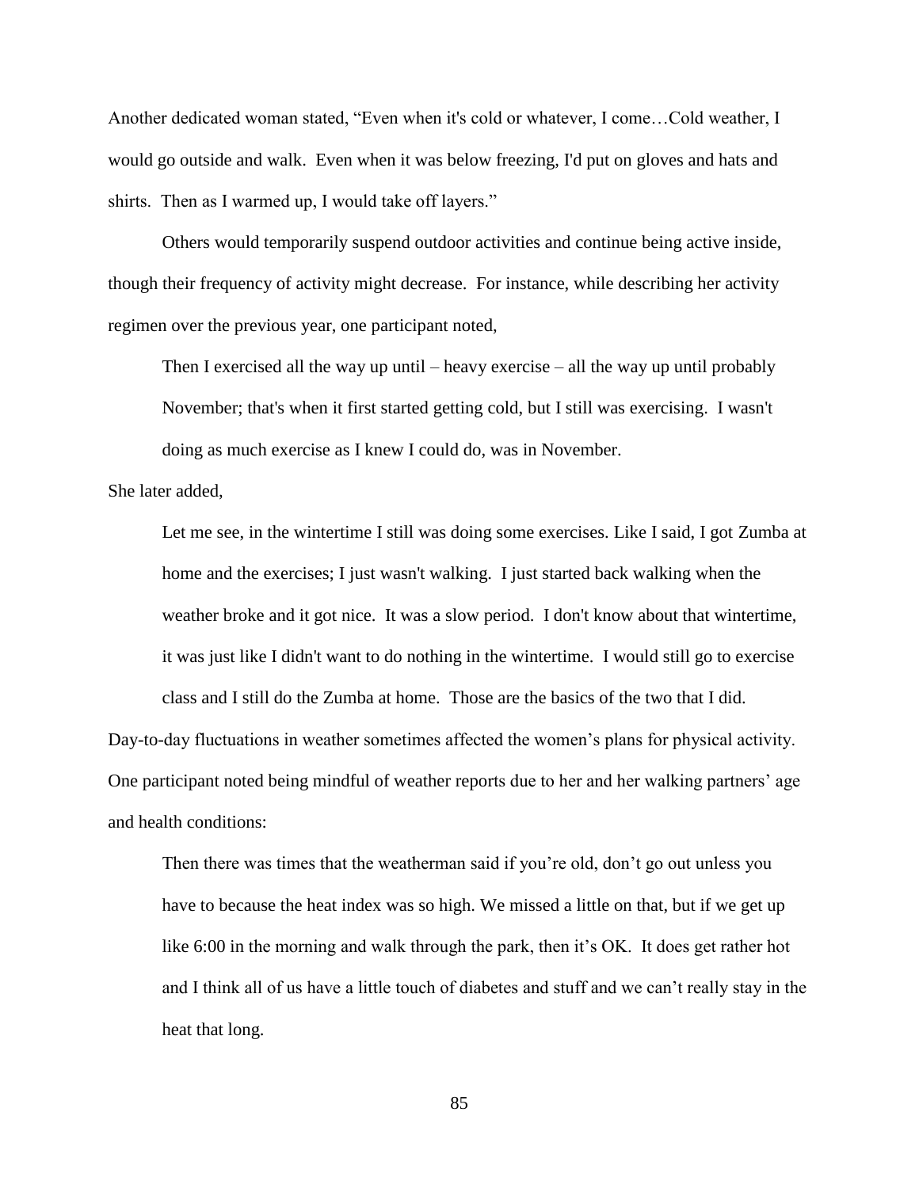Another dedicated woman stated, "Even when it's cold or whatever, I come…Cold weather, I would go outside and walk. Even when it was below freezing, I'd put on gloves and hats and shirts. Then as I warmed up, I would take off layers."

Others would temporarily suspend outdoor activities and continue being active inside, though their frequency of activity might decrease. For instance, while describing her activity regimen over the previous year, one participant noted,

> Then I exercised all the way up until – heavy exercise – all the way up until probably November; that's when it first started getting cold, but I still was exercising. I wasn't doing as much exercise as I knew I could do, was in November.

She later added,

> Let me see, in the wintertime I still was doing some exercises. Like I said, I got Zumba at home and the exercises; I just wasn't walking. I just started back walking when the weather broke and it got nice. It was a slow period. I don't know about that wintertime, it was just like I didn't want to do nothing in the wintertime. I would still go to exercise class and I still do the Zumba at home. Those are the basics of the two that I did.

Day-to-day fluctuations in weather sometimes affected the women's plans for physical activity. One participant noted being mindful of weather reports due to her and her walking partners' age and health conditions:

> Then there was times that the weatherman said if you're old, don't go out unless you have to because the heat index was so high. We missed a little on that, but if we get up like 6:00 in the morning and walk through the park, then it's OK. It does get rather hot and I think all of us have a little touch of diabetes and stuff and we can't really stay in the heat that long.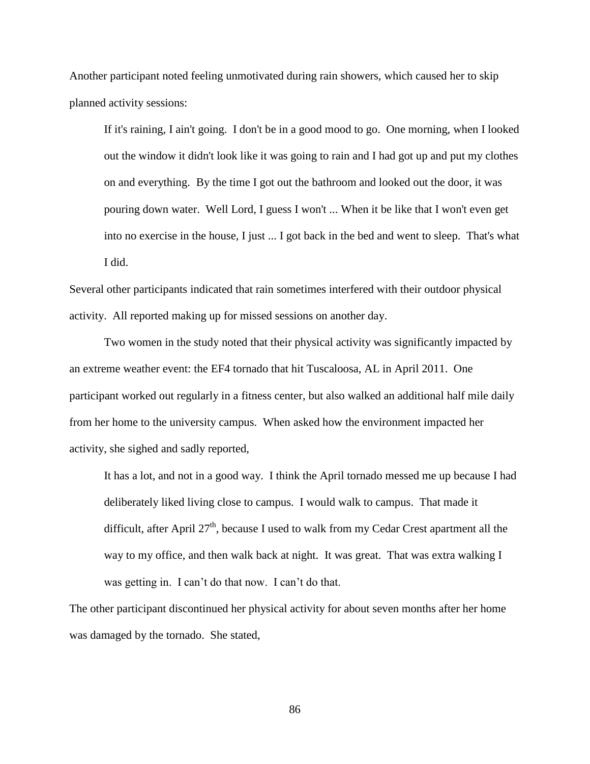Another participant noted feeling unmotivated during rain showers, which caused her to skip planned activity sessions:

> If it's raining, I ain't going. I don't be in a good mood to go. One morning, when I looked out the window it didn't look like it was going to rain and I had got up and put my clothes on and everything. By the time I got out the bathroom and looked out the door, it was pouring down water. Well Lord, I guess I won't ... When it be like that I won't even get into no exercise in the house, I just ... I got back in the bed and went to sleep. That's what I did.

Several other participants indicated that rain sometimes interfered with their outdoor physical activity. All reported making up for missed sessions on another day.

Two women in the study noted that their physical activity was significantly impacted by an extreme weather event: the EF4 tornado that hit Tuscaloosa, AL in April 2011. One participant worked out regularly in a fitness center, but also walked an additional half mile daily from her home to the university campus. When asked how the environment impacted her activity, she sighed and sadly reported,

> It has a lot, and not in a good way. I think the April tornado messed me up because I had deliberately liked living close to campus. I would walk to campus. That made it difficult, after April 27th, because I used to walk from my Cedar Crest apartment all the way to my office, and then walk back at night. It was great. That was extra walking I was getting in. I can't do that now. I can't do that.

The other participant discontinued her physical activity for about seven months after her home was damaged by the tornado. She stated,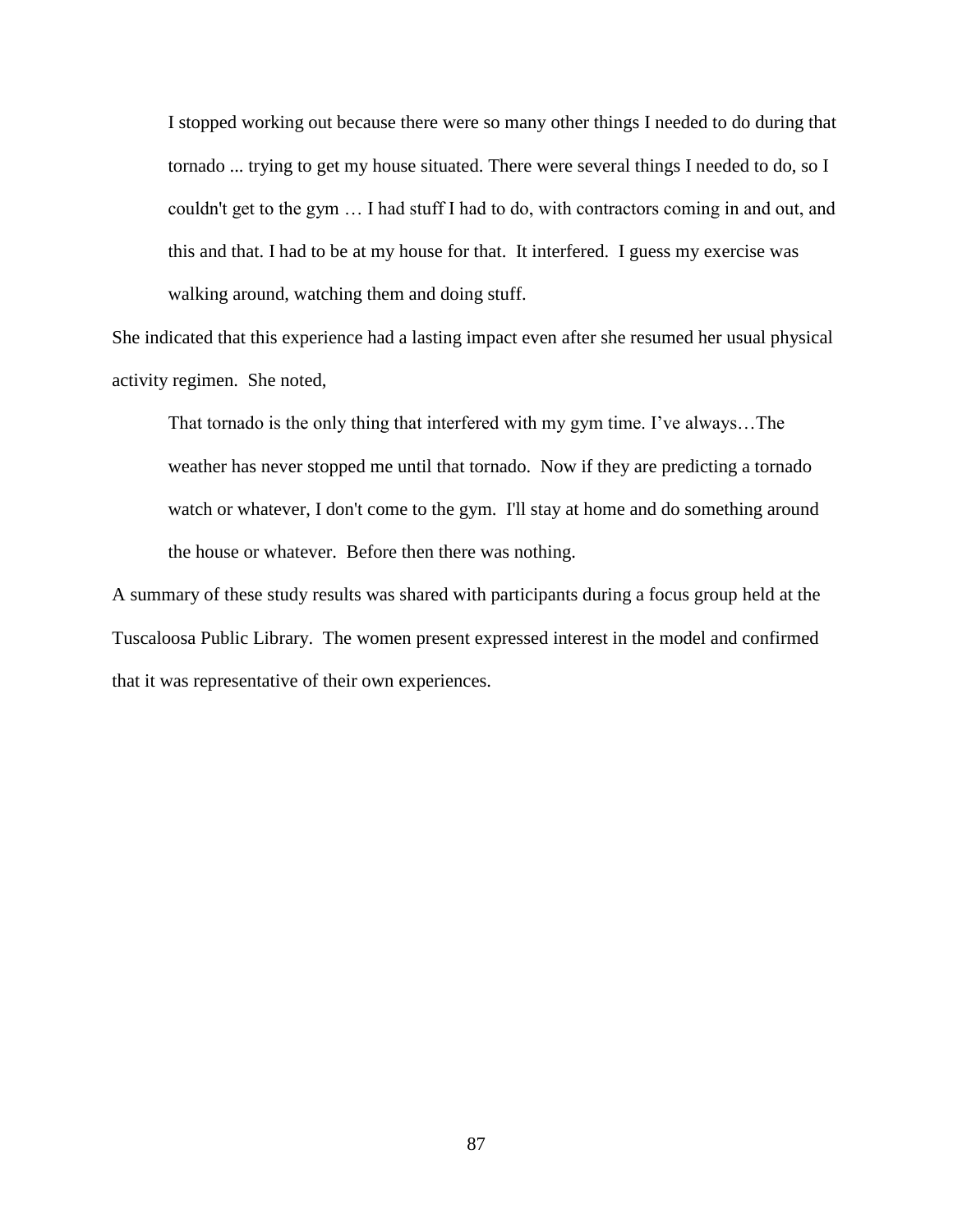> I stopped working out because there were so many other things I needed to do during that tornado ... trying to get my house situated. There were several things I needed to do, so I couldn't get to the gym … I had stuff I had to do, with contractors coming in and out, and this and that. I had to be at my house for that. It interfered. I guess my exercise was walking around, watching them and doing stuff.

She indicated that this experience had a lasting impact even after she resumed her usual physical activity regimen. She noted,

> That tornado is the only thing that interfered with my gym time. I've always…The weather has never stopped me until that tornado. Now if they are predicting a tornado watch or whatever, I don't come to the gym. I'll stay at home and do something around the house or whatever. Before then there was nothing.

A summary of these study results was shared with participants during a focus group held at the Tuscaloosa Public Library. The women present expressed interest in the model and confirmed that it was representative of their own experiences.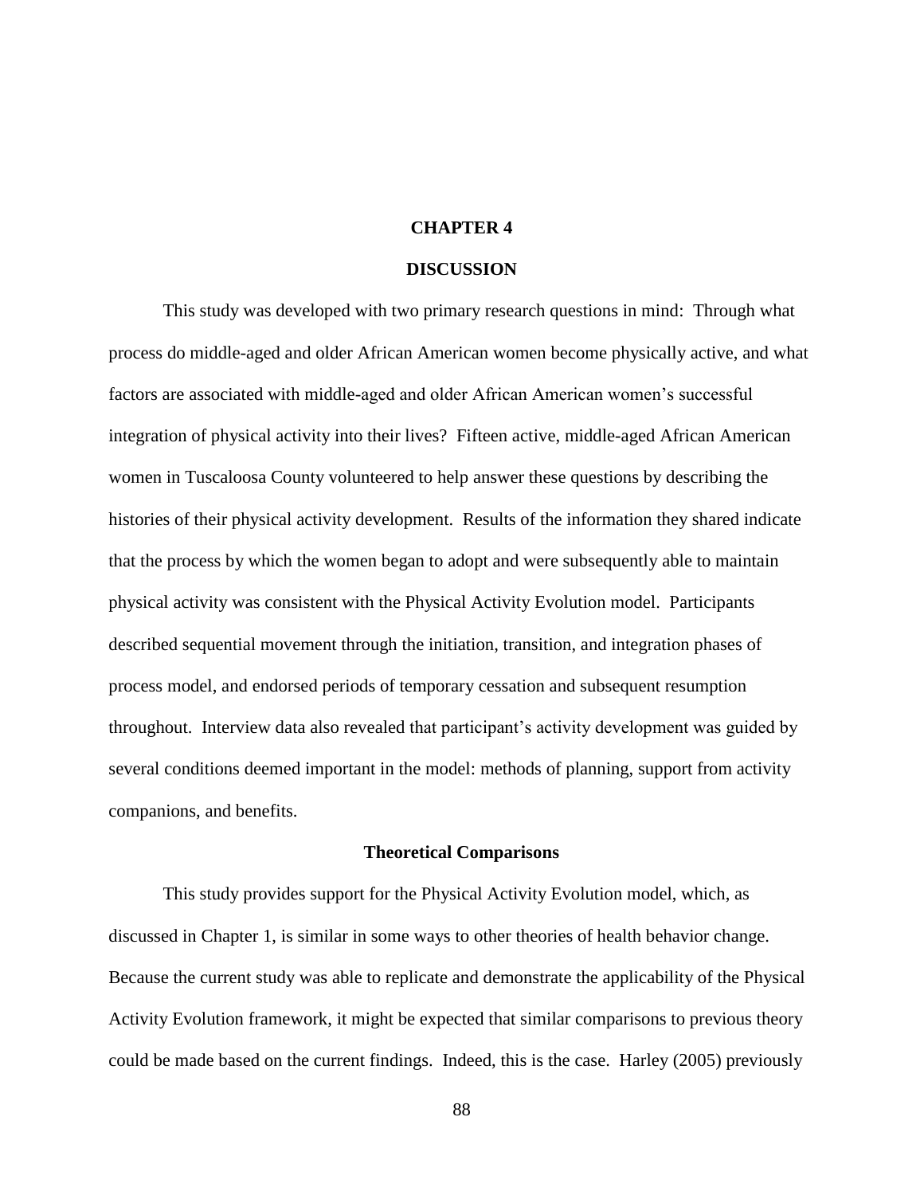# CHAPTER 4

# DISCUSSION

This study was developed with two primary research questions in mind: Through what process do middle-aged and older African American women become physically active, and what factors are associated with middle-aged and older African American women's successful integration of physical activity into their lives? Fifteen active, middle-aged African American women in Tuscaloosa County volunteered to help answer these questions by describing the histories of their physical activity development. Results of the information they shared indicate that the process by which the women began to adopt and were subsequently able to maintain physical activity was consistent with the Physical Activity Evolution model. Participants described sequential movement through the initiation, transition, and integration phases of process model, and endorsed periods of temporary cessation and subsequent resumption throughout. Interview data also revealed that participant's activity development was guided by several conditions deemed important in the model: methods of planning, support from activity companions, and benefits.

## Theoretical Comparisons

This study provides support for the Physical Activity Evolution model, which, as discussed in Chapter 1, is similar in some ways to other theories of health behavior change. Because the current study was able to replicate and demonstrate the applicability of the Physical Activity Evolution framework, it might be expected that similar comparisons to previous theory could be made based on the current findings. Indeed, this is the case. Harley (2005) previously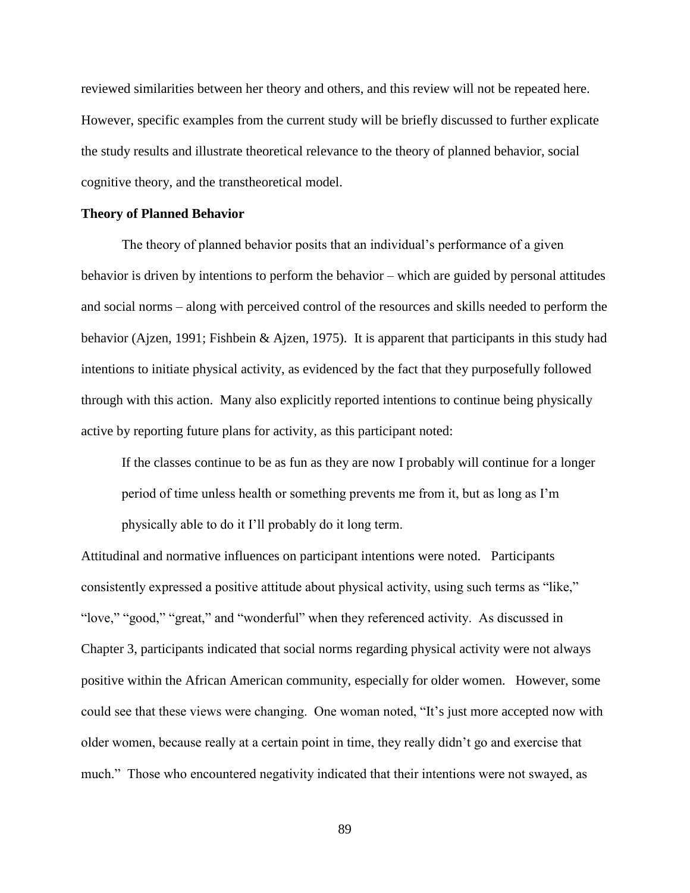reviewed similarities between her theory and others, and this review will not be repeated here. However, specific examples from the current study will be briefly discussed to further explicate the study results and illustrate theoretical relevance to the theory of planned behavior, social cognitive theory, and the transtheoretical model.

### Theory of Planned Behavior

The theory of planned behavior posits that an individual's performance of a given behavior is driven by intentions to perform the behavior – which are guided by personal attitudes and social norms – along with perceived control of the resources and skills needed to perform the behavior (Ajzen, 1991; Fishbein & Ajzen, 1975). It is apparent that participants in this study had intentions to initiate physical activity, as evidenced by the fact that they purposefully followed through with this action. Many also explicitly reported intentions to continue being physically active by reporting future plans for activity, as this participant noted:

> If the classes continue to be as fun as they are now I probably will continue for a longer period of time unless health or something prevents me from it, but as long as I'm physically able to do it I'll probably do it long term.

Attitudinal and normative influences on participant intentions were noted. Participants consistently expressed a positive attitude about physical activity, using such terms as "like," "love," "good," "great," and "wonderful" when they referenced activity. As discussed in Chapter 3, participants indicated that social norms regarding physical activity were not always positive within the African American community, especially for older women. However, some could see that these views were changing. One woman noted, "It's just more accepted now with older women, because really at a certain point in time, they really didn't go and exercise that much." Those who encountered negativity indicated that their intentions were not swayed, as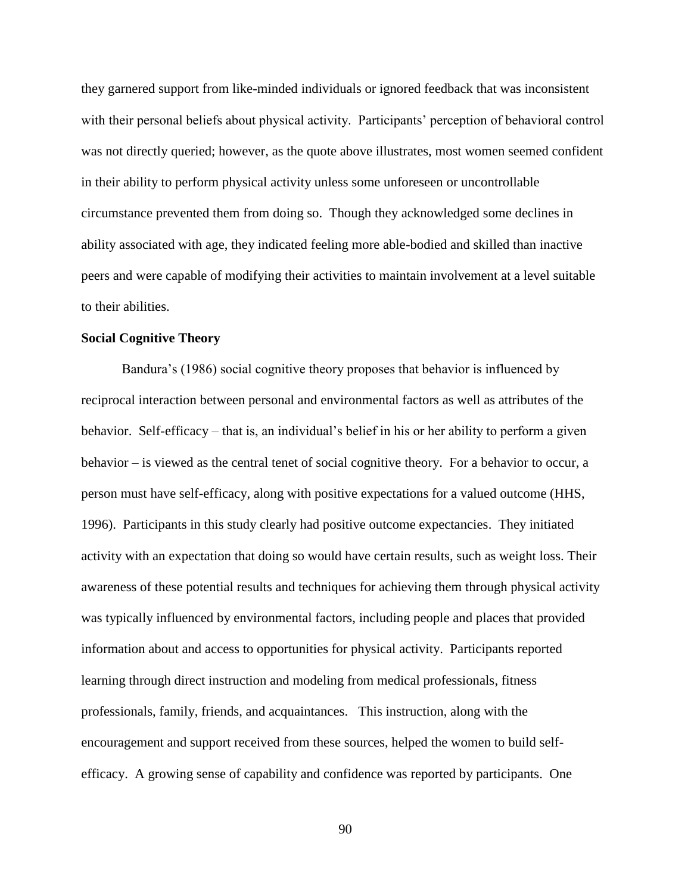they garnered support from like-minded individuals or ignored feedback that was inconsistent with their personal beliefs about physical activity. Participants' perception of behavioral control was not directly queried; however, as the quote above illustrates, most women seemed confident in their ability to perform physical activity unless some unforeseen or uncontrollable circumstance prevented them from doing so. Though they acknowledged some declines in ability associated with age, they indicated feeling more able-bodied and skilled than inactive peers and were capable of modifying their activities to maintain involvement at a level suitable to their abilities.

**Social Cognitive Theory**

Bandura's (1986) social cognitive theory proposes that behavior is influenced by reciprocal interaction between personal and environmental factors as well as attributes of the behavior. Self-efficacy – that is, an individual's belief in his or her ability to perform a given behavior – is viewed as the central tenet of social cognitive theory. For a behavior to occur, a person must have self-efficacy, along with positive expectations for a valued outcome (HHS, 1996). Participants in this study clearly had positive outcome expectancies. They initiated activity with an expectation that doing so would have certain results, such as weight loss. Their awareness of these potential results and techniques for achieving them through physical activity was typically influenced by environmental factors, including people and places that provided information about and access to opportunities for physical activity. Participants reported learning through direct instruction and modeling from medical professionals, fitness professionals, family, friends, and acquaintances. This instruction, along with the encouragement and support received from these sources, helped the women to build self-efficacy. A growing sense of capability and confidence was reported by participants. One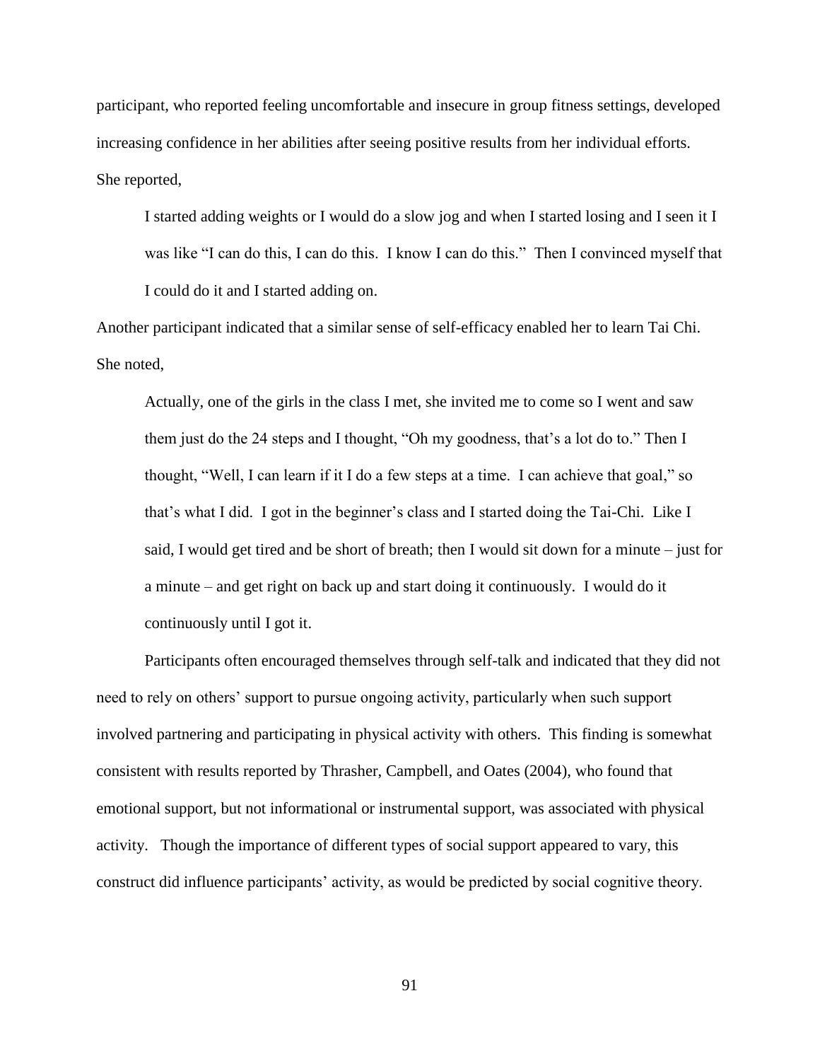participant, who reported feeling uncomfortable and insecure in group fitness settings, developed increasing confidence in her abilities after seeing positive results from her individual efforts. She reported,

> I started adding weights or I would do a slow jog and when I started losing and I seen it I was like "I can do this, I can do this. I know I can do this." Then I convinced myself that I could do it and I started adding on.

Another participant indicated that a similar sense of self-efficacy enabled her to learn Tai Chi. She noted,

> Actually, one of the girls in the class I met, she invited me to come so I went and saw them just do the 24 steps and I thought, "Oh my goodness, that's a lot do to." Then I thought, "Well, I can learn if it I do a few steps at a time. I can achieve that goal," so that's what I did. I got in the beginner's class and I started doing the Tai-Chi. Like I said, I would get tired and be short of breath; then I would sit down for a minute – just for a minute – and get right on back up and start doing it continuously. I would do it continuously until I got it.

Participants often encouraged themselves through self-talk and indicated that they did not need to rely on others' support to pursue ongoing activity, particularly when such support involved partnering and participating in physical activity with others. This finding is somewhat consistent with results reported by Thrasher, Campbell, and Oates (2004), who found that emotional support, but not informational or instrumental support, was associated with physical activity. Though the importance of different types of social support appeared to vary, this construct did influence participants' activity, as would be predicted by social cognitive theory.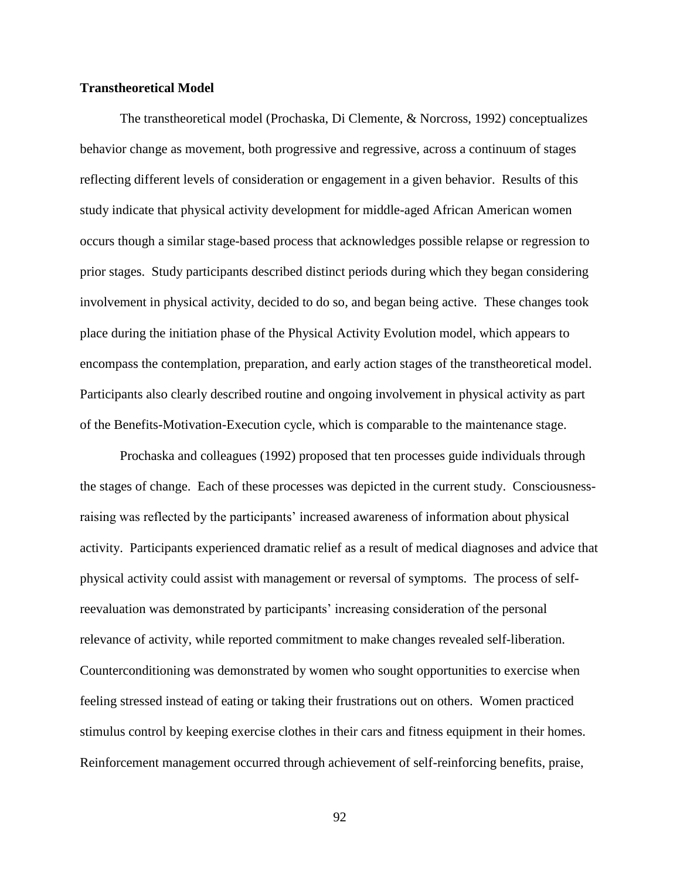**Transtheoretical Model**

The transtheoretical model (Prochaska, Di Clemente, & Norcross, 1992) conceptualizes behavior change as movement, both progressive and regressive, across a continuum of stages reflecting different levels of consideration or engagement in a given behavior. Results of this study indicate that physical activity development for middle-aged African American women occurs though a similar stage-based process that acknowledges possible relapse or regression to prior stages. Study participants described distinct periods during which they began considering involvement in physical activity, decided to do so, and began being active. These changes took place during the initiation phase of the Physical Activity Evolution model, which appears to encompass the contemplation, preparation, and early action stages of the transtheoretical model. Participants also clearly described routine and ongoing involvement in physical activity as part of the Benefits-Motivation-Execution cycle, which is comparable to the maintenance stage.

Prochaska and colleagues (1992) proposed that ten processes guide individuals through the stages of change. Each of these processes was depicted in the current study. Consciousness-raising was reflected by the participants' increased awareness of information about physical activity. Participants experienced dramatic relief as a result of medical diagnoses and advice that physical activity could assist with management or reversal of symptoms. The process of self-reevaluation was demonstrated by participants' increasing consideration of the personal relevance of activity, while reported commitment to make changes revealed self-liberation. Counterconditioning was demonstrated by women who sought opportunities to exercise when feeling stressed instead of eating or taking their frustrations out on others. Women practiced stimulus control by keeping exercise clothes in their cars and fitness equipment in their homes. Reinforcement management occurred through achievement of self-reinforcing benefits, praise,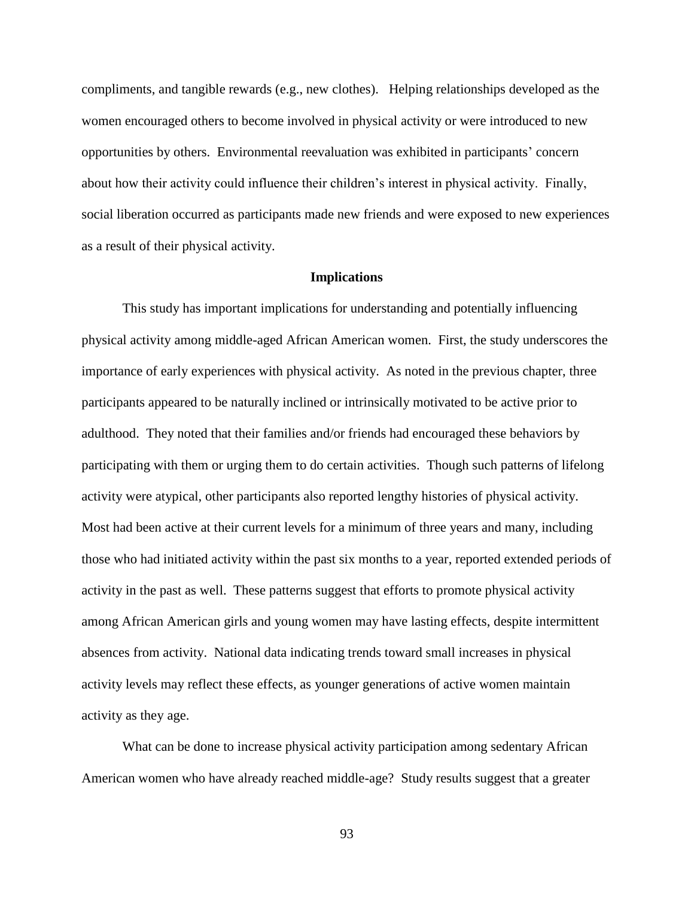compliments, and tangible rewards (e.g., new clothes). Helping relationships developed as the women encouraged others to become involved in physical activity or were introduced to new opportunities by others. Environmental reevaluation was exhibited in participants' concern about how their activity could influence their children's interest in physical activity. Finally, social liberation occurred as participants made new friends and were exposed to new experiences as a result of their physical activity.

## Implications

This study has important implications for understanding and potentially influencing physical activity among middle-aged African American women. First, the study underscores the importance of early experiences with physical activity. As noted in the previous chapter, three participants appeared to be naturally inclined or intrinsically motivated to be active prior to adulthood. They noted that their families and/or friends had encouraged these behaviors by participating with them or urging them to do certain activities. Though such patterns of lifelong activity were atypical, other participants also reported lengthy histories of physical activity. Most had been active at their current levels for a minimum of three years and many, including those who had initiated activity within the past six months to a year, reported extended periods of activity in the past as well. These patterns suggest that efforts to promote physical activity among African American girls and young women may have lasting effects, despite intermittent absences from activity. National data indicating trends toward small increases in physical activity levels may reflect these effects, as younger generations of active women maintain activity as they age.

What can be done to increase physical activity participation among sedentary African American women who have already reached middle-age? Study results suggest that a greater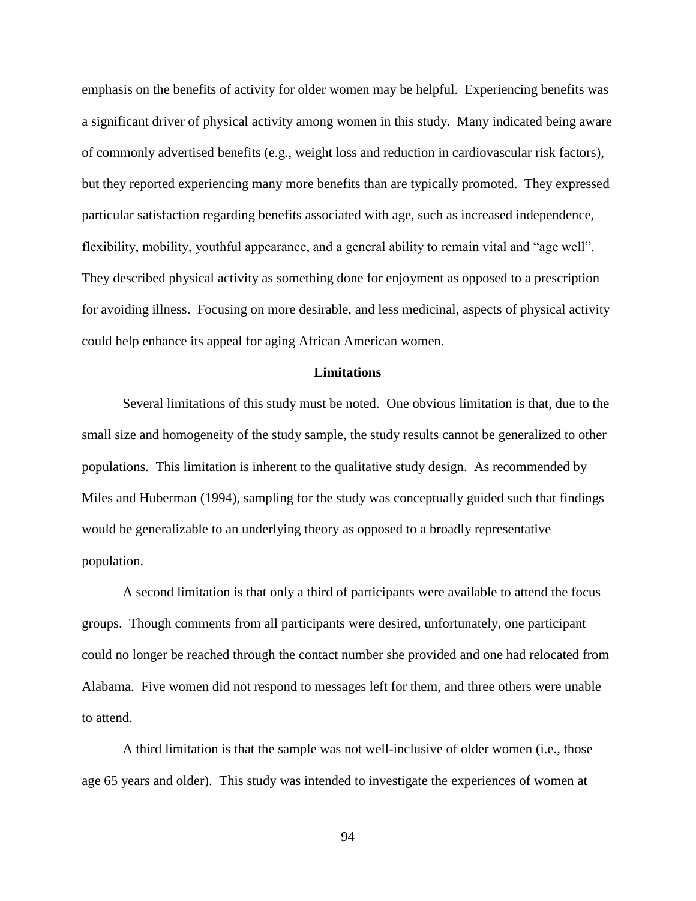emphasis on the benefits of activity for older women may be helpful. Experiencing benefits was a significant driver of physical activity among women in this study. Many indicated being aware of commonly advertised benefits (e.g., weight loss and reduction in cardiovascular risk factors), but they reported experiencing many more benefits than are typically promoted. They expressed particular satisfaction regarding benefits associated with age, such as increased independence, flexibility, mobility, youthful appearance, and a general ability to remain vital and "age well". They described physical activity as something done for enjoyment as opposed to a prescription for avoiding illness. Focusing on more desirable, and less medicinal, aspects of physical activity could help enhance its appeal for aging African American women.

## Limitations

Several limitations of this study must be noted. One obvious limitation is that, due to the small size and homogeneity of the study sample, the study results cannot be generalized to other populations. This limitation is inherent to the qualitative study design. As recommended by Miles and Huberman (1994), sampling for the study was conceptually guided such that findings would be generalizable to an underlying theory as opposed to a broadly representative population.

A second limitation is that only a third of participants were available to attend the focus groups. Though comments from all participants were desired, unfortunately, one participant could no longer be reached through the contact number she provided and one had relocated from Alabama. Five women did not respond to messages left for them, and three others were unable to attend.

A third limitation is that the sample was not well-inclusive of older women (i.e., those age 65 years and older). This study was intended to investigate the experiences of women at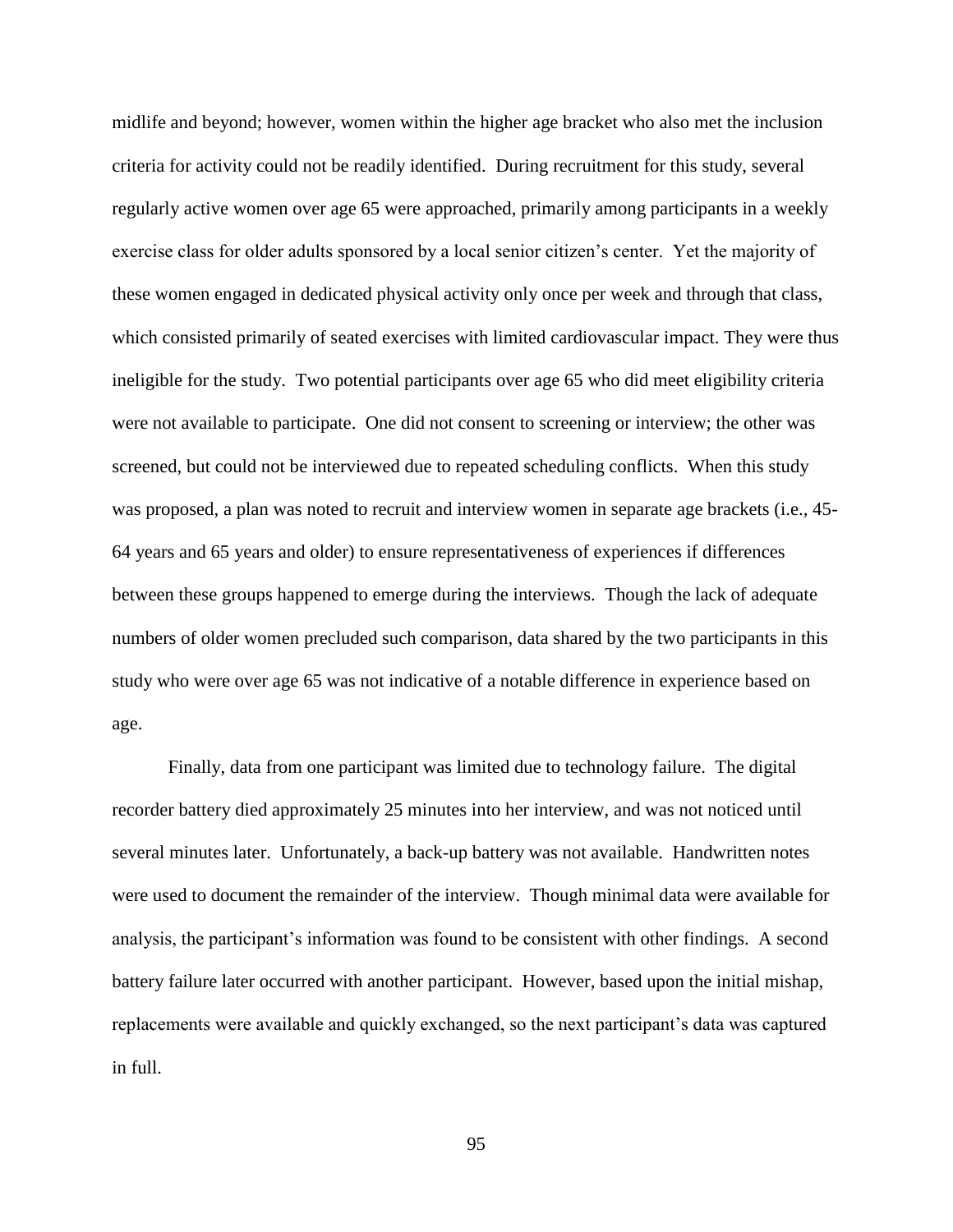midlife and beyond; however, women within the higher age bracket who also met the inclusion criteria for activity could not be readily identified. During recruitment for this study, several regularly active women over age 65 were approached, primarily among participants in a weekly exercise class for older adults sponsored by a local senior citizen's center. Yet the majority of these women engaged in dedicated physical activity only once per week and through that class, which consisted primarily of seated exercises with limited cardiovascular impact. They were thus ineligible for the study. Two potential participants over age 65 who did meet eligibility criteria were not available to participate. One did not consent to screening or interview; the other was screened, but could not be interviewed due to repeated scheduling conflicts. When this study was proposed, a plan was noted to recruit and interview women in separate age brackets (i.e., 45-64 years and 65 years and older) to ensure representativeness of experiences if differences between these groups happened to emerge during the interviews. Though the lack of adequate numbers of older women precluded such comparison, data shared by the two participants in this study who were over age 65 was not indicative of a notable difference in experience based on age.

Finally, data from one participant was limited due to technology failure. The digital recorder battery died approximately 25 minutes into her interview, and was not noticed until several minutes later. Unfortunately, a back-up battery was not available. Handwritten notes were used to document the remainder of the interview. Though minimal data were available for analysis, the participant's information was found to be consistent with other findings. A second battery failure later occurred with another participant. However, based upon the initial mishap, replacements were available and quickly exchanged, so the next participant's data was captured in full.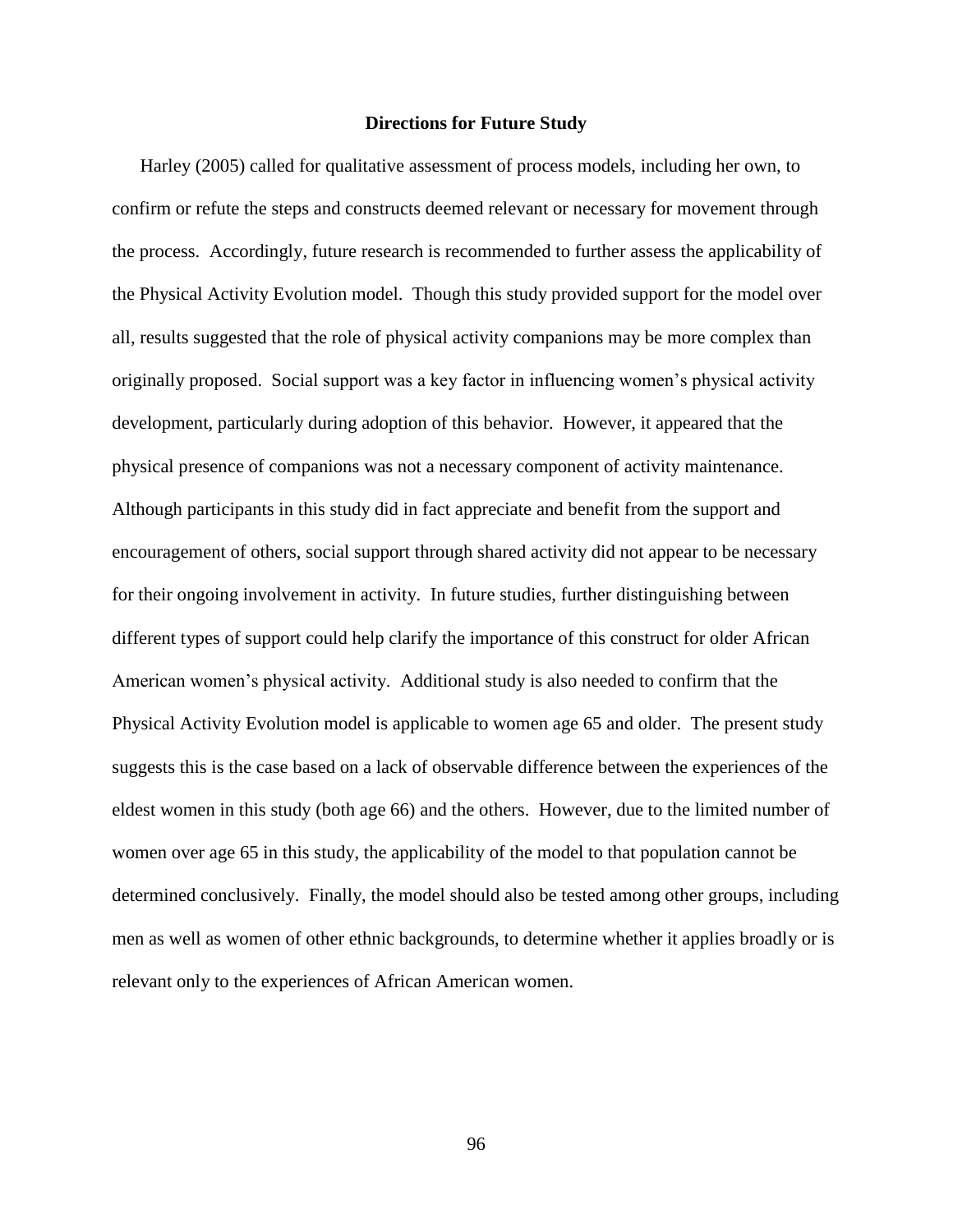## Directions for Future Study

Harley (2005) called for qualitative assessment of process models, including her own, to confirm or refute the steps and constructs deemed relevant or necessary for movement through the process. Accordingly, future research is recommended to further assess the applicability of the Physical Activity Evolution model. Though this study provided support for the model over all, results suggested that the role of physical activity companions may be more complex than originally proposed. Social support was a key factor in influencing women's physical activity development, particularly during adoption of this behavior. However, it appeared that the physical presence of companions was not a necessary component of activity maintenance. Although participants in this study did in fact appreciate and benefit from the support and encouragement of others, social support through shared activity did not appear to be necessary for their ongoing involvement in activity. In future studies, further distinguishing between different types of support could help clarify the importance of this construct for older African American women's physical activity. Additional study is also needed to confirm that the Physical Activity Evolution model is applicable to women age 65 and older. The present study suggests this is the case based on a lack of observable difference between the experiences of the eldest women in this study (both age 66) and the others. However, due to the limited number of women over age 65 in this study, the applicability of the model to that population cannot be determined conclusively. Finally, the model should also be tested among other groups, including men as well as women of other ethnic backgrounds, to determine whether it applies broadly or is relevant only to the experiences of African American women.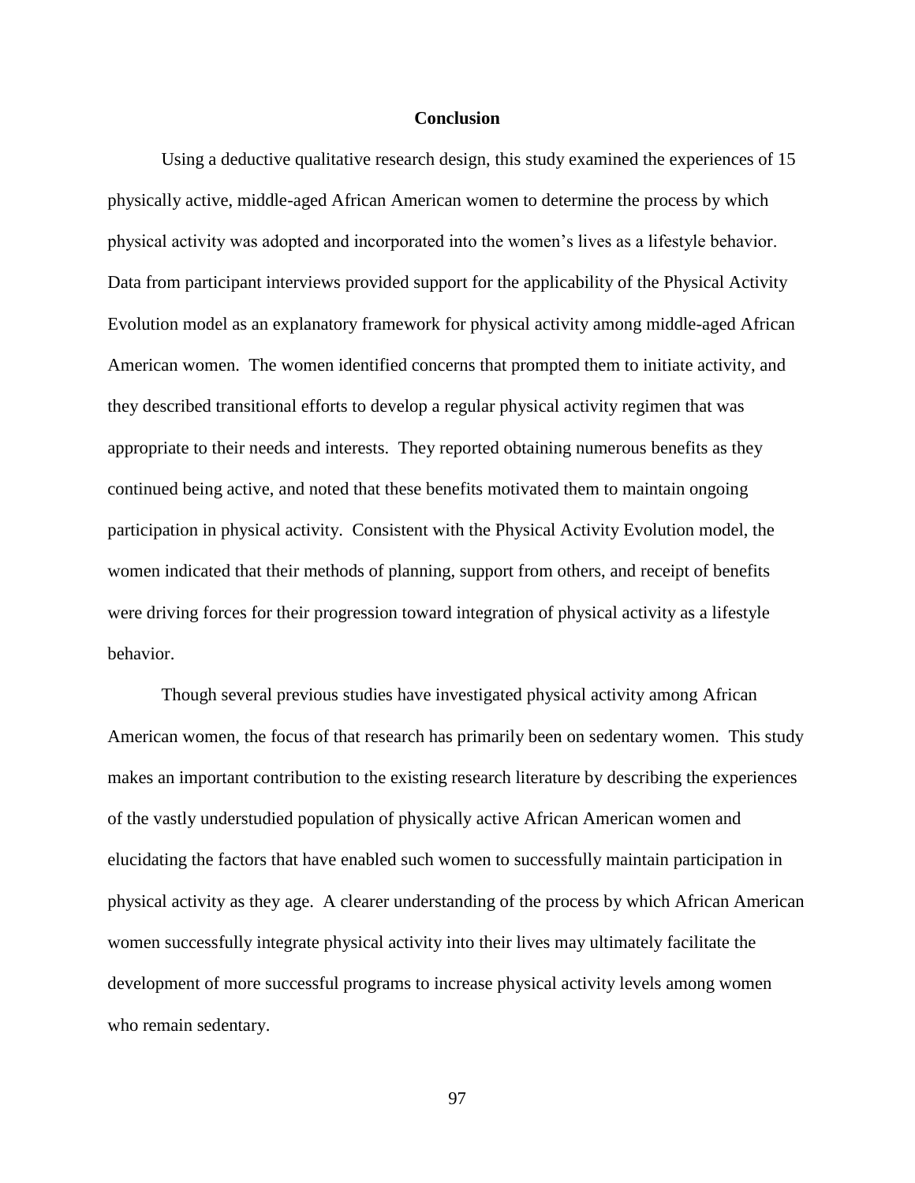# Conclusion

Using a deductive qualitative research design, this study examined the experiences of 15 physically active, middle-aged African American women to determine the process by which physical activity was adopted and incorporated into the women's lives as a lifestyle behavior. Data from participant interviews provided support for the applicability of the Physical Activity Evolution model as an explanatory framework for physical activity among middle-aged African American women. The women identified concerns that prompted them to initiate activity, and they described transitional efforts to develop a regular physical activity regimen that was appropriate to their needs and interests. They reported obtaining numerous benefits as they continued being active, and noted that these benefits motivated them to maintain ongoing participation in physical activity. Consistent with the Physical Activity Evolution model, the women indicated that their methods of planning, support from others, and receipt of benefits were driving forces for their progression toward integration of physical activity as a lifestyle behavior.

Though several previous studies have investigated physical activity among African American women, the focus of that research has primarily been on sedentary women. This study makes an important contribution to the existing research literature by describing the experiences of the vastly understudied population of physically active African American women and elucidating the factors that have enabled such women to successfully maintain participation in physical activity as they age. A clearer understanding of the process by which African American women successfully integrate physical activity into their lives may ultimately facilitate the development of more successful programs to increase physical activity levels among women who remain sedentary.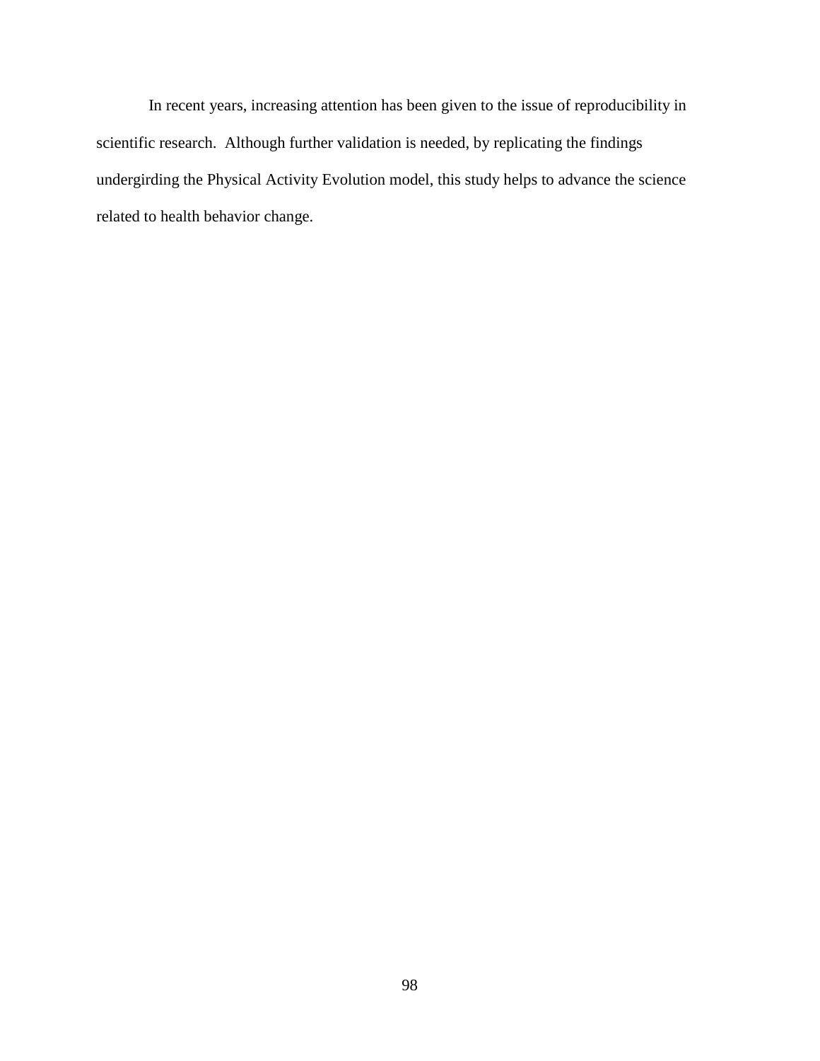In recent years, increasing attention has been given to the issue of reproducibility in scientific research. Although further validation is needed, by replicating the findings undergirding the Physical Activity Evolution model, this study helps to advance the science related to health behavior change.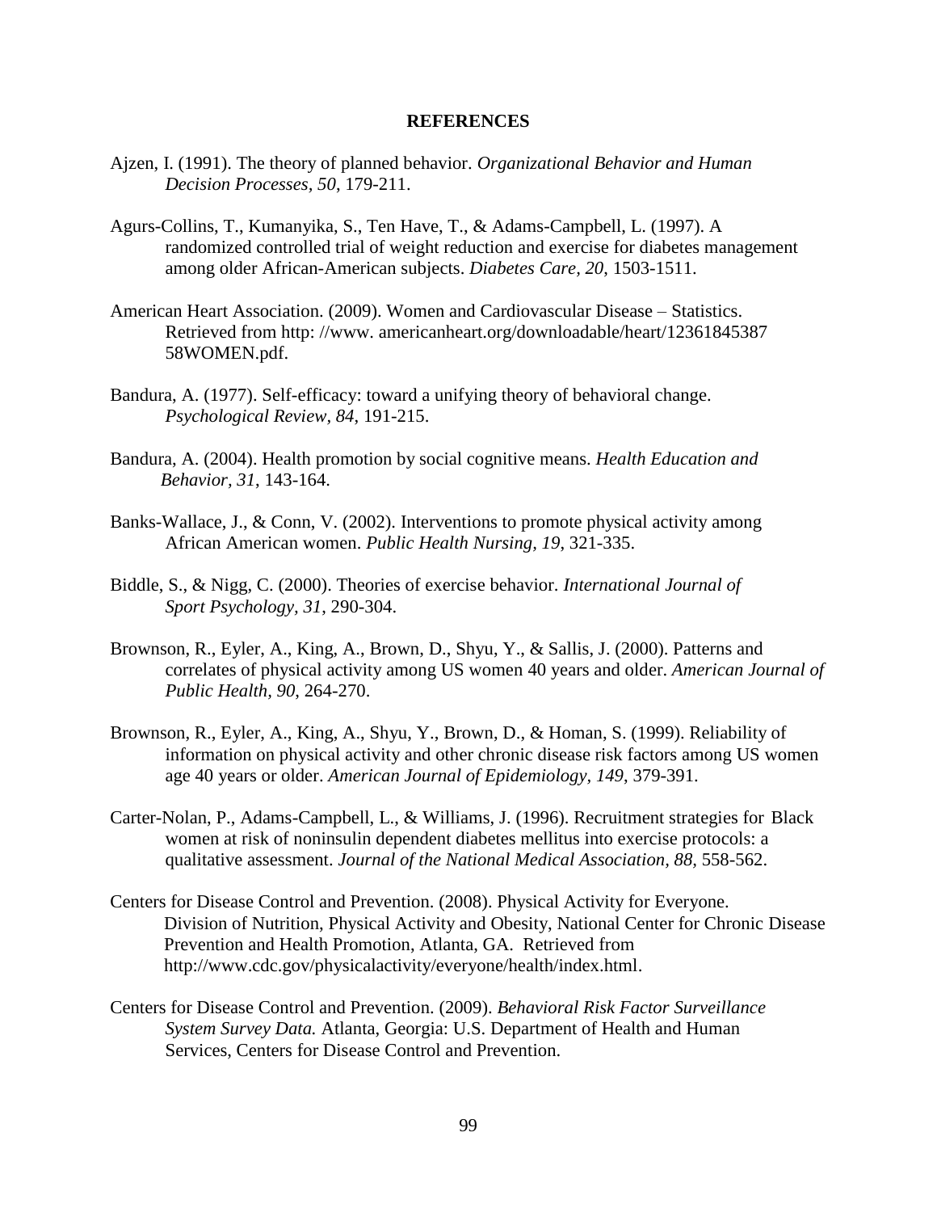# REFERENCES

Ajzen, I. (1991). The theory of planned behavior. *Organizational Behavior and Human Decision Processes*, *50*, 179-211.

Agurs-Collins, T., Kumanyika, S., Ten Have, T., & Adams-Campbell, L. (1997). A randomized controlled trial of weight reduction and exercise for diabetes management among older African-American subjects. *Diabetes Care*, *20*, 1503-1511.

American Heart Association. (2009). Women and Cardiovascular Disease – Statistics. Retrieved from http: //www. americanheart.org/downloadable/heart/12361845387 58WOMEN.pdf.

Bandura, A. (1977). Self-efficacy: toward a unifying theory of behavioral change. *Psychological Review, 84*, 191-215.

Bandura, A. (2004). Health promotion by social cognitive means. *Health Education and Behavior, 31*, 143-164.

Banks-Wallace, J., & Conn, V. (2002). Interventions to promote physical activity among African American women. *Public Health Nursing, 19*, 321-335.

Biddle, S., & Nigg, C. (2000). Theories of exercise behavior. *International Journal of Sport Psychology, 31*, 290-304.

Brownson, R., Eyler, A., King, A., Brown, D., Shyu, Y., & Sallis, J. (2000). Patterns and correlates of physical activity among US women 40 years and older. *American Journal of Public Health, 90*, 264-270.

Brownson, R., Eyler, A., King, A., Shyu, Y., Brown, D., & Homan, S. (1999). Reliability of information on physical activity and other chronic disease risk factors among US women age 40 years or older. *American Journal of Epidemiology, 149*, 379-391.

Carter-Nolan, P., Adams-Campbell, L., & Williams, J. (1996). Recruitment strategies for Black women at risk of noninsulin dependent diabetes mellitus into exercise protocols: a qualitative assessment. *Journal of the National Medical Association, 88,* 558-562.

Centers for Disease Control and Prevention. (2008). Physical Activity for Everyone. Division of Nutrition, Physical Activity and Obesity, National Center for Chronic Disease Prevention and Health Promotion, Atlanta, GA. Retrieved from http://www.cdc.gov/physicalactivity/everyone/health/index.html.

Centers for Disease Control and Prevention. (2009). *Behavioral Risk Factor Surveillance System Survey Data.* Atlanta, Georgia: U.S. Department of Health and Human Services, Centers for Disease Control and Prevention.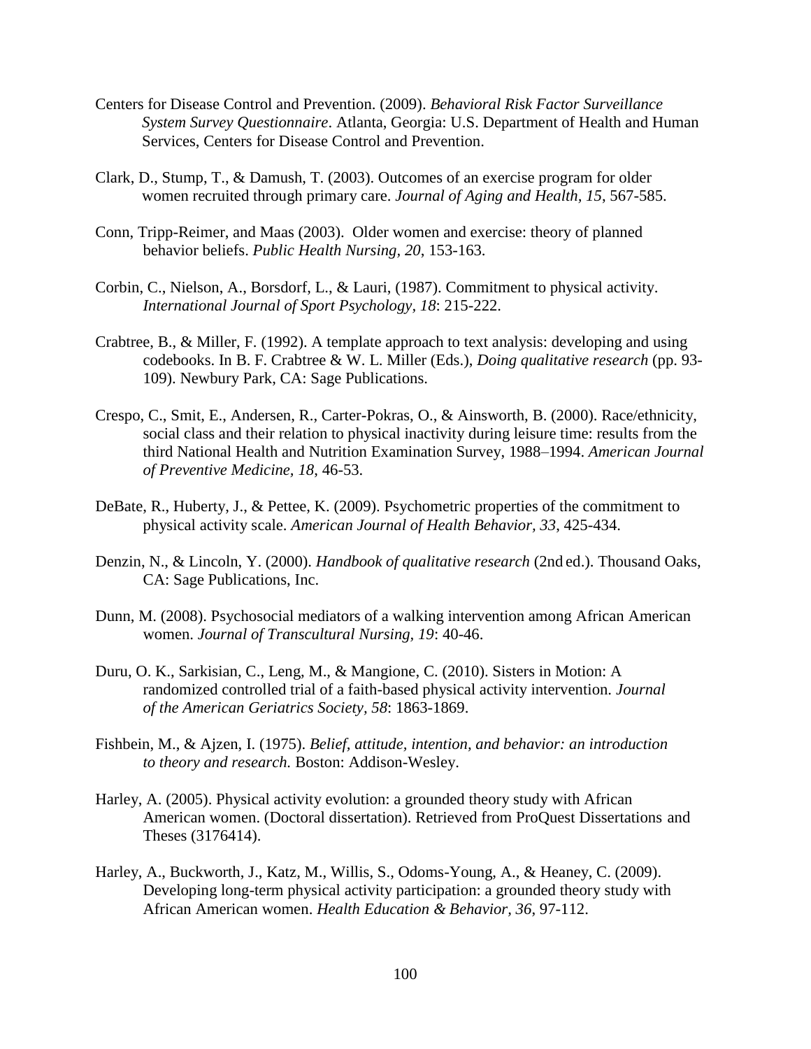Centers for Disease Control and Prevention. (2009). *Behavioral Risk Factor Surveillance System Survey Questionnaire*. Atlanta, Georgia: U.S. Department of Health and Human Services, Centers for Disease Control and Prevention.

Clark, D., Stump, T., & Damush, T. (2003). Outcomes of an exercise program for older women recruited through primary care. *Journal of Aging and Health, 15*, 567-585.

Conn, Tripp-Reimer, and Maas (2003). Older women and exercise: theory of planned behavior beliefs. *Public Health Nursing, 20*, 153-163.

Corbin, C., Nielson, A., Borsdorf, L., & Lauri, (1987). Commitment to physical activity. *International Journal of Sport Psychology, 18*: 215-222.

Crabtree, B., & Miller, F. (1992). A template approach to text analysis: developing and using codebooks. In B. F. Crabtree & W. L. Miller (Eds.), *Doing qualitative research* (pp. 93-109). Newbury Park, CA: Sage Publications.

Crespo, C., Smit, E., Andersen, R., Carter-Pokras, O., & Ainsworth, B. (2000). Race/ethnicity, social class and their relation to physical inactivity during leisure time: results from the third National Health and Nutrition Examination Survey, 1988–1994. *American Journal of Preventive Medicine, 18*, 46-53.

DeBate, R., Huberty, J., & Pettee, K. (2009). Psychometric properties of the commitment to physical activity scale. *American Journal of Health Behavior, 33*, 425-434.

Denzin, N., & Lincoln, Y. (2000). *Handbook of qualitative research* (2nd ed.). Thousand Oaks, CA: Sage Publications, Inc.

Dunn, M. (2008). Psychosocial mediators of a walking intervention among African American women. *Journal of Transcultural Nursing, 19*: 40-46.

Duru, O. K., Sarkisian, C., Leng, M., & Mangione, C. (2010). Sisters in Motion: A randomized controlled trial of a faith-based physical activity intervention. *Journal of the American Geriatrics Society, 58*: 1863-1869.

Fishbein, M., & Ajzen, I. (1975). *Belief, attitude, intention, and behavior: an introduction to theory and research.* Boston: Addison-Wesley.

Harley, A. (2005). Physical activity evolution: a grounded theory study with African American women. (Doctoral dissertation). Retrieved from ProQuest Dissertations and Theses (3176414).

Harley, A., Buckworth, J., Katz, M., Willis, S., Odoms-Young, A., & Heaney, C. (2009). Developing long-term physical activity participation: a grounded theory study with African American women. *Health Education & Behavior, 36*, 97-112.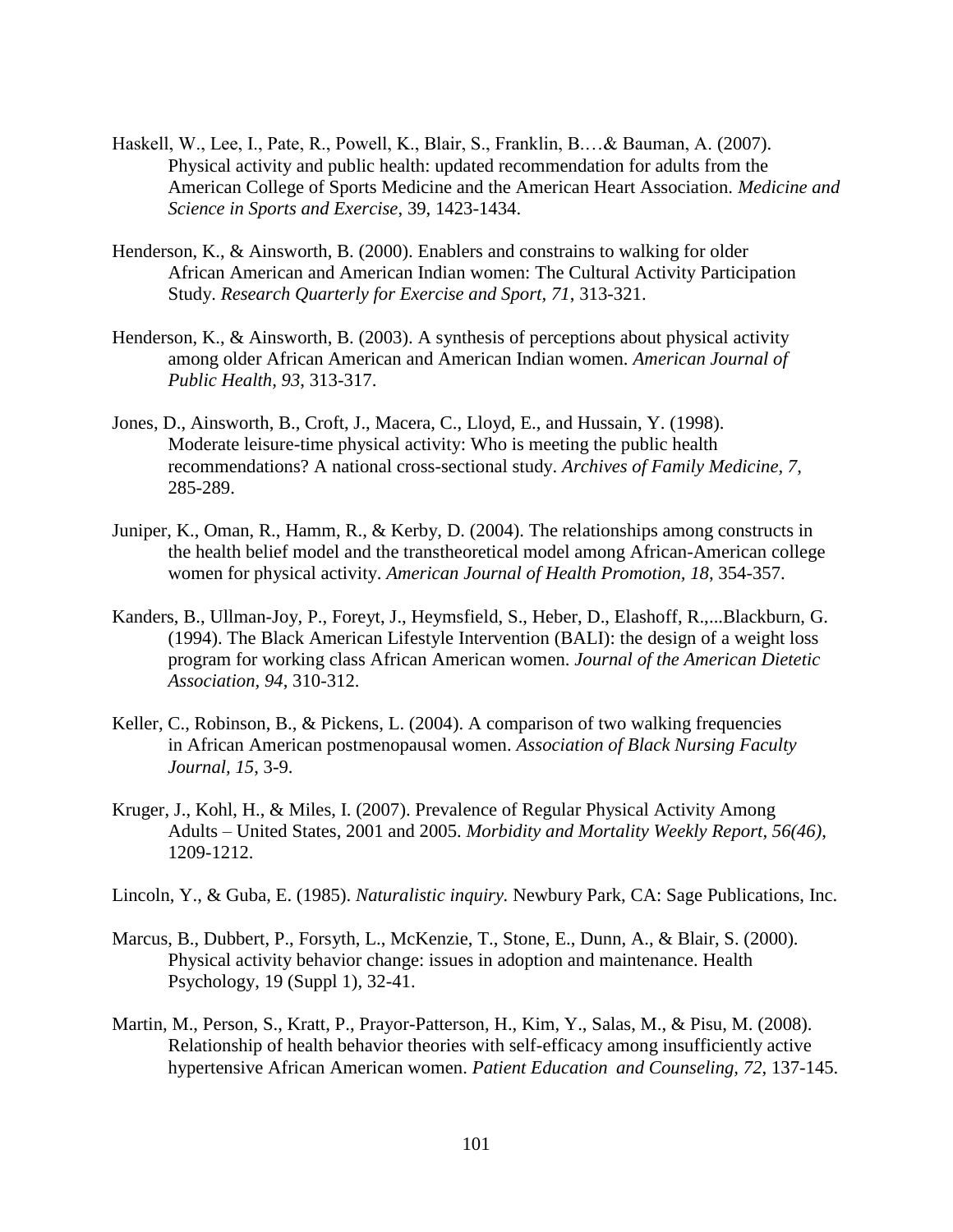Haskell, W., Lee, I., Pate, R., Powell, K., Blair, S., Franklin, B.…& Bauman, A. (2007). Physical activity and public health: updated recommendation for adults from the American College of Sports Medicine and the American Heart Association. *Medicine and Science in Sports and Exercise*, 39, 1423-1434.

Henderson, K., & Ainsworth, B. (2000). Enablers and constrains to walking for older African American and American Indian women: The Cultural Activity Participation Study. *Research Quarterly for Exercise and Sport, 71*, 313-321.

Henderson, K., & Ainsworth, B. (2003). A synthesis of perceptions about physical activity among older African American and American Indian women. *American Journal of Public Health, 93*, 313-317.

Jones, D., Ainsworth, B., Croft, J., Macera, C., Lloyd, E., and Hussain, Y. (1998). Moderate leisure-time physical activity: Who is meeting the public health recommendations? A national cross-sectional study. *Archives of Family Medicine, 7*, 285-289.

Juniper, K., Oman, R., Hamm, R., & Kerby, D. (2004). The relationships among constructs in the health belief model and the transtheoretical model among African-American college women for physical activity. *American Journal of Health Promotion, 18*, 354-357.

Kanders, B., Ullman-Joy, P., Foreyt, J., Heymsfield, S., Heber, D., Elashoff, R.,...Blackburn, G. (1994). The Black American Lifestyle Intervention (BALI): the design of a weight loss program for working class African American women. *Journal of the American Dietetic Association, 94*, 310-312.

Keller, C., Robinson, B., & Pickens, L. (2004). A comparison of two walking frequencies in African American postmenopausal women. *Association of Black Nursing Faculty Journal, 15*, 3-9.

Kruger, J., Kohl, H., & Miles, I. (2007). Prevalence of Regular Physical Activity Among Adults – United States, 2001 and 2005. *Morbidity and Mortality Weekly Report, 56(46)*, 1209-1212.

Lincoln, Y., & Guba, E. (1985). *Naturalistic inquiry.* Newbury Park, CA: Sage Publications, Inc.

Marcus, B., Dubbert, P., Forsyth, L., McKenzie, T., Stone, E., Dunn, A., & Blair, S. (2000). Physical activity behavior change: issues in adoption and maintenance. Health Psychology, 19 (Suppl 1), 32-41.

Martin, M., Person, S., Kratt, P., Prayor-Patterson, H., Kim, Y., Salas, M., & Pisu, M. (2008). Relationship of health behavior theories with self-efficacy among insufficiently active hypertensive African American women. *Patient Education and Counseling, 72*, 137-145.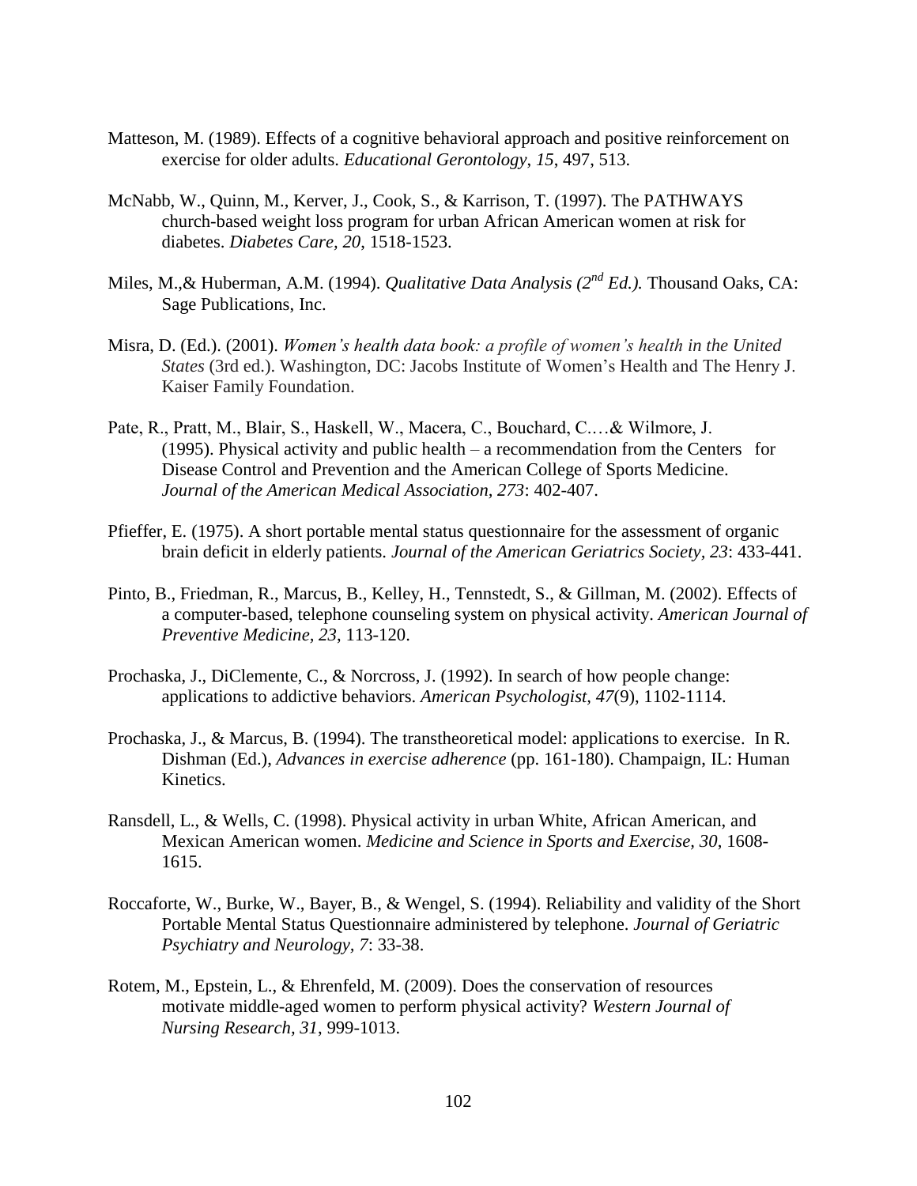Matteson, M. (1989). Effects of a cognitive behavioral approach and positive reinforcement on exercise for older adults. *Educational Gerontology, 15*, 497, 513.

McNabb, W., Quinn, M., Kerver, J., Cook, S., & Karrison, T. (1997). The PATHWAYS church-based weight loss program for urban African American women at risk for diabetes. *Diabetes Care, 20*, 1518-1523.

Miles, M.,& Huberman, A.M. (1994). *Qualitative Data Analysis (2nd Ed.).* Thousand Oaks, CA: Sage Publications, Inc.

Misra, D. (Ed.). (2001). *Women's health data book: a profile of women's health in the United States* (3rd ed.). Washington, DC: Jacobs Institute of Women's Health and The Henry J. Kaiser Family Foundation.

Pate, R., Pratt, M., Blair, S., Haskell, W., Macera, C., Bouchard, C.…& Wilmore, J. (1995). Physical activity and public health – a recommendation from the Centers for Disease Control and Prevention and the American College of Sports Medicine. *Journal of the American Medical Association, 273*: 402-407.

Pfieffer, E. (1975). A short portable mental status questionnaire for the assessment of organic brain deficit in elderly patients. *Journal of the American Geriatrics Society, 23*: 433-441.

Pinto, B., Friedman, R., Marcus, B., Kelley, H., Tennstedt, S., & Gillman, M. (2002). Effects of a computer-based, telephone counseling system on physical activity. *American Journal of Preventive Medicine, 23*, 113-120.

Prochaska, J., DiClemente, C., & Norcross, J. (1992). In search of how people change: applications to addictive behaviors. *American Psychologist, 47*(9), 1102-1114.

Prochaska, J., & Marcus, B. (1994). The transtheoretical model: applications to exercise. In R. Dishman (Ed.), *Advances in exercise adherence* (pp. 161-180). Champaign, IL: Human Kinetics.

Ransdell, L., & Wells, C. (1998). Physical activity in urban White, African American, and Mexican American women. *Medicine and Science in Sports and Exercise, 30*, 1608-1615.

Roccaforte, W., Burke, W., Bayer, B., & Wengel, S. (1994). Reliability and validity of the Short Portable Mental Status Questionnaire administered by telephone. *Journal of Geriatric Psychiatry and Neurology, 7*: 33-38.

Rotem, M., Epstein, L., & Ehrenfeld, M. (2009). Does the conservation of resources motivate middle-aged women to perform physical activity? *Western Journal of Nursing Research, 31*, 999-1013.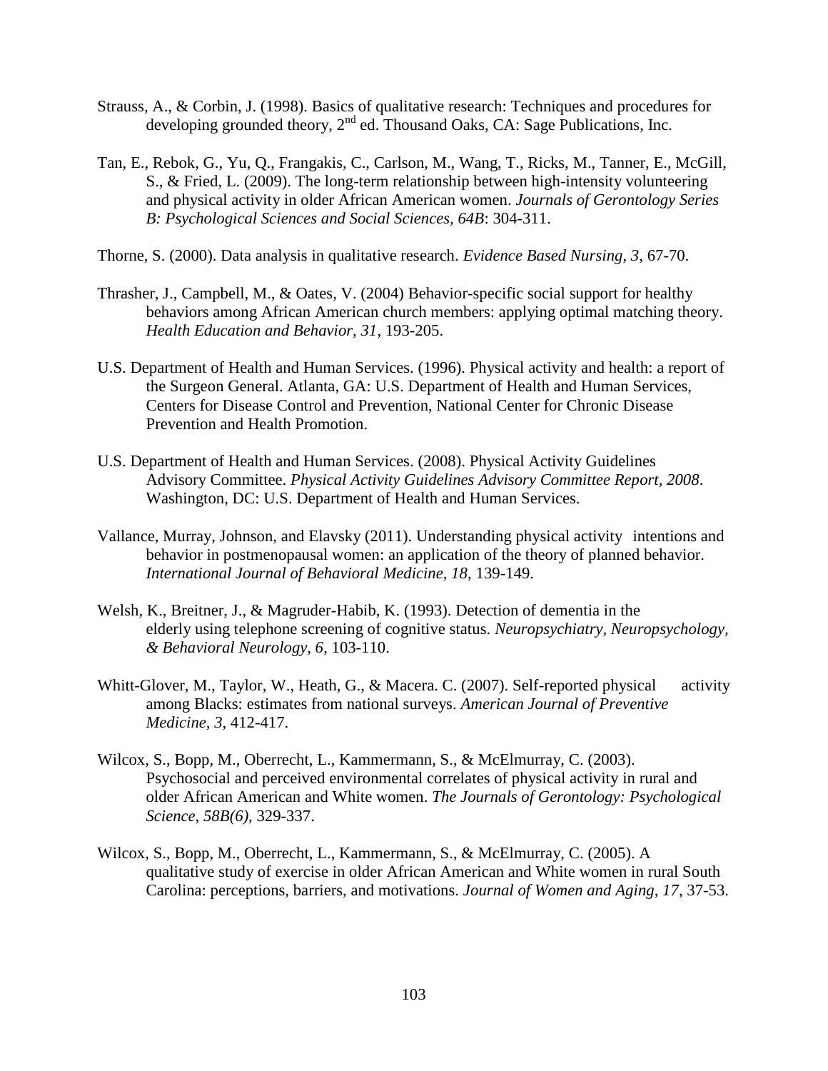Strauss, A., & Corbin, J. (1998). Basics of qualitative research: Techniques and procedures for developing grounded theory, 2nd ed. Thousand Oaks, CA: Sage Publications, Inc.

Tan, E., Rebok, G., Yu, Q., Frangakis, C., Carlson, M., Wang, T., Ricks, M., Tanner, E., McGill, S., & Fried, L. (2009). The long-term relationship between high-intensity volunteering and physical activity in older African American women. *Journals of Gerontology Series B: Psychological Sciences and Social Sciences, 64B*: 304-311.

Thorne, S. (2000). Data analysis in qualitative research. *Evidence Based Nursing, 3*, 67-70.

Thrasher, J., Campbell, M., & Oates, V. (2004) Behavior-specific social support for healthy behaviors among African American church members: applying optimal matching theory. *Health Education and Behavior, 31*, 193-205.

U.S. Department of Health and Human Services. (1996). Physical activity and health: a report of the Surgeon General. Atlanta, GA: U.S. Department of Health and Human Services, Centers for Disease Control and Prevention, National Center for Chronic Disease Prevention and Health Promotion.

U.S. Department of Health and Human Services. (2008). Physical Activity Guidelines Advisory Committee. *Physical Activity Guidelines Advisory Committee Report, 2008*. Washington, DC: U.S. Department of Health and Human Services.

Vallance, Murray, Johnson, and Elavsky (2011). Understanding physical activity intentions and behavior in postmenopausal women: an application of the theory of planned behavior. *International Journal of Behavioral Medicine, 18*, 139-149.

Welsh, K., Breitner, J., & Magruder-Habib, K. (1993). Detection of dementia in the elderly using telephone screening of cognitive status. *Neuropsychiatry, Neuropsychology, & Behavioral Neurology, 6*, 103-110.

Whitt-Glover, M., Taylor, W., Heath, G., & Macera. C. (2007). Self-reported physical activity among Blacks: estimates from national surveys. *American Journal of Preventive Medicine, 3*, 412-417.

Wilcox, S., Bopp, M., Oberrecht, L., Kammermann, S., & McElmurray, C. (2003). Psychosocial and perceived environmental correlates of physical activity in rural and older African American and White women. *The Journals of Gerontology: Psychological Science, 58B(6)*, 329-337.

Wilcox, S., Bopp, M., Oberrecht, L., Kammermann, S., & McElmurray, C. (2005). A qualitative study of exercise in older African American and White women in rural South Carolina: perceptions, barriers, and motivations. *Journal of Women and Aging, 17*, 37-53.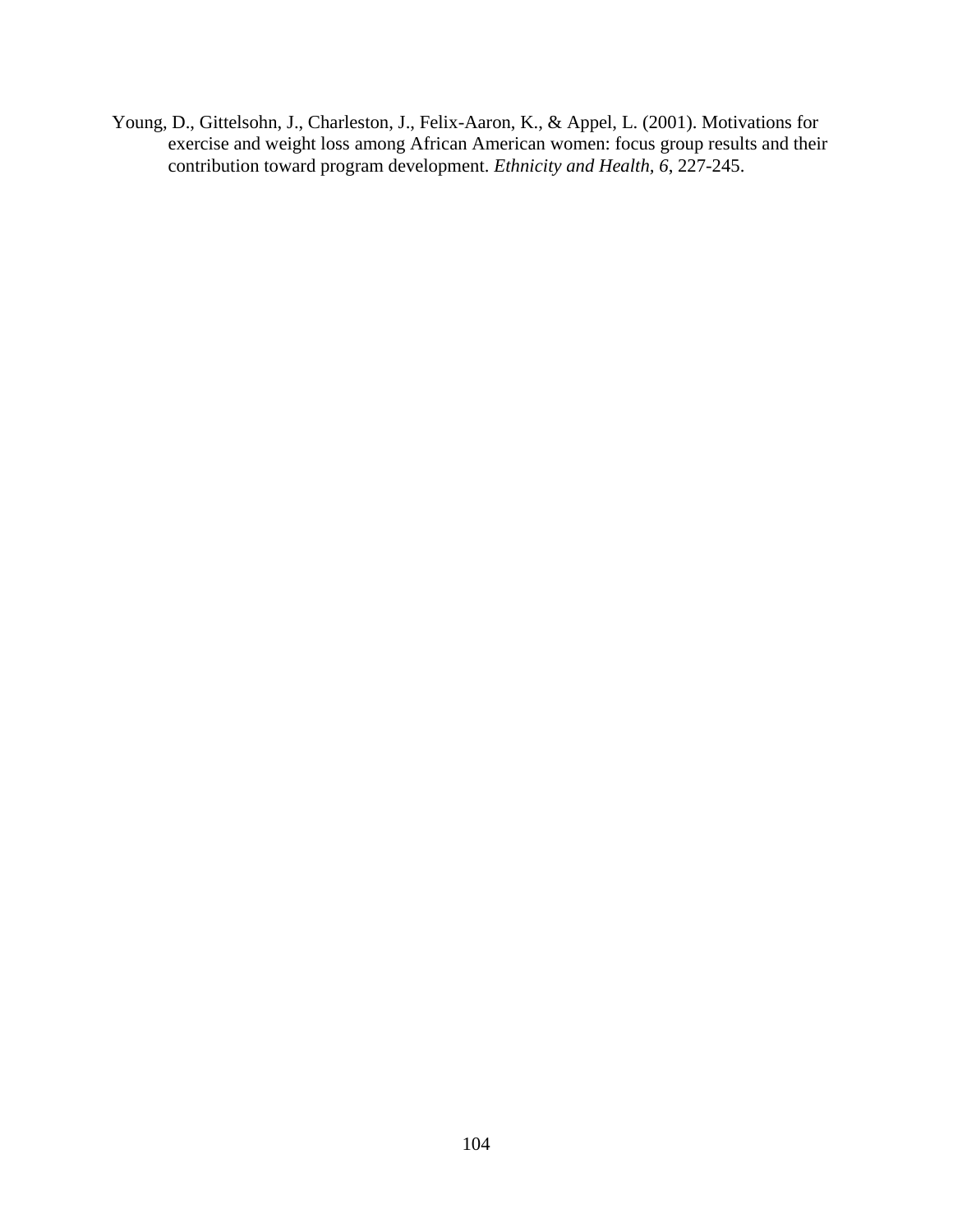Young, D., Gittelsohn, J., Charleston, J., Felix-Aaron, K., & Appel, L. (2001). Motivations for exercise and weight loss among African American women: focus group results and their contribution toward program development. *Ethnicity and Health, 6*, 227-245.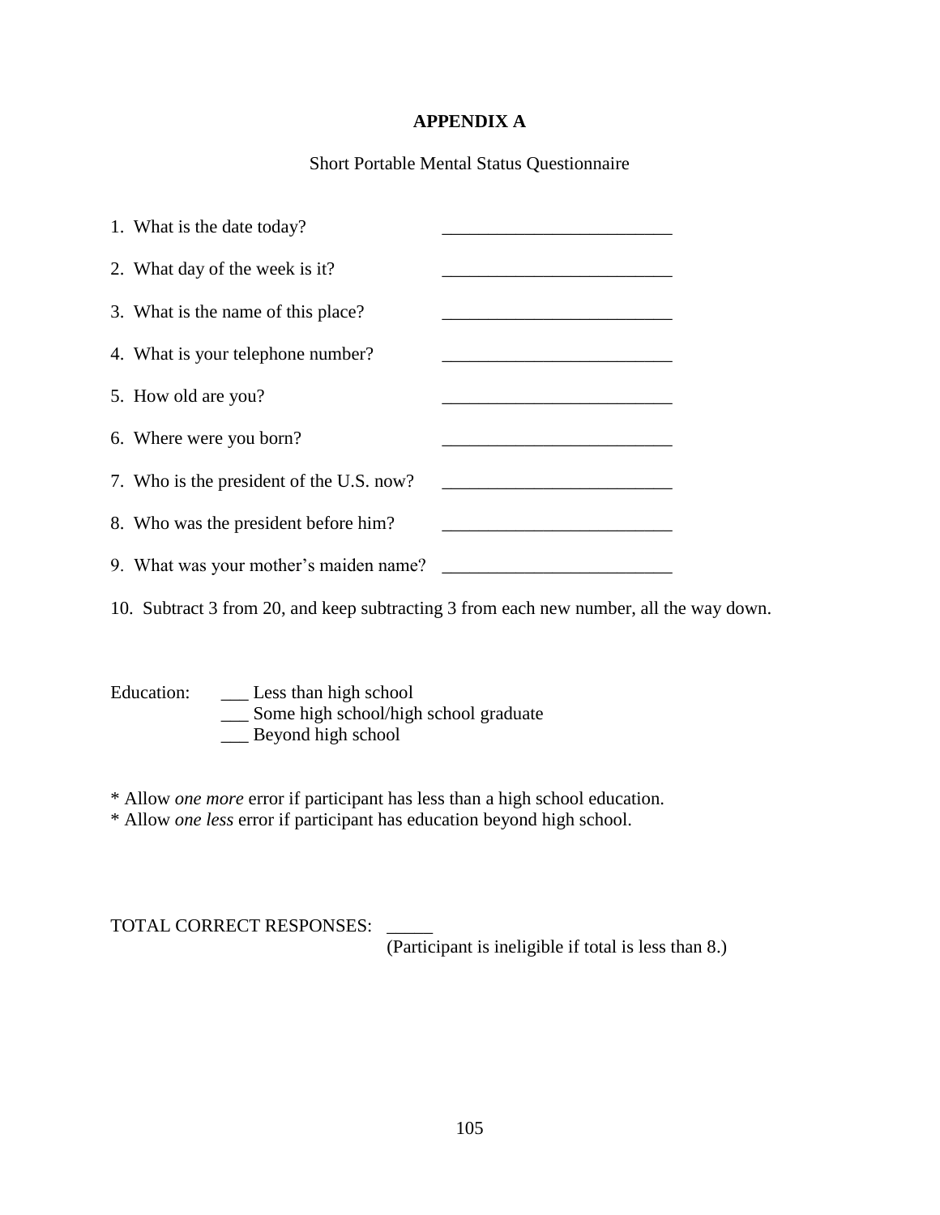# APPENDIX A

Short Portable Mental Status Questionnaire

1. What is the date today? _________________________
2. What day of the week is it? _________________________
3. What is the name of this place? _________________________
4. What is your telephone number? _________________________
5. How old are you? _________________________
6. Where were you born? _________________________
7. Who is the president of the U.S. now? _________________________
8. Who was the president before him? _________________________
9. What was your mother's maiden name? _________________________
10. Subtract 3 from 20, and keep subtracting 3 from each new number, all the way down.

Education: ___ Less than high school
___ Some high school/high school graduate
___ Beyond high school

* Allow *one more* error if participant has less than a high school education.
* Allow *one less* error if participant has education beyond high school.

TOTAL CORRECT RESPONSES: _____
(Participant is ineligible if total is less than 8.)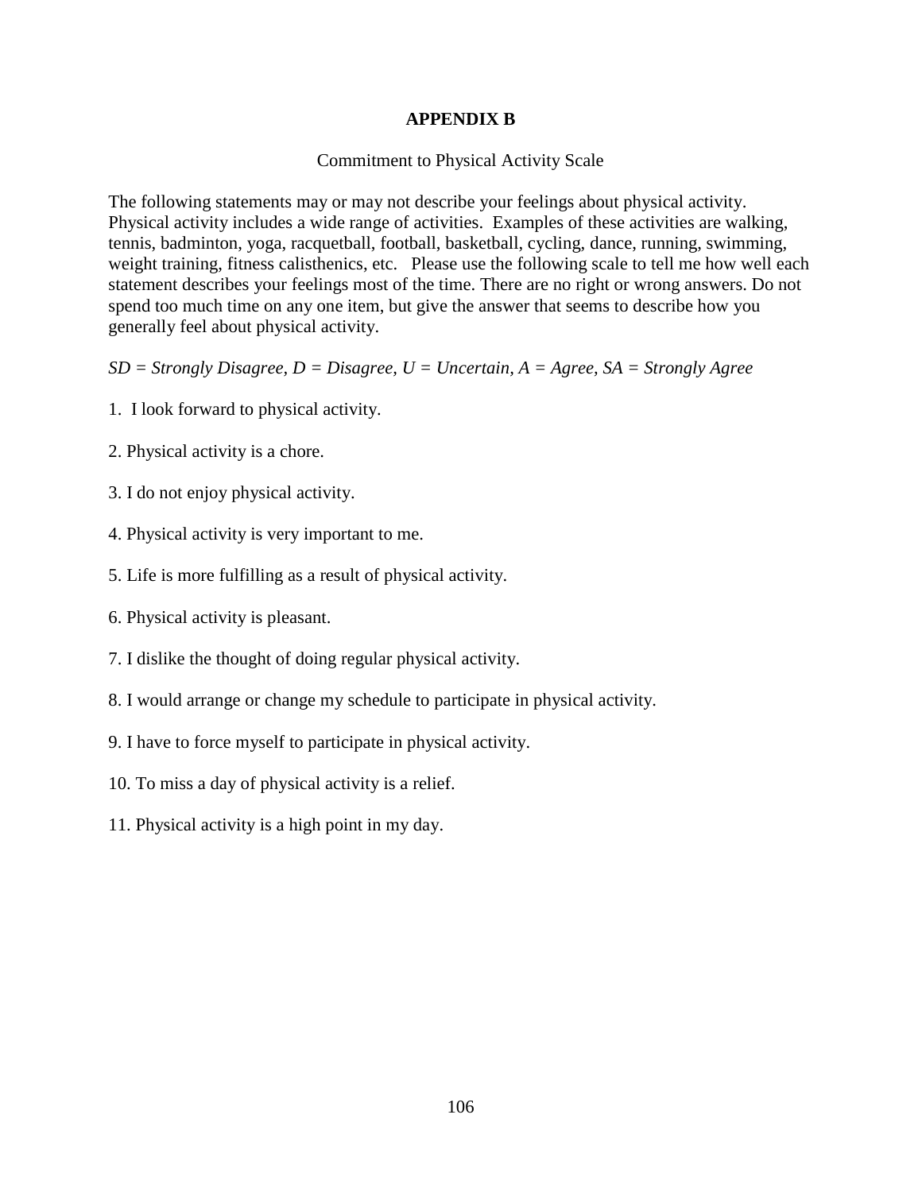# APPENDIX B

Commitment to Physical Activity Scale

The following statements may or may not describe your feelings about physical activity. Physical activity includes a wide range of activities. Examples of these activities are walking, tennis, badminton, yoga, racquetball, football, basketball, cycling, dance, running, swimming, weight training, fitness calisthenics, etc. Please use the following scale to tell me how well each statement describes your feelings most of the time. There are no right or wrong answers. Do not spend too much time on any one item, but give the answer that seems to describe how you generally feel about physical activity.

*SD = Strongly Disagree, D = Disagree, U = Uncertain, A = Agree, SA = Strongly Agree*

1. I look forward to physical activity.
2. Physical activity is a chore.
3. I do not enjoy physical activity.
4. Physical activity is very important to me.
5. Life is more fulfilling as a result of physical activity.
6. Physical activity is pleasant.
7. I dislike the thought of doing regular physical activity.
8. I would arrange or change my schedule to participate in physical activity.
9. I have to force myself to participate in physical activity.
10. To miss a day of physical activity is a relief.
11. Physical activity is a high point in my day.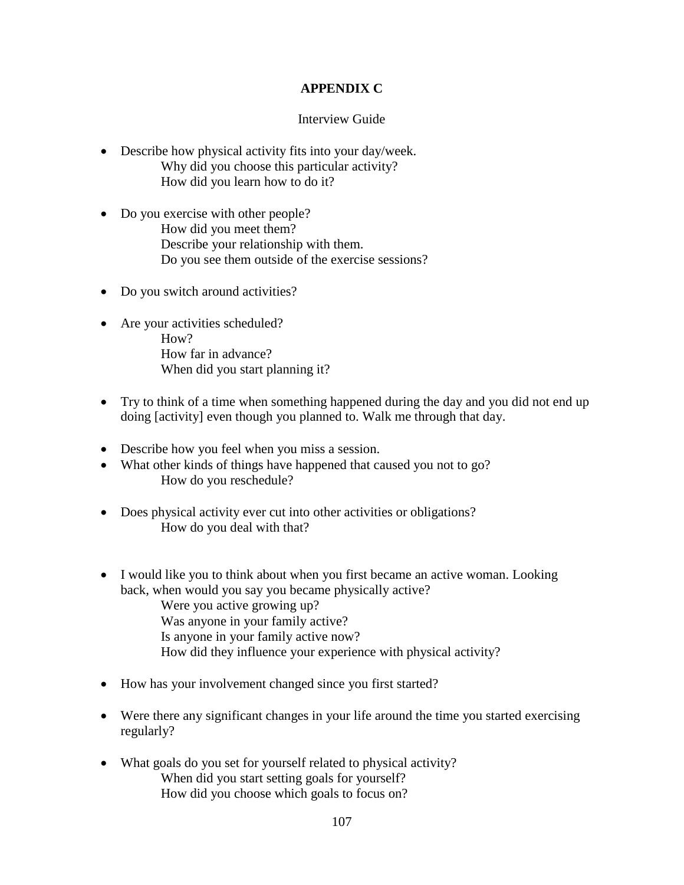# APPENDIX C

Interview Guide

- Describe how physical activity fits into your day/week.
    - Why did you choose this particular activity?
    - How did you learn how to do it?

- Do you exercise with other people?
    - How did you meet them?
    - Describe your relationship with them.
    - Do you see them outside of the exercise sessions?

- Do you switch around activities?

- Are your activities scheduled?
    - How?
    - How far in advance?
    - When did you start planning it?

- Try to think of a time when something happened during the day and you did not end up doing [activity] even though you planned to. Walk me through that day.

- Describe how you feel when you miss a session.
- What other kinds of things have happened that caused you not to go?
    - How do you reschedule?

- Does physical activity ever cut into other activities or obligations?
    - How do you deal with that?

- I would like you to think about when you first became an active woman. Looking back, when would you say you became physically active?
    - Were you active growing up?
    - Was anyone in your family active?
    - Is anyone in your family active now?
    - How did they influence your experience with physical activity?

- How has your involvement changed since you first started?

- Were there any significant changes in your life around the time you started exercising regularly?

- What goals do you set for yourself related to physical activity?
    - When did you start setting goals for yourself?
    - How did you choose which goals to focus on?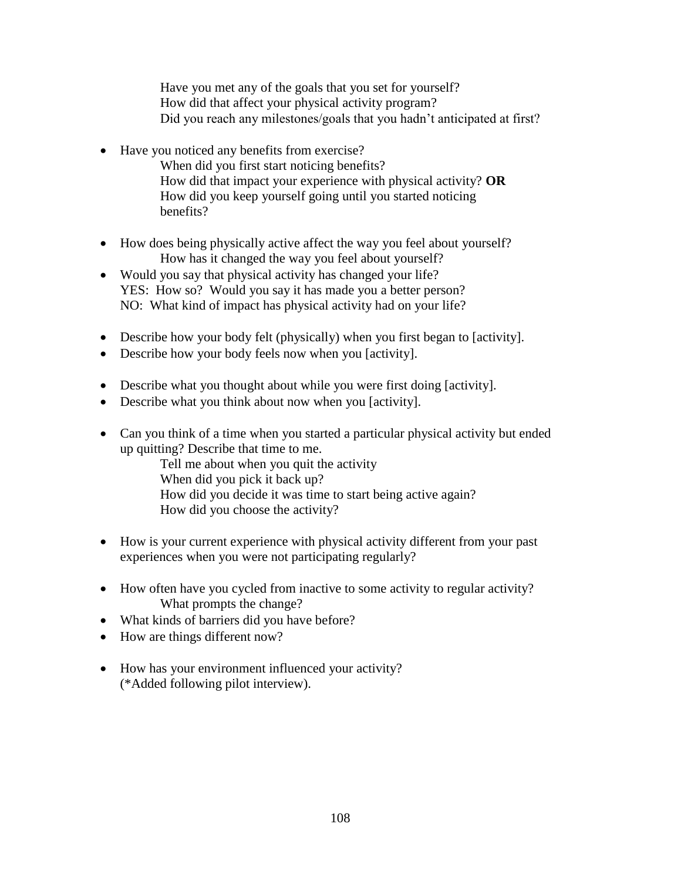Have you met any of the goals that you set for yourself?
How did that affect your physical activity program?
Did you reach any milestones/goals that you hadn't anticipated at first?

- Have you noticed any benefits from exercise?
  - When did you first start noticing benefits?
  - How did that impact your experience with physical activity? **OR**
  - How did you keep yourself going until you started noticing benefits?

- How does being physically active affect the way you feel about yourself?
  - How has it changed the way you feel about yourself?
- Would you say that physical activity has changed your life?
  YES: How so? Would you say it has made you a better person?
  NO: What kind of impact has physical activity had on your life?

- Describe how your body felt (physically) when you first began to [activity].
- Describe how your body feels now when you [activity].

- Describe what you thought about while you were first doing [activity].
- Describe what you think about now when you [activity].

- Can you think of a time when you started a particular physical activity but ended up quitting? Describe that time to me.
  - Tell me about when you quit the activity
  - When did you pick it back up?
  - How did you decide it was time to start being active again?
  - How did you choose the activity?

- How is your current experience with physical activity different from your past experiences when you were not participating regularly?

- How often have you cycled from inactive to some activity to regular activity?
  - What prompts the change?
- What kinds of barriers did you have before?
- How are things different now?

- How has your environment influenced your activity?
  (*Added following pilot interview).